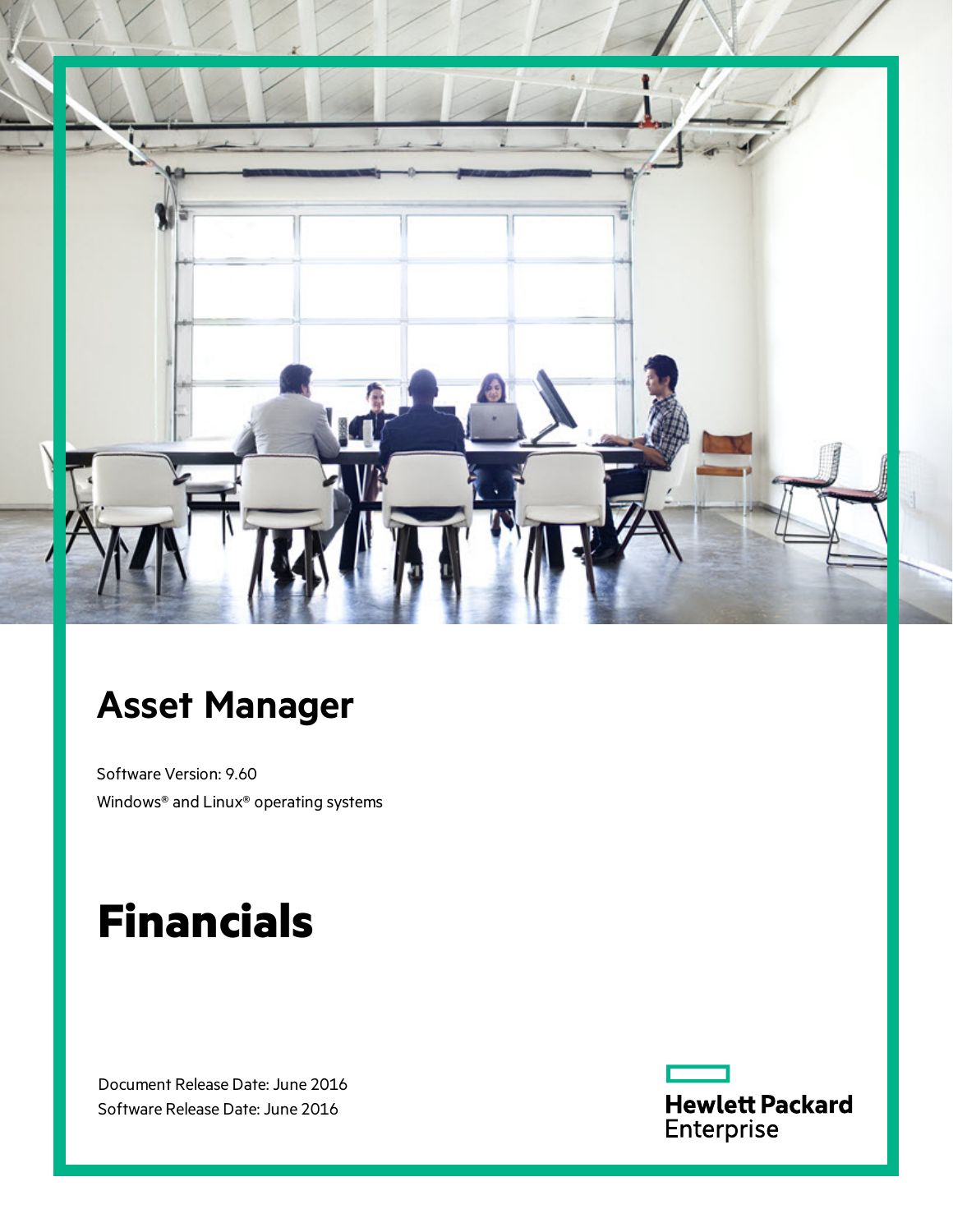# Asset Manager

Software Version: 9.60

Windows® and Linux® operating systems

# Financials

Document Release Date: June 2016

Software Release Date: June 2016

Hewlett Packard Enterprise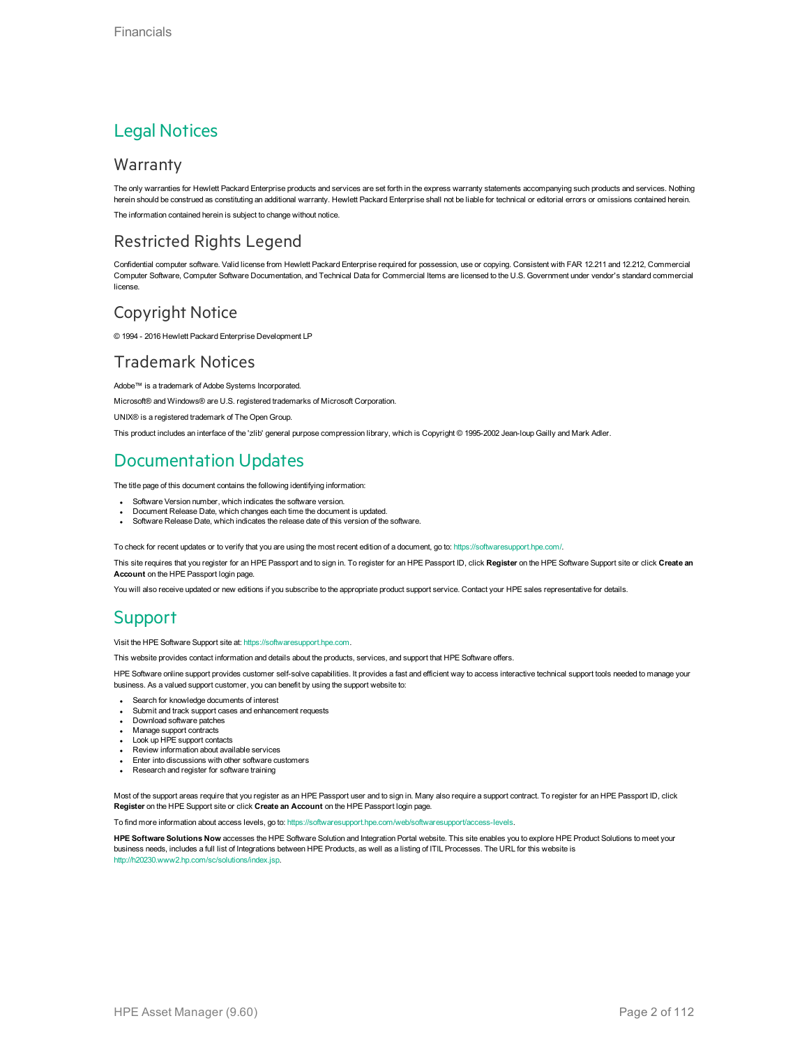# Legal Notices

## Warranty

The only warranties for Hewlett Packard Enterprise products and services are set forth in the express warranty statements accompanying such products and services. Nothing herein should be construed as constituting an additional warranty. Hewlett Packard Enterprise shall not be liable for technical or editorial errors or omissions contained herein.

The information contained herein is subject to change without notice.

## Restricted Rights Legend

Confidential computer software. Valid license from Hewlett Packard Enterprise required for possession, use or copying. Consistent with FAR 12.211 and 12.212, Commercial Computer Software, Computer Software Documentation, and Technical Data for Commercial Items are licensed to the U.S. Government under vendor's standard commercial license.

## Copyright Notice

© 1994 - 2016 Hewlett Packard Enterprise Development LP

## Trademark Notices

Adobe™ is a trademark of Adobe Systems Incorporated.

Microsoft® and Windows® are U.S. registered trademarks of Microsoft Corporation.

UNIX® is a registered trademark of The Open Group.

This product includes an interface of the 'zlib' general purpose compression library, which is Copyright © 1995-2002 Jean-loup Gailly and Mark Adler.

# Documentation Updates

The title page of this document contains the following identifying information:

- Software Version number, which indicates the software version.
- Document Release Date, which changes each time the document is updated.
- Software Release Date, which indicates the release date of this version of the software.

To check for recent updates or to verify that you are using the most recent edition of a document, go to: https://softwaresupport.hpe.com/.

This site requires that you register for an HPE Passport and to sign in. To register for an HPE Passport ID, click **Register** on the HPE Software Support site or click **Create an Account** on the HPE Passport login page.

You will also receive updated or new editions if you subscribe to the appropriate product support service. Contact your HPE sales representative for details.

# Support

Visit the HPE Software Support site at: https://softwaresupport.hpe.com.

This website provides contact information and details about the products, services, and support that HPE Software offers.

HPE Software online support provides customer self-solve capabilities. It provides a fast and efficient way to access interactive technical support tools needed to manage your business. As a valued support customer, you can benefit by using the support website to:

- Search for knowledge documents of interest
- Submit and track support cases and enhancement requests
- Download software patches
- Manage support contracts
- Look up HPE support contacts
- Review information about available services
- Enter into discussions with other software customers
- Research and register for software training

Most of the support areas require that you register as an HPE Passport user and to sign in. Many also require a support contract. To register for an HPE Passport ID, click **Register** on the HPE Support site or click **Create an Account** on the HPE Passport login page.

To find more information about access levels, go to: https://softwaresupport.hpe.com/web/softwaresupport/access-levels.

**HPE Software Solutions Now** accesses the HPE Software Solution and Integration Portal website. This site enables you to explore HPE Product Solutions to meet your business needs, includes a full list of Integrations between HPE Products, as well as a listing of ITIL Processes. The URL for this website is http://h20230.www2.hp.com/sc/solutions/index.jsp.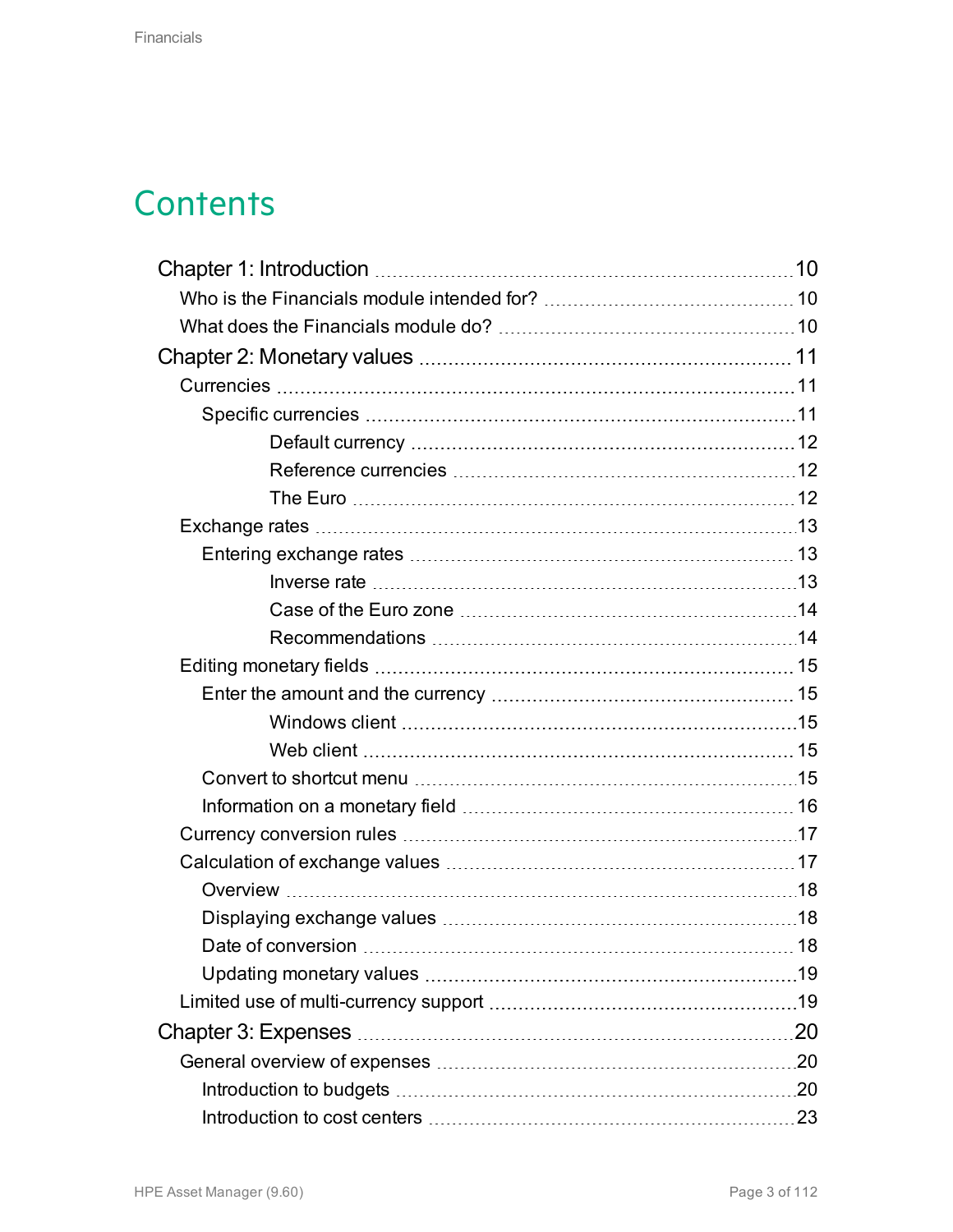# Contents

- Chapter 1: Introduction ........ 10
  - Who is the Financials module intended for? ........ 10
  - What does the Financials module do? ........ 10
- Chapter 2: Monetary values ........ 11
  - Currencies ........ 11
    - Specific currencies ........ 11
      - Default currency ........ 12
      - Reference currencies ........ 12
      - The Euro ........ 12
  - Exchange rates ........ 13
    - Entering exchange rates ........ 13
      - Inverse rate ........ 13
      - Case of the Euro zone ........ 14
      - Recommendations ........ 14
  - Editing monetary fields ........ 15
    - Enter the amount and the currency ........ 15
      - Windows client ........ 15
      - Web client ........ 15
    - Convert to shortcut menu ........ 15
    - Information on a monetary field ........ 16
  - Currency conversion rules ........ 17
  - Calculation of exchange values ........ 17
    - Overview ........ 18
    - Displaying exchange values ........ 18
    - Date of conversion ........ 18
    - Updating monetary values ........ 19
  - Limited use of multi-currency support ........ 19
- Chapter 3: Expenses ........ 20
  - General overview of expenses ........ 20
    - Introduction to budgets ........ 20
    - Introduction to cost centers ........ 23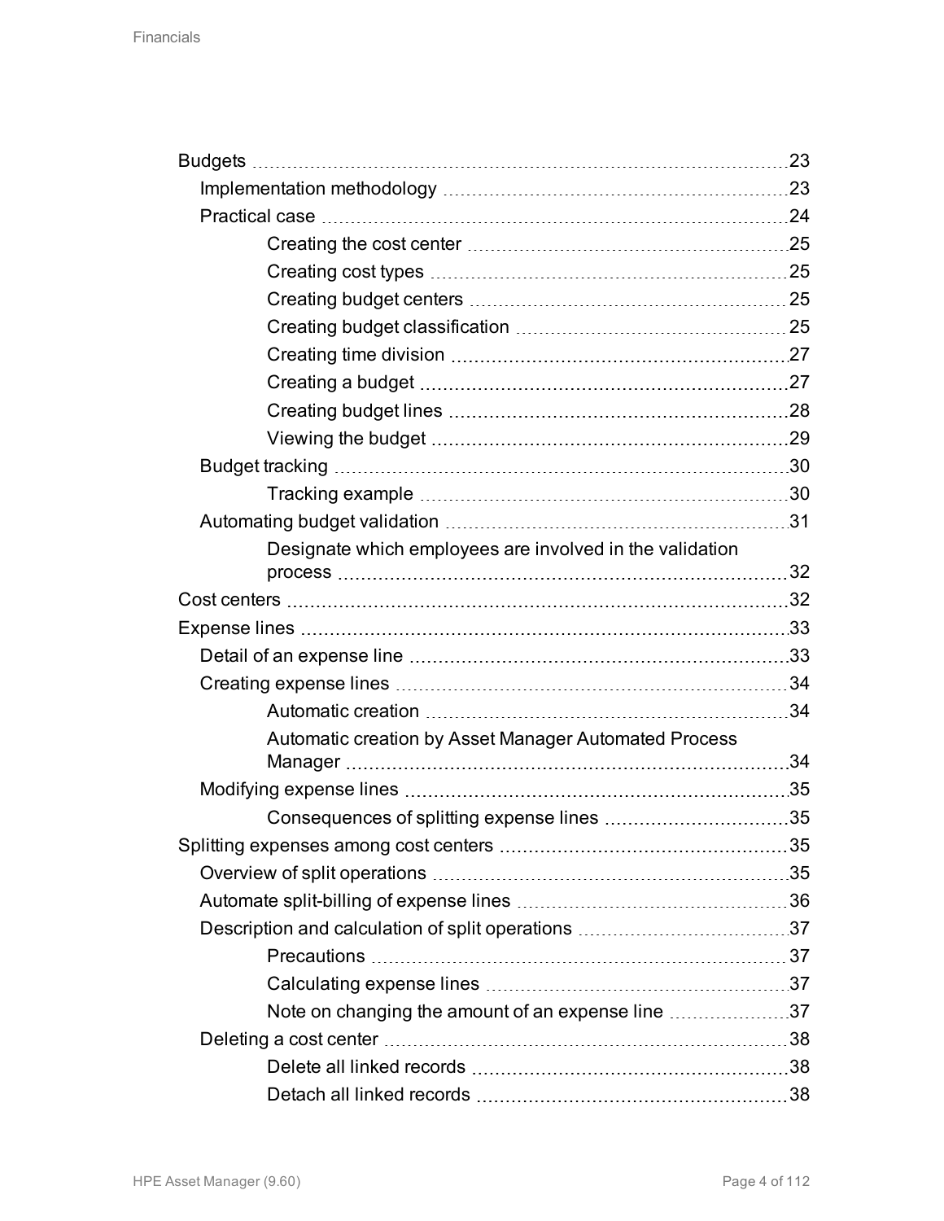- Budgets 23
  - Implementation methodology 23
  - Practical case 24
    - Creating the cost center 25
    - Creating cost types 25
    - Creating budget centers 25
    - Creating budget classification 25
    - Creating time division 27
    - Creating a budget 27
    - Creating budget lines 28
    - Viewing the budget 29
  - Budget tracking 30
    - Tracking example 30
  - Automating budget validation 31
    - Designate which employees are involved in the validation process 32
- Cost centers 32
- Expense lines 33
  - Detail of an expense line 33
  - Creating expense lines 34
    - Automatic creation 34
    - Automatic creation by Asset Manager Automated Process Manager 34
  - Modifying expense lines 35
    - Consequences of splitting expense lines 35
- Splitting expenses among cost centers 35
  - Overview of split operations 35
  - Automate split-billing of expense lines 36
  - Description and calculation of split operations 37
    - Precautions 37
    - Calculating expense lines 37
    - Note on changing the amount of an expense line 37
  - Deleting a cost center 38
    - Delete all linked records 38
    - Detach all linked records 38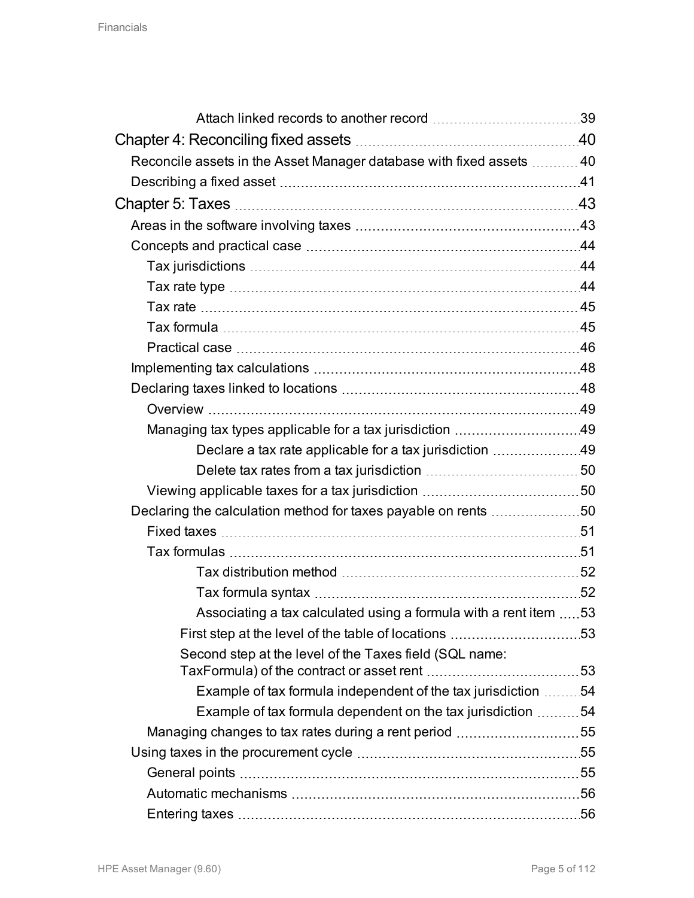- Attach linked records to another record 39

Chapter 4: Reconciling fixed assets 40

- Reconcile assets in the Asset Manager database with fixed assets 40
- Describing a fixed asset 41

Chapter 5: Taxes 43

- Areas in the software involving taxes 43
- Concepts and practical case 44
  - Tax jurisdictions 44
  - Tax rate type 44
  - Tax rate 45
  - Tax formula 45
  - Practical case 46
- Implementing tax calculations 48
- Declaring taxes linked to locations 48
  - Overview 49
  - Managing tax types applicable for a tax jurisdiction 49
    - Declare a tax rate applicable for a tax jurisdiction 49
    - Delete tax rates from a tax jurisdiction 50
  - Viewing applicable taxes for a tax jurisdiction 50
- Declaring the calculation method for taxes payable on rents 50
  - Fixed taxes 51
  - Tax formulas 51
    - Tax distribution method 52
    - Tax formula syntax 52
    - Associating a tax calculated using a formula with a rent item 53
    - First step at the level of the table of locations 53
    - Second step at the level of the Taxes field (SQL name: TaxFormula) of the contract or asset rent 53
    - Example of tax formula independent of the tax jurisdiction 54
    - Example of tax formula dependent on the tax jurisdiction 54
  - Managing changes to tax rates during a rent period 55
- Using taxes in the procurement cycle 55
  - General points 55
  - Automatic mechanisms 56
  - Entering taxes 56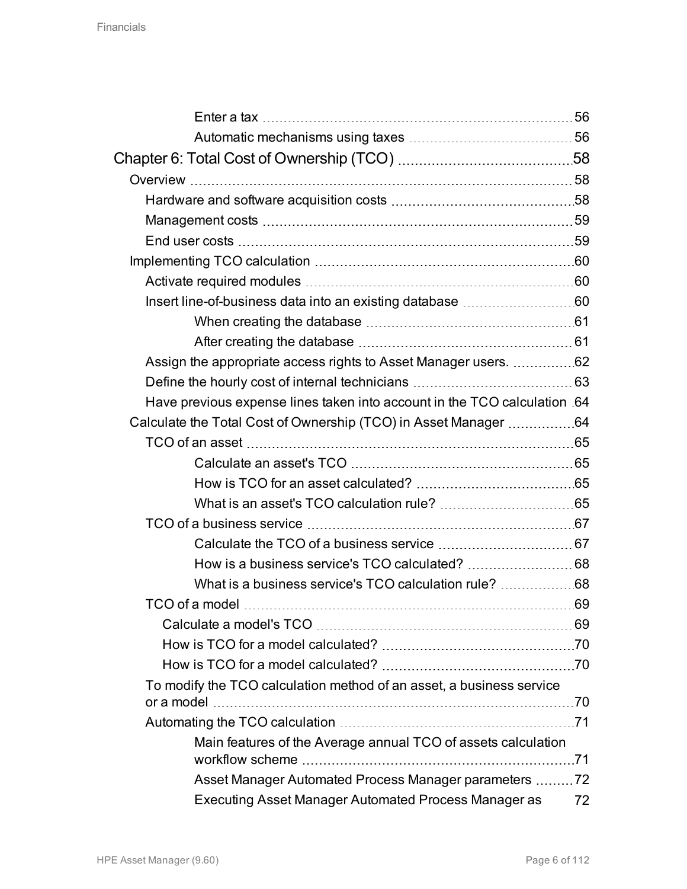- Enter a tax 56
- Automatic mechanisms using taxes 56

Chapter 6: Total Cost of Ownership (TCO) 58

- Overview 58
  - Hardware and software acquisition costs 58
  - Management costs 59
  - End user costs 59
- Implementing TCO calculation 60
  - Activate required modules 60
  - Insert line-of-business data into an existing database 60
    - When creating the database 61
    - After creating the database 61
  - Assign the appropriate access rights to Asset Manager users. 62
  - Define the hourly cost of internal technicians 63
  - Have previous expense lines taken into account in the TCO calculation 64
- Calculate the Total Cost of Ownership (TCO) in Asset Manager 64
  - TCO of an asset 65
    - Calculate an asset's TCO 65
    - How is TCO for an asset calculated? 65
    - What is an asset's TCO calculation rule? 65
  - TCO of a business service 67
    - Calculate the TCO of a business service 67
    - How is a business service's TCO calculated? 68
    - What is a business service's TCO calculation rule? 68
  - TCO of a model 69
    - Calculate a model's TCO 69
    - How is TCO for a model calculated? 70
    - How is TCO for a model calculated? 70
  - To modify the TCO calculation method of an asset, a business service or a model 70
  - Automating the TCO calculation 71
    - Main features of the Average annual TCO of assets calculation workflow scheme 71
    - Asset Manager Automated Process Manager parameters 72
    - Executing Asset Manager Automated Process Manager as 72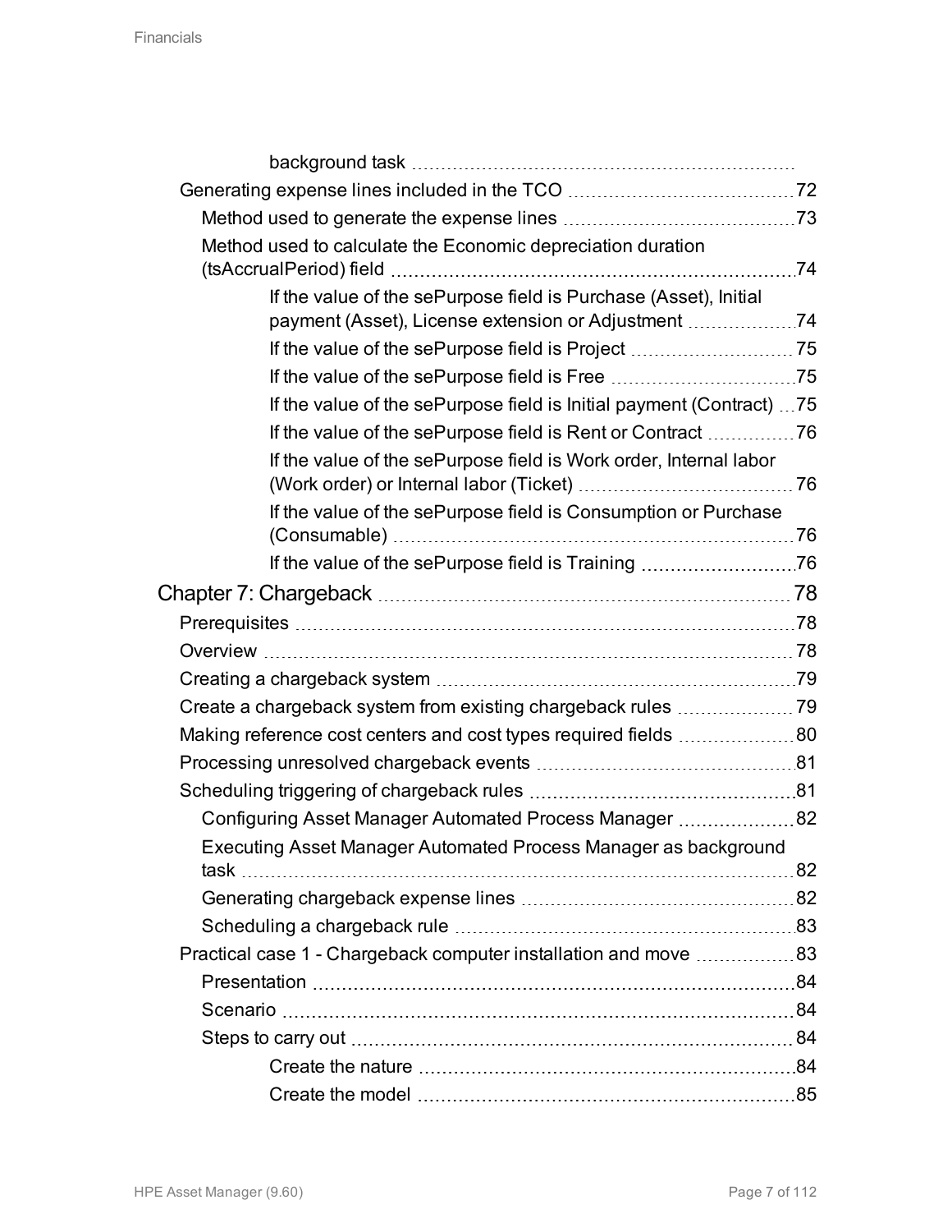background task

Generating expense lines included in the TCO 72

Method used to generate the expense lines 73

Method used to calculate the Economic depreciation duration (tsAccrualPeriod) field 74

If the value of the sePurpose field is Purchase (Asset), Initial payment (Asset), License extension or Adjustment 74

If the value of the sePurpose field is Project 75

If the value of the sePurpose field is Free 75

If the value of the sePurpose field is Initial payment (Contract) 75

If the value of the sePurpose field is Rent or Contract 76

If the value of the sePurpose field is Work order, Internal labor (Work order) or Internal labor (Ticket) 76

If the value of the sePurpose field is Consumption or Purchase (Consumable) 76

If the value of the sePurpose field is Training 76

Chapter 7: Chargeback 78

Prerequisites 78

Overview 78

Creating a chargeback system 79

Create a chargeback system from existing chargeback rules 79

Making reference cost centers and cost types required fields 80

Processing unresolved chargeback events 81

Scheduling triggering of chargeback rules 81

Configuring Asset Manager Automated Process Manager 82

Executing Asset Manager Automated Process Manager as background task 82

Generating chargeback expense lines 82

Scheduling a chargeback rule 83

Practical case 1 - Chargeback computer installation and move 83

Presentation 84

Scenario 84

Steps to carry out 84

Create the nature 84

Create the model 85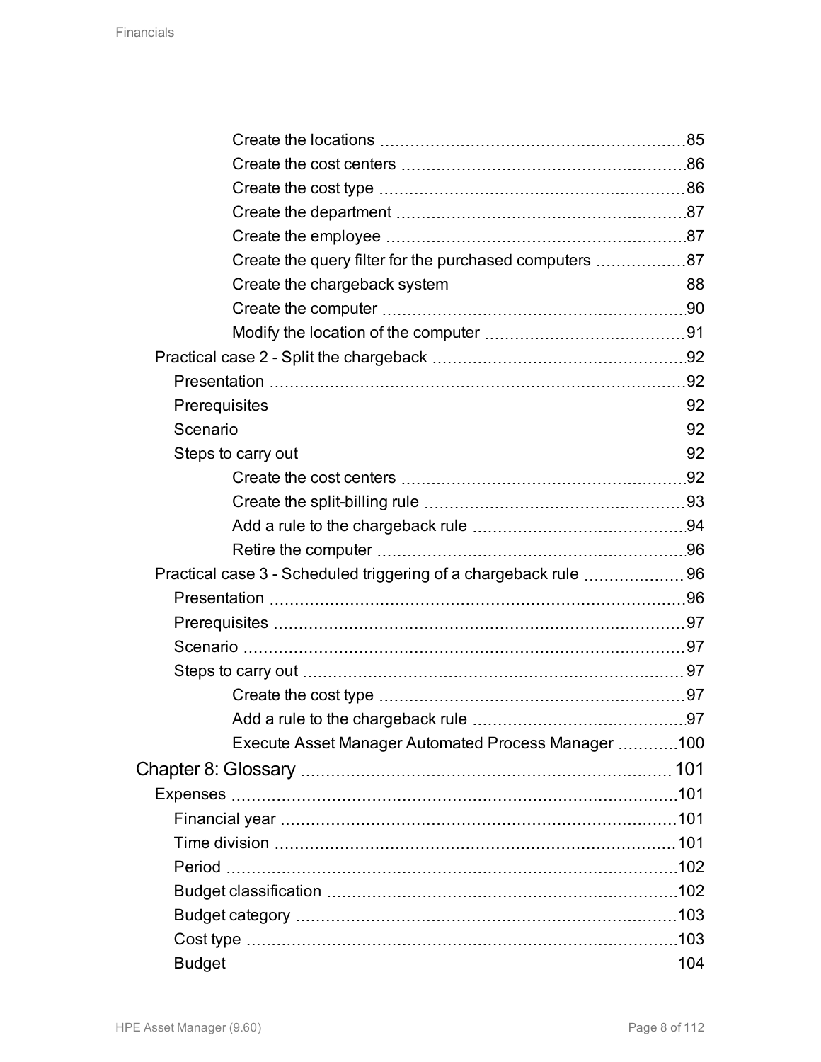- Create the locations ........ 85
- Create the cost centers ........ 86
- Create the cost type ........ 86
- Create the department ........ 87
- Create the employee ........ 87
- Create the query filter for the purchased computers ........ 87
- Create the chargeback system ........ 88
- Create the computer ........ 90
- Modify the location of the computer ........ 91

Practical case 2 - Split the chargeback ........ 92

- Presentation ........ 92
- Prerequisites ........ 92
- Scenario ........ 92
- Steps to carry out ........ 92
  - Create the cost centers ........ 92
  - Create the split-billing rule ........ 93
  - Add a rule to the chargeback rule ........ 94
  - Retire the computer ........ 96

Practical case 3 - Scheduled triggering of a chargeback rule ........ 96

- Presentation ........ 96
- Prerequisites ........ 97
- Scenario ........ 97
- Steps to carry out ........ 97
  - Create the cost type ........ 97
  - Add a rule to the chargeback rule ........ 97
  - Execute Asset Manager Automated Process Manager ........ 100

Chapter 8: Glossary ........ 101

Expenses ........ 101

- Financial year ........ 101
- Time division ........ 101
- Period ........ 102
- Budget classification ........ 102
- Budget category ........ 103
- Cost type ........ 103
- Budget ........ 104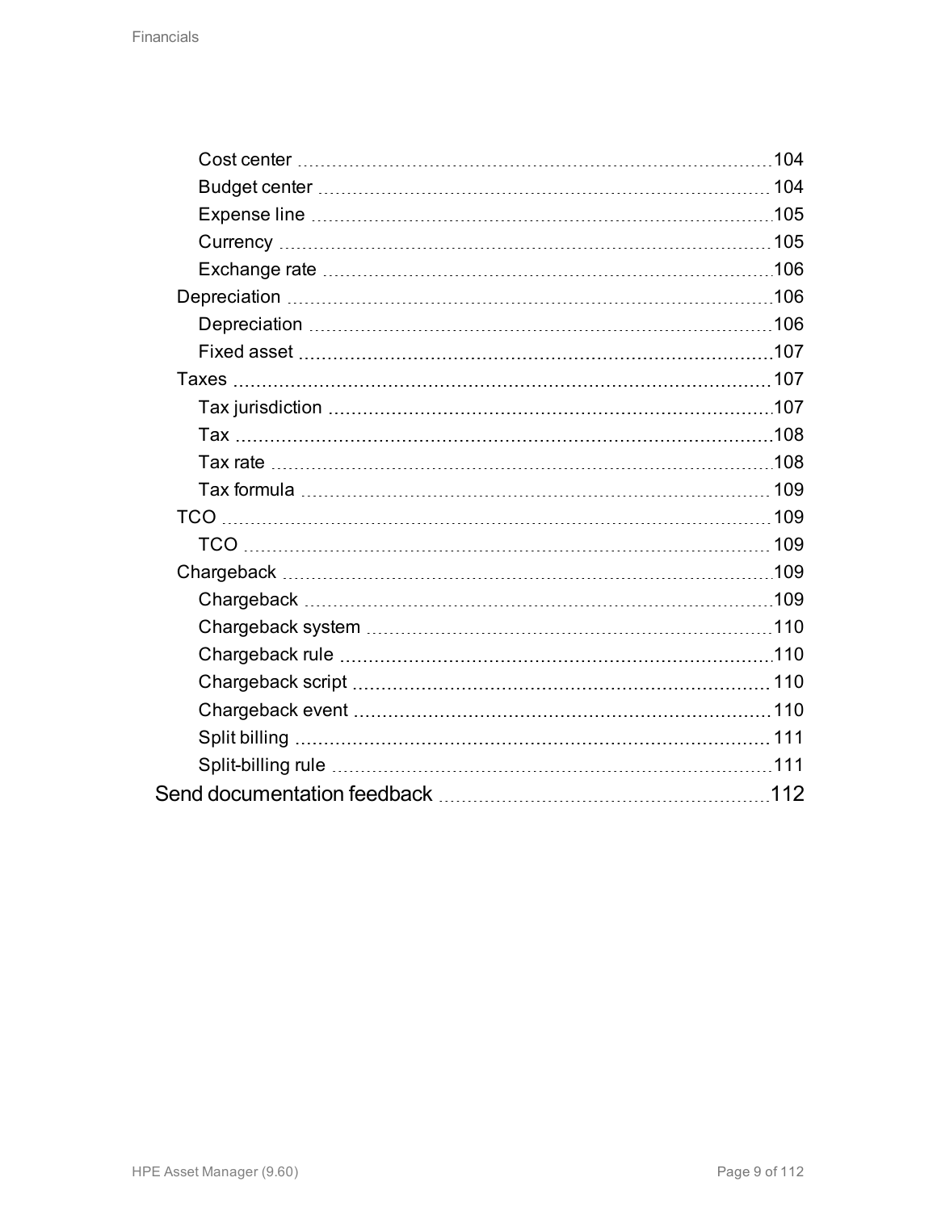- Cost center 104
- Budget center 104
- Expense line 105
- Currency 105
- Exchange rate 106

Depreciation 106

- Depreciation 106
- Fixed asset 107

Taxes 107

- Tax jurisdiction 107
- Tax 108
- Tax rate 108
- Tax formula 109

TCO 109

- TCO 109

Chargeback 109

- Chargeback 109
- Chargeback system 110
- Chargeback rule 110
- Chargeback script 110
- Chargeback event 110
- Split billing 111
- Split-billing rule 111

Send documentation feedback 112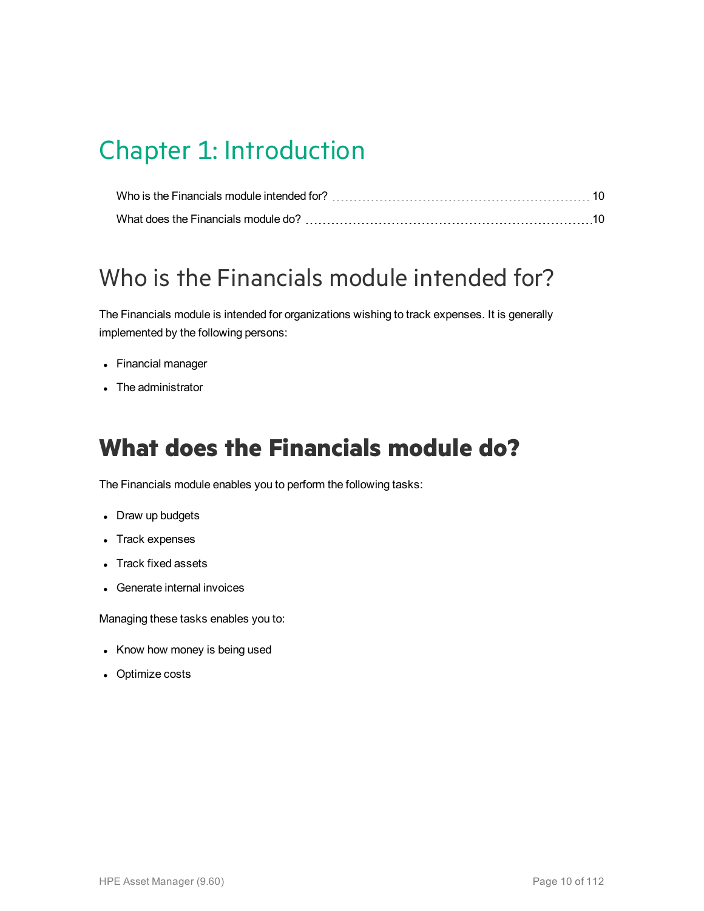# Chapter 1: Introduction

Who is the Financials module intended for? 10

What does the Financials module do? 10

## Who is the Financials module intended for?

The Financials module is intended for organizations wishing to track expenses. It is generally implemented by the following persons:

- Financial manager
- The administrator

## What does the Financials module do?

The Financials module enables you to perform the following tasks:

- Draw up budgets
- Track expenses
- Track fixed assets
- Generate internal invoices

Managing these tasks enables you to:

- Know how money is being used
- Optimize costs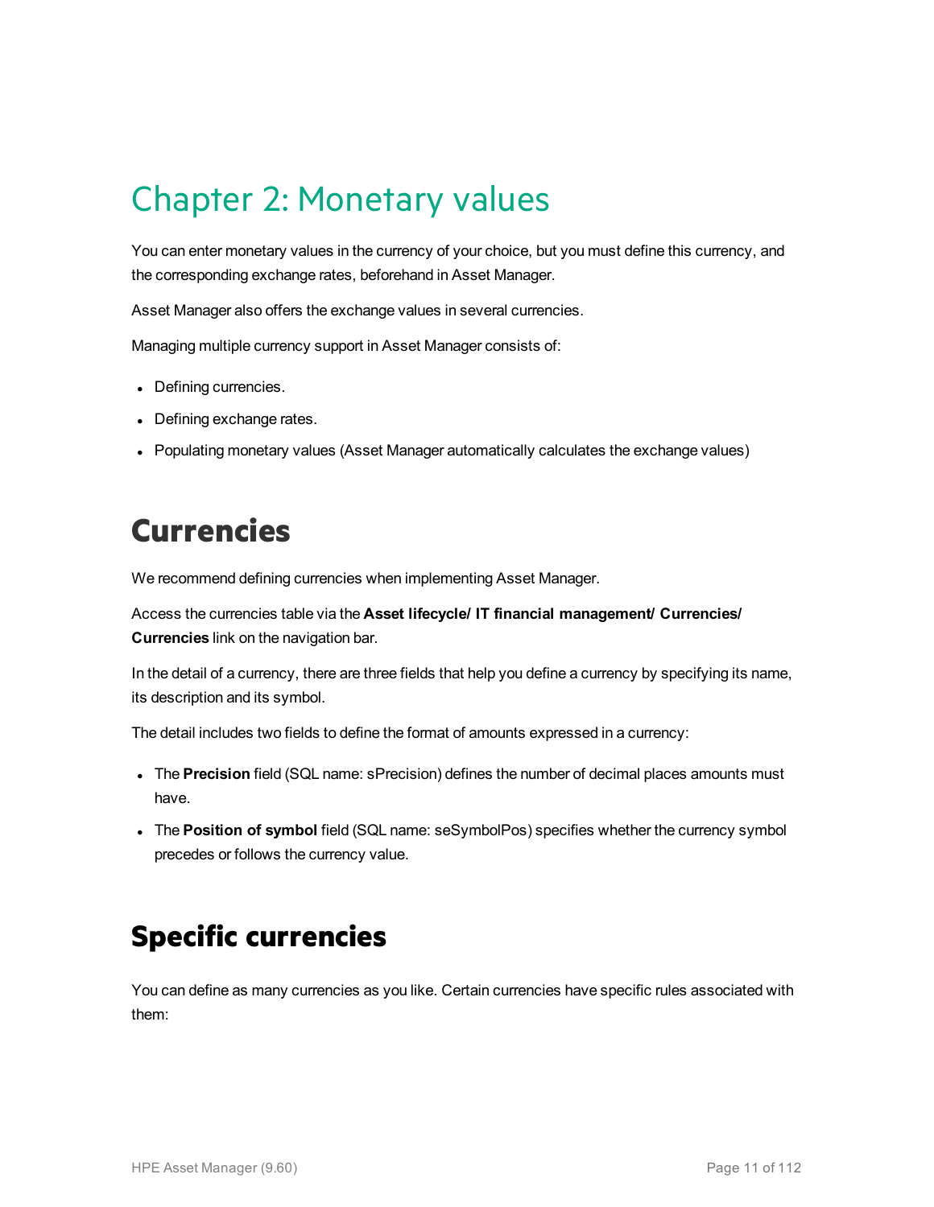# Chapter 2: Monetary values

You can enter monetary values in the currency of your choice, but you must define this currency, and the corresponding exchange rates, beforehand in Asset Manager.

Asset Manager also offers the exchange values in several currencies.

Managing multiple currency support in Asset Manager consists of:

- Defining currencies.
- Defining exchange rates.
- Populating monetary values (Asset Manager automatically calculates the exchange values)

## Currencies

We recommend defining currencies when implementing Asset Manager.

Access the currencies table via the **Asset lifecycle/ IT financial management/ Currencies/ Currencies** link on the navigation bar.

In the detail of a currency, there are three fields that help you define a currency by specifying its name, its description and its symbol.

The detail includes two fields to define the format of amounts expressed in a currency:

- The **Precision** field (SQL name: sPrecision) defines the number of decimal places amounts must have.
- The **Position of symbol** field (SQL name: seSymbolPos) specifies whether the currency symbol precedes or follows the currency value.

## Specific currencies

You can define as many currencies as you like. Certain currencies have specific rules associated with them: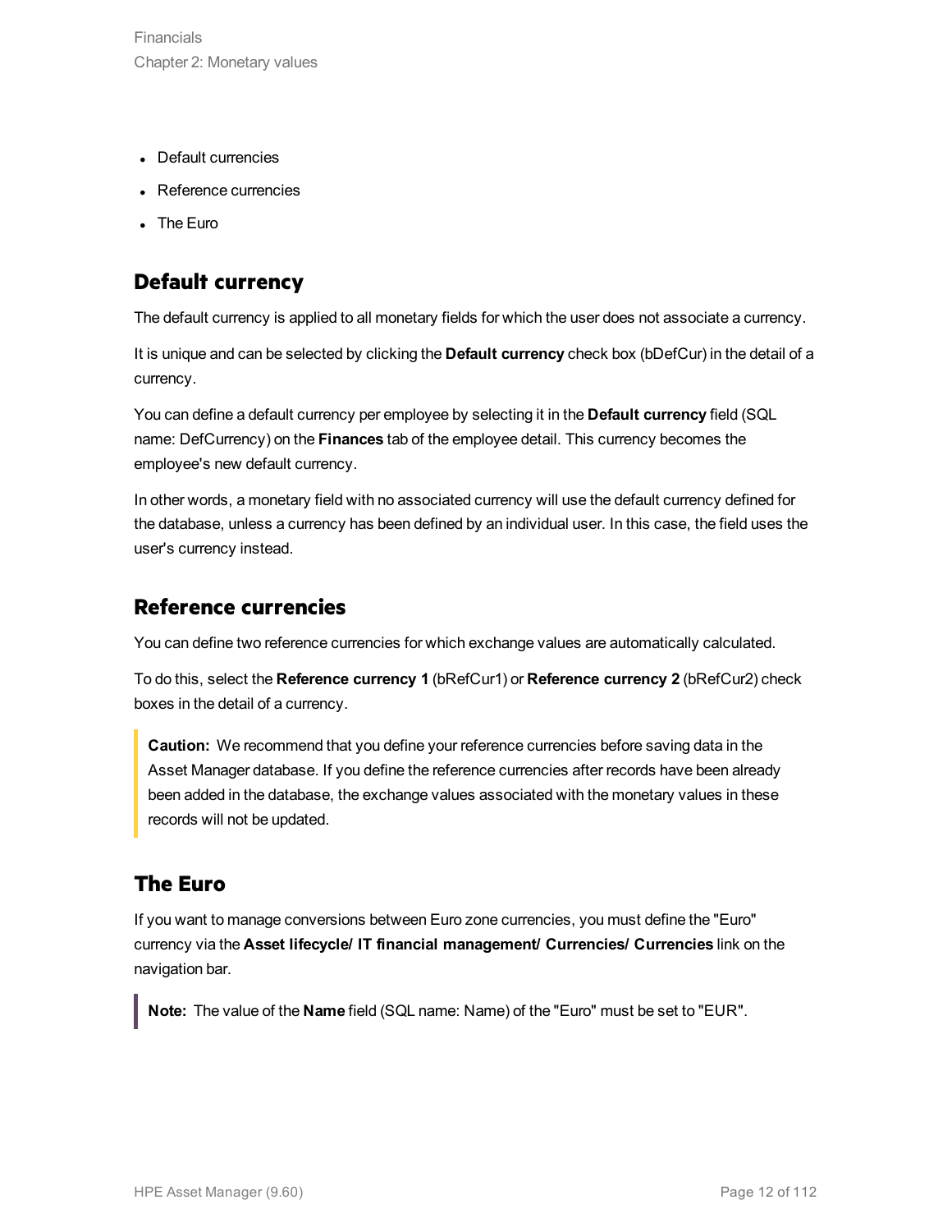- Default currencies
- Reference currencies
- The Euro

## Default currency

The default currency is applied to all monetary fields for which the user does not associate a currency.

It is unique and can be selected by clicking the **Default currency** check box (bDefCur) in the detail of a currency.

You can define a default currency per employee by selecting it in the **Default currency** field (SQL name: DefCurrency) on the **Finances** tab of the employee detail. This currency becomes the employee's new default currency.

In other words, a monetary field with no associated currency will use the default currency defined for the database, unless a currency has been defined by an individual user. In this case, the field uses the user's currency instead.

## Reference currencies

You can define two reference currencies for which exchange values are automatically calculated.

To do this, select the **Reference currency 1** (bRefCur1) or **Reference currency 2** (bRefCur2) check boxes in the detail of a currency.

> **Caution:** We recommend that you define your reference currencies before saving data in the Asset Manager database. If you define the reference currencies after records have been already been added in the database, the exchange values associated with the monetary values in these records will not be updated.

## The Euro

If you want to manage conversions between Euro zone currencies, you must define the "Euro" currency via the **Asset lifecycle/ IT financial management/ Currencies/ Currencies** link on the navigation bar.

> **Note:** The value of the **Name** field (SQL name: Name) of the "Euro" must be set to "EUR".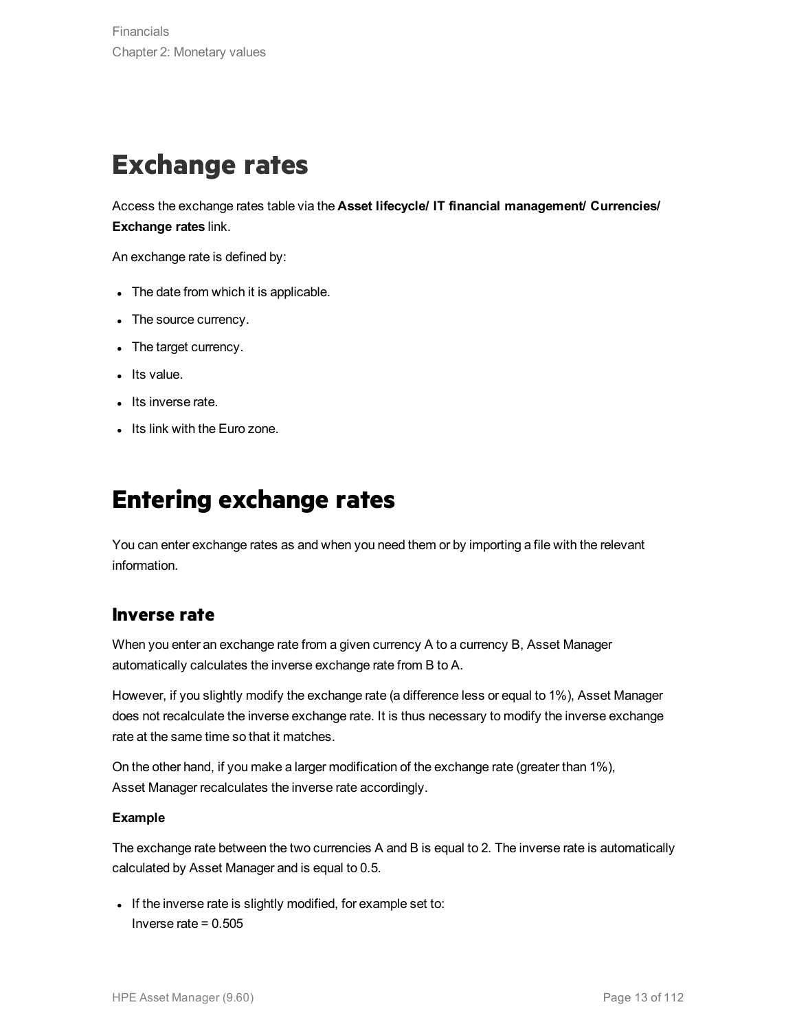# Exchange rates

Access the exchange rates table via the **Asset lifecycle/ IT financial management/ Currencies/ Exchange rates** link.

An exchange rate is defined by:

- The date from which it is applicable.
- The source currency.
- The target currency.
- Its value.
- Its inverse rate.
- Its link with the Euro zone.

# Entering exchange rates

You can enter exchange rates as and when you need them or by importing a file with the relevant information.

## Inverse rate

When you enter an exchange rate from a given currency A to a currency B, Asset Manager automatically calculates the inverse exchange rate from B to A.

However, if you slightly modify the exchange rate (a difference less or equal to 1%), Asset Manager does not recalculate the inverse exchange rate. It is thus necessary to modify the inverse exchange rate at the same time so that it matches.

On the other hand, if you make a larger modification of the exchange rate (greater than 1%), Asset Manager recalculates the inverse rate accordingly.

**Example**

The exchange rate between the two currencies A and B is equal to 2. The inverse rate is automatically calculated by Asset Manager and is equal to 0.5.

- If the inverse rate is slightly modified, for example set to:
  Inverse rate = 0.505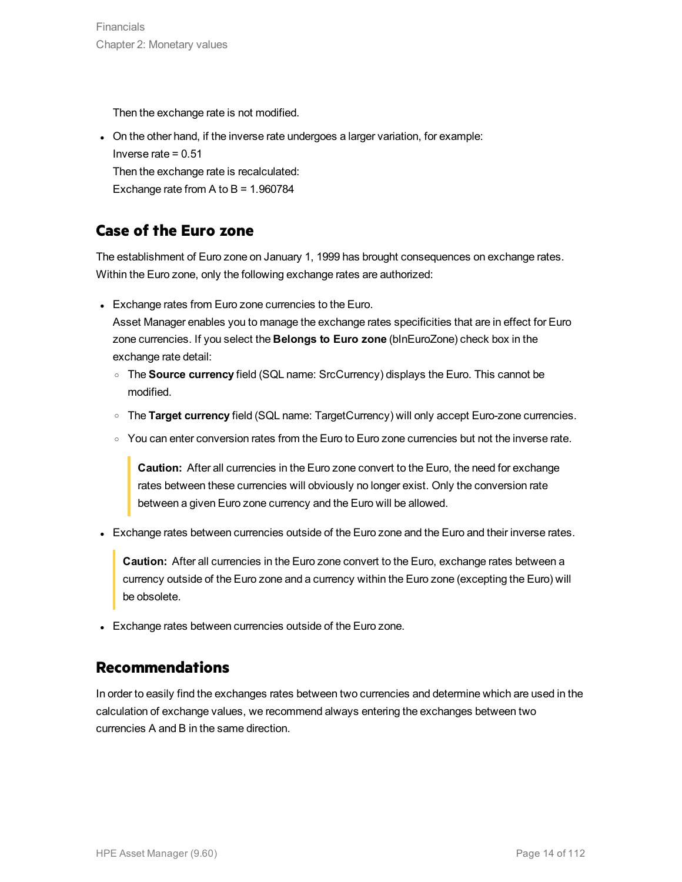Then the exchange rate is not modified.

- On the other hand, if the inverse rate undergoes a larger variation, for example:
  Inverse rate = 0.51
  Then the exchange rate is recalculated:
  Exchange rate from A to B = 1.960784

## Case of the Euro zone

The establishment of Euro zone on January 1, 1999 has brought consequences on exchange rates. Within the Euro zone, only the following exchange rates are authorized:

- Exchange rates from Euro zone currencies to the Euro.
  Asset Manager enables you to manage the exchange rates specificities that are in effect for Euro zone currencies. If you select the **Belongs to Euro zone** (bInEuroZone) check box in the exchange rate detail:
  - The **Source currency** field (SQL name: SrcCurrency) displays the Euro. This cannot be modified.
  - The **Target currency** field (SQL name: TargetCurrency) will only accept Euro-zone currencies.
  - You can enter conversion rates from the Euro to Euro zone currencies but not the inverse rate.

    > **Caution:** After all currencies in the Euro zone convert to the Euro, the need for exchange rates between these currencies will obviously no longer exist. Only the conversion rate between a given Euro zone currency and the Euro will be allowed.

- Exchange rates between currencies outside of the Euro zone and the Euro and their inverse rates.

  > **Caution:** After all currencies in the Euro zone convert to the Euro, exchange rates between a currency outside of the Euro zone and a currency within the Euro zone (excepting the Euro) will be obsolete.

- Exchange rates between currencies outside of the Euro zone.

## Recommendations

In order to easily find the exchanges rates between two currencies and determine which are used in the calculation of exchange values, we recommend always entering the exchanges between two currencies A and B in the same direction.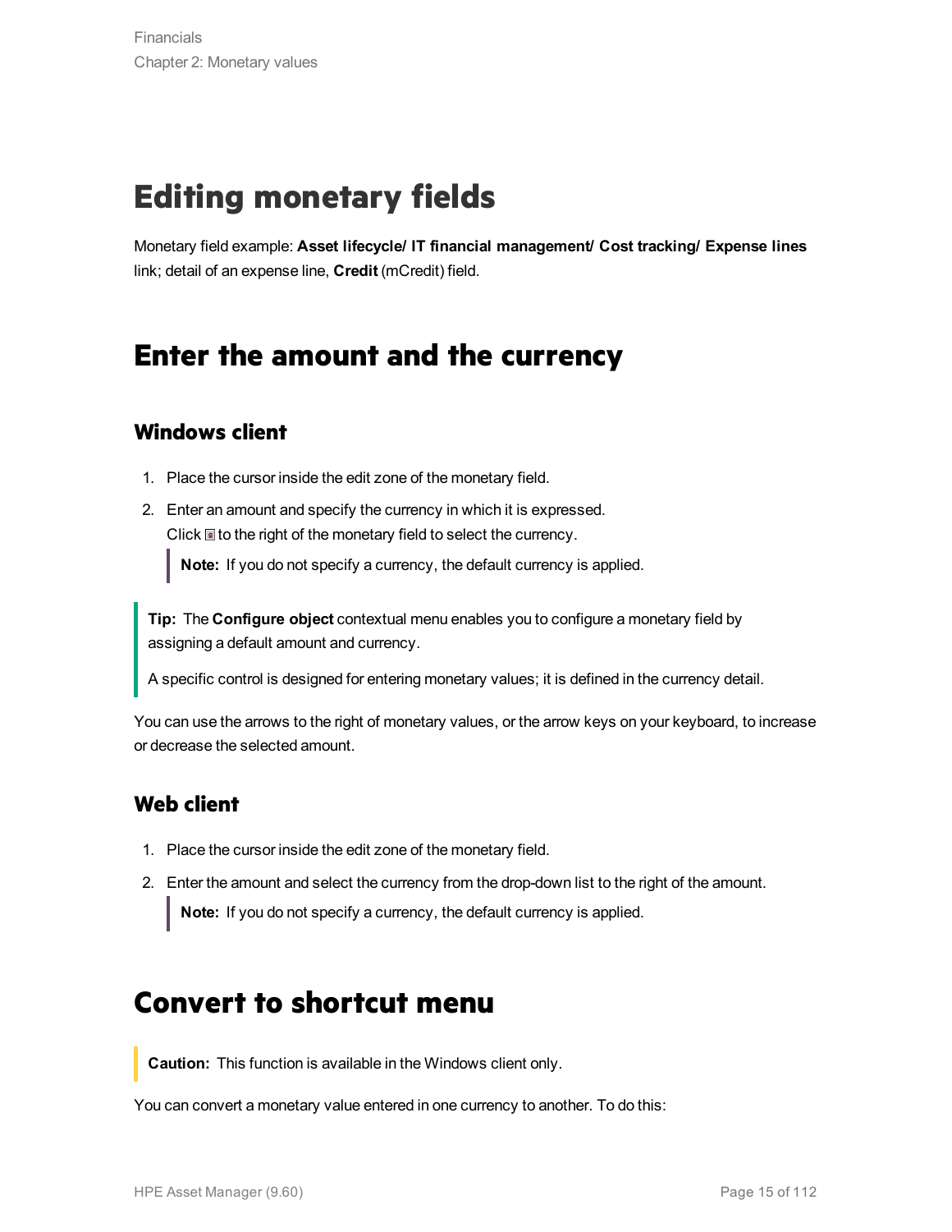# Editing monetary fields

Monetary field example: **Asset lifecycle/ IT financial management/ Cost tracking/ Expense lines** link; detail of an expense line, **Credit** (mCredit) field.

## Enter the amount and the currency

### Windows client

1. Place the cursor inside the edit zone of the monetary field.
2. Enter an amount and specify the currency in which it is expressed.
   Click to the right of the monetary field to select the currency.

   > **Note:** If you do not specify a currency, the default currency is applied.

> **Tip:** The **Configure object** contextual menu enables you to configure a monetary field by assigning a default amount and currency.
>
> A specific control is designed for entering monetary values; it is defined in the currency detail.

You can use the arrows to the right of monetary values, or the arrow keys on your keyboard, to increase or decrease the selected amount.

### Web client

1. Place the cursor inside the edit zone of the monetary field.
2. Enter the amount and select the currency from the drop-down list to the right of the amount.

   > **Note:** If you do not specify a currency, the default currency is applied.

## Convert to shortcut menu

> **Caution:** This function is available in the Windows client only.

You can convert a monetary value entered in one currency to another. To do this: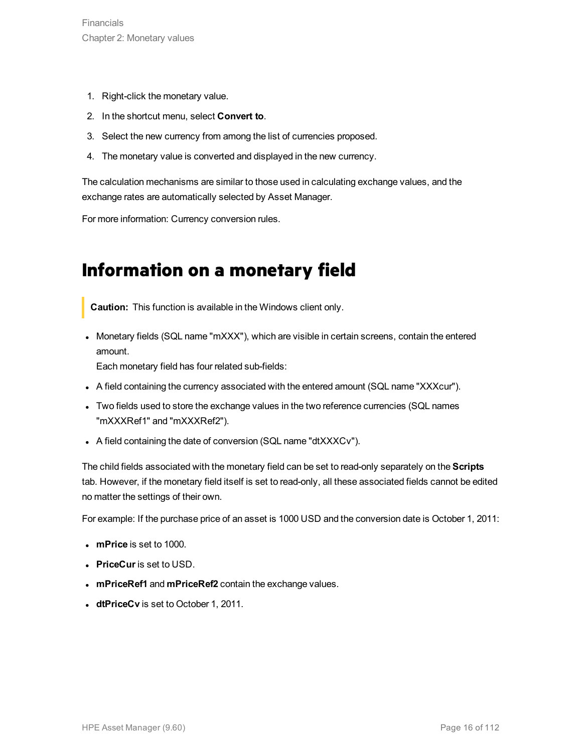1. Right-click the monetary value.
2. In the shortcut menu, select **Convert to**.
3. Select the new currency from among the list of currencies proposed.
4. The monetary value is converted and displayed in the new currency.

The calculation mechanisms are similar to those used in calculating exchange values, and the exchange rates are automatically selected by Asset Manager.

For more information: Currency conversion rules.

# Information on a monetary field

> **Caution:** This function is available in the Windows client only.

- Monetary fields (SQL name "mXXX"), which are visible in certain screens, contain the entered amount.
  Each monetary field has four related sub-fields:
- A field containing the currency associated with the entered amount (SQL name "XXXcur").
- Two fields used to store the exchange values in the two reference currencies (SQL names "mXXXRef1" and "mXXXRef2").
- A field containing the date of conversion (SQL name "dtXXXCv").

The child fields associated with the monetary field can be set to read-only separately on the **Scripts** tab. However, if the monetary field itself is set to read-only, all these associated fields cannot be edited no matter the settings of their own.

For example: If the purchase price of an asset is 1000 USD and the conversion date is October 1, 2011:

- **mPrice** is set to 1000.
- **PriceCur** is set to USD.
- **mPriceRef1** and **mPriceRef2** contain the exchange values.
- **dtPriceCv** is set to October 1, 2011.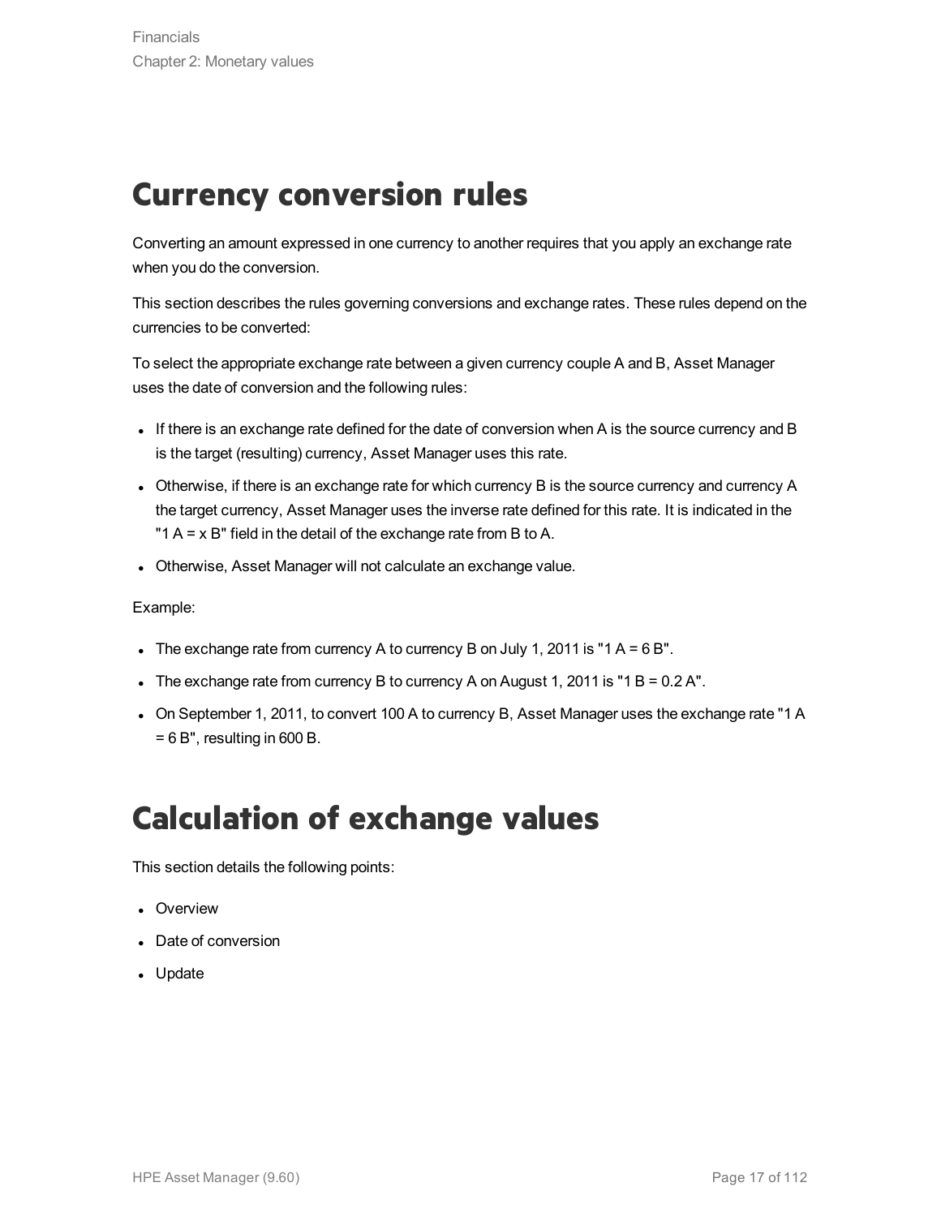# Currency conversion rules

Converting an amount expressed in one currency to another requires that you apply an exchange rate when you do the conversion.

This section describes the rules governing conversions and exchange rates. These rules depend on the currencies to be converted:

To select the appropriate exchange rate between a given currency couple A and B, Asset Manager uses the date of conversion and the following rules:

- If there is an exchange rate defined for the date of conversion when A is the source currency and B is the target (resulting) currency, Asset Manager uses this rate.
- Otherwise, if there is an exchange rate for which currency B is the source currency and currency A the target currency, Asset Manager uses the inverse rate defined for this rate. It is indicated in the "1 A = x B" field in the detail of the exchange rate from B to A.
- Otherwise, Asset Manager will not calculate an exchange value.

Example:

- The exchange rate from currency A to currency B on July 1, 2011 is "1 A = 6 B".
- The exchange rate from currency B to currency A on August 1, 2011 is "1 B = 0.2 A".
- On September 1, 2011, to convert 100 A to currency B, Asset Manager uses the exchange rate "1 A = 6 B", resulting in 600 B.

# Calculation of exchange values

This section details the following points:

- Overview
- Date of conversion
- Update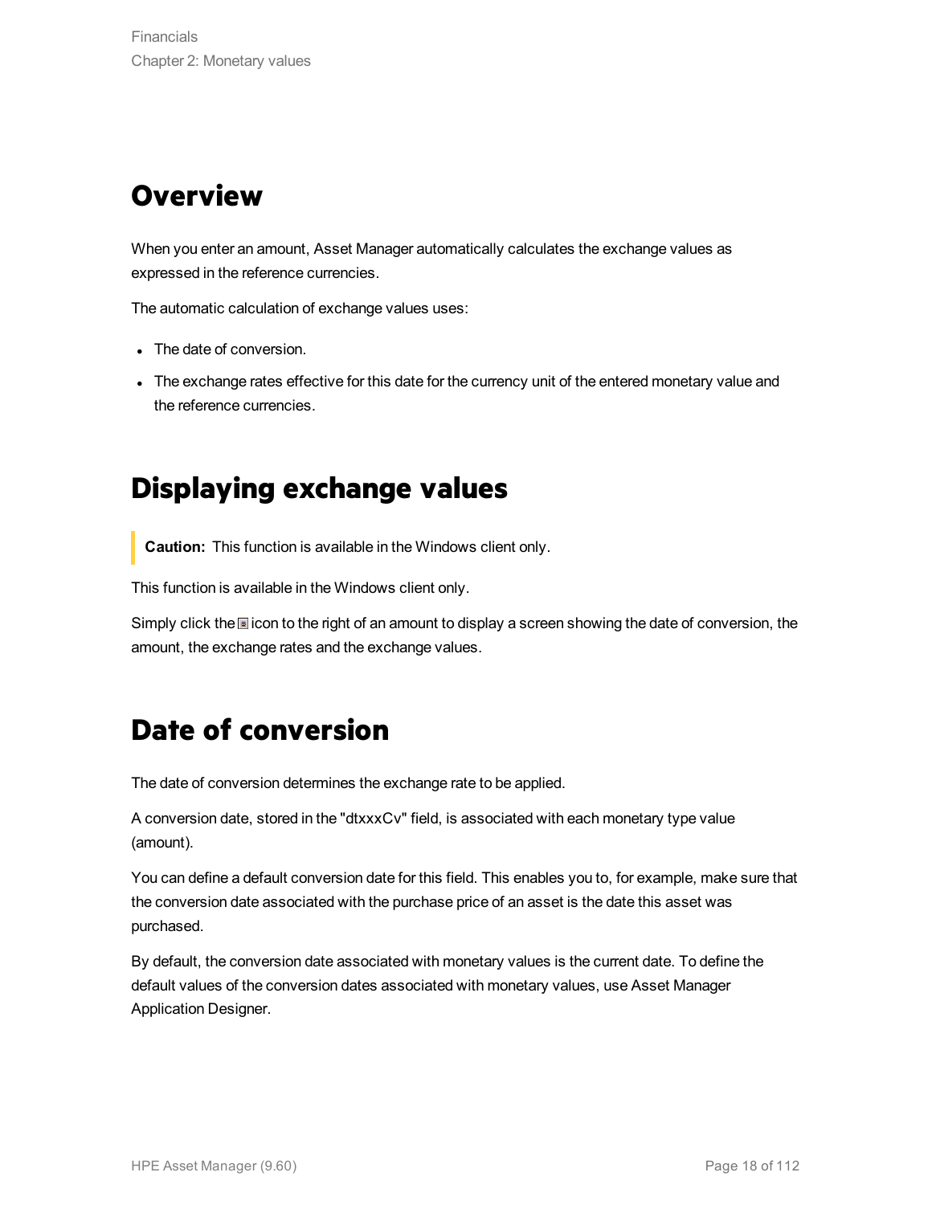## Overview

When you enter an amount, Asset Manager automatically calculates the exchange values as expressed in the reference currencies.

The automatic calculation of exchange values uses:

- The date of conversion.
- The exchange rates effective for this date for the currency unit of the entered monetary value and the reference currencies.

## Displaying exchange values

> **Caution:** This function is available in the Windows client only.

This function is available in the Windows client only.

Simply click the icon to the right of an amount to display a screen showing the date of conversion, the amount, the exchange rates and the exchange values.

## Date of conversion

The date of conversion determines the exchange rate to be applied.

A conversion date, stored in the "dtxxxCv" field, is associated with each monetary type value (amount).

You can define a default conversion date for this field. This enables you to, for example, make sure that the conversion date associated with the purchase price of an asset is the date this asset was purchased.

By default, the conversion date associated with monetary values is the current date. To define the default values of the conversion dates associated with monetary values, use Asset Manager Application Designer.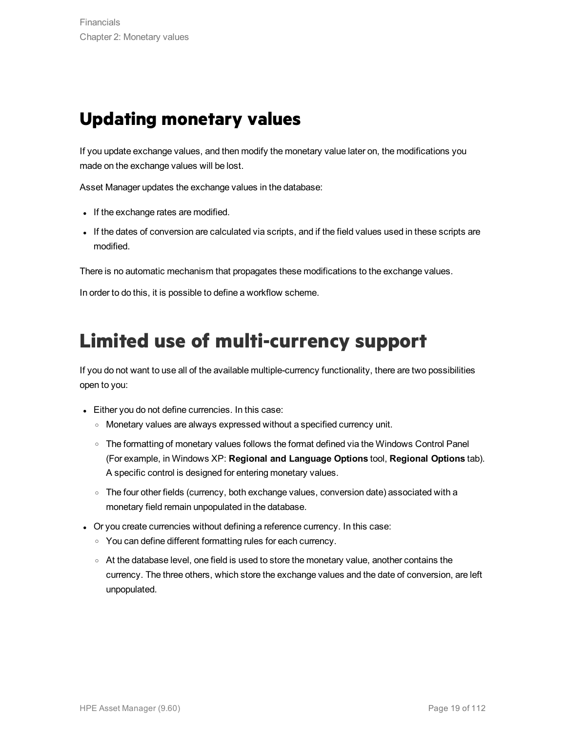## Updating monetary values

If you update exchange values, and then modify the monetary value later on, the modifications you made on the exchange values will be lost.

Asset Manager updates the exchange values in the database:

- If the exchange rates are modified.
- If the dates of conversion are calculated via scripts, and if the field values used in these scripts are modified.

There is no automatic mechanism that propagates these modifications to the exchange values.

In order to do this, it is possible to define a workflow scheme.

# Limited use of multi-currency support

If you do not want to use all of the available multiple-currency functionality, there are two possibilities open to you:

- Either you do not define currencies. In this case:
  - Monetary values are always expressed without a specified currency unit.
  - The formatting of monetary values follows the format defined via the Windows Control Panel (For example, in Windows XP: **Regional and Language Options** tool, **Regional Options** tab). A specific control is designed for entering monetary values.
  - The four other fields (currency, both exchange values, conversion date) associated with a monetary field remain unpopulated in the database.
- Or you create currencies without defining a reference currency. In this case:
  - You can define different formatting rules for each currency.
  - At the database level, one field is used to store the monetary value, another contains the currency. The three others, which store the exchange values and the date of conversion, are left unpopulated.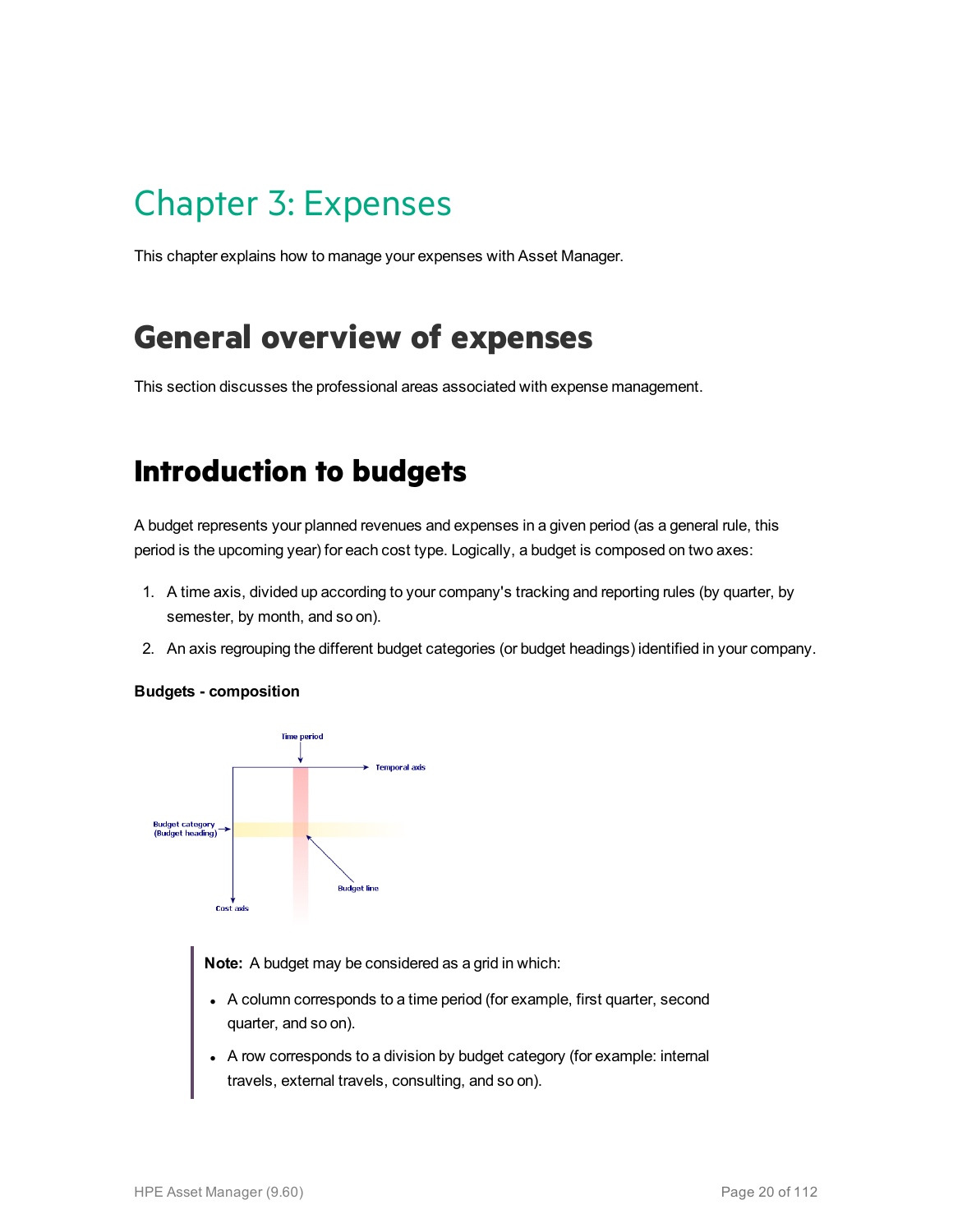# Chapter 3: Expenses

This chapter explains how to manage your expenses with Asset Manager.

## General overview of expenses

This section discusses the professional areas associated with expense management.

## Introduction to budgets

A budget represents your planned revenues and expenses in a given period (as a general rule, this period is the upcoming year) for each cost type. Logically, a budget is composed on two axes:

1. A time axis, divided up according to your company's tracking and reporting rules (by quarter, by semester, by month, and so on).
2. An axis regrouping the different budget categories (or budget headings) identified in your company.

**Budgets - composition**

> **Note:** A budget may be considered as a grid in which:
>
> - A column corresponds to a time period (for example, first quarter, second quarter, and so on).
> - A row corresponds to a division by budget category (for example: internal travels, external travels, consulting, and so on).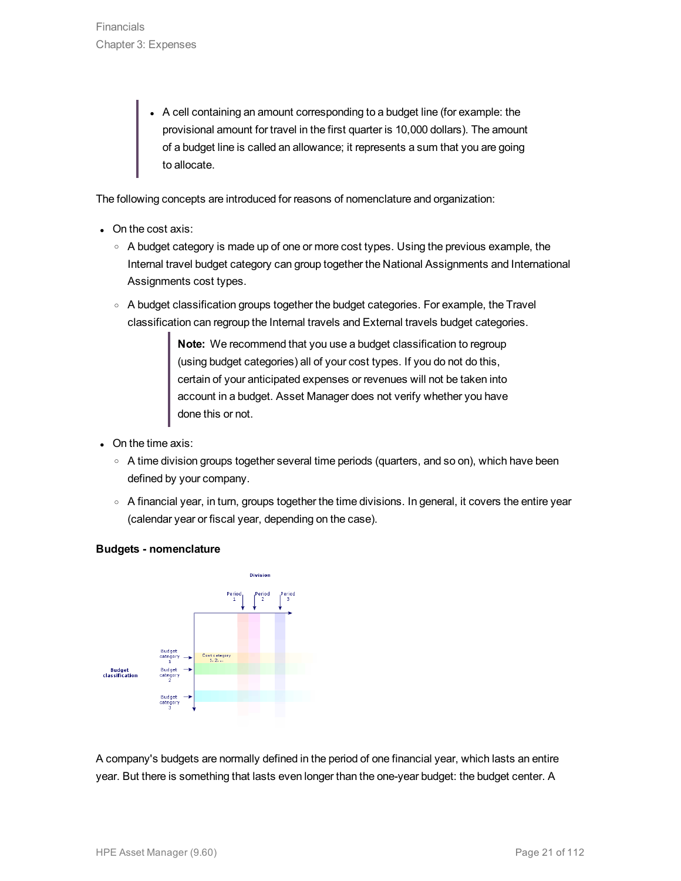- A cell containing an amount corresponding to a budget line (for example: the provisional amount for travel in the first quarter is 10,000 dollars). The amount of a budget line is called an allowance; it represents a sum that you are going to allocate.

The following concepts are introduced for reasons of nomenclature and organization:

- On the cost axis:
  - A budget category is made up of one or more cost types. Using the previous example, the Internal travel budget category can group together the National Assignments and International Assignments cost types.
  - A budget classification groups together the budget categories. For example, the Travel classification can regroup the Internal travels and External travels budget categories.

    > **Note:** We recommend that you use a budget classification to regroup (using budget categories) all of your cost types. If you do not do this, certain of your anticipated expenses or revenues will not be taken into account in a budget. Asset Manager does not verify whether you have done this or not.

- On the time axis:
  - A time division groups together several time periods (quarters, and so on), which have been defined by your company.
  - A financial year, in turn, groups together the time divisions. In general, it covers the entire year (calendar year or fiscal year, depending on the case).

**Budgets - nomenclature**

A company's budgets are normally defined in the period of one financial year, which lasts an entire year. But there is something that lasts even longer than the one-year budget: the budget center. A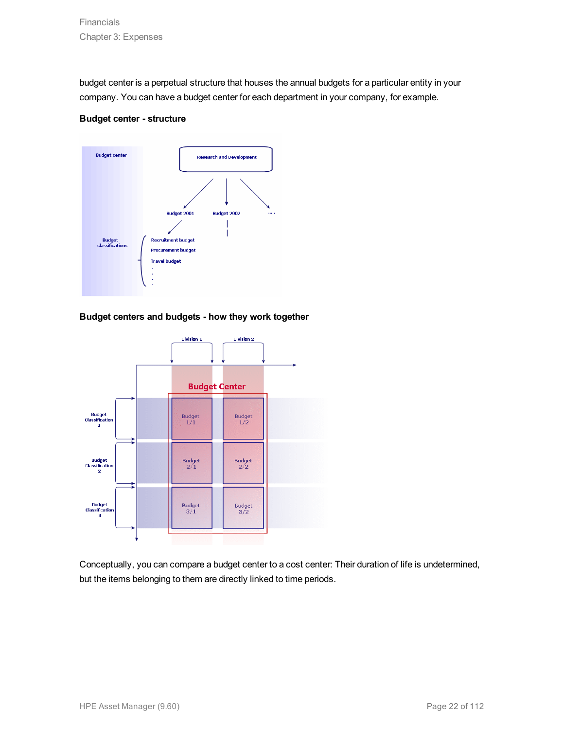budget center is a perpetual structure that houses the annual budgets for a particular entity in your company. You can have a budget center for each department in your company, for example.

**Budget center - structure**

**Budget centers and budgets - how they work together**

Conceptually, you can compare a budget center to a cost center: Their duration of life is undetermined, but the items belonging to them are directly linked to time periods.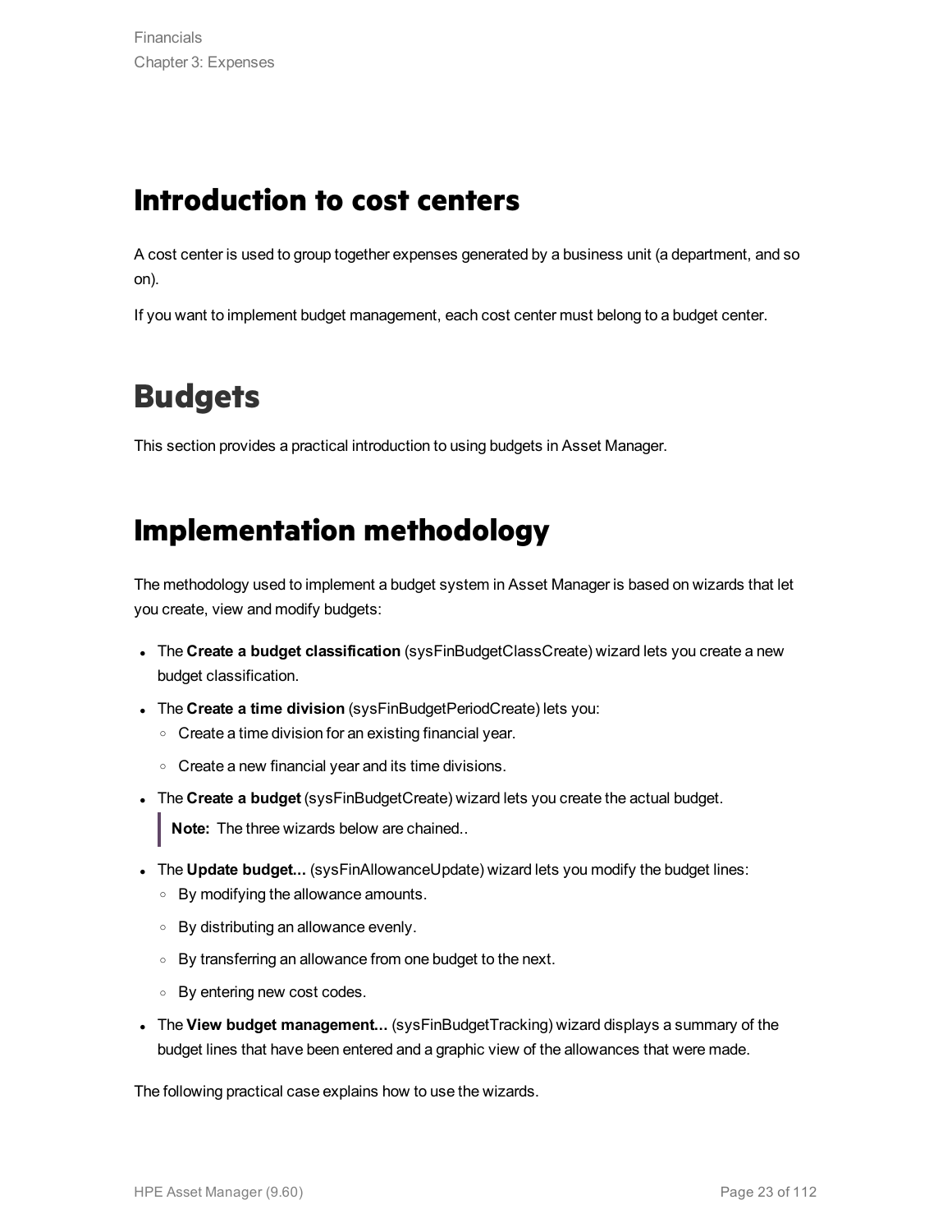## Introduction to cost centers

A cost center is used to group together expenses generated by a business unit (a department, and so on).

If you want to implement budget management, each cost center must belong to a budget center.

# Budgets

This section provides a practical introduction to using budgets in Asset Manager.

## Implementation methodology

The methodology used to implement a budget system in Asset Manager is based on wizards that let you create, view and modify budgets:

- The **Create a budget classification** (sysFinBudgetClassCreate) wizard lets you create a new budget classification.
- The **Create a time division** (sysFinBudgetPeriodCreate) lets you:
  - Create a time division for an existing financial year.
  - Create a new financial year and its time divisions.
- The **Create a budget** (sysFinBudgetCreate) wizard lets you create the actual budget.

  > **Note:** The three wizards below are chained..

- The **Update budget...** (sysFinAllowanceUpdate) wizard lets you modify the budget lines:
  - By modifying the allowance amounts.
  - By distributing an allowance evenly.
  - By transferring an allowance from one budget to the next.
  - By entering new cost codes.
- The **View budget management...** (sysFinBudgetTracking) wizard displays a summary of the budget lines that have been entered and a graphic view of the allowances that were made.

The following practical case explains how to use the wizards.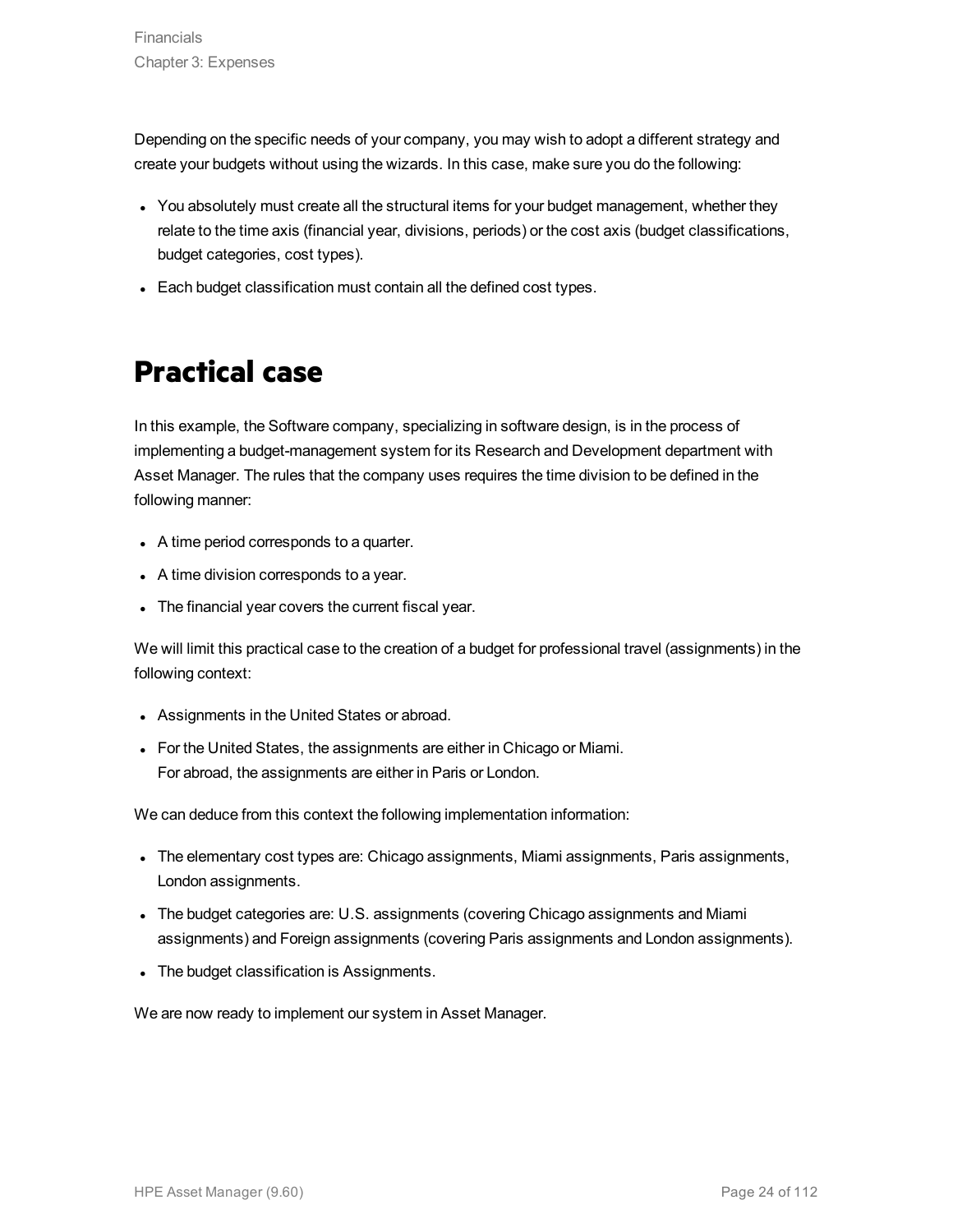Depending on the specific needs of your company, you may wish to adopt a different strategy and create your budgets without using the wizards. In this case, make sure you do the following:

- You absolutely must create all the structural items for your budget management, whether they relate to the time axis (financial year, divisions, periods) or the cost axis (budget classifications, budget categories, cost types).
- Each budget classification must contain all the defined cost types.

# Practical case

In this example, the Software company, specializing in software design, is in the process of implementing a budget-management system for its Research and Development department with Asset Manager. The rules that the company uses requires the time division to be defined in the following manner:

- A time period corresponds to a quarter.
- A time division corresponds to a year.
- The financial year covers the current fiscal year.

We will limit this practical case to the creation of a budget for professional travel (assignments) in the following context:

- Assignments in the United States or abroad.
- For the United States, the assignments are either in Chicago or Miami.
  For abroad, the assignments are either in Paris or London.

We can deduce from this context the following implementation information:

- The elementary cost types are: Chicago assignments, Miami assignments, Paris assignments, London assignments.
- The budget categories are: U.S. assignments (covering Chicago assignments and Miami assignments) and Foreign assignments (covering Paris assignments and London assignments).
- The budget classification is Assignments.

We are now ready to implement our system in Asset Manager.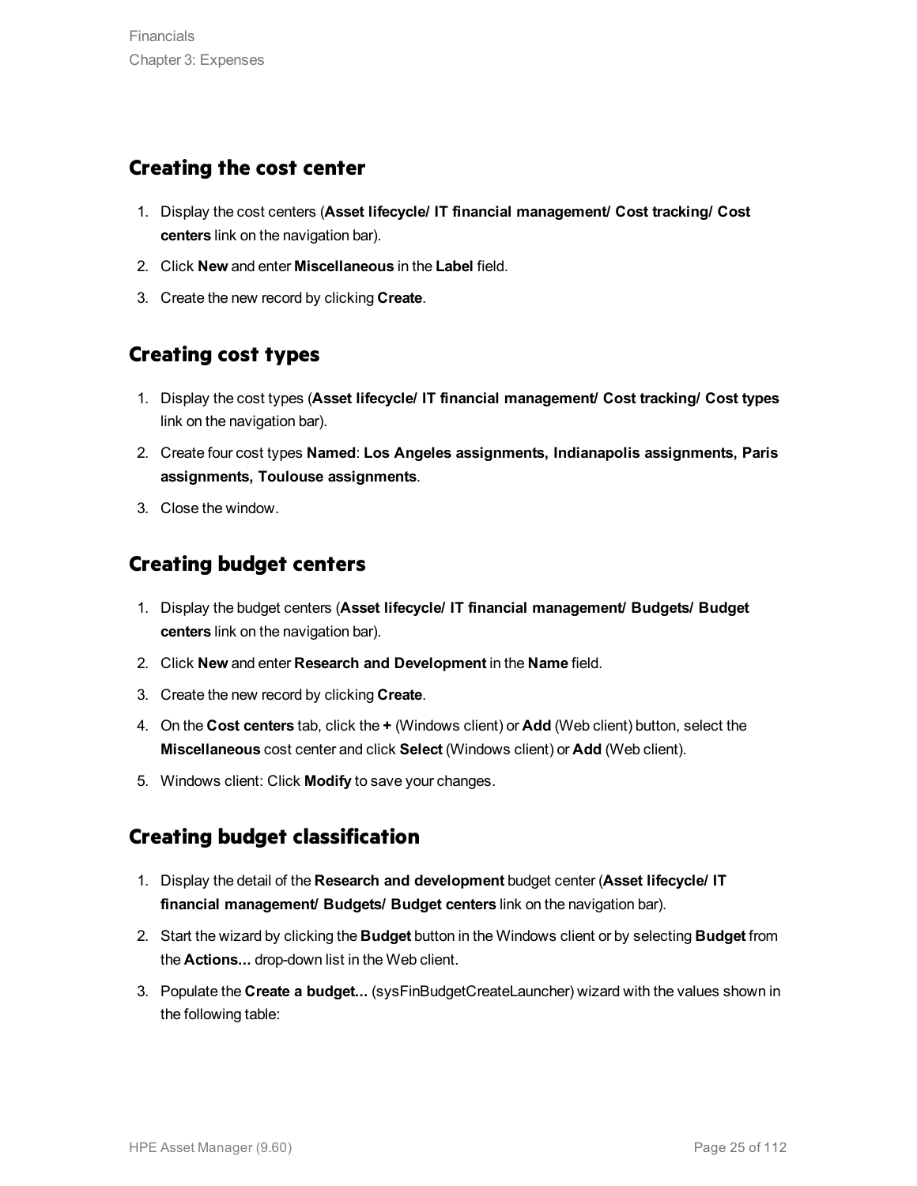## Creating the cost center

1. Display the cost centers (**Asset lifecycle/ IT financial management/ Cost tracking/ Cost centers** link on the navigation bar).
2. Click **New** and enter **Miscellaneous** in the **Label** field.
3. Create the new record by clicking **Create**.

## Creating cost types

1. Display the cost types (**Asset lifecycle/ IT financial management/ Cost tracking/ Cost types** link on the navigation bar).
2. Create four cost types **Named**: **Los Angeles assignments, Indianapolis assignments, Paris assignments, Toulouse assignments**.
3. Close the window.

## Creating budget centers

1. Display the budget centers (**Asset lifecycle/ IT financial management/ Budgets/ Budget centers** link on the navigation bar).
2. Click **New** and enter **Research and Development** in the **Name** field.
3. Create the new record by clicking **Create**.
4. On the **Cost centers** tab, click the **+** (Windows client) or **Add** (Web client) button, select the **Miscellaneous** cost center and click **Select** (Windows client) or **Add** (Web client).
5. Windows client: Click **Modify** to save your changes.

## Creating budget classification

1. Display the detail of the **Research and development** budget center (**Asset lifecycle/ IT financial management/ Budgets/ Budget centers** link on the navigation bar).
2. Start the wizard by clicking the **Budget** button in the Windows client or by selecting **Budget** from the **Actions...** drop-down list in the Web client.
3. Populate the **Create a budget...** (sysFinBudgetCreateLauncher) wizard with the values shown in the following table: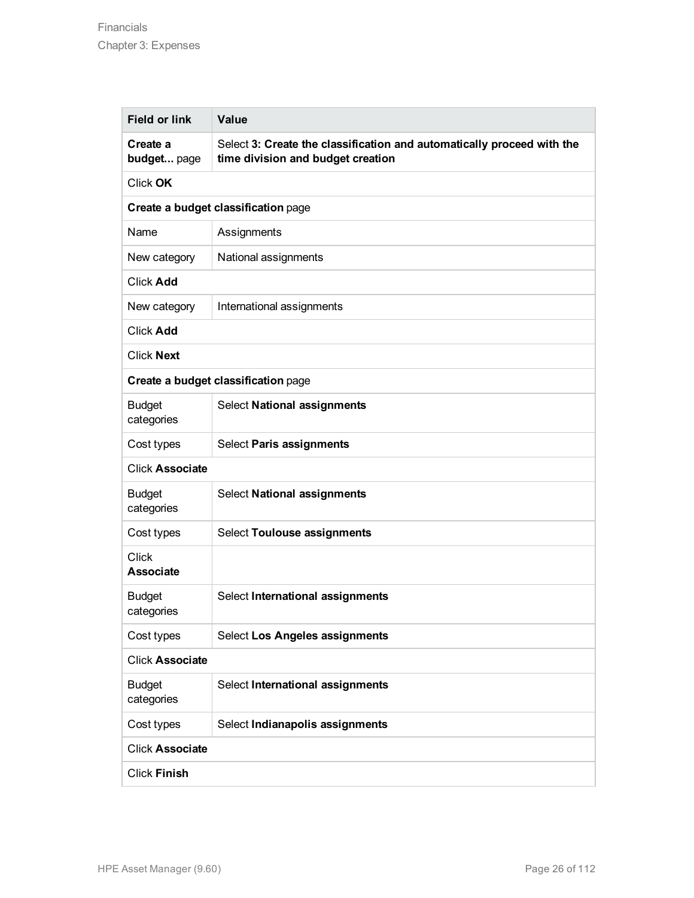| Field or link | Value |
| --- | --- |
| **Create a budget...** page | Select **3: Create the classification and automatically proceed with the time division and budget creation** |
| Click **OK** | |
| **Create a budget classification** page | |
| Name | Assignments |
| New category | National assignments |
| Click **Add** | |
| New category | International assignments |
| Click **Add** | |
| Click **Next** | |
| **Create a budget classification** page | |
| Budget categories | Select **National assignments** |
| Cost types | Select **Paris assignments** |
| Click **Associate** | |
| Budget categories | Select **National assignments** |
| Cost types | Select **Toulouse assignments** |
| Click **Associate** | |
| Budget categories | Select **International assignments** |
| Cost types | Select **Los Angeles assignments** |
| Click **Associate** | |
| Budget categories | Select **International assignments** |
| Cost types | Select **Indianapolis assignments** |
| Click **Associate** | |
| Click **Finish** | |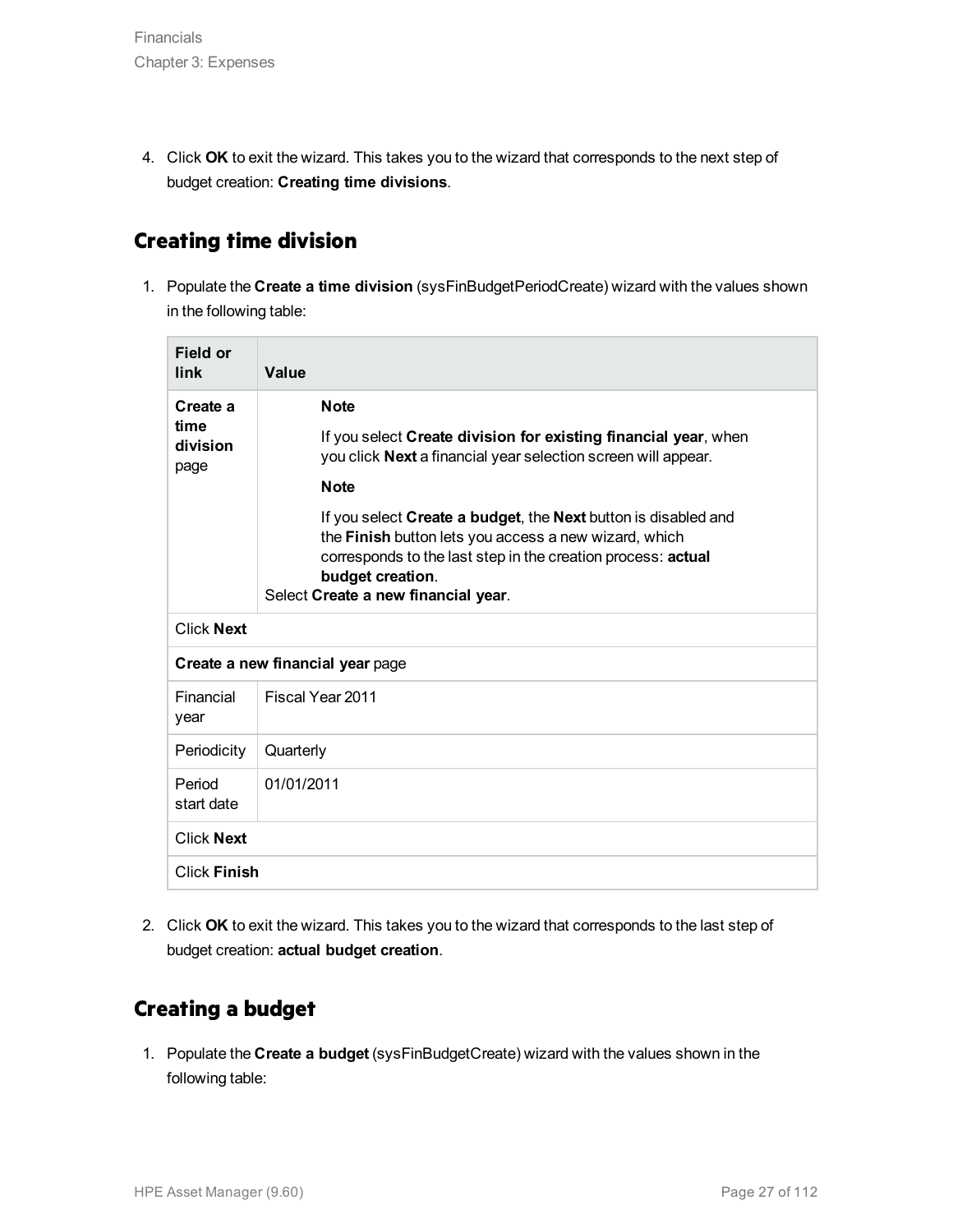4. Click **OK** to exit the wizard. This takes you to the wizard that corresponds to the next step of budget creation: **Creating time divisions**.

## Creating time division

1. Populate the **Create a time division** (sysFinBudgetPeriodCreate) wizard with the values shown in the following table:

| Field or link | Value |
|---|---|
| **Create a time division** page | **Note**<br>If you select **Create division for existing financial year**, when you click **Next** a financial year selection screen will appear.<br>**Note**<br>If you select **Create a budget**, the **Next** button is disabled and the **Finish** button lets you access a new wizard, which corresponds to the last step in the creation process: **actual budget creation**.<br>Select **Create a new financial year**. |
| Click **Next** | |
| **Create a new financial year** page | |
| Financial year | Fiscal Year 2011 |
| Periodicity | Quarterly |
| Period start date | 01/01/2011 |
| Click **Next** | |
| Click **Finish** | |

2. Click **OK** to exit the wizard. This takes you to the wizard that corresponds to the last step of budget creation: **actual budget creation**.

## Creating a budget

1. Populate the **Create a budget** (sysFinBudgetCreate) wizard with the values shown in the following table: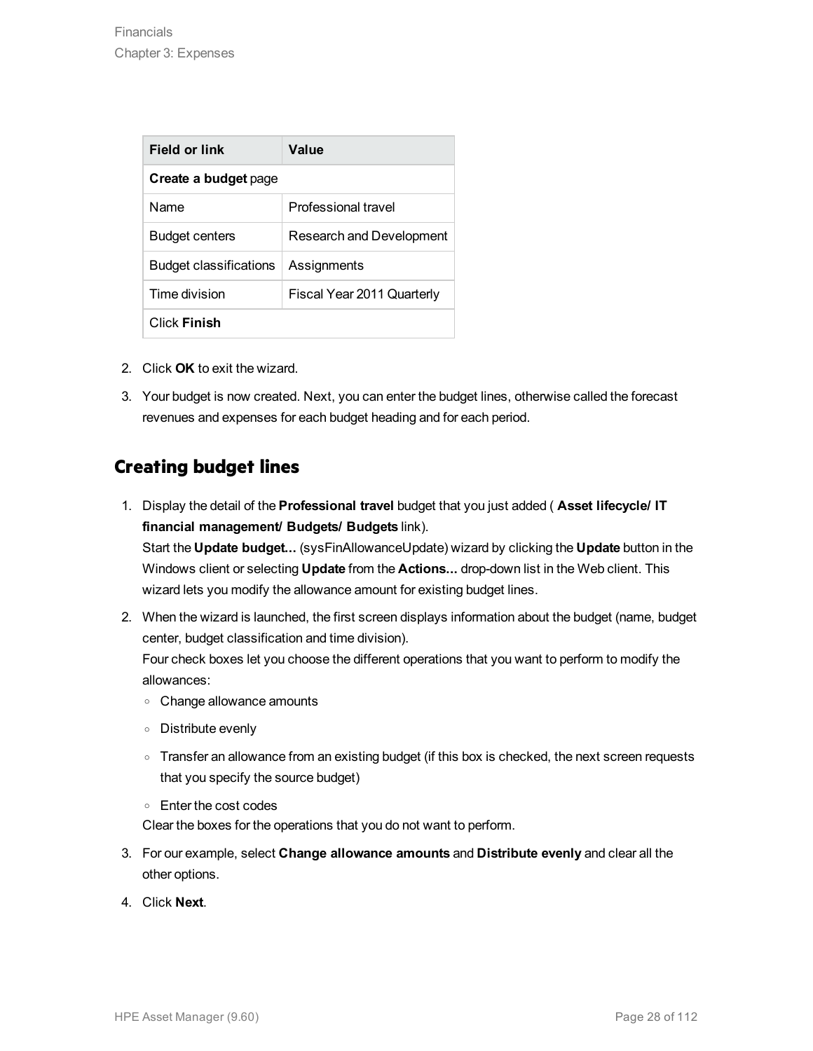| Field or link | Value |
| --- | --- |
| **Create a budget** page | |
| Name | Professional travel |
| Budget centers | Research and Development |
| Budget classifications | Assignments |
| Time division | Fiscal Year 2011 Quarterly |
| Click **Finish** | |

2. Click **OK** to exit the wizard.
3. Your budget is now created. Next, you can enter the budget lines, otherwise called the forecast revenues and expenses for each budget heading and for each period.

## Creating budget lines

1. Display the detail of the **Professional travel** budget that you just added ( **Asset lifecycle/ IT financial management/ Budgets/ Budgets** link).
   Start the **Update budget...** (sysFinAllowanceUpdate) wizard by clicking the **Update** button in the Windows client or selecting **Update** from the **Actions...** drop-down list in the Web client. This wizard lets you modify the allowance amount for existing budget lines.
2. When the wizard is launched, the first screen displays information about the budget (name, budget center, budget classification and time division).
   Four check boxes let you choose the different operations that you want to perform to modify the allowances:
   - Change allowance amounts
   - Distribute evenly
   - Transfer an allowance from an existing budget (if this box is checked, the next screen requests that you specify the source budget)
   - Enter the cost codes

   Clear the boxes for the operations that you do not want to perform.
3. For our example, select **Change allowance amounts** and **Distribute evenly** and clear all the other options.
4. Click **Next**.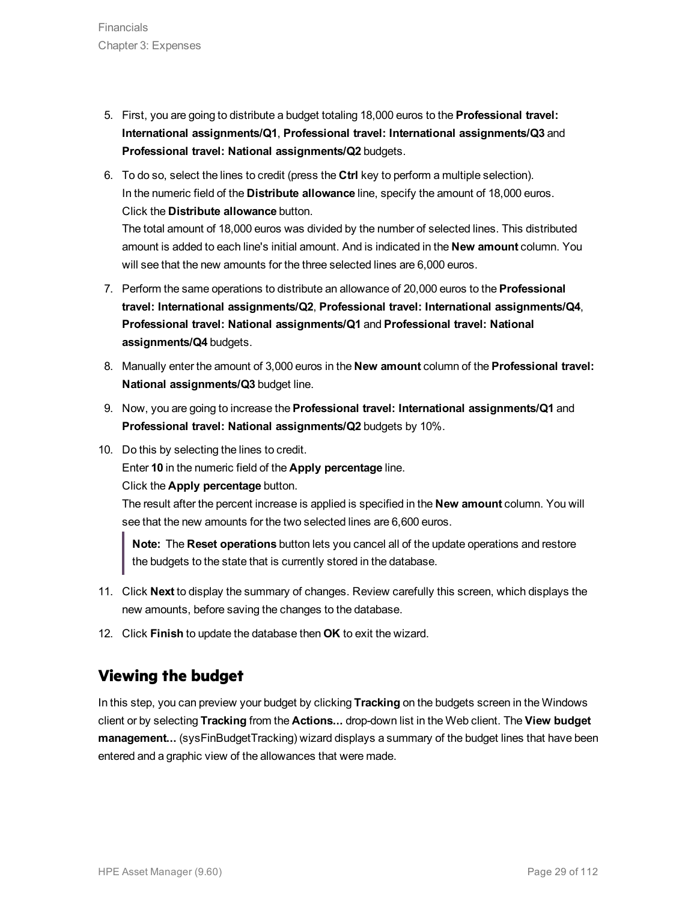5. First, you are going to distribute a budget totaling 18,000 euros to the **Professional travel: International assignments/Q1**, **Professional travel: International assignments/Q3** and **Professional travel: National assignments/Q2** budgets.

6. To do so, select the lines to credit (press the **Ctrl** key to perform a multiple selection).
   In the numeric field of the **Distribute allowance** line, specify the amount of 18,000 euros.
   Click the **Distribute allowance** button.
   The total amount of 18,000 euros was divided by the number of selected lines. This distributed amount is added to each line's initial amount. And is indicated in the **New amount** column. You will see that the new amounts for the three selected lines are 6,000 euros.

7. Perform the same operations to distribute an allowance of 20,000 euros to the **Professional travel: International assignments/Q2**, **Professional travel: International assignments/Q4**, **Professional travel: National assignments/Q1** and **Professional travel: National assignments/Q4** budgets.

8. Manually enter the amount of 3,000 euros in the **New amount** column of the **Professional travel: National assignments/Q3** budget line.

9. Now, you are going to increase the **Professional travel: International assignments/Q1** and **Professional travel: National assignments/Q2** budgets by 10%.

10. Do this by selecting the lines to credit.
    Enter **10** in the numeric field of the **Apply percentage** line.
    Click the **Apply percentage** button.
    The result after the percent increase is applied is specified in the **New amount** column. You will see that the new amounts for the two selected lines are 6,600 euros.

    > **Note:** The **Reset operations** button lets you cancel all of the update operations and restore the budgets to the state that is currently stored in the database.

11. Click **Next** to display the summary of changes. Review carefully this screen, which displays the new amounts, before saving the changes to the database.

12. Click **Finish** to update the database then **OK** to exit the wizard.

## Viewing the budget

In this step, you can preview your budget by clicking **Tracking** on the budgets screen in the Windows client or by selecting **Tracking** from the **Actions...** drop-down list in the Web client. The **View budget management...** (sysFinBudgetTracking) wizard displays a summary of the budget lines that have been entered and a graphic view of the allowances that were made.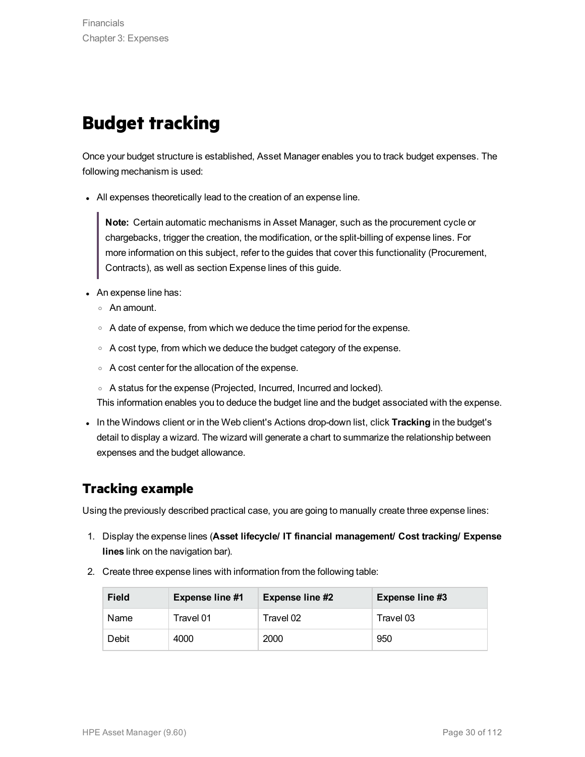# Budget tracking

Once your budget structure is established, Asset Manager enables you to track budget expenses. The following mechanism is used:

- All expenses theoretically lead to the creation of an expense line.

  > **Note:** Certain automatic mechanisms in Asset Manager, such as the procurement cycle or chargebacks, trigger the creation, the modification, or the split-billing of expense lines. For more information on this subject, refer to the guides that cover this functionality (Procurement, Contracts), as well as section Expense lines of this guide.

- An expense line has:
  - An amount.
  - A date of expense, from which we deduce the time period for the expense.
  - A cost type, from which we deduce the budget category of the expense.
  - A cost center for the allocation of the expense.
  - A status for the expense (Projected, Incurred, Incurred and locked).

  This information enables you to deduce the budget line and the budget associated with the expense.

- In the Windows client or in the Web client's Actions drop-down list, click **Tracking** in the budget's detail to display a wizard. The wizard will generate a chart to summarize the relationship between expenses and the budget allowance.

## Tracking example

Using the previously described practical case, you are going to manually create three expense lines:

1. Display the expense lines (**Asset lifecycle/ IT financial management/ Cost tracking/ Expense lines** link on the navigation bar).
2. Create three expense lines with information from the following table:

| Field | Expense line #1 | Expense line #2 | Expense line #3 |
|---|---|---|---|
| Name | Travel 01 | Travel 02 | Travel 03 |
| Debit | 4000 | 2000 | 950 |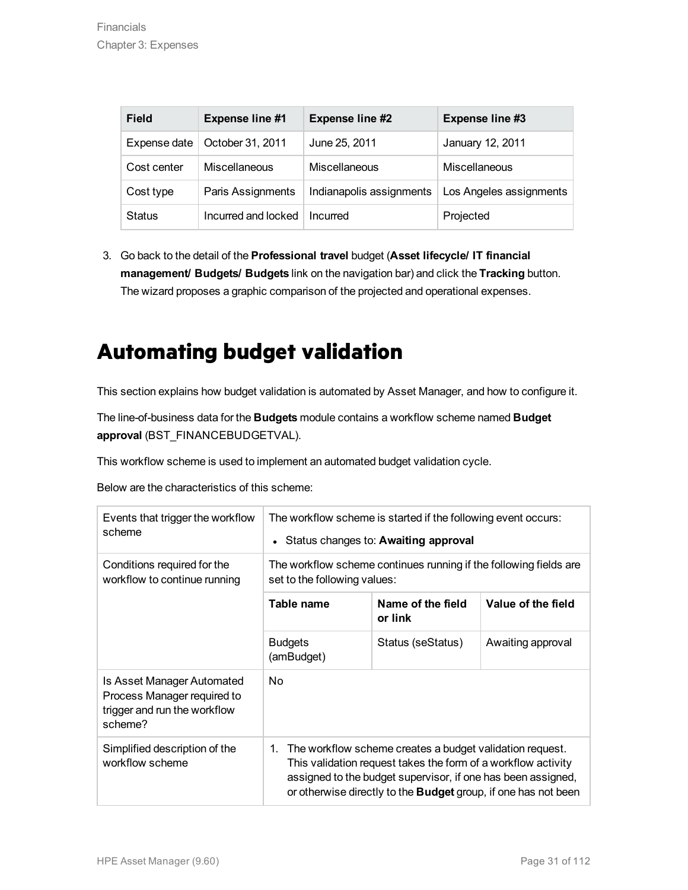| Field | Expense line #1 | Expense line #2 | Expense line #3 |
| --- | --- | --- | --- |
| Expense date | October 31, 2011 | June 25, 2011 | January 12, 2011 |
| Cost center | Miscellaneous | Miscellaneous | Miscellaneous |
| Cost type | Paris Assignments | Indianapolis assignments | Los Angeles assignments |
| Status | Incurred and locked | Incurred | Projected |

3. Go back to the detail of the **Professional travel** budget (**Asset lifecycle/ IT financial management/ Budgets/ Budgets** link on the navigation bar) and click the **Tracking** button. The wizard proposes a graphic comparison of the projected and operational expenses.

# Automating budget validation

This section explains how budget validation is automated by Asset Manager, and how to configure it.

The line-of-business data for the **Budgets** module contains a workflow scheme named **Budget approval** (BST_FINANCEBUDGETVAL).

This workflow scheme is used to implement an automated budget validation cycle.

Below are the characteristics of this scheme:

| | | | |
| --- | --- | --- | --- |
| Events that trigger the workflow scheme | The workflow scheme is started if the following event occurs:<br>• Status changes to: **Awaiting approval** | | |
| Conditions required for the workflow to continue running | The workflow scheme continues running if the following fields are set to the following values: | | |
| | **Table name** | **Name of the field or link** | **Value of the field** |
| | Budgets (amBudget) | Status (seStatus) | Awaiting approval |
| Is Asset Manager Automated Process Manager required to trigger and run the workflow scheme? | No | | |
| Simplified description of the workflow scheme | 1. The workflow scheme creates a budget validation request. This validation request takes the form of a workflow activity assigned to the budget supervisor, if one has been assigned, or otherwise directly to the **Budget** group, if one has not been | | |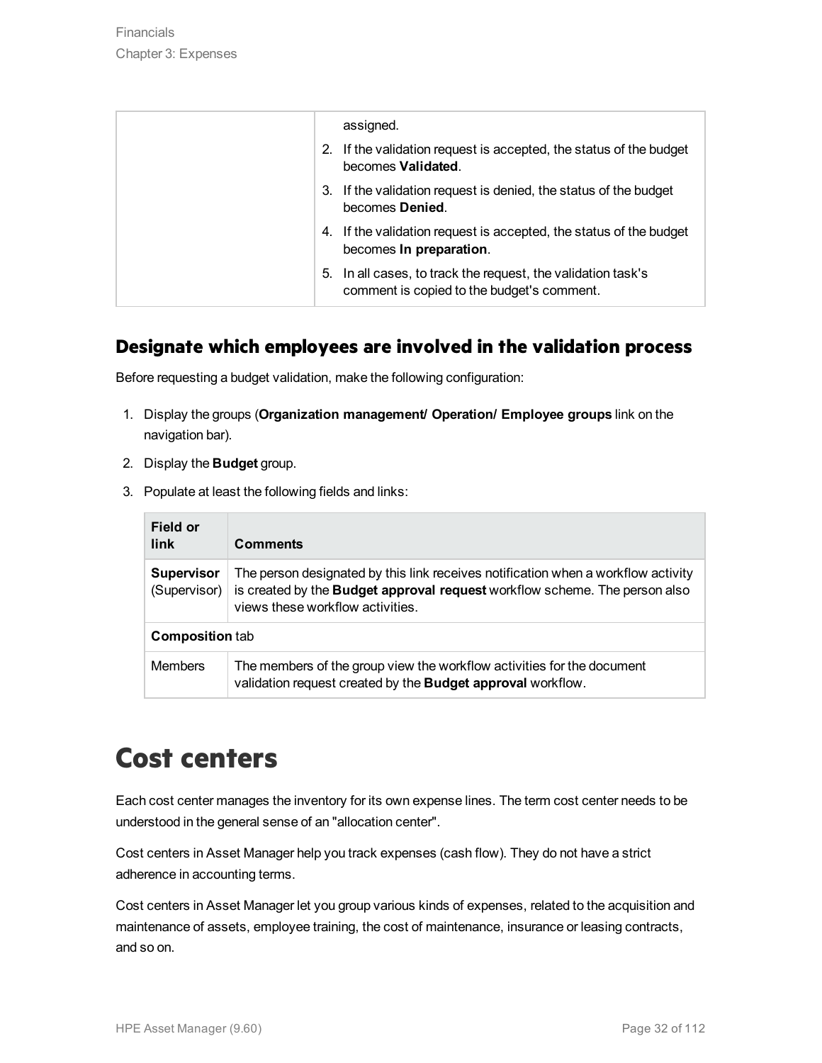| | assigned.<br>2. If the validation request is accepted, the status of the budget becomes **Validated**.<br>3. If the validation request is denied, the status of the budget becomes **Denied**.<br>4. If the validation request is accepted, the status of the budget becomes **In preparation**.<br>5. In all cases, to track the request, the validation task's comment is copied to the budget's comment. |
|---|---|

### Designate which employees are involved in the validation process

Before requesting a budget validation, make the following configuration:

1. Display the groups (**Organization management/ Operation/ Employee groups** link on the navigation bar).
2. Display the **Budget** group.
3. Populate at least the following fields and links:

| Field or link | Comments |
|---|---|
| **Supervisor** (Supervisor) | The person designated by this link receives notification when a workflow activity is created by the **Budget approval request** workflow scheme. The person also views these workflow activities. |
| **Composition** tab | |
| Members | The members of the group view the workflow activities for the document validation request created by the **Budget approval** workflow. |

# Cost centers

Each cost center manages the inventory for its own expense lines. The term cost center needs to be understood in the general sense of an "allocation center".

Cost centers in Asset Manager help you track expenses (cash flow). They do not have a strict adherence in accounting terms.

Cost centers in Asset Manager let you group various kinds of expenses, related to the acquisition and maintenance of assets, employee training, the cost of maintenance, insurance or leasing contracts, and so on.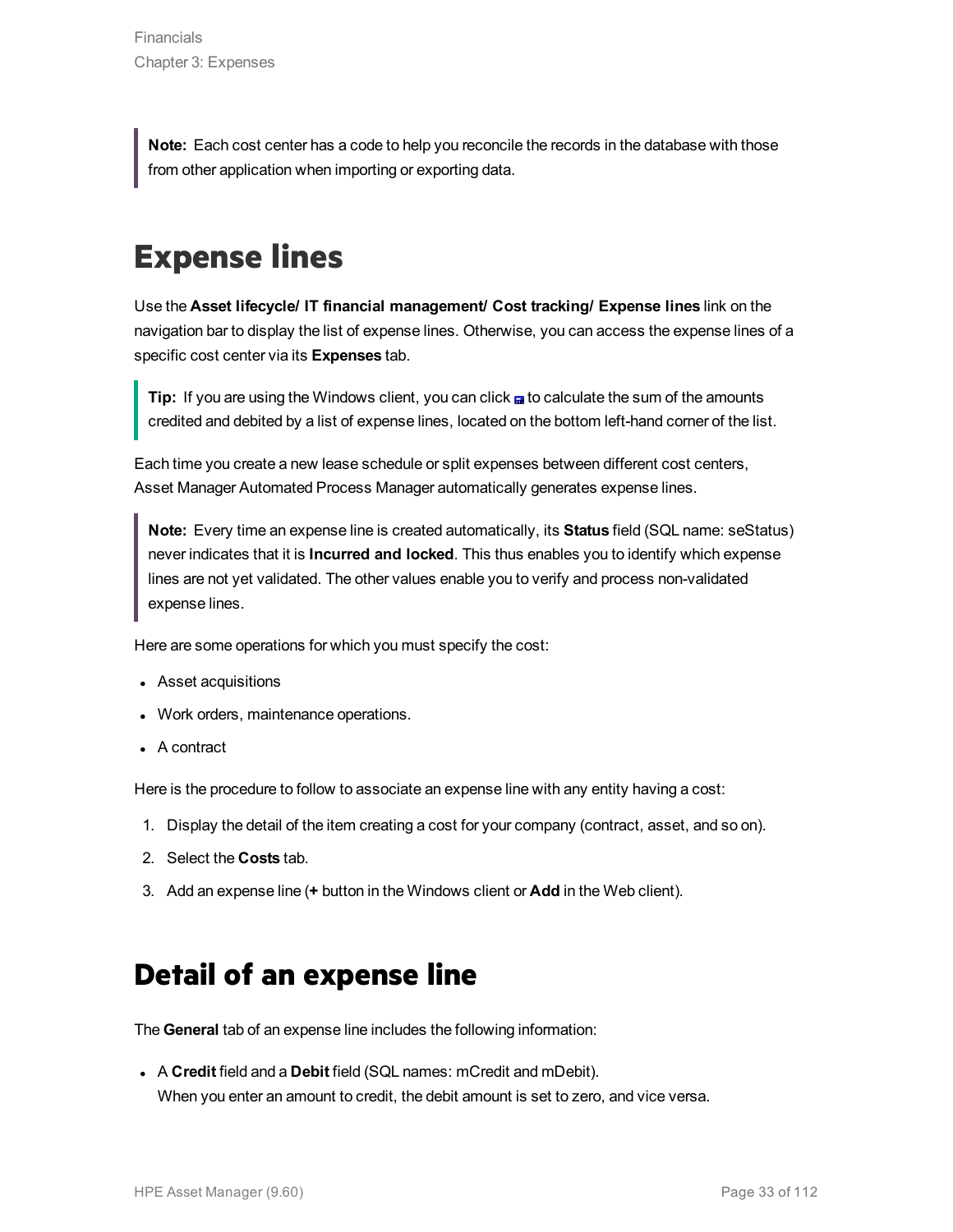**Note:** Each cost center has a code to help you reconcile the records in the database with those from other application when importing or exporting data.

# Expense lines

Use the **Asset lifecycle/ IT financial management/ Cost tracking/ Expense lines** link on the navigation bar to display the list of expense lines. Otherwise, you can access the expense lines of a specific cost center via its **Expenses** tab.

**Tip:** If you are using the Windows client, you can click to calculate the sum of the amounts credited and debited by a list of expense lines, located on the bottom left-hand corner of the list.

Each time you create a new lease schedule or split expenses between different cost centers, Asset Manager Automated Process Manager automatically generates expense lines.

**Note:** Every time an expense line is created automatically, its **Status** field (SQL name: seStatus) never indicates that it is **Incurred and locked**. This thus enables you to identify which expense lines are not yet validated. The other values enable you to verify and process non-validated expense lines.

Here are some operations for which you must specify the cost:

- Asset acquisitions
- Work orders, maintenance operations.
- A contract

Here is the procedure to follow to associate an expense line with any entity having a cost:

1. Display the detail of the item creating a cost for your company (contract, asset, and so on).
2. Select the **Costs** tab.
3. Add an expense line (**+** button in the Windows client or **Add** in the Web client).

# Detail of an expense line

The **General** tab of an expense line includes the following information:

- A **Credit** field and a **Debit** field (SQL names: mCredit and mDebit).
  When you enter an amount to credit, the debit amount is set to zero, and vice versa.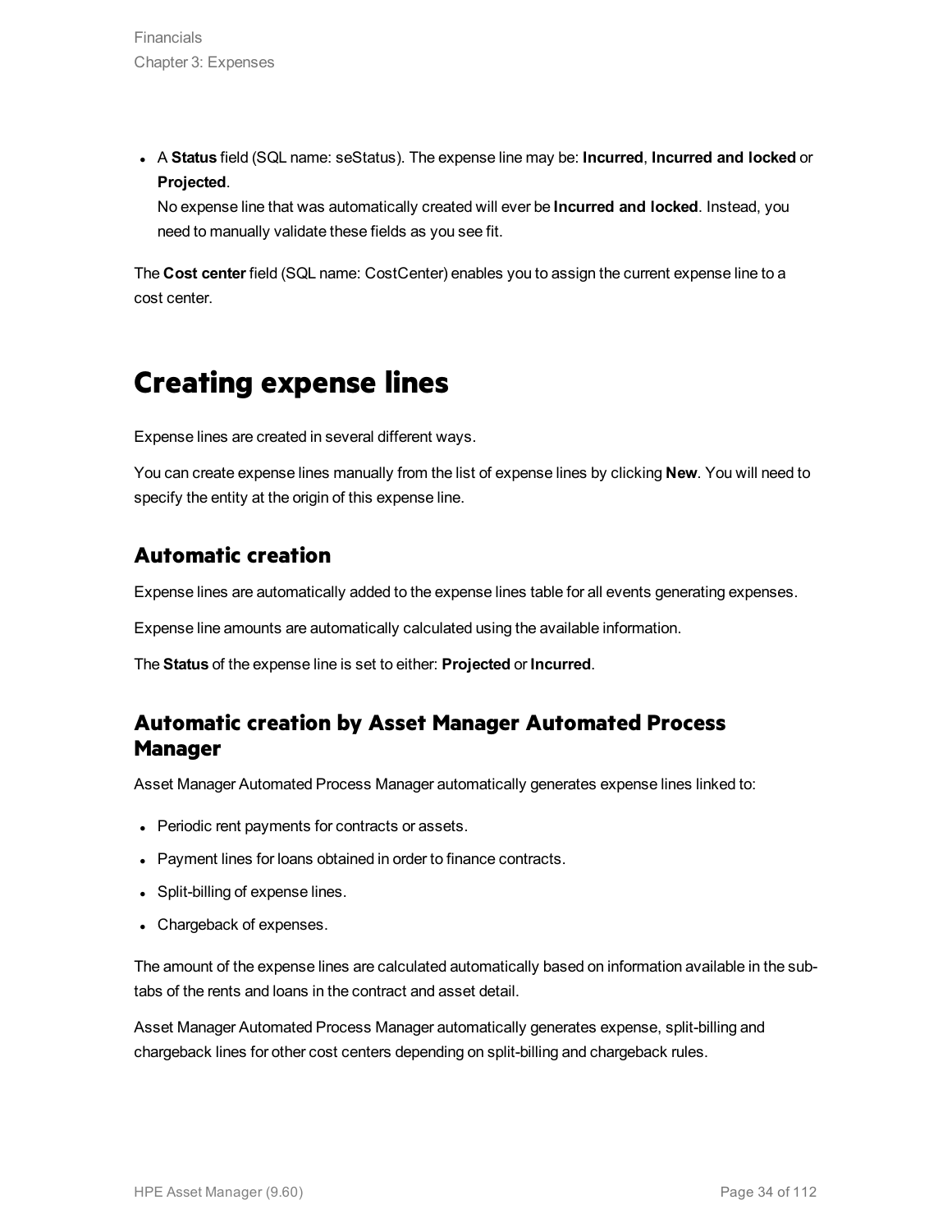- A **Status** field (SQL name: seStatus). The expense line may be: **Incurred**, **Incurred and locked** or **Projected**.
  No expense line that was automatically created will ever be **Incurred and locked**. Instead, you need to manually validate these fields as you see fit.

The **Cost center** field (SQL name: CostCenter) enables you to assign the current expense line to a cost center.

# Creating expense lines

Expense lines are created in several different ways.

You can create expense lines manually from the list of expense lines by clicking **New**. You will need to specify the entity at the origin of this expense line.

## Automatic creation

Expense lines are automatically added to the expense lines table for all events generating expenses.

Expense line amounts are automatically calculated using the available information.

The **Status** of the expense line is set to either: **Projected** or **Incurred**.

## Automatic creation by Asset Manager Automated Process Manager

Asset Manager Automated Process Manager automatically generates expense lines linked to:

- Periodic rent payments for contracts or assets.
- Payment lines for loans obtained in order to finance contracts.
- Split-billing of expense lines.
- Chargeback of expenses.

The amount of the expense lines are calculated automatically based on information available in the sub-tabs of the rents and loans in the contract and asset detail.

Asset Manager Automated Process Manager automatically generates expense, split-billing and chargeback lines for other cost centers depending on split-billing and chargeback rules.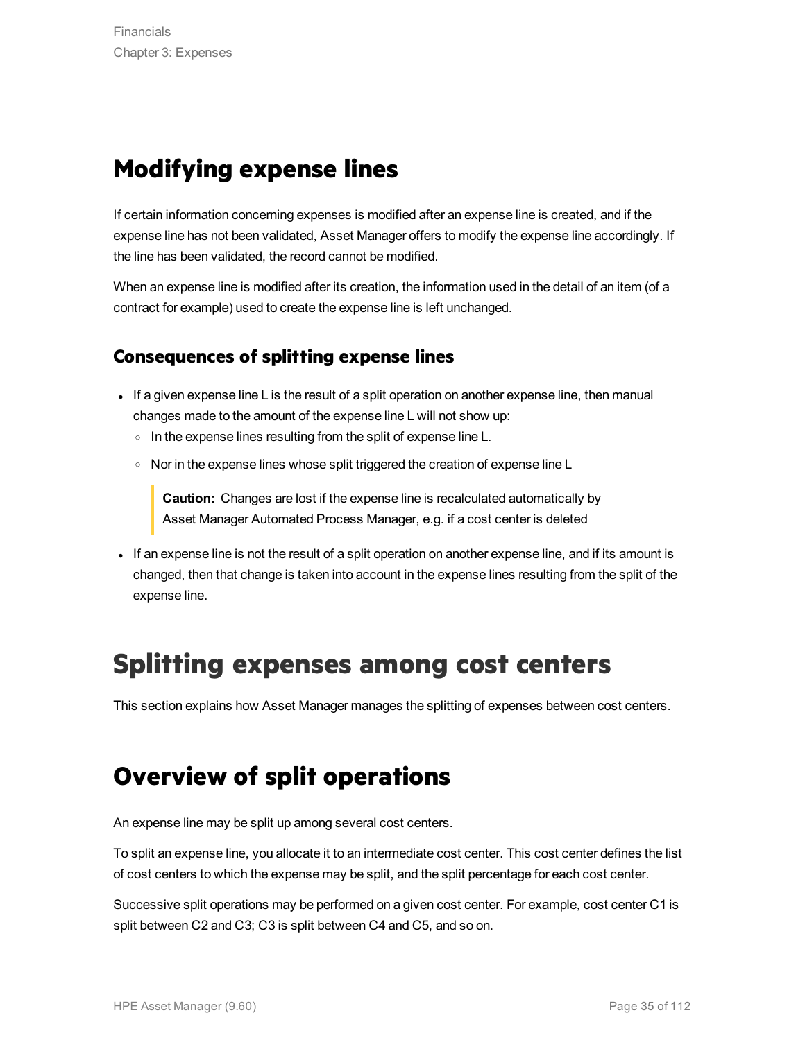# Modifying expense lines

If certain information concerning expenses is modified after an expense line is created, and if the expense line has not been validated, Asset Manager offers to modify the expense line accordingly. If the line has been validated, the record cannot be modified.

When an expense line is modified after its creation, the information used in the detail of an item (of a contract for example) used to create the expense line is left unchanged.

## Consequences of splitting expense lines

- If a given expense line L is the result of a split operation on another expense line, then manual changes made to the amount of the expense line L will not show up:
  - In the expense lines resulting from the split of expense line L.
  - Nor in the expense lines whose split triggered the creation of expense line L

    > **Caution:** Changes are lost if the expense line is recalculated automatically by Asset Manager Automated Process Manager, e.g. if a cost center is deleted

- If an expense line is not the result of a split operation on another expense line, and if its amount is changed, then that change is taken into account in the expense lines resulting from the split of the expense line.

# Splitting expenses among cost centers

This section explains how Asset Manager manages the splitting of expenses between cost centers.

# Overview of split operations

An expense line may be split up among several cost centers.

To split an expense line, you allocate it to an intermediate cost center. This cost center defines the list of cost centers to which the expense may be split, and the split percentage for each cost center.

Successive split operations may be performed on a given cost center. For example, cost center C1 is split between C2 and C3; C3 is split between C4 and C5, and so on.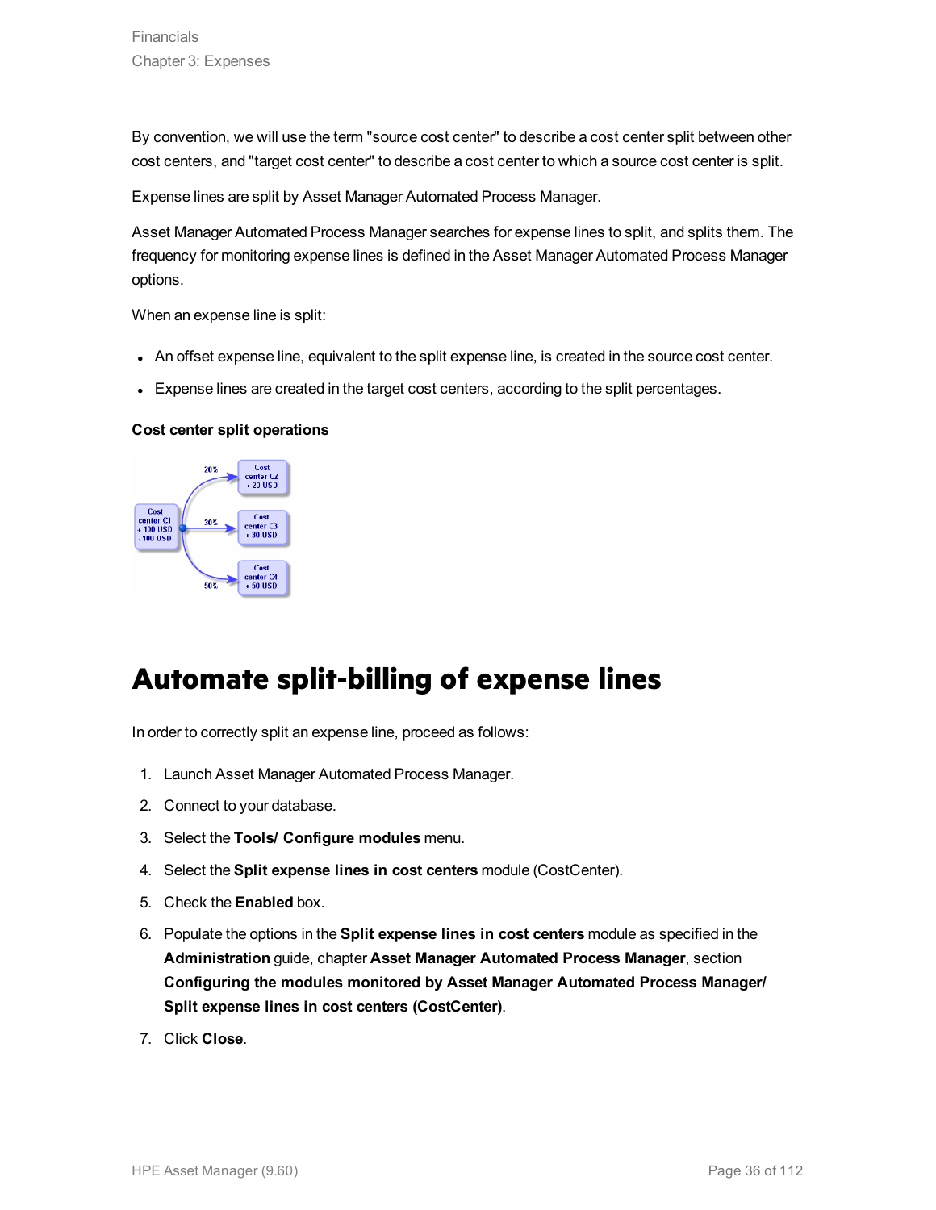By convention, we will use the term "source cost center" to describe a cost center split between other cost centers, and "target cost center" to describe a cost center to which a source cost center is split.

Expense lines are split by Asset Manager Automated Process Manager.

Asset Manager Automated Process Manager searches for expense lines to split, and splits them. The frequency for monitoring expense lines is defined in the Asset Manager Automated Process Manager options.

When an expense line is split:

- An offset expense line, equivalent to the split expense line, is created in the source cost center.
- Expense lines are created in the target cost centers, according to the split percentages.

**Cost center split operations**

# Automate split-billing of expense lines

In order to correctly split an expense line, proceed as follows:

1. Launch Asset Manager Automated Process Manager.
2. Connect to your database.
3. Select the **Tools/ Configure modules** menu.
4. Select the **Split expense lines in cost centers** module (CostCenter).
5. Check the **Enabled** box.
6. Populate the options in the **Split expense lines in cost centers** module as specified in the **Administration** guide, chapter **Asset Manager Automated Process Manager**, section **Configuring the modules monitored by Asset Manager Automated Process Manager/ Split expense lines in cost centers (CostCenter)**.
7. Click **Close**.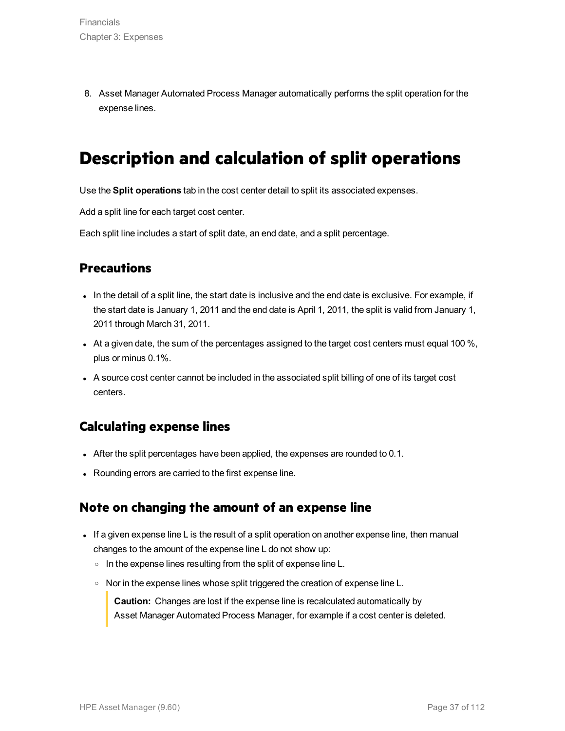8. Asset Manager Automated Process Manager automatically performs the split operation for the expense lines.

# Description and calculation of split operations

Use the **Split operations** tab in the cost center detail to split its associated expenses.

Add a split line for each target cost center.

Each split line includes a start of split date, an end date, and a split percentage.

## Precautions

- In the detail of a split line, the start date is inclusive and the end date is exclusive. For example, if the start date is January 1, 2011 and the end date is April 1, 2011, the split is valid from January 1, 2011 through March 31, 2011.
- At a given date, the sum of the percentages assigned to the target cost centers must equal 100 %, plus or minus 0.1%.
- A source cost center cannot be included in the associated split billing of one of its target cost centers.

## Calculating expense lines

- After the split percentages have been applied, the expenses are rounded to 0.1.
- Rounding errors are carried to the first expense line.

## Note on changing the amount of an expense line

- If a given expense line L is the result of a split operation on another expense line, then manual changes to the amount of the expense line L do not show up:
  - In the expense lines resulting from the split of expense line L.
  - Nor in the expense lines whose split triggered the creation of expense line L.

    > **Caution:** Changes are lost if the expense line is recalculated automatically by Asset Manager Automated Process Manager, for example if a cost center is deleted.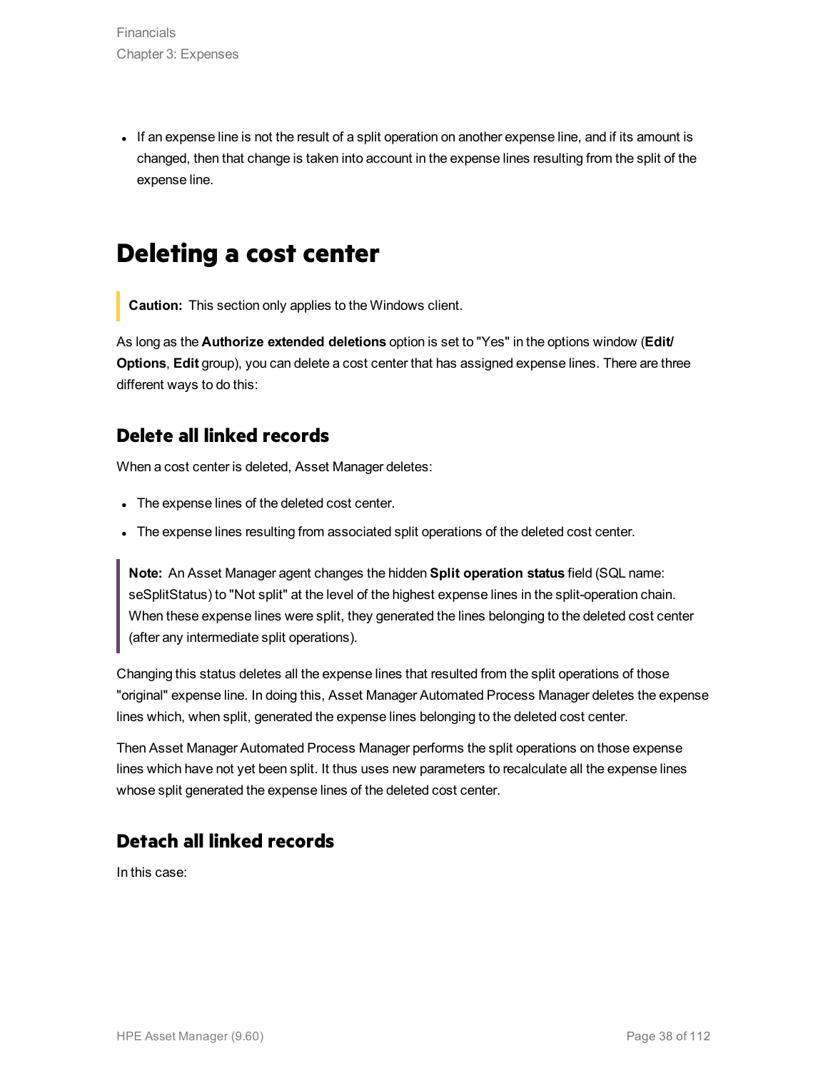- If an expense line is not the result of a split operation on another expense line, and if its amount is changed, then that change is taken into account in the expense lines resulting from the split of the expense line.

# Deleting a cost center

> **Caution:** This section only applies to the Windows client.

As long as the **Authorize extended deletions** option is set to "Yes" in the options window (**Edit/ Options**, **Edit** group), you can delete a cost center that has assigned expense lines. There are three different ways to do this:

## Delete all linked records

When a cost center is deleted, Asset Manager deletes:

- The expense lines of the deleted cost center.
- The expense lines resulting from associated split operations of the deleted cost center.

> **Note:** An Asset Manager agent changes the hidden **Split operation status** field (SQL name: seSplitStatus) to "Not split" at the level of the highest expense lines in the split-operation chain. When these expense lines were split, they generated the lines belonging to the deleted cost center (after any intermediate split operations).

Changing this status deletes all the expense lines that resulted from the split operations of those "original" expense line. In doing this, Asset Manager Automated Process Manager deletes the expense lines which, when split, generated the expense lines belonging to the deleted cost center.

Then Asset Manager Automated Process Manager performs the split operations on those expense lines which have not yet been split. It thus uses new parameters to recalculate all the expense lines whose split generated the expense lines of the deleted cost center.

## Detach all linked records

In this case: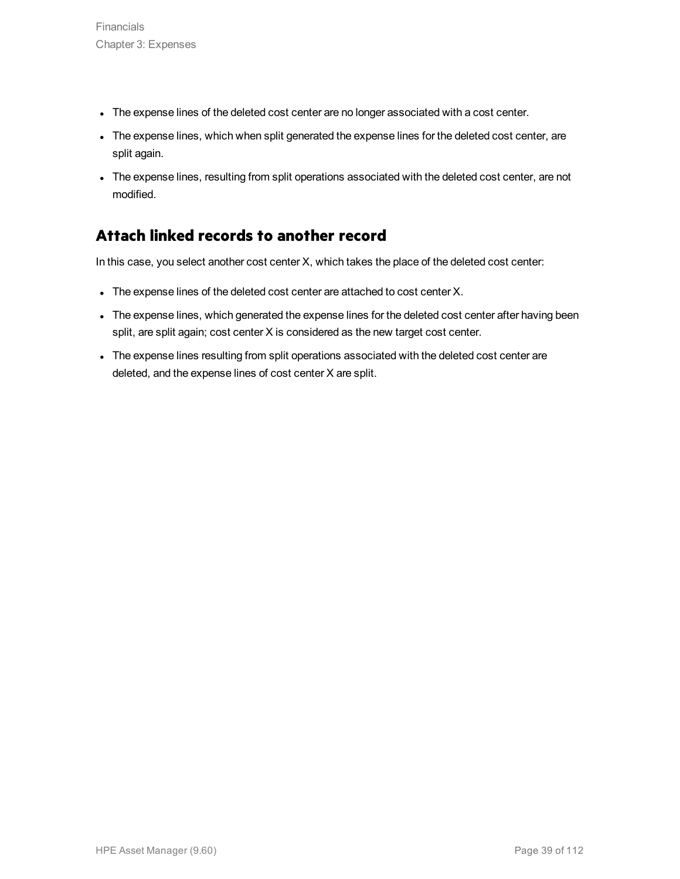- The expense lines of the deleted cost center are no longer associated with a cost center.
- The expense lines, which when split generated the expense lines for the deleted cost center, are split again.
- The expense lines, resulting from split operations associated with the deleted cost center, are not modified.

## Attach linked records to another record

In this case, you select another cost center X, which takes the place of the deleted cost center:

- The expense lines of the deleted cost center are attached to cost center X.
- The expense lines, which generated the expense lines for the deleted cost center after having been split, are split again; cost center X is considered as the new target cost center.
- The expense lines resulting from split operations associated with the deleted cost center are deleted, and the expense lines of cost center X are split.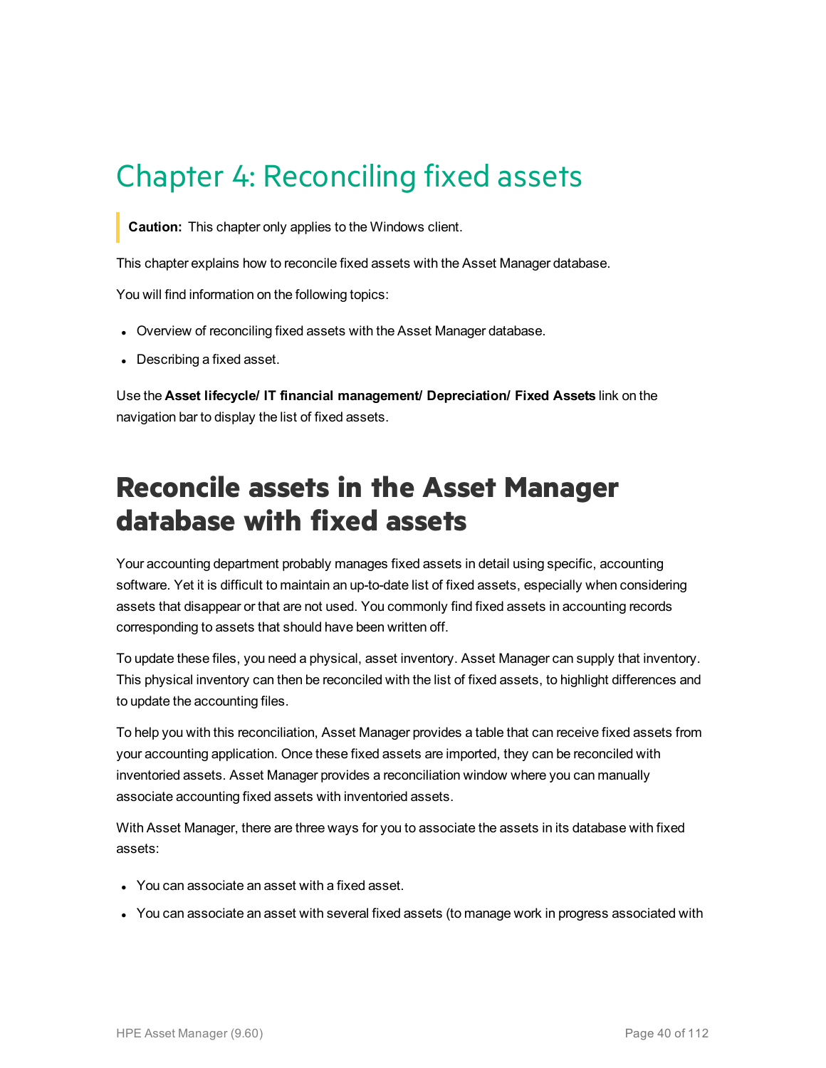# Chapter 4: Reconciling fixed assets

> **Caution:** This chapter only applies to the Windows client.

This chapter explains how to reconcile fixed assets with the Asset Manager database.

You will find information on the following topics:

- Overview of reconciling fixed assets with the Asset Manager database.
- Describing a fixed asset.

Use the **Asset lifecycle/ IT financial management/ Depreciation/ Fixed Assets** link on the navigation bar to display the list of fixed assets.

## Reconcile assets in the Asset Manager database with fixed assets

Your accounting department probably manages fixed assets in detail using specific, accounting software. Yet it is difficult to maintain an up-to-date list of fixed assets, especially when considering assets that disappear or that are not used. You commonly find fixed assets in accounting records corresponding to assets that should have been written off.

To update these files, you need a physical, asset inventory. Asset Manager can supply that inventory. This physical inventory can then be reconciled with the list of fixed assets, to highlight differences and to update the accounting files.

To help you with this reconciliation, Asset Manager provides a table that can receive fixed assets from your accounting application. Once these fixed assets are imported, they can be reconciled with inventoried assets. Asset Manager provides a reconciliation window where you can manually associate accounting fixed assets with inventoried assets.

With Asset Manager, there are three ways for you to associate the assets in its database with fixed assets:

- You can associate an asset with a fixed asset.
- You can associate an asset with several fixed assets (to manage work in progress associated with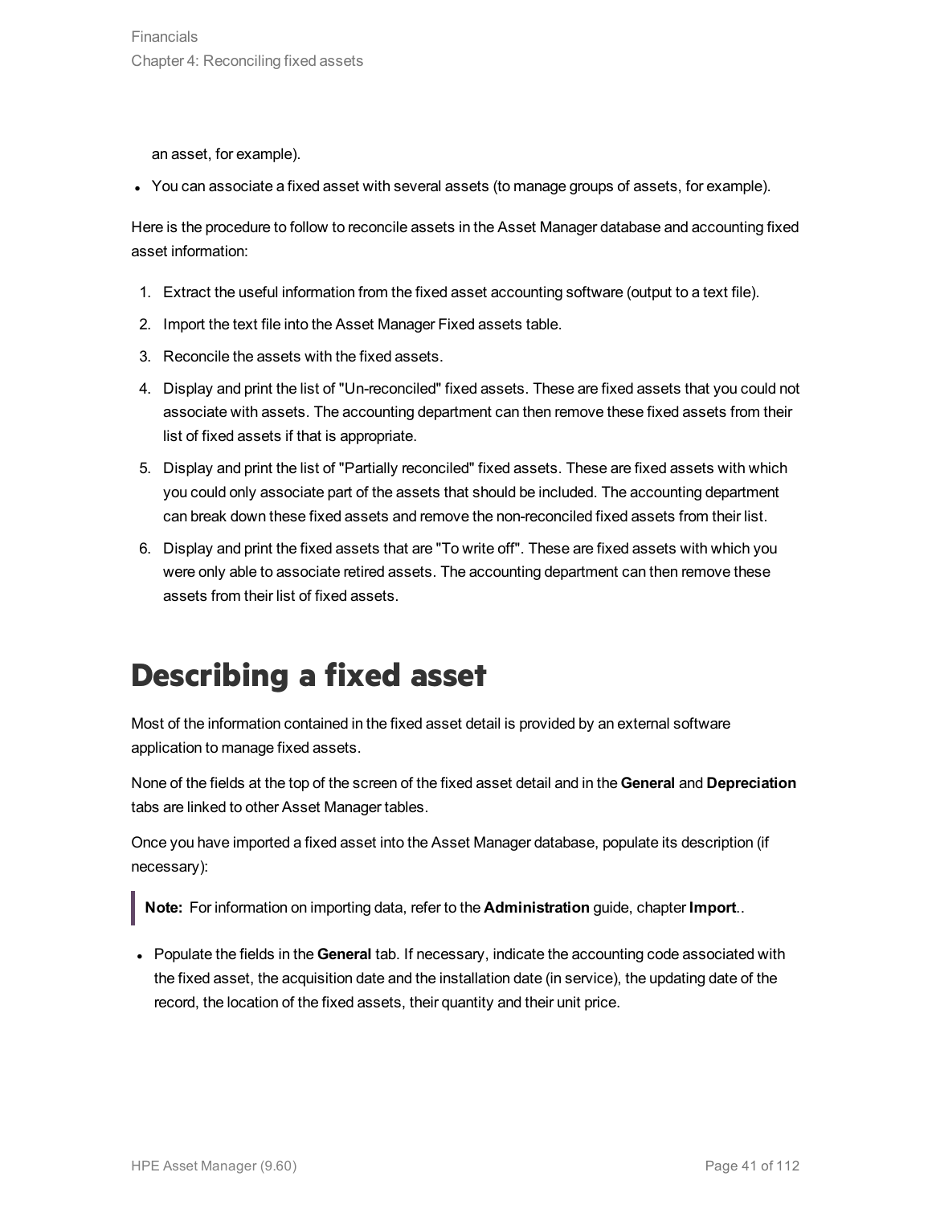an asset, for example).

- You can associate a fixed asset with several assets (to manage groups of assets, for example).

Here is the procedure to follow to reconcile assets in the Asset Manager database and accounting fixed asset information:

1. Extract the useful information from the fixed asset accounting software (output to a text file).
2. Import the text file into the Asset Manager Fixed assets table.
3. Reconcile the assets with the fixed assets.
4. Display and print the list of "Un-reconciled" fixed assets. These are fixed assets that you could not associate with assets. The accounting department can then remove these fixed assets from their list of fixed assets if that is appropriate.
5. Display and print the list of "Partially reconciled" fixed assets. These are fixed assets with which you could only associate part of the assets that should be included. The accounting department can break down these fixed assets and remove the non-reconciled fixed assets from their list.
6. Display and print the fixed assets that are "To write off". These are fixed assets with which you were only able to associate retired assets. The accounting department can then remove these assets from their list of fixed assets.

# Describing a fixed asset

Most of the information contained in the fixed asset detail is provided by an external software application to manage fixed assets.

None of the fields at the top of the screen of the fixed asset detail and in the **General** and **Depreciation** tabs are linked to other Asset Manager tables.

Once you have imported a fixed asset into the Asset Manager database, populate its description (if necessary):

> **Note:** For information on importing data, refer to the **Administration** guide, chapter **Import**..

- Populate the fields in the **General** tab. If necessary, indicate the accounting code associated with the fixed asset, the acquisition date and the installation date (in service), the updating date of the record, the location of the fixed assets, their quantity and their unit price.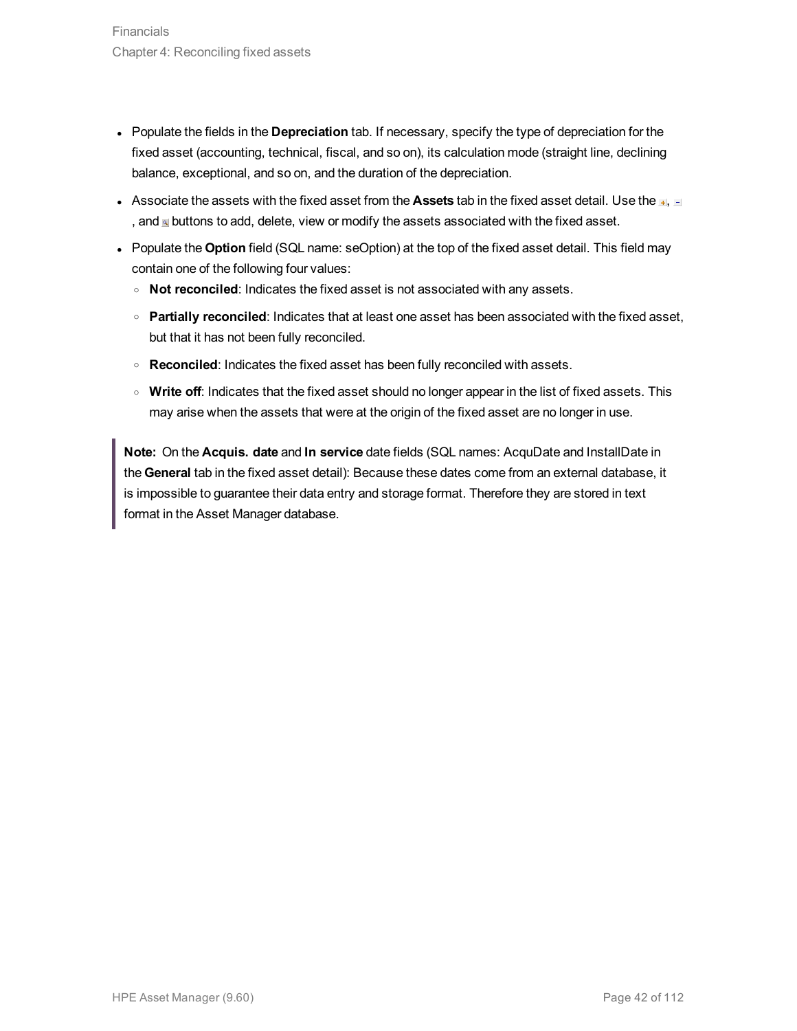- Populate the fields in the **Depreciation** tab. If necessary, specify the type of depreciation for the fixed asset (accounting, technical, fiscal, and so on), its calculation mode (straight line, declining balance, exceptional, and so on, and the duration of the depreciation.
- Associate the assets with the fixed asset from the **Assets** tab in the fixed asset detail. Use the +, - , and buttons to add, delete, view or modify the assets associated with the fixed asset.
- Populate the **Option** field (SQL name: seOption) at the top of the fixed asset detail. This field may contain one of the following four values:
  - **Not reconciled**: Indicates the fixed asset is not associated with any assets.
  - **Partially reconciled**: Indicates that at least one asset has been associated with the fixed asset, but that it has not been fully reconciled.
  - **Reconciled**: Indicates the fixed asset has been fully reconciled with assets.
  - **Write off**: Indicates that the fixed asset should no longer appear in the list of fixed assets. This may arise when the assets that were at the origin of the fixed asset are no longer in use.

> **Note:** On the **Acquis. date** and **In service** date fields (SQL names: AcquDate and InstallDate in the **General** tab in the fixed asset detail): Because these dates come from an external database, it is impossible to guarantee their data entry and storage format. Therefore they are stored in text format in the Asset Manager database.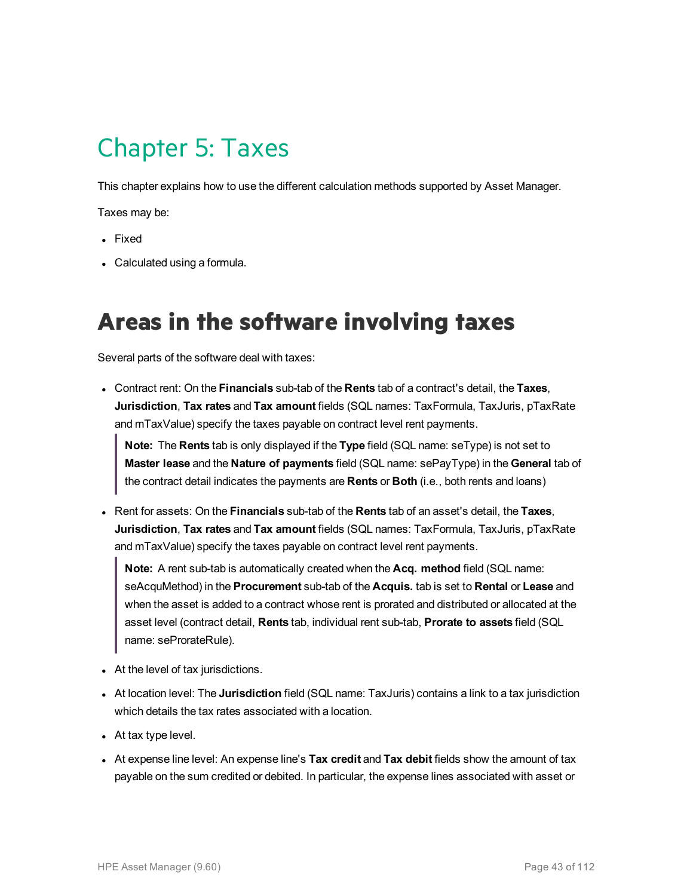# Chapter 5: Taxes

This chapter explains how to use the different calculation methods supported by Asset Manager.

Taxes may be:

- Fixed
- Calculated using a formula.

## Areas in the software involving taxes

Several parts of the software deal with taxes:

- Contract rent: On the **Financials** sub-tab of the **Rents** tab of a contract's detail, the **Taxes**, **Jurisdiction**, **Tax rates** and **Tax amount** fields (SQL names: TaxFormula, TaxJuris, pTaxRate and mTaxValue) specify the taxes payable on contract level rent payments.

  > **Note:** The **Rents** tab is only displayed if the **Type** field (SQL name: seType) is not set to **Master lease** and the **Nature of payments** field (SQL name: sePayType) in the **General** tab of the contract detail indicates the payments are **Rents** or **Both** (i.e., both rents and loans)

- Rent for assets: On the **Financials** sub-tab of the **Rents** tab of an asset's detail, the **Taxes**, **Jurisdiction**, **Tax rates** and **Tax amount** fields (SQL names: TaxFormula, TaxJuris, pTaxRate and mTaxValue) specify the taxes payable on contract level rent payments.

  > **Note:** A rent sub-tab is automatically created when the **Acq. method** field (SQL name: seAcquMethod) in the **Procurement** sub-tab of the **Acquis.** tab is set to **Rental** or **Lease** and when the asset is added to a contract whose rent is prorated and distributed or allocated at the asset level (contract detail, **Rents** tab, individual rent sub-tab, **Prorate to assets** field (SQL name: seProrateRule).

- At the level of tax jurisdictions.
- At location level: The **Jurisdiction** field (SQL name: TaxJuris) contains a link to a tax jurisdiction which details the tax rates associated with a location.
- At tax type level.
- At expense line level: An expense line's **Tax credit** and **Tax debit** fields show the amount of tax payable on the sum credited or debited. In particular, the expense lines associated with asset or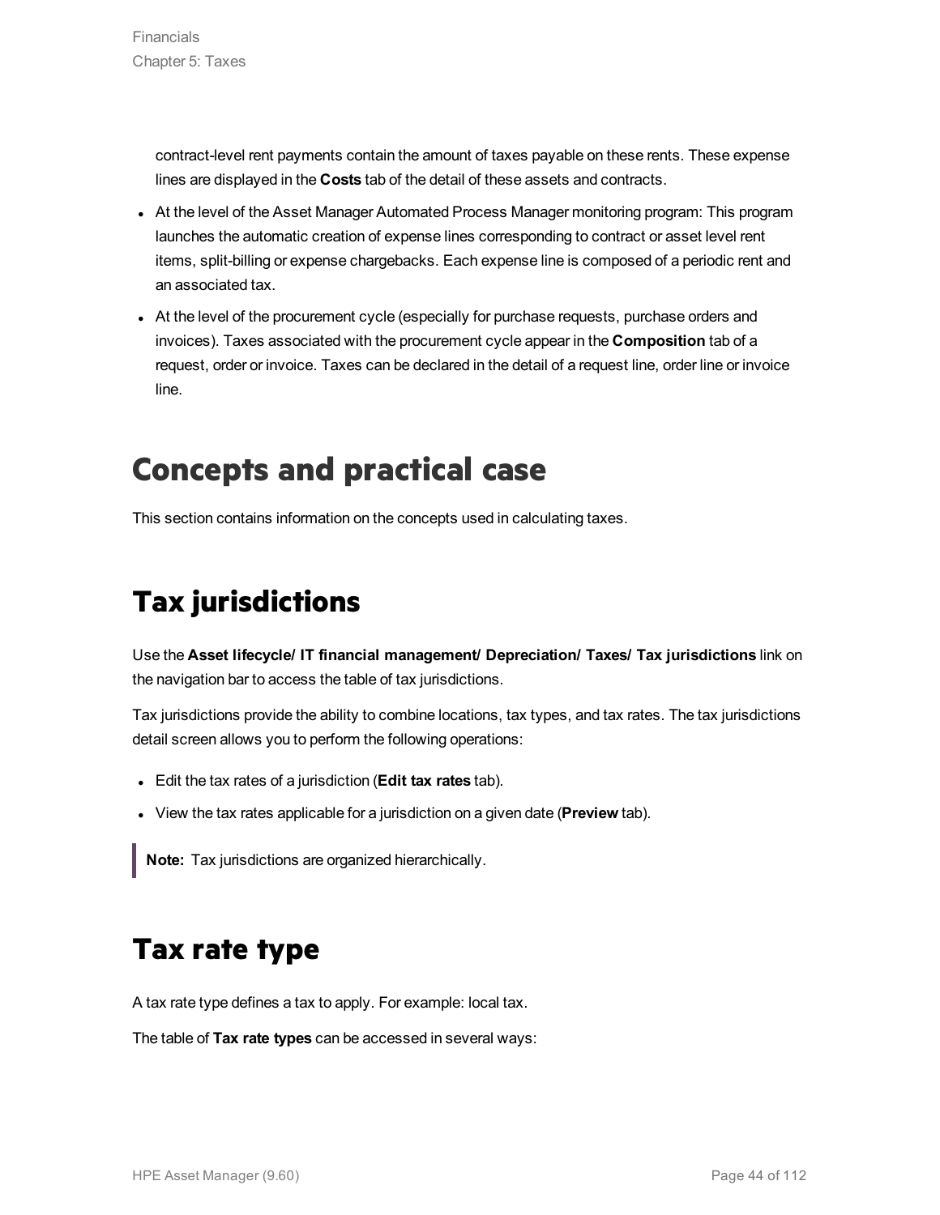contract-level rent payments contain the amount of taxes payable on these rents. These expense lines are displayed in the **Costs** tab of the detail of these assets and contracts.

- At the level of the Asset Manager Automated Process Manager monitoring program: This program launches the automatic creation of expense lines corresponding to contract or asset level rent items, split-billing or expense chargebacks. Each expense line is composed of a periodic rent and an associated tax.
- At the level of the procurement cycle (especially for purchase requests, purchase orders and invoices). Taxes associated with the procurement cycle appear in the **Composition** tab of a request, order or invoice. Taxes can be declared in the detail of a request line, order line or invoice line.

# Concepts and practical case

This section contains information on the concepts used in calculating taxes.

## Tax jurisdictions

Use the **Asset lifecycle/ IT financial management/ Depreciation/ Taxes/ Tax jurisdictions** link on the navigation bar to access the table of tax jurisdictions.

Tax jurisdictions provide the ability to combine locations, tax types, and tax rates. The tax jurisdictions detail screen allows you to perform the following operations:

- Edit the tax rates of a jurisdiction (**Edit tax rates** tab).
- View the tax rates applicable for a jurisdiction on a given date (**Preview** tab).

> **Note:** Tax jurisdictions are organized hierarchically.

## Tax rate type

A tax rate type defines a tax to apply. For example: local tax.

The table of **Tax rate types** can be accessed in several ways: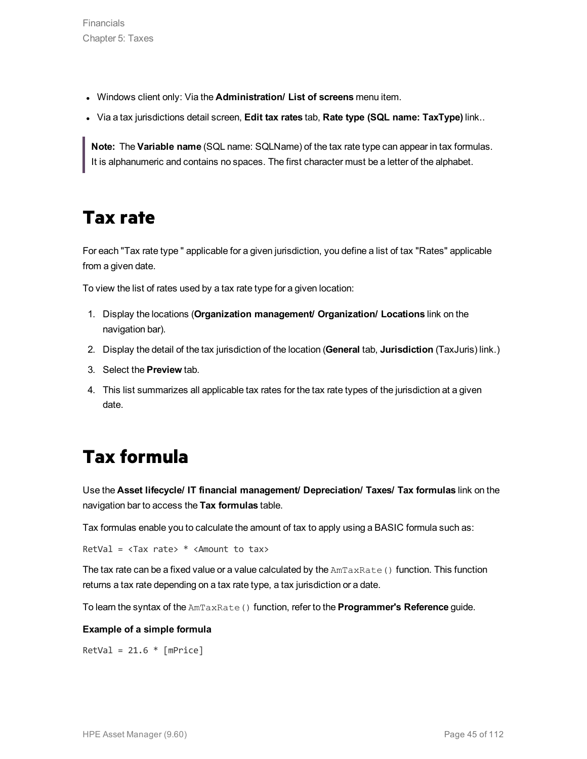- Windows client only: Via the **Administration/ List of screens** menu item.
- Via a tax jurisdictions detail screen, **Edit tax rates** tab, **Rate type (SQL name: TaxType)** link..

> **Note:** The **Variable name** (SQL name: SQLName) of the tax rate type can appear in tax formulas. It is alphanumeric and contains no spaces. The first character must be a letter of the alphabet.

# Tax rate

For each "Tax rate type " applicable for a given jurisdiction, you define a list of tax "Rates" applicable from a given date.

To view the list of rates used by a tax rate type for a given location:

1. Display the locations (**Organization management/ Organization/ Locations** link on the navigation bar).
2. Display the detail of the tax jurisdiction of the location (**General** tab, **Jurisdiction** (TaxJuris) link.)
3. Select the **Preview** tab.
4. This list summarizes all applicable tax rates for the tax rate types of the jurisdiction at a given date.

# Tax formula

Use the **Asset lifecycle/ IT financial management/ Depreciation/ Taxes/ Tax formulas** link on the navigation bar to access the **Tax formulas** table.

Tax formulas enable you to calculate the amount of tax to apply using a BASIC formula such as:

```
RetVal = <Tax rate> * <Amount to tax>
```

The tax rate can be a fixed value or a value calculated by the `AmTaxRate()` function. This function returns a tax rate depending on a tax rate type, a tax jurisdiction or a date.

To learn the syntax of the `AmTaxRate()` function, refer to the **Programmer's Reference** guide.

**Example of a simple formula**

```
RetVal = 21.6 * [mPrice]
```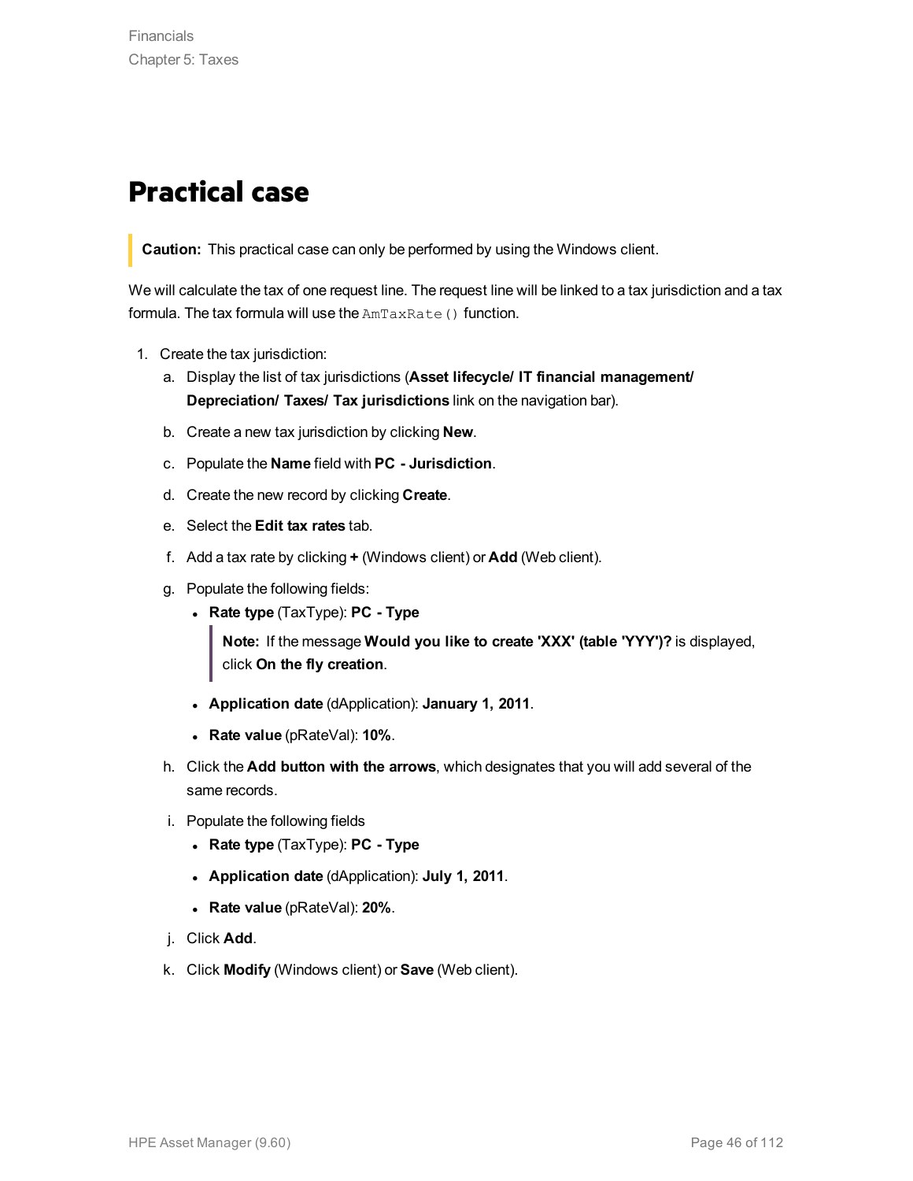# Practical case

> **Caution:** This practical case can only be performed by using the Windows client.

We will calculate the tax of one request line. The request line will be linked to a tax jurisdiction and a tax formula. The tax formula will use the `AmTaxRate()` function.

1. Create the tax jurisdiction:
   a. Display the list of tax jurisdictions (**Asset lifecycle/ IT financial management/ Depreciation/ Taxes/ Tax jurisdictions** link on the navigation bar).
   b. Create a new tax jurisdiction by clicking **New**.
   c. Populate the **Name** field with **PC - Jurisdiction**.
   d. Create the new record by clicking **Create**.
   e. Select the **Edit tax rates** tab.
   f. Add a tax rate by clicking **+** (Windows client) or **Add** (Web client).
   g. Populate the following fields:
      - **Rate type** (TaxType): **PC - Type**

        > **Note:** If the message **Would you like to create 'XXX' (table 'YYY')?** is displayed, click **On the fly creation**.

      - **Application date** (dApplication): **January 1, 2011**.
      - **Rate value** (pRateVal): **10%**.
   h. Click the **Add button with the arrows**, which designates that you will add several of the same records.
   i. Populate the following fields
      - **Rate type** (TaxType): **PC - Type**
      - **Application date** (dApplication): **July 1, 2011**.
      - **Rate value** (pRateVal): **20%**.
   j. Click **Add**.
   k. Click **Modify** (Windows client) or **Save** (Web client).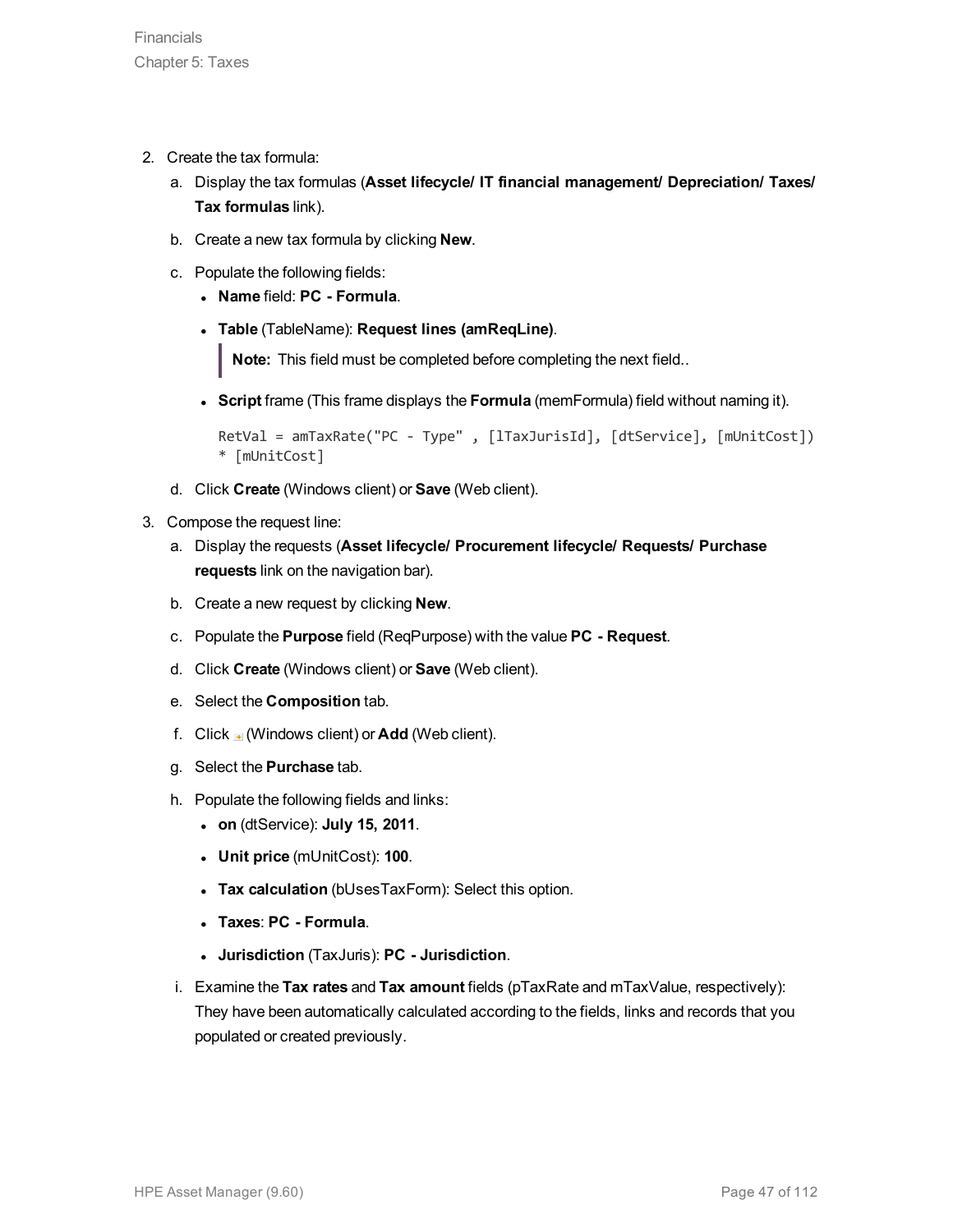2. Create the tax formula:
   1. Display the tax formulas (**Asset lifecycle/ IT financial management/ Depreciation/ Taxes/ Tax formulas** link).
   2. Create a new tax formula by clicking **New**.
   3. Populate the following fields:
      - **Name** field: **PC - Formula**.
      - **Table** (TableName): **Request lines (amReqLine)**.

        > **Note:** This field must be completed before completing the next field..

      - **Script** frame (This frame displays the **Formula** (memFormula) field without naming it).

        ```
        RetVal = amTaxRate("PC - Type" , [lTaxJurisId], [dtService], [mUnitCost])
        * [mUnitCost]
        ```

   4. Click **Create** (Windows client) or **Save** (Web client).
3. Compose the request line:
   1. Display the requests (**Asset lifecycle/ Procurement lifecycle/ Requests/ Purchase requests** link on the navigation bar).
   2. Create a new request by clicking **New**.
   3. Populate the **Purpose** field (ReqPurpose) with the value **PC - Request**.
   4. Click **Create** (Windows client) or **Save** (Web client).
   5. Select the **Composition** tab.
   6. Click (Windows client) or **Add** (Web client).
   7. Select the **Purchase** tab.
   8. Populate the following fields and links:
      - **on** (dtService): **July 15, 2011**.
      - **Unit price** (mUnitCost): **100**.
      - **Tax calculation** (bUsesTaxForm): Select this option.
      - **Taxes**: **PC - Formula**.
      - **Jurisdiction** (TaxJuris): **PC - Jurisdiction**.
   9. Examine the **Tax rates** and **Tax amount** fields (pTaxRate and mTaxValue, respectively): They have been automatically calculated according to the fields, links and records that you populated or created previously.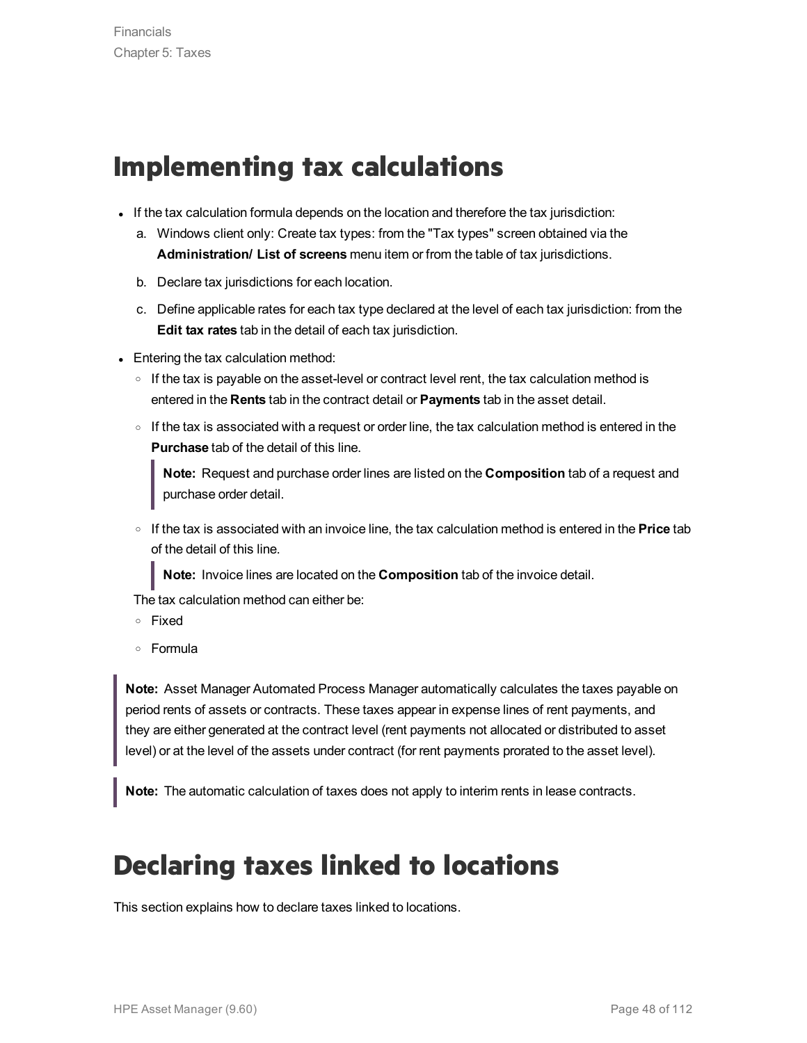# Implementing tax calculations

- If the tax calculation formula depends on the location and therefore the tax jurisdiction:
  a. Windows client only: Create tax types: from the "Tax types" screen obtained via the **Administration/ List of screens** menu item or from the table of tax jurisdictions.
  b. Declare tax jurisdictions for each location.
  c. Define applicable rates for each tax type declared at the level of each tax jurisdiction: from the **Edit tax rates** tab in the detail of each tax jurisdiction.
- Entering the tax calculation method:
  - If the tax is payable on the asset-level or contract level rent, the tax calculation method is entered in the **Rents** tab in the contract detail or **Payments** tab in the asset detail.
  - If the tax is associated with a request or order line, the tax calculation method is entered in the **Purchase** tab of the detail of this line.

    > **Note:** Request and purchase order lines are listed on the **Composition** tab of a request and purchase order detail.

  - If the tax is associated with an invoice line, the tax calculation method is entered in the **Price** tab of the detail of this line.

    > **Note:** Invoice lines are located on the **Composition** tab of the invoice detail.

  The tax calculation method can either be:
  - Fixed
  - Formula

> **Note:** Asset Manager Automated Process Manager automatically calculates the taxes payable on period rents of assets or contracts. These taxes appear in expense lines of rent payments, and they are either generated at the contract level (rent payments not allocated or distributed to asset level) or at the level of the assets under contract (for rent payments prorated to the asset level).

> **Note:** The automatic calculation of taxes does not apply to interim rents in lease contracts.

# Declaring taxes linked to locations

This section explains how to declare taxes linked to locations.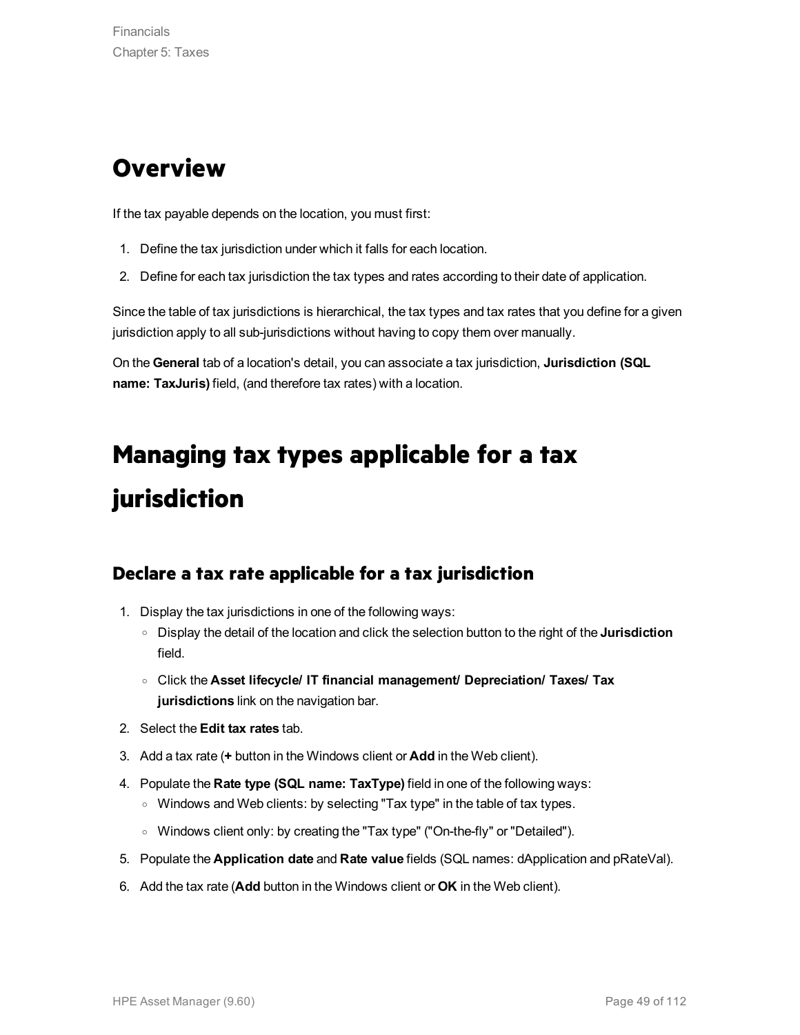# Overview

If the tax payable depends on the location, you must first:

1. Define the tax jurisdiction under which it falls for each location.
2. Define for each tax jurisdiction the tax types and rates according to their date of application.

Since the table of tax jurisdictions is hierarchical, the tax types and tax rates that you define for a given jurisdiction apply to all sub-jurisdictions without having to copy them over manually.

On the **General** tab of a location's detail, you can associate a tax jurisdiction, **Jurisdiction (SQL name: TaxJuris)** field, (and therefore tax rates) with a location.

# Managing tax types applicable for a tax jurisdiction

## Declare a tax rate applicable for a tax jurisdiction

1. Display the tax jurisdictions in one of the following ways:
   - Display the detail of the location and click the selection button to the right of the **Jurisdiction** field.
   - Click the **Asset lifecycle/ IT financial management/ Depreciation/ Taxes/ Tax jurisdictions** link on the navigation bar.
2. Select the **Edit tax rates** tab.
3. Add a tax rate (**+** button in the Windows client or **Add** in the Web client).
4. Populate the **Rate type (SQL name: TaxType)** field in one of the following ways:
   - Windows and Web clients: by selecting "Tax type" in the table of tax types.
   - Windows client only: by creating the "Tax type" ("On-the-fly" or "Detailed").
5. Populate the **Application date** and **Rate value** fields (SQL names: dApplication and pRateVal).
6. Add the tax rate (**Add** button in the Windows client or **OK** in the Web client).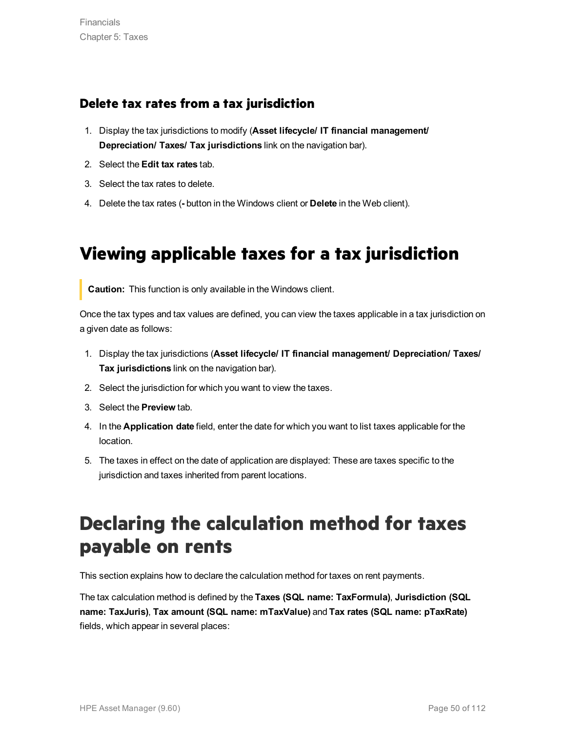### Delete tax rates from a tax jurisdiction

1. Display the tax jurisdictions to modify (**Asset lifecycle/ IT financial management/ Depreciation/ Taxes/ Tax jurisdictions** link on the navigation bar).
2. Select the **Edit tax rates** tab.
3. Select the tax rates to delete.
4. Delete the tax rates (**-** button in the Windows client or **Delete** in the Web client).

## Viewing applicable taxes for a tax jurisdiction

> **Caution:** This function is only available in the Windows client.

Once the tax types and tax values are defined, you can view the taxes applicable in a tax jurisdiction on a given date as follows:

1. Display the tax jurisdictions (**Asset lifecycle/ IT financial management/ Depreciation/ Taxes/ Tax jurisdictions** link on the navigation bar).
2. Select the jurisdiction for which you want to view the taxes.
3. Select the **Preview** tab.
4. In the **Application date** field, enter the date for which you want to list taxes applicable for the location.
5. The taxes in effect on the date of application are displayed: These are taxes specific to the jurisdiction and taxes inherited from parent locations.

## Declaring the calculation method for taxes payable on rents

This section explains how to declare the calculation method for taxes on rent payments.

The tax calculation method is defined by the **Taxes (SQL name: TaxFormula)**, **Jurisdiction (SQL name: TaxJuris)**, **Tax amount (SQL name: mTaxValue)** and **Tax rates (SQL name: pTaxRate)** fields, which appear in several places: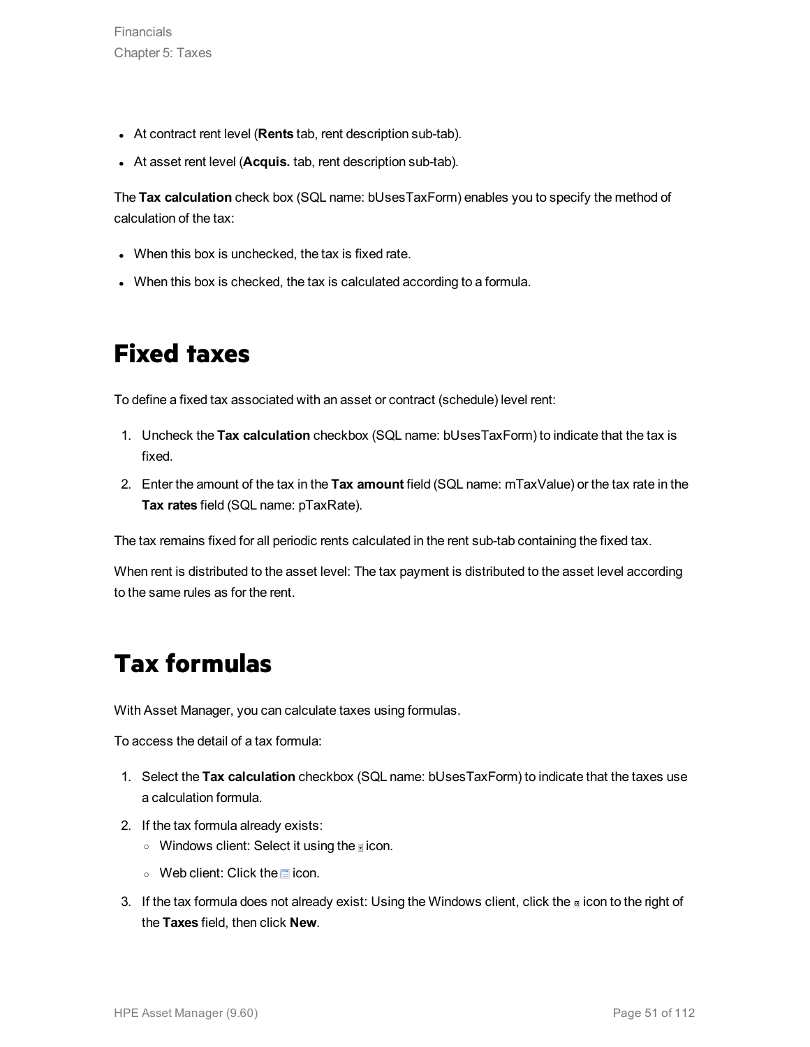- At contract rent level (**Rents** tab, rent description sub-tab).
- At asset rent level (**Acquis.** tab, rent description sub-tab).

The **Tax calculation** check box (SQL name: bUsesTaxForm) enables you to specify the method of calculation of the tax:

- When this box is unchecked, the tax is fixed rate.
- When this box is checked, the tax is calculated according to a formula.

# Fixed taxes

To define a fixed tax associated with an asset or contract (schedule) level rent:

1. Uncheck the **Tax calculation** checkbox (SQL name: bUsesTaxForm) to indicate that the tax is fixed.
2. Enter the amount of the tax in the **Tax amount** field (SQL name: mTaxValue) or the tax rate in the **Tax rates** field (SQL name: pTaxRate).

The tax remains fixed for all periodic rents calculated in the rent sub-tab containing the fixed tax.

When rent is distributed to the asset level: The tax payment is distributed to the asset level according to the same rules as for the rent.

# Tax formulas

With Asset Manager, you can calculate taxes using formulas.

To access the detail of a tax formula:

1. Select the **Tax calculation** checkbox (SQL name: bUsesTaxForm) to indicate that the taxes use a calculation formula.
2. If the tax formula already exists:
   - Windows client: Select it using the icon.
   - Web client: Click the icon.
3. If the tax formula does not already exist: Using the Windows client, click the icon to the right of the **Taxes** field, then click **New**.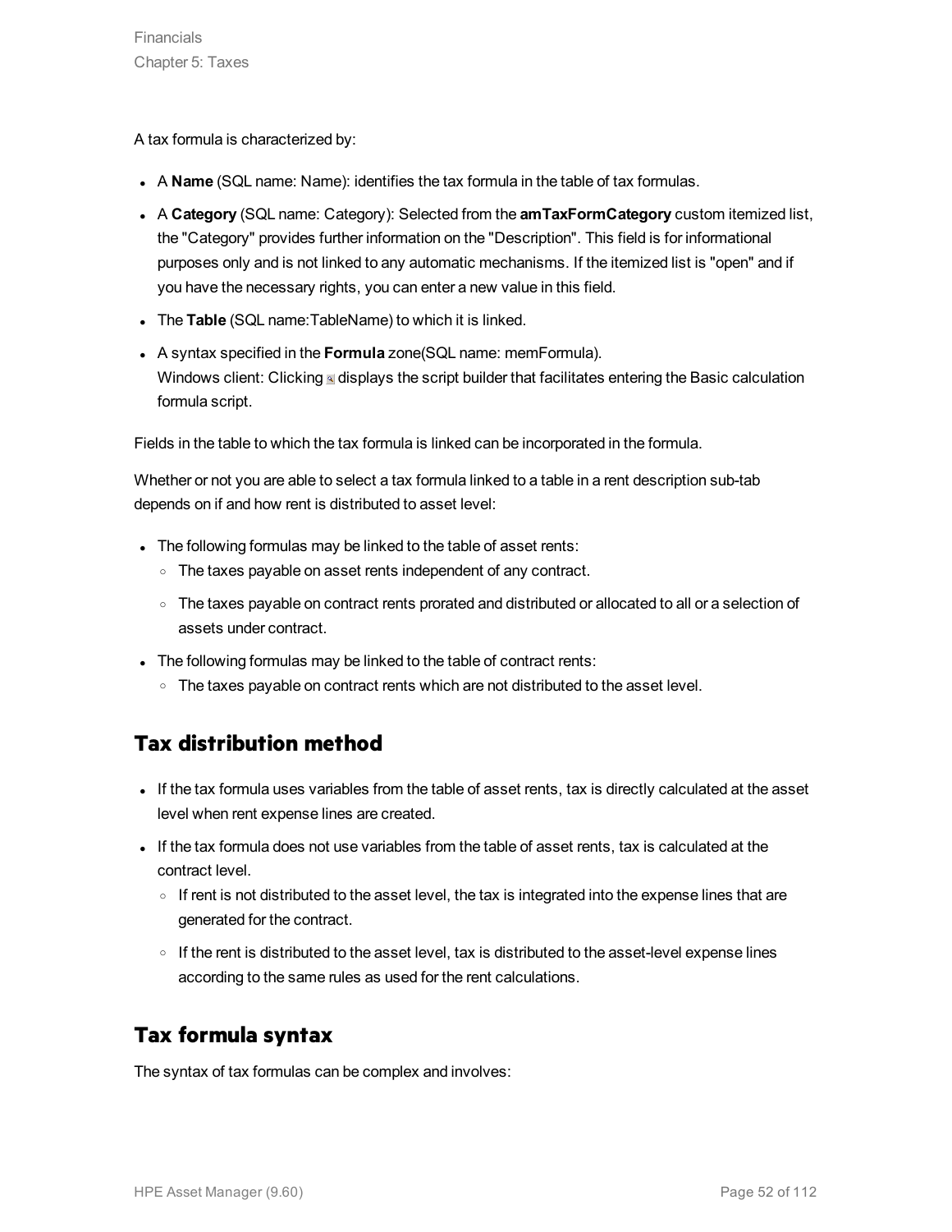A tax formula is characterized by:

- A **Name** (SQL name: Name): identifies the tax formula in the table of tax formulas.
- A **Category** (SQL name: Category): Selected from the **amTaxFormCategory** custom itemized list, the "Category" provides further information on the "Description". This field is for informational purposes only and is not linked to any automatic mechanisms. If the itemized list is "open" and if you have the necessary rights, you can enter a new value in this field.
- The **Table** (SQL name:TableName) to which it is linked.
- A syntax specified in the **Formula** zone(SQL name: memFormula).
  Windows client: Clicking displays the script builder that facilitates entering the Basic calculation formula script.

Fields in the table to which the tax formula is linked can be incorporated in the formula.

Whether or not you are able to select a tax formula linked to a table in a rent description sub-tab depends on if and how rent is distributed to asset level:

- The following formulas may be linked to the table of asset rents:
  - The taxes payable on asset rents independent of any contract.
  - The taxes payable on contract rents prorated and distributed or allocated to all or a selection of assets under contract.
- The following formulas may be linked to the table of contract rents:
  - The taxes payable on contract rents which are not distributed to the asset level.

## Tax distribution method

- If the tax formula uses variables from the table of asset rents, tax is directly calculated at the asset level when rent expense lines are created.
- If the tax formula does not use variables from the table of asset rents, tax is calculated at the contract level.
  - If rent is not distributed to the asset level, the tax is integrated into the expense lines that are generated for the contract.
  - If the rent is distributed to the asset level, tax is distributed to the asset-level expense lines according to the same rules as used for the rent calculations.

## Tax formula syntax

The syntax of tax formulas can be complex and involves: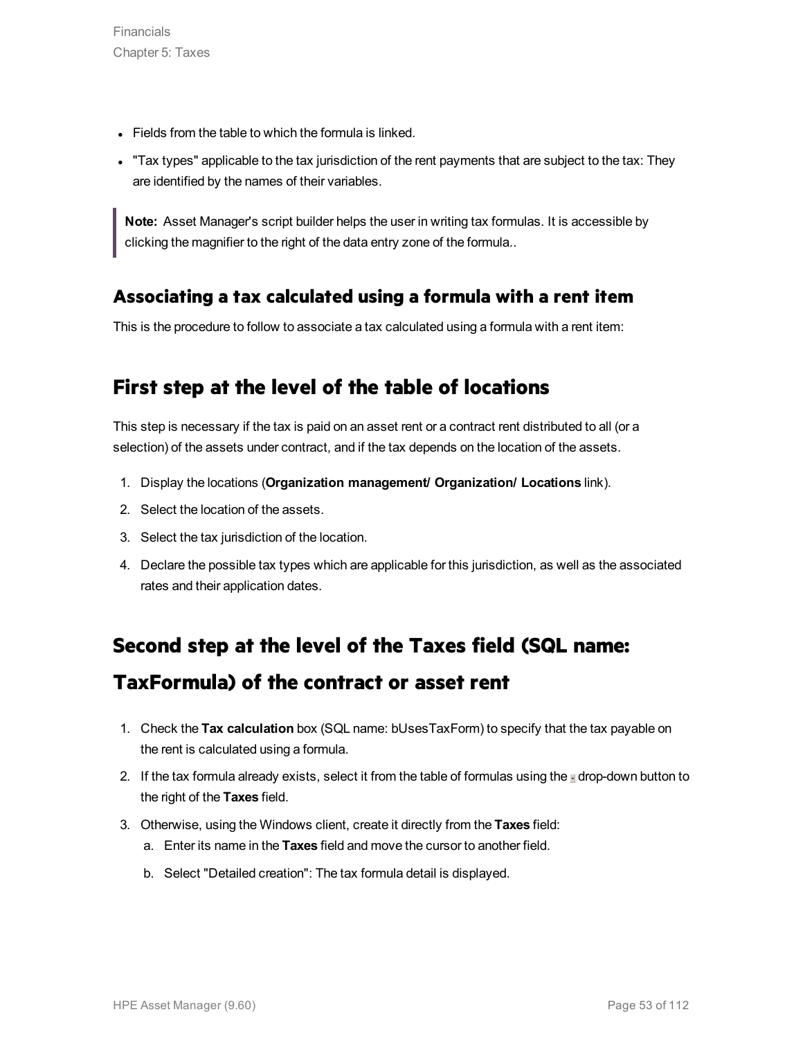- Fields from the table to which the formula is linked.
- "Tax types" applicable to the tax jurisdiction of the rent payments that are subject to the tax: They are identified by the names of their variables.

> **Note:** Asset Manager's script builder helps the user in writing tax formulas. It is accessible by clicking the magnifier to the right of the data entry zone of the formula..

### Associating a tax calculated using a formula with a rent item

This is the procedure to follow to associate a tax calculated using a formula with a rent item:

## First step at the level of the table of locations

This step is necessary if the tax is paid on an asset rent or a contract rent distributed to all (or a selection) of the assets under contract, and if the tax depends on the location of the assets.

1. Display the locations (**Organization management/ Organization/ Locations** link).
2. Select the location of the assets.
3. Select the tax jurisdiction of the location.
4. Declare the possible tax types which are applicable for this jurisdiction, as well as the associated rates and their application dates.

## Second step at the level of the Taxes field (SQL name: TaxFormula) of the contract or asset rent

1. Check the **Tax calculation** box (SQL name: bUsesTaxForm) to specify that the tax payable on the rent is calculated using a formula.
2. If the tax formula already exists, select it from the table of formulas using the drop-down button to the right of the **Taxes** field.
3. Otherwise, using the Windows client, create it directly from the **Taxes** field:
   a. Enter its name in the **Taxes** field and move the cursor to another field.
   b. Select "Detailed creation": The tax formula detail is displayed.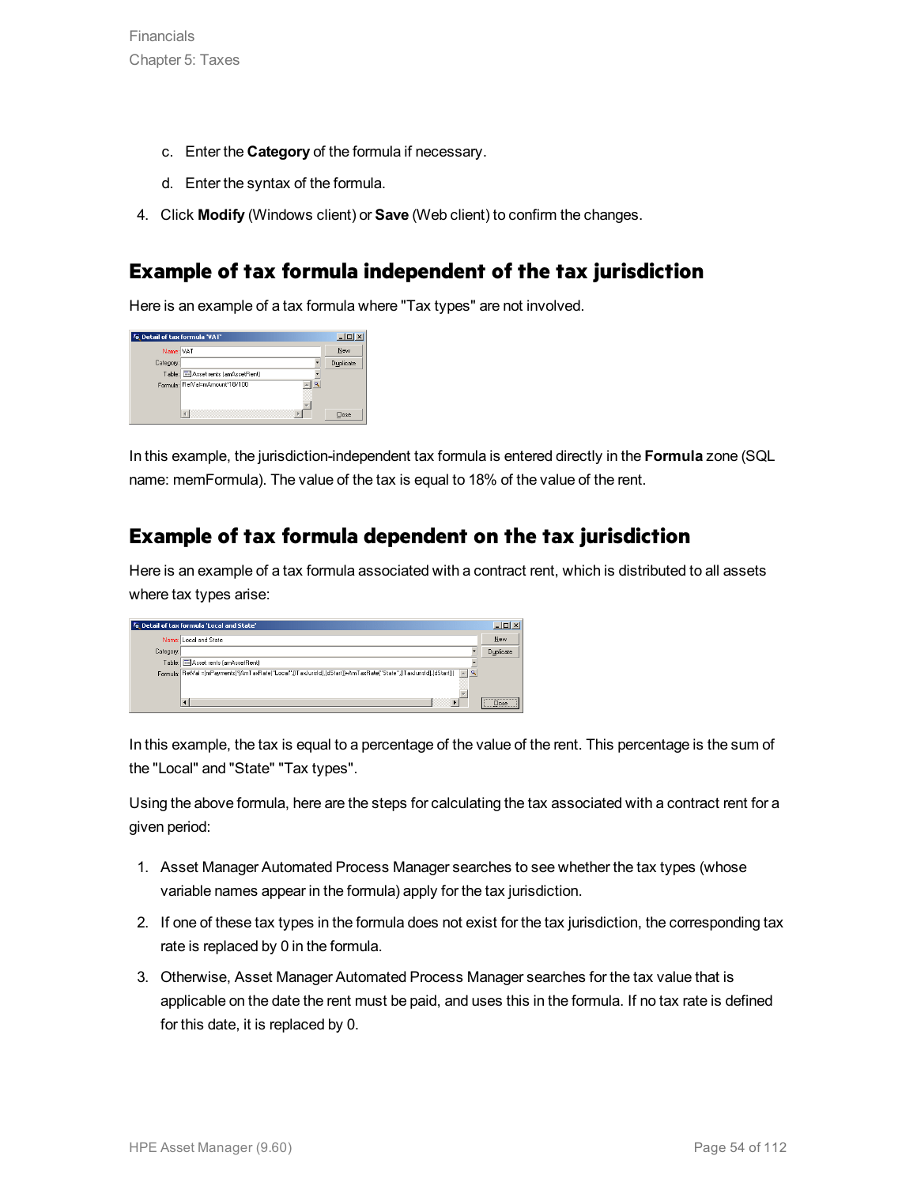c. Enter the **Category** of the formula if necessary.

d. Enter the syntax of the formula.

4. Click **Modify** (Windows client) or **Save** (Web client) to confirm the changes.

## Example of tax formula independent of the tax jurisdiction

Here is an example of a tax formula where "Tax types" are not involved.

In this example, the jurisdiction-independent tax formula is entered directly in the **Formula** zone (SQL name: memFormula). The value of the tax is equal to 18% of the value of the rent.

## Example of tax formula dependent on the tax jurisdiction

Here is an example of a tax formula associated with a contract rent, which is distributed to all assets where tax types arise:

In this example, the tax is equal to a percentage of the value of the rent. This percentage is the sum of the "Local" and "State" "Tax types".

Using the above formula, here are the steps for calculating the tax associated with a contract rent for a given period:

1. Asset Manager Automated Process Manager searches to see whether the tax types (whose variable names appear in the formula) apply for the tax jurisdiction.
2. If one of these tax types in the formula does not exist for the tax jurisdiction, the corresponding tax rate is replaced by 0 in the formula.
3. Otherwise, Asset Manager Automated Process Manager searches for the tax value that is applicable on the date the rent must be paid, and uses this in the formula. If no tax rate is defined for this date, it is replaced by 0.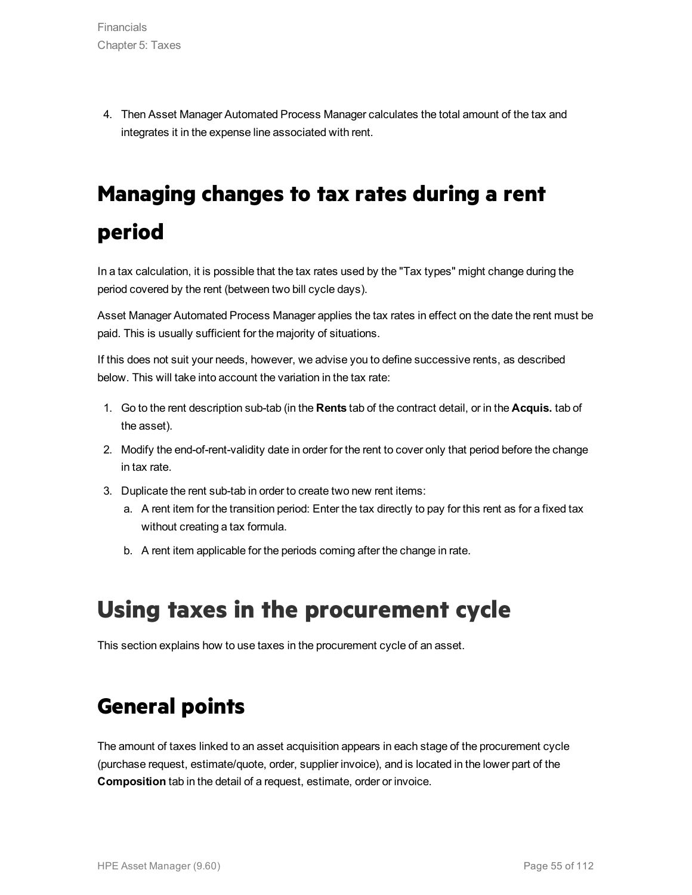4. Then Asset Manager Automated Process Manager calculates the total amount of the tax and integrates it in the expense line associated with rent.

# Managing changes to tax rates during a rent period

In a tax calculation, it is possible that the tax rates used by the "Tax types" might change during the period covered by the rent (between two bill cycle days).

Asset Manager Automated Process Manager applies the tax rates in effect on the date the rent must be paid. This is usually sufficient for the majority of situations.

If this does not suit your needs, however, we advise you to define successive rents, as described below. This will take into account the variation in the tax rate:

1. Go to the rent description sub-tab (in the **Rents** tab of the contract detail, or in the **Acquis.** tab of the asset).
2. Modify the end-of-rent-validity date in order for the rent to cover only that period before the change in tax rate.
3. Duplicate the rent sub-tab in order to create two new rent items:
   a. A rent item for the transition period: Enter the tax directly to pay for this rent as for a fixed tax without creating a tax formula.
   b. A rent item applicable for the periods coming after the change in rate.

# Using taxes in the procurement cycle

This section explains how to use taxes in the procurement cycle of an asset.

## General points

The amount of taxes linked to an asset acquisition appears in each stage of the procurement cycle (purchase request, estimate/quote, order, supplier invoice), and is located in the lower part of the **Composition** tab in the detail of a request, estimate, order or invoice.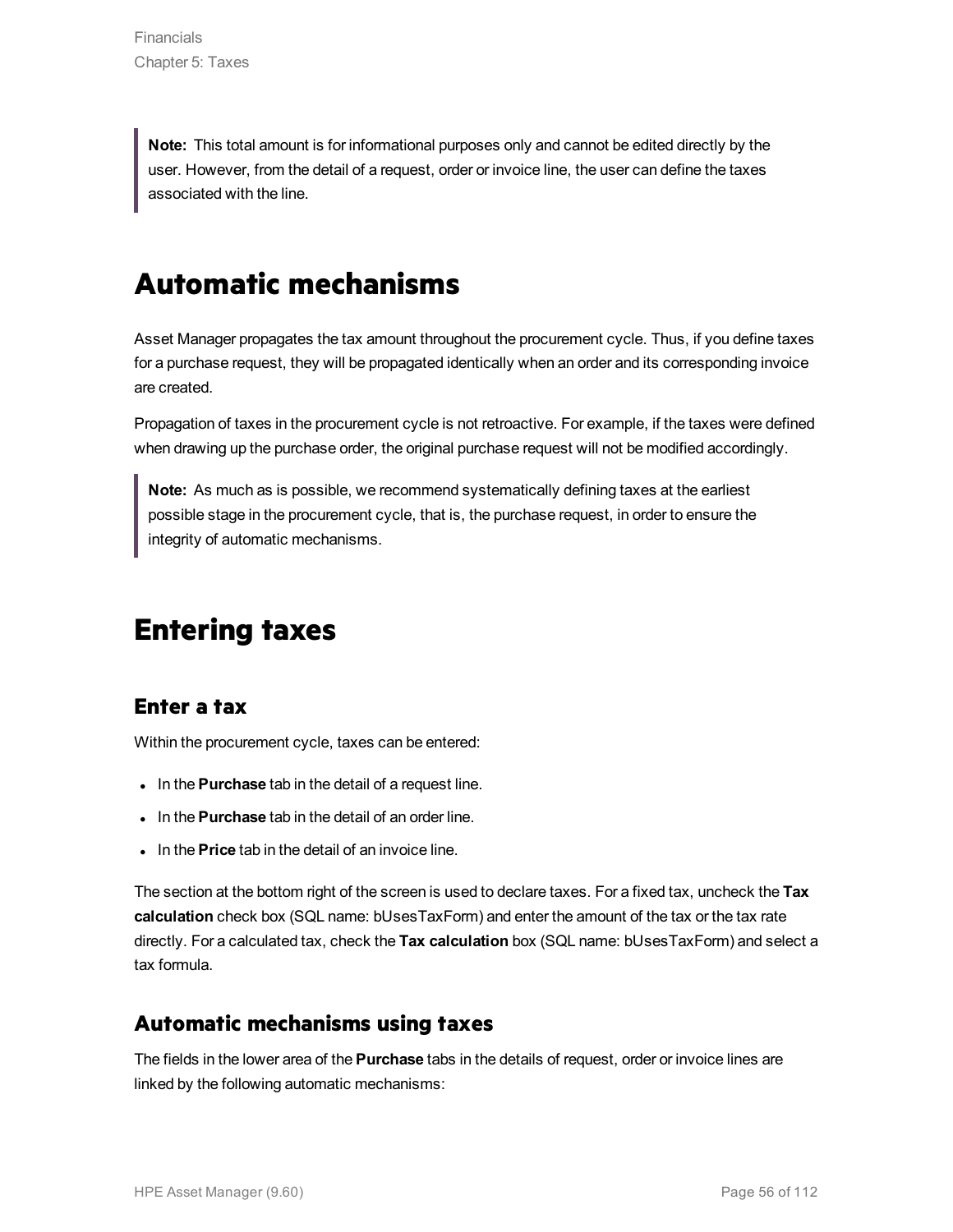> **Note:** This total amount is for informational purposes only and cannot be edited directly by the user. However, from the detail of a request, order or invoice line, the user can define the taxes associated with the line.

# Automatic mechanisms

Asset Manager propagates the tax amount throughout the procurement cycle. Thus, if you define taxes for a purchase request, they will be propagated identically when an order and its corresponding invoice are created.

Propagation of taxes in the procurement cycle is not retroactive. For example, if the taxes were defined when drawing up the purchase order, the original purchase request will not be modified accordingly.

> **Note:** As much as is possible, we recommend systematically defining taxes at the earliest possible stage in the procurement cycle, that is, the purchase request, in order to ensure the integrity of automatic mechanisms.

# Entering taxes

## Enter a tax

Within the procurement cycle, taxes can be entered:

- In the **Purchase** tab in the detail of a request line.
- In the **Purchase** tab in the detail of an order line.
- In the **Price** tab in the detail of an invoice line.

The section at the bottom right of the screen is used to declare taxes. For a fixed tax, uncheck the **Tax calculation** check box (SQL name: bUsesTaxForm) and enter the amount of the tax or the tax rate directly. For a calculated tax, check the **Tax calculation** box (SQL name: bUsesTaxForm) and select a tax formula.

## Automatic mechanisms using taxes

The fields in the lower area of the **Purchase** tabs in the details of request, order or invoice lines are linked by the following automatic mechanisms: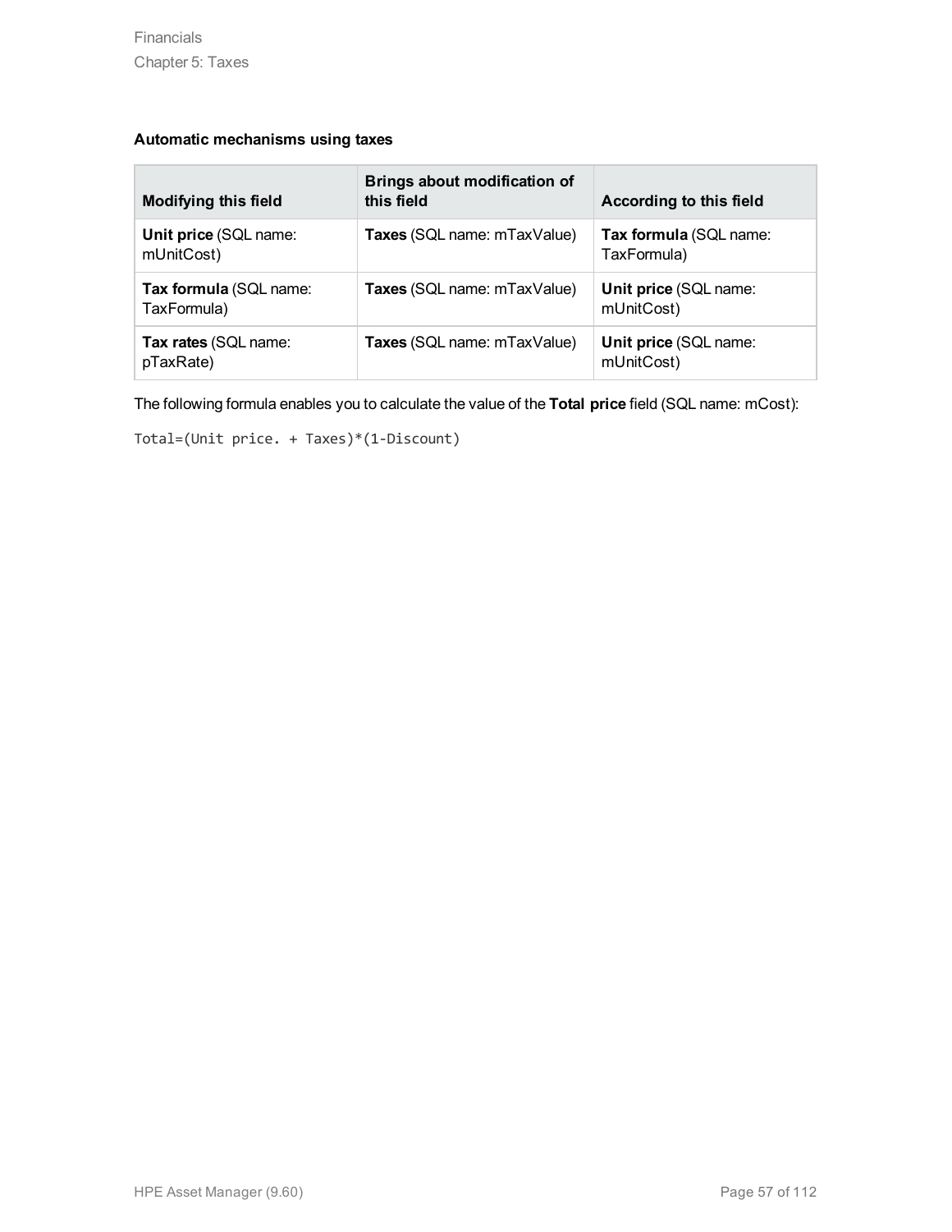**Automatic mechanisms using taxes**

| Modifying this field | Brings about modification of this field | According to this field |
| --- | --- | --- |
| **Unit price** (SQL name: mUnitCost) | **Taxes** (SQL name: mTaxValue) | **Tax formula** (SQL name: TaxFormula) |
| **Tax formula** (SQL name: TaxFormula) | **Taxes** (SQL name: mTaxValue) | **Unit price** (SQL name: mUnitCost) |
| **Tax rates** (SQL name: pTaxRate) | **Taxes** (SQL name: mTaxValue) | **Unit price** (SQL name: mUnitCost) |

The following formula enables you to calculate the value of the **Total price** field (SQL name: mCost):

```
Total=(Unit price. + Taxes)*(1-Discount)
```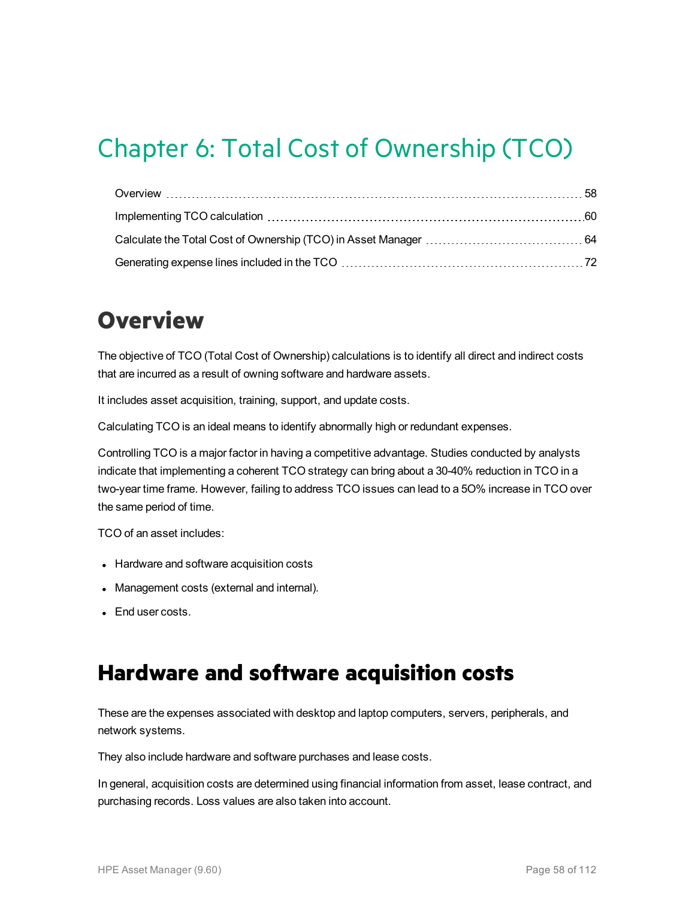# Chapter 6: Total Cost of Ownership (TCO)

- Overview ... 58
- Implementing TCO calculation ... 60
- Calculate the Total Cost of Ownership (TCO) in Asset Manager ... 64
- Generating expense lines included in the TCO ... 72

## Overview

The objective of TCO (Total Cost of Ownership) calculations is to identify all direct and indirect costs that are incurred as a result of owning software and hardware assets.

It includes asset acquisition, training, support, and update costs.

Calculating TCO is an ideal means to identify abnormally high or redundant expenses.

Controlling TCO is a major factor in having a competitive advantage. Studies conducted by analysts indicate that implementing a coherent TCO strategy can bring about a 30-40% reduction in TCO in a two-year time frame. However, failing to address TCO issues can lead to a 5O% increase in TCO over the same period of time.

TCO of an asset includes:

- Hardware and software acquisition costs
- Management costs (external and internal).
- End user costs.

## Hardware and software acquisition costs

These are the expenses associated with desktop and laptop computers, servers, peripherals, and network systems.

They also include hardware and software purchases and lease costs.

In general, acquisition costs are determined using financial information from asset, lease contract, and purchasing records. Loss values are also taken into account.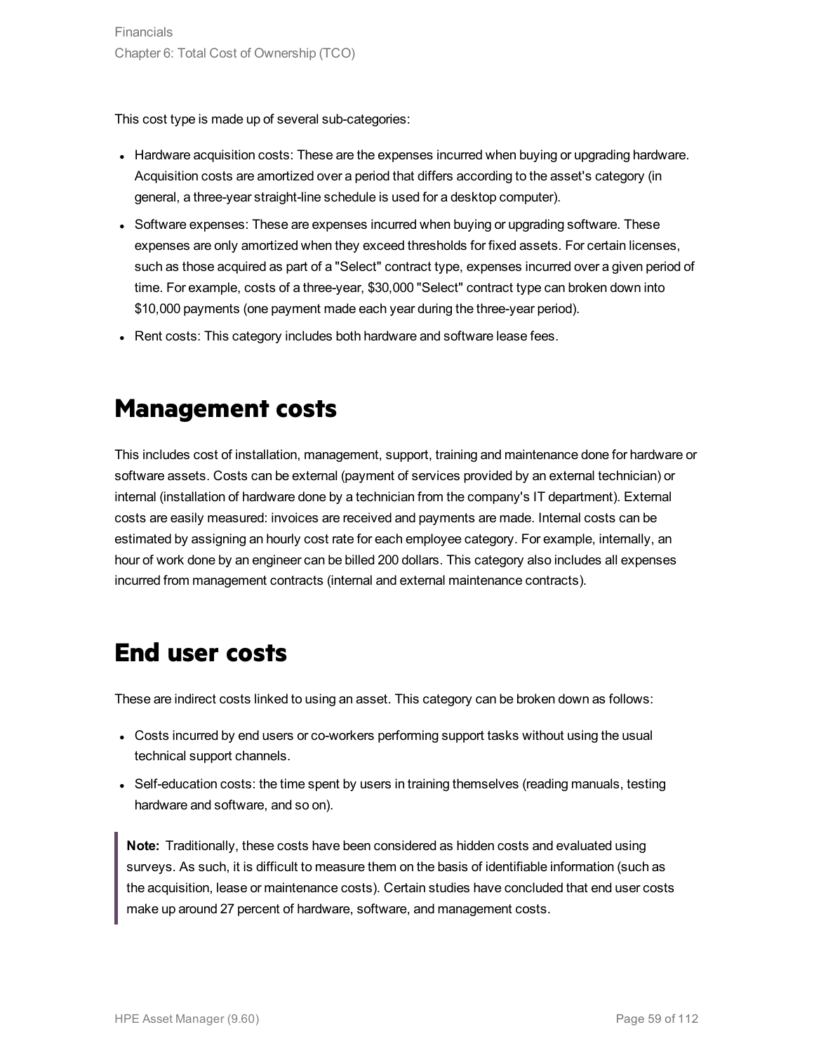This cost type is made up of several sub-categories:

- Hardware acquisition costs: These are the expenses incurred when buying or upgrading hardware. Acquisition costs are amortized over a period that differs according to the asset's category (in general, a three-year straight-line schedule is used for a desktop computer).
- Software expenses: These are expenses incurred when buying or upgrading software. These expenses are only amortized when they exceed thresholds for fixed assets. For certain licenses, such as those acquired as part of a "Select" contract type, expenses incurred over a given period of time. For example, costs of a three-year, $30,000 "Select" contract type can broken down into $10,000 payments (one payment made each year during the three-year period).
- Rent costs: This category includes both hardware and software lease fees.

# Management costs

This includes cost of installation, management, support, training and maintenance done for hardware or software assets. Costs can be external (payment of services provided by an external technician) or internal (installation of hardware done by a technician from the company's IT department). External costs are easily measured: invoices are received and payments are made. Internal costs can be estimated by assigning an hourly cost rate for each employee category. For example, internally, an hour of work done by an engineer can be billed 200 dollars. This category also includes all expenses incurred from management contracts (internal and external maintenance contracts).

# End user costs

These are indirect costs linked to using an asset. This category can be broken down as follows:

- Costs incurred by end users or co-workers performing support tasks without using the usual technical support channels.
- Self-education costs: the time spent by users in training themselves (reading manuals, testing hardware and software, and so on).

> **Note:** Traditionally, these costs have been considered as hidden costs and evaluated using surveys. As such, it is difficult to measure them on the basis of identifiable information (such as the acquisition, lease or maintenance costs). Certain studies have concluded that end user costs make up around 27 percent of hardware, software, and management costs.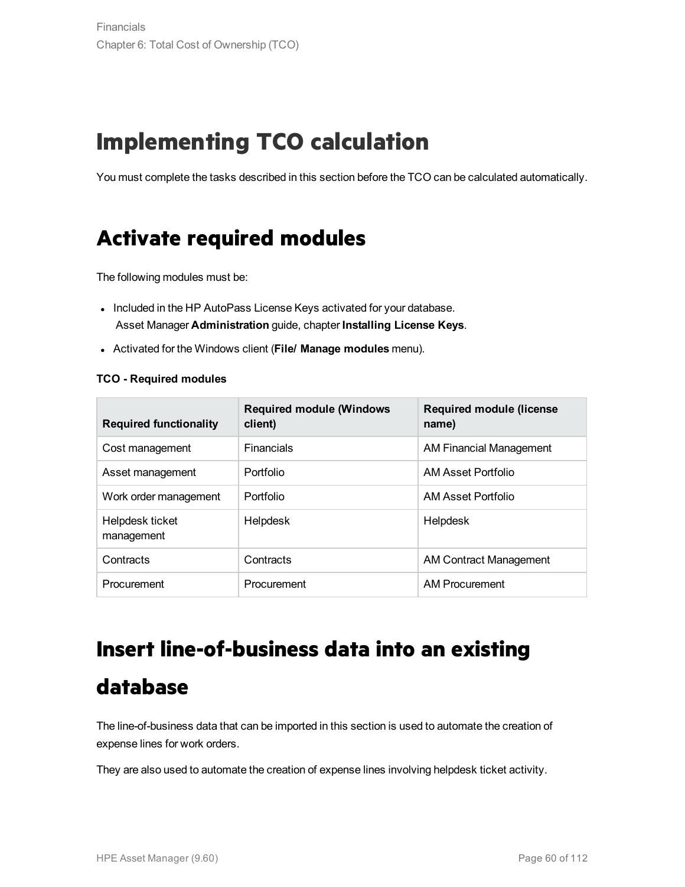# Implementing TCO calculation

You must complete the tasks described in this section before the TCO can be calculated automatically.

## Activate required modules

The following modules must be:

- Included in the HP AutoPass License Keys activated for your database.
  Asset Manager **Administration** guide, chapter **Installing License Keys**.
- Activated for the Windows client (**File/ Manage modules** menu).

**TCO - Required modules**

| Required functionality | Required module (Windows client) | Required module (license name) |
|---|---|---|
| Cost management | Financials | AM Financial Management |
| Asset management | Portfolio | AM Asset Portfolio |
| Work order management | Portfolio | AM Asset Portfolio |
| Helpdesk ticket management | Helpdesk | Helpdesk |
| Contracts | Contracts | AM Contract Management |
| Procurement | Procurement | AM Procurement |

## Insert line-of-business data into an existing database

The line-of-business data that can be imported in this section is used to automate the creation of expense lines for work orders.

They are also used to automate the creation of expense lines involving helpdesk ticket activity.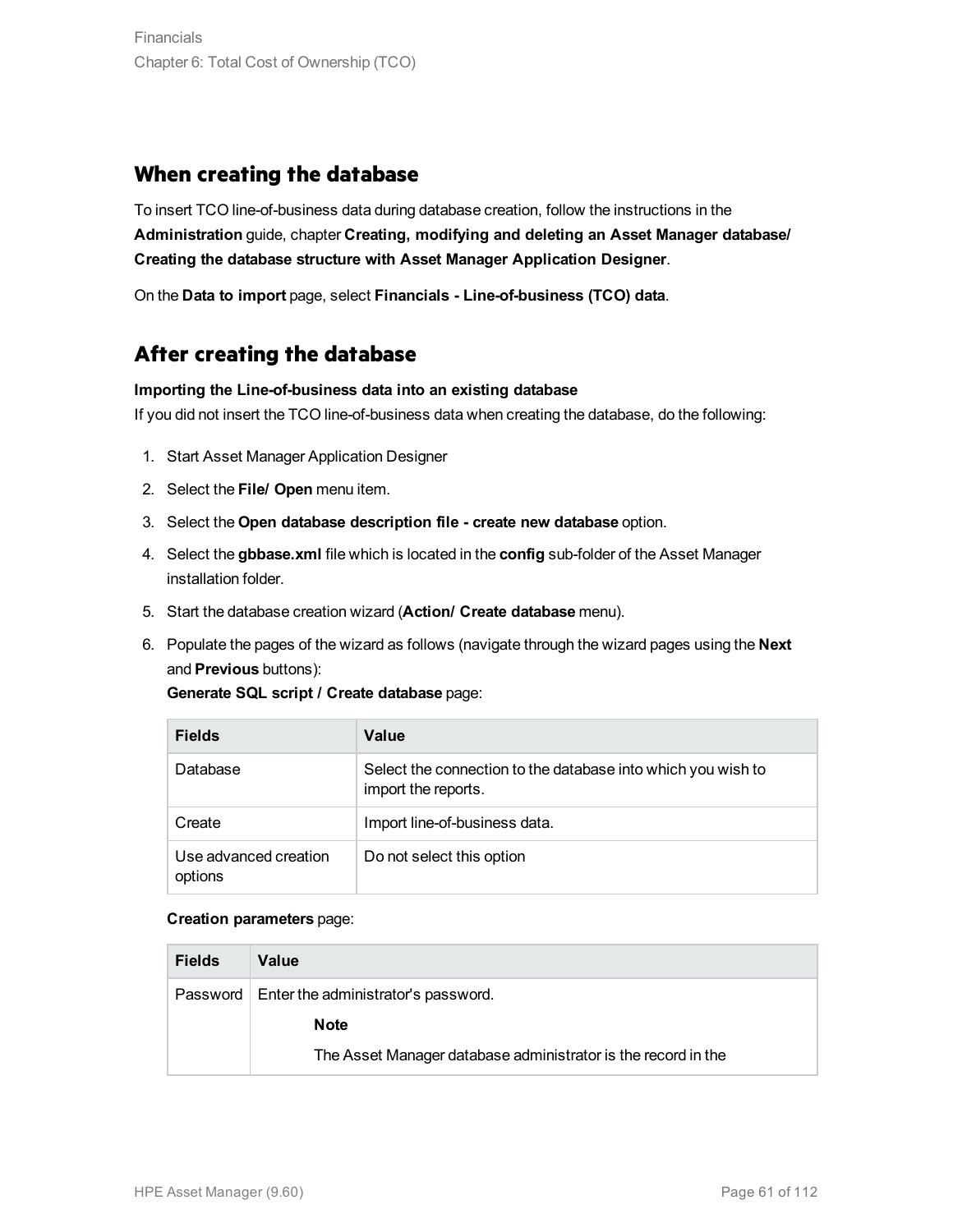## When creating the database

To insert TCO line-of-business data during database creation, follow the instructions in the **Administration** guide, chapter **Creating, modifying and deleting an Asset Manager database/ Creating the database structure with Asset Manager Application Designer**.

On the **Data to import** page, select **Financials - Line-of-business (TCO) data**.

## After creating the database

**Importing the Line-of-business data into an existing database**

If you did not insert the TCO line-of-business data when creating the database, do the following:

1. Start Asset Manager Application Designer
2. Select the **File/ Open** menu item.
3. Select the **Open database description file - create new database** option.
4. Select the **gbbase.xml** file which is located in the **config** sub-folder of the Asset Manager installation folder.
5. Start the database creation wizard (**Action/ Create database** menu).
6. Populate the pages of the wizard as follows (navigate through the wizard pages using the **Next** and **Previous** buttons):

   **Generate SQL script / Create database** page:

   | Fields | Value |
   | --- | --- |
   | Database | Select the connection to the database into which you wish to import the reports. |
   | Create | Import line-of-business data. |
   | Use advanced creation options | Do not select this option |

   **Creation parameters** page:

   | Fields | Value |
   | --- | --- |
   | Password | Enter the administrator's password.<br>**Note**<br>The Asset Manager database administrator is the record in the |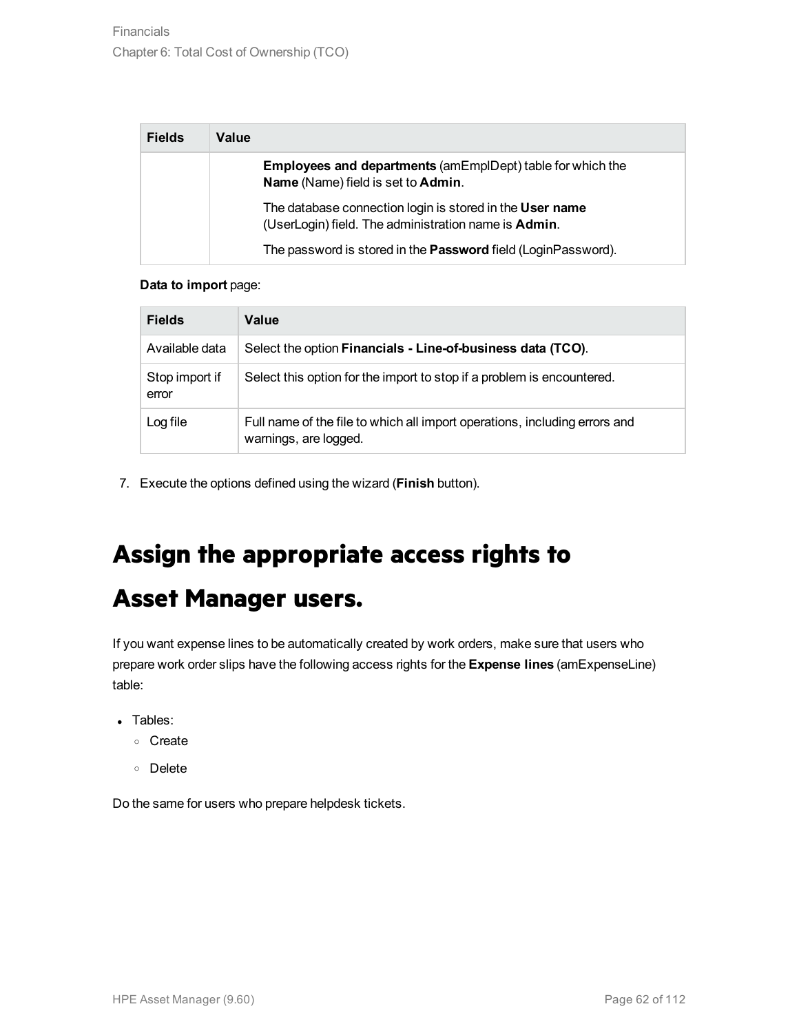| Fields | Value |
| --- | --- |
| | **Employees and departments** (amEmplDept) table for which the **Name** (Name) field is set to **Admin**.<br><br>The database connection login is stored in the **User name** (UserLogin) field. The administration name is **Admin**.<br><br>The password is stored in the **Password** field (LoginPassword). |

**Data to import** page:

| Fields | Value |
| --- | --- |
| Available data | Select the option **Financials - Line-of-business data (TCO)**. |
| Stop import if error | Select this option for the import to stop if a problem is encountered. |
| Log file | Full name of the file to which all import operations, including errors and warnings, are logged. |

7. Execute the options defined using the wizard (**Finish** button).

# Assign the appropriate access rights to Asset Manager users.

If you want expense lines to be automatically created by work orders, make sure that users who prepare work order slips have the following access rights for the **Expense lines** (amExpenseLine) table:

- Tables:
    - Create
    - Delete

Do the same for users who prepare helpdesk tickets.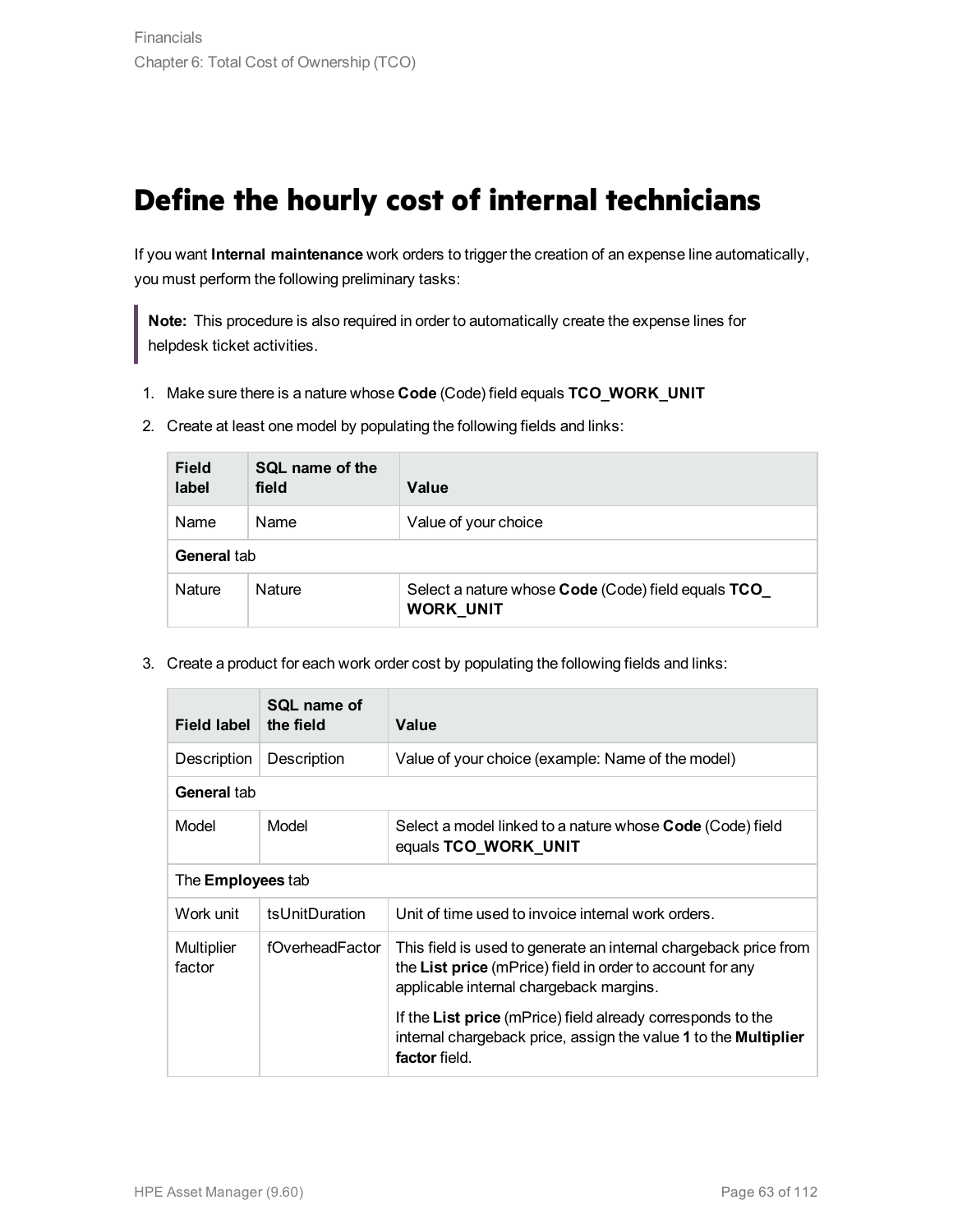# Define the hourly cost of internal technicians

If you want **Internal maintenance** work orders to trigger the creation of an expense line automatically, you must perform the following preliminary tasks:

> **Note:** This procedure is also required in order to automatically create the expense lines for helpdesk ticket activities.

1. Make sure there is a nature whose **Code** (Code) field equals **TCO_WORK_UNIT**
2. Create at least one model by populating the following fields and links:

| Field label | SQL name of the field | Value |
| --- | --- | --- |
| Name | Name | Value of your choice |
| **General** tab | | |
| Nature | Nature | Select a nature whose **Code** (Code) field equals **TCO_WORK_UNIT** |

3. Create a product for each work order cost by populating the following fields and links:

| Field label | SQL name of the field | Value |
| --- | --- | --- |
| Description | Description | Value of your choice (example: Name of the model) |
| **General** tab | | |
| Model | Model | Select a model linked to a nature whose **Code** (Code) field equals **TCO_WORK_UNIT** |
| The **Employees** tab | | |
| Work unit | tsUnitDuration | Unit of time used to invoice internal work orders. |
| Multiplier factor | fOverheadFactor | This field is used to generate an internal chargeback price from the **List price** (mPrice) field in order to account for any applicable internal chargeback margins. If the **List price** (mPrice) field already corresponds to the internal chargeback price, assign the value **1** to the **Multiplier factor** field. |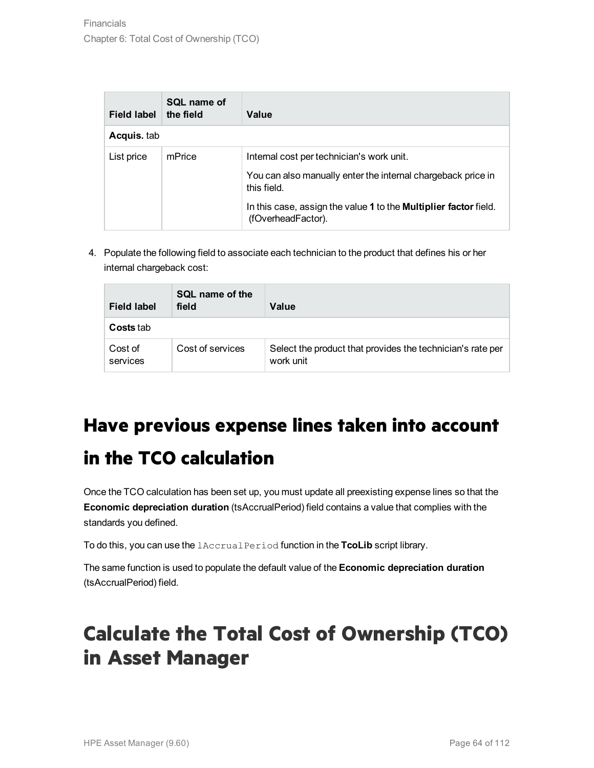| Field label | SQL name of the field | Value |
| --- | --- | --- |
| **Acquis.** tab | | |
| List price | mPrice | Internal cost per technician's work unit.<br><br>You can also manually enter the internal chargeback price in this field.<br><br>In this case, assign the value **1** to the **Multiplier factor** field. (fOverheadFactor). |

4. Populate the following field to associate each technician to the product that defines his or her internal chargeback cost:

| Field label | SQL name of the field | Value |
| --- | --- | --- |
| **Costs** tab | | |
| Cost of services | Cost of services | Select the product that provides the technician's rate per work unit |

# Have previous expense lines taken into account in the TCO calculation

Once the TCO calculation has been set up, you must update all preexisting expense lines so that the **Economic depreciation duration** (tsAccrualPeriod) field contains a value that complies with the standards you defined.

To do this, you can use the `lAccrualPeriod` function in the **TcoLib** script library.

The same function is used to populate the default value of the **Economic depreciation duration** (tsAccrualPeriod) field.

# Calculate the Total Cost of Ownership (TCO) in Asset Manager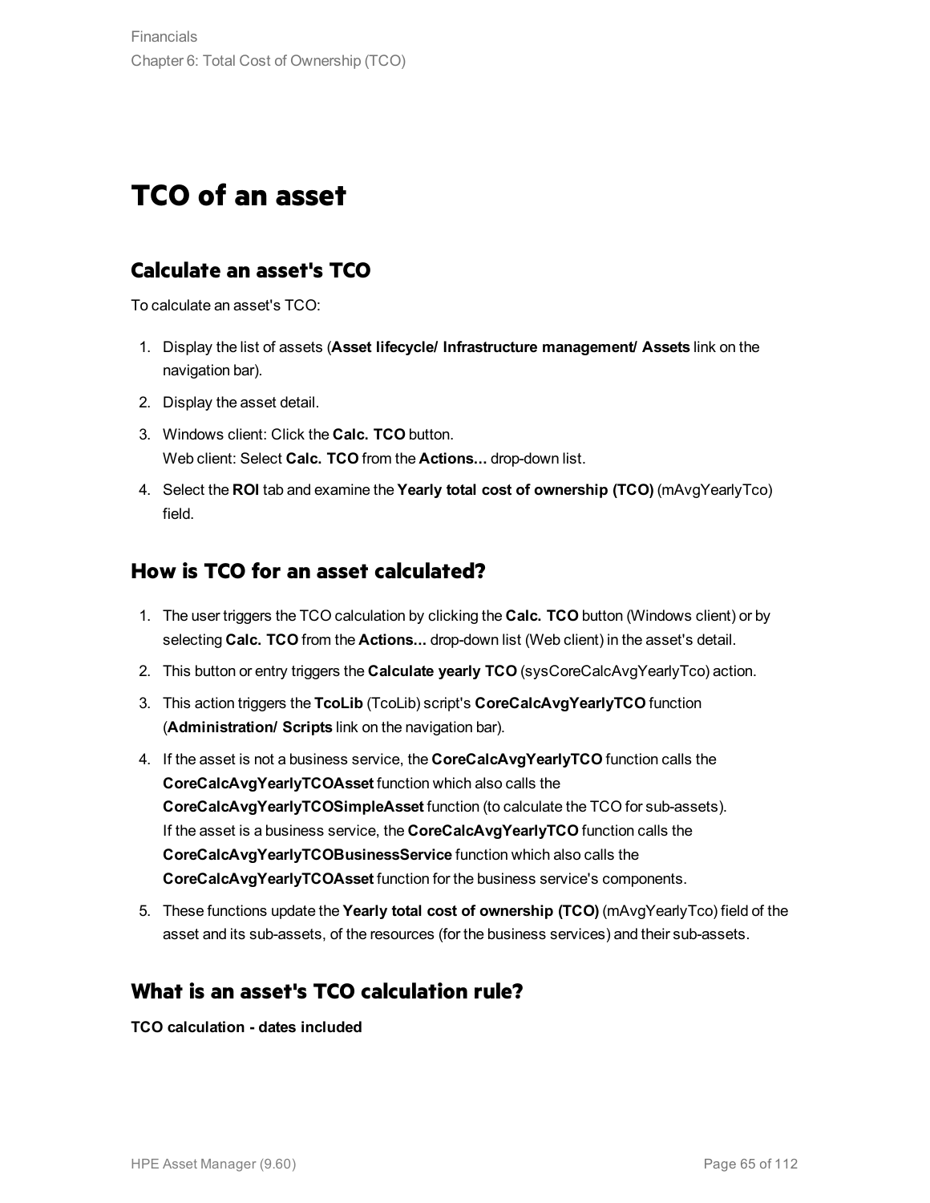# TCO of an asset

## Calculate an asset's TCO

To calculate an asset's TCO:

1. Display the list of assets (**Asset lifecycle/ Infrastructure management/ Assets** link on the navigation bar).
2. Display the asset detail.
3. Windows client: Click the **Calc. TCO** button.
   Web client: Select **Calc. TCO** from the **Actions...** drop-down list.
4. Select the **ROI** tab and examine the **Yearly total cost of ownership (TCO)** (mAvgYearlyTco) field.

## How is TCO for an asset calculated?

1. The user triggers the TCO calculation by clicking the **Calc. TCO** button (Windows client) or by selecting **Calc. TCO** from the **Actions...** drop-down list (Web client) in the asset's detail.
2. This button or entry triggers the **Calculate yearly TCO** (sysCoreCalcAvgYearlyTco) action.
3. This action triggers the **TcoLib** (TcoLib) script's **CoreCalcAvgYearlyTCO** function (**Administration/ Scripts** link on the navigation bar).
4. If the asset is not a business service, the **CoreCalcAvgYearlyTCO** function calls the **CoreCalcAvgYearlyTCOAsset** function which also calls the **CoreCalcAvgYearlyTCOSimpleAsset** function (to calculate the TCO for sub-assets).
   If the asset is a business service, the **CoreCalcAvgYearlyTCO** function calls the **CoreCalcAvgYearlyTCOBusinessService** function which also calls the **CoreCalcAvgYearlyTCOAsset** function for the business service's components.
5. These functions update the **Yearly total cost of ownership (TCO)** (mAvgYearlyTco) field of the asset and its sub-assets, of the resources (for the business services) and their sub-assets.

## What is an asset's TCO calculation rule?

**TCO calculation - dates included**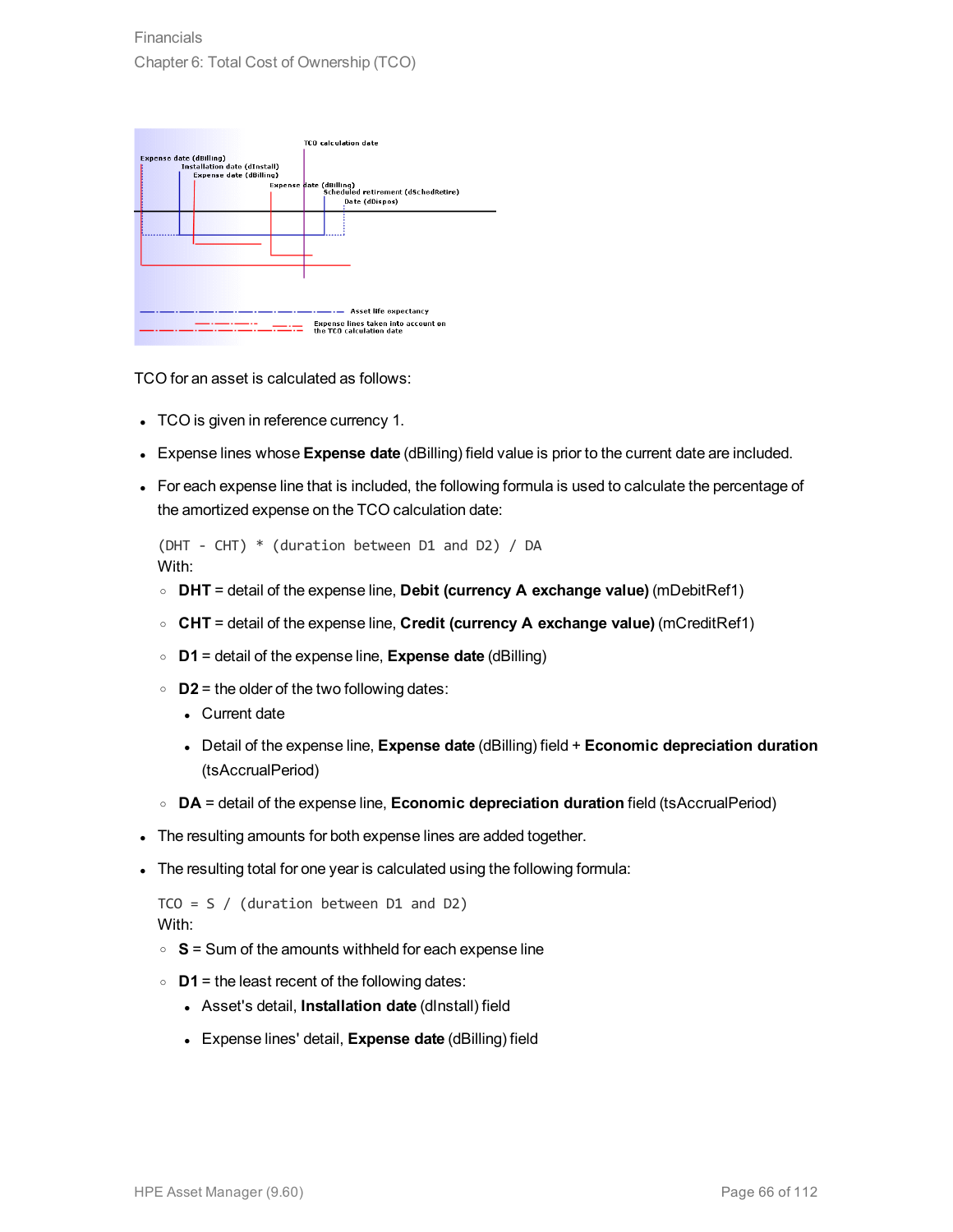TCO for an asset is calculated as follows:

- TCO is given in reference currency 1.
- Expense lines whose **Expense date** (dBilling) field value is prior to the current date are included.
- For each expense line that is included, the following formula is used to calculate the percentage of the amortized expense on the TCO calculation date:

  ```
  (DHT - CHT) * (duration between D1 and D2) / DA
  ```

  With:
  - **DHT** = detail of the expense line, **Debit (currency A exchange value)** (mDebitRef1)
  - **CHT** = detail of the expense line, **Credit (currency A exchange value)** (mCreditRef1)
  - **D1** = detail of the expense line, **Expense date** (dBilling)
  - **D2** = the older of the two following dates:
    - Current date
    - Detail of the expense line, **Expense date** (dBilling) field + **Economic depreciation duration** (tsAccrualPeriod)
  - **DA** = detail of the expense line, **Economic depreciation duration** field (tsAccrualPeriod)
- The resulting amounts for both expense lines are added together.
- The resulting total for one year is calculated using the following formula:

  ```
  TCO = S / (duration between D1 and D2)
  ```

  With:
  - **S** = Sum of the amounts withheld for each expense line
  - **D1** = the least recent of the following dates:
    - Asset's detail, **Installation date** (dInstall) field
    - Expense lines' detail, **Expense date** (dBilling) field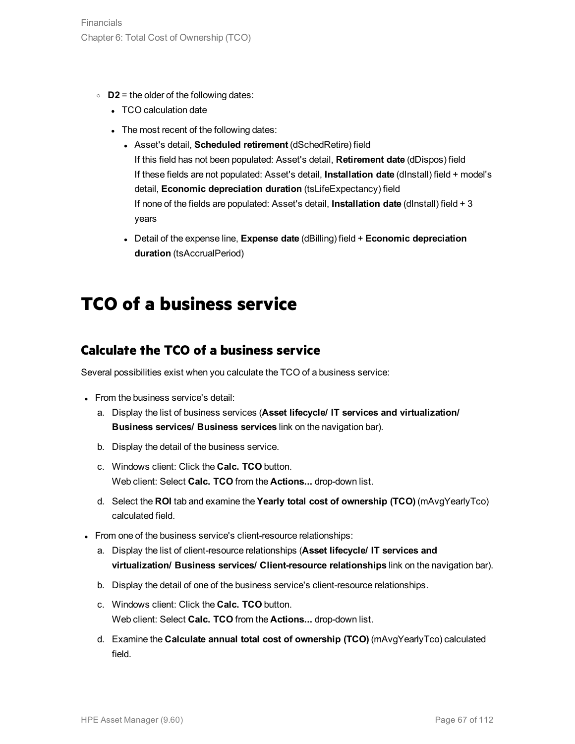- **D2** = the older of the following dates:
  - TCO calculation date
  - The most recent of the following dates:
    - Asset's detail, **Scheduled retirement** (dSchedRetire) field
      If this field has not been populated: Asset's detail, **Retirement date** (dDispos) field
      If these fields are not populated: Asset's detail, **Installation date** (dInstall) field + model's detail, **Economic depreciation duration** (tsLifeExpectancy) field
      If none of the fields are populated: Asset's detail, **Installation date** (dInstall) field + 3 years
    - Detail of the expense line, **Expense date** (dBilling) field + **Economic depreciation duration** (tsAccrualPeriod)

# TCO of a business service

## Calculate the TCO of a business service

Several possibilities exist when you calculate the TCO of a business service:

- From the business service's detail:
  a. Display the list of business services (**Asset lifecycle/ IT services and virtualization/ Business services/ Business services** link on the navigation bar).
  b. Display the detail of the business service.
  c. Windows client: Click the **Calc. TCO** button.
     Web client: Select **Calc. TCO** from the **Actions...** drop-down list.
  d. Select the **ROI** tab and examine the **Yearly total cost of ownership (TCO)** (mAvgYearlyTco) calculated field.
- From one of the business service's client-resource relationships:
  a. Display the list of client-resource relationships (**Asset lifecycle/ IT services and virtualization/ Business services/ Client-resource relationships** link on the navigation bar).
  b. Display the detail of one of the business service's client-resource relationships.
  c. Windows client: Click the **Calc. TCO** button.
     Web client: Select **Calc. TCO** from the **Actions...** drop-down list.
  d. Examine the **Calculate annual total cost of ownership (TCO)** (mAvgYearlyTco) calculated field.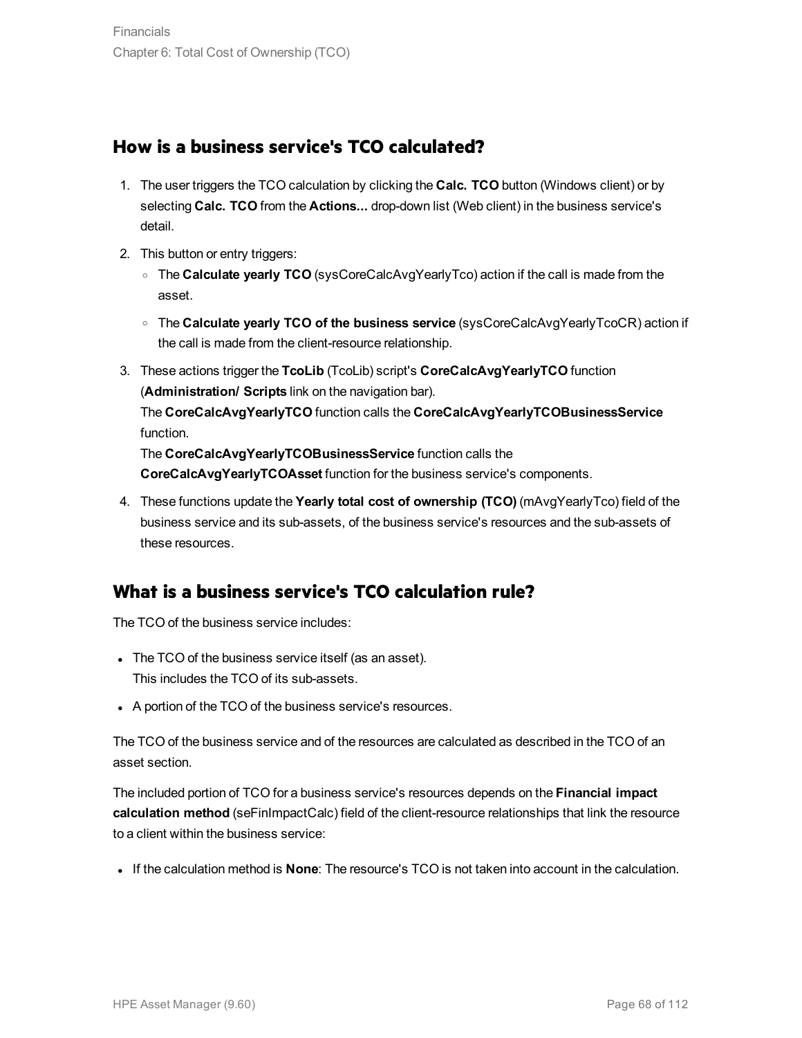## How is a business service's TCO calculated?

1. The user triggers the TCO calculation by clicking the **Calc. TCO** button (Windows client) or by selecting **Calc. TCO** from the **Actions...** drop-down list (Web client) in the business service's detail.
2. This button or entry triggers:
   - The **Calculate yearly TCO** (sysCoreCalcAvgYearlyTco) action if the call is made from the asset.
   - The **Calculate yearly TCO of the business service** (sysCoreCalcAvgYearlyTcoCR) action if the call is made from the client-resource relationship.
3. These actions trigger the **TcoLib** (TcoLib) script's **CoreCalcAvgYearlyTCO** function (**Administration/ Scripts** link on the navigation bar).
   The **CoreCalcAvgYearlyTCO** function calls the **CoreCalcAvgYearlyTCOBusinessService** function.
   The **CoreCalcAvgYearlyTCOBusinessService** function calls the **CoreCalcAvgYearlyTCOAsset** function for the business service's components.
4. These functions update the **Yearly total cost of ownership (TCO)** (mAvgYearlyTco) field of the business service and its sub-assets, of the business service's resources and the sub-assets of these resources.

## What is a business service's TCO calculation rule?

The TCO of the business service includes:

- The TCO of the business service itself (as an asset).
  This includes the TCO of its sub-assets.
- A portion of the TCO of the business service's resources.

The TCO of the business service and of the resources are calculated as described in the TCO of an asset section.

The included portion of TCO for a business service's resources depends on the **Financial impact calculation method** (seFinImpactCalc) field of the client-resource relationships that link the resource to a client within the business service:

- If the calculation method is **None**: The resource's TCO is not taken into account in the calculation.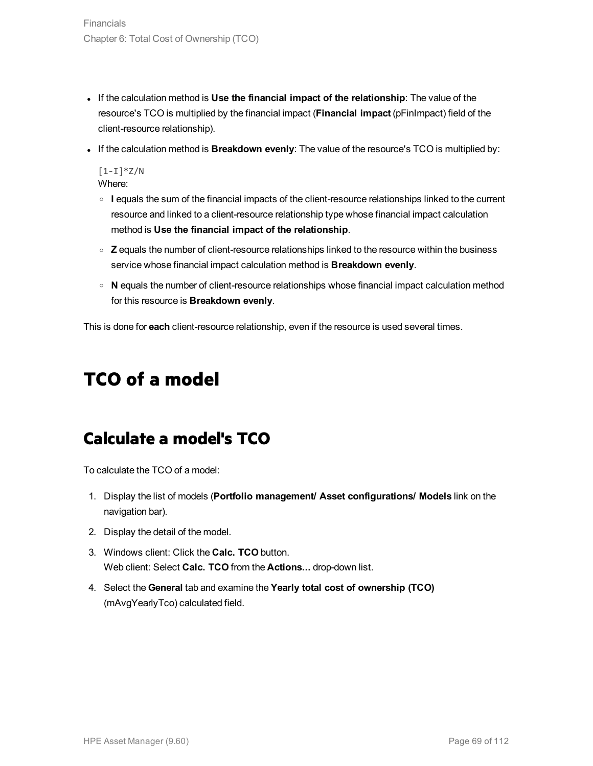- If the calculation method is **Use the financial impact of the relationship**: The value of the resource's TCO is multiplied by the financial impact (**Financial impact** (pFinImpact) field of the client-resource relationship).
- If the calculation method is **Breakdown evenly**: The value of the resource's TCO is multiplied by:

  ```
  [1-I]*Z/N
  ```

  Where:

  - **I** equals the sum of the financial impacts of the client-resource relationships linked to the current resource and linked to a client-resource relationship type whose financial impact calculation method is **Use the financial impact of the relationship**.
  - **Z** equals the number of client-resource relationships linked to the resource within the business service whose financial impact calculation method is **Breakdown evenly**.
  - **N** equals the number of client-resource relationships whose financial impact calculation method for this resource is **Breakdown evenly**.

This is done for **each** client-resource relationship, even if the resource is used several times.

# TCO of a model

## Calculate a model's TCO

To calculate the TCO of a model:

1. Display the list of models (**Portfolio management/ Asset configurations/ Models** link on the navigation bar).
2. Display the detail of the model.
3. Windows client: Click the **Calc. TCO** button.
   Web client: Select **Calc. TCO** from the **Actions...** drop-down list.
4. Select the **General** tab and examine the **Yearly total cost of ownership (TCO)** (mAvgYearlyTco) calculated field.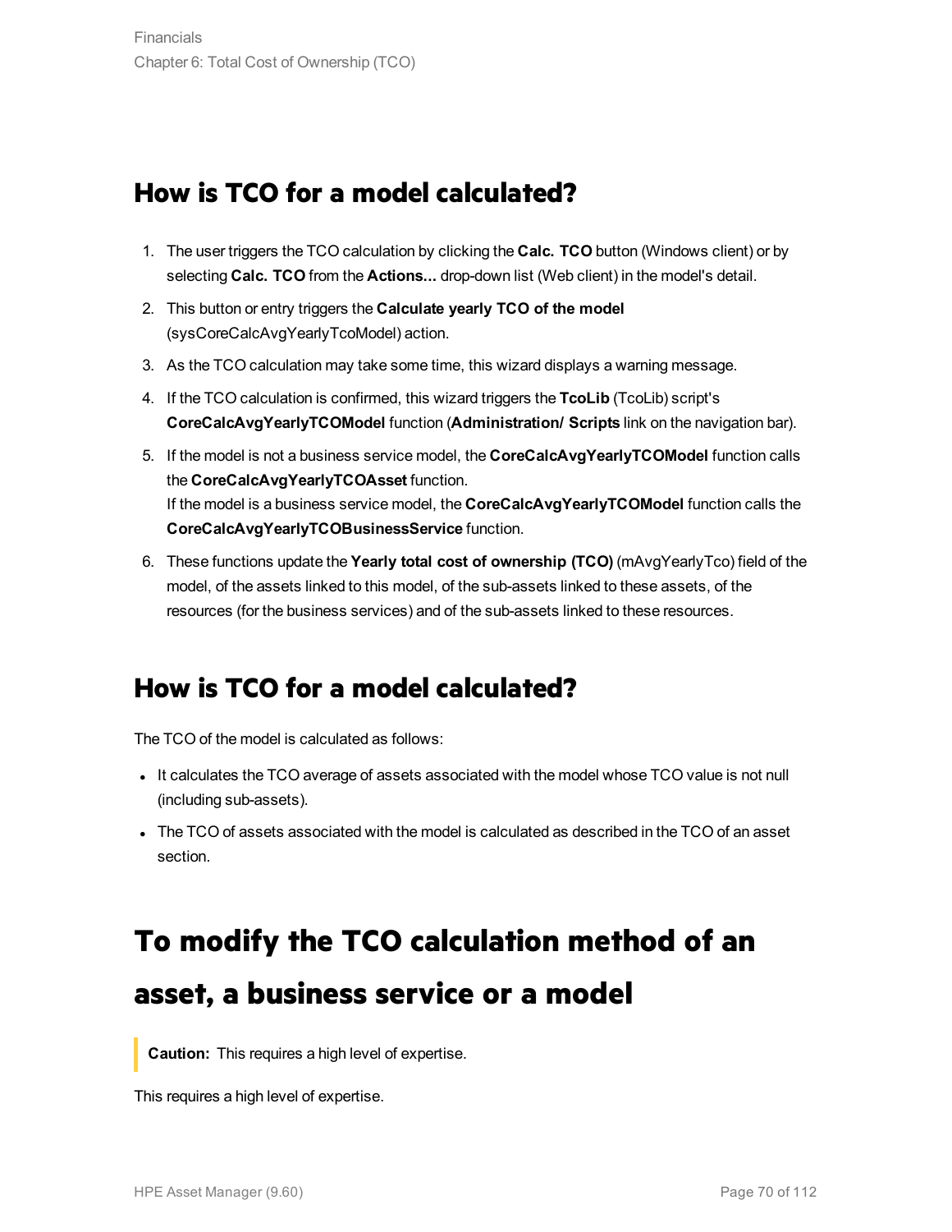## How is TCO for a model calculated?

1. The user triggers the TCO calculation by clicking the **Calc. TCO** button (Windows client) or by selecting **Calc. TCO** from the **Actions...** drop-down list (Web client) in the model's detail.
2. This button or entry triggers the **Calculate yearly TCO of the model** (sysCoreCalcAvgYearlyTcoModel) action.
3. As the TCO calculation may take some time, this wizard displays a warning message.
4. If the TCO calculation is confirmed, this wizard triggers the **TcoLib** (TcoLib) script's **CoreCalcAvgYearlyTCOModel** function (**Administration/ Scripts** link on the navigation bar).
5. If the model is not a business service model, the **CoreCalcAvgYearlyTCOModel** function calls the **CoreCalcAvgYearlyTCOAsset** function.
   If the model is a business service model, the **CoreCalcAvgYearlyTCOModel** function calls the **CoreCalcAvgYearlyTCOBusinessService** function.
6. These functions update the **Yearly total cost of ownership (TCO)** (mAvgYearlyTco) field of the model, of the assets linked to this model, of the sub-assets linked to these assets, of the resources (for the business services) and of the sub-assets linked to these resources.

## How is TCO for a model calculated?

The TCO of the model is calculated as follows:

- It calculates the TCO average of assets associated with the model whose TCO value is not null (including sub-assets).
- The TCO of assets associated with the model is calculated as described in the TCO of an asset section.

# To modify the TCO calculation method of an asset, a business service or a model

> **Caution:** This requires a high level of expertise.

This requires a high level of expertise.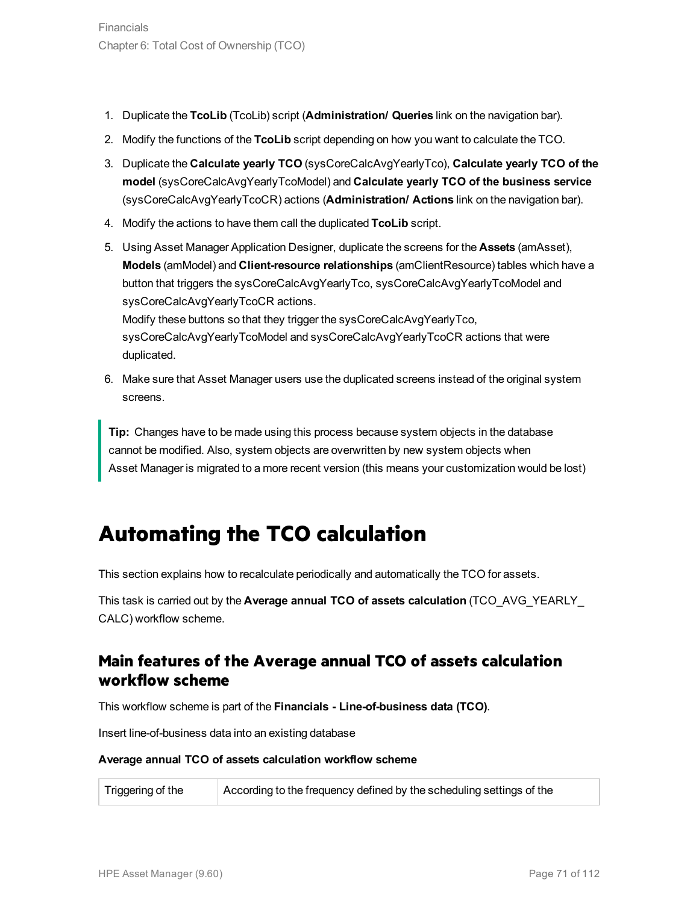1. Duplicate the **TcoLib** (TcoLib) script (**Administration/ Queries** link on the navigation bar).
2. Modify the functions of the **TcoLib** script depending on how you want to calculate the TCO.
3. Duplicate the **Calculate yearly TCO** (sysCoreCalcAvgYearlyTco), **Calculate yearly TCO of the model** (sysCoreCalcAvgYearlyTcoModel) and **Calculate yearly TCO of the business service** (sysCoreCalcAvgYearlyTcoCR) actions (**Administration/ Actions** link on the navigation bar).
4. Modify the actions to have them call the duplicated **TcoLib** script.
5. Using Asset Manager Application Designer, duplicate the screens for the **Assets** (amAsset), **Models** (amModel) and **Client-resource relationships** (amClientResource) tables which have a button that triggers the sysCoreCalcAvgYearlyTco, sysCoreCalcAvgYearlyTcoModel and sysCoreCalcAvgYearlyTcoCR actions.
   Modify these buttons so that they trigger the sysCoreCalcAvgYearlyTco, sysCoreCalcAvgYearlyTcoModel and sysCoreCalcAvgYearlyTcoCR actions that were duplicated.
6. Make sure that Asset Manager users use the duplicated screens instead of the original system screens.

> **Tip:** Changes have to be made using this process because system objects in the database cannot be modified. Also, system objects are overwritten by new system objects when Asset Manager is migrated to a more recent version (this means your customization would be lost)

# Automating the TCO calculation

This section explains how to recalculate periodically and automatically the TCO for assets.

This task is carried out by the **Average annual TCO of assets calculation** (TCO_AVG_YEARLY_CALC) workflow scheme.

## Main features of the Average annual TCO of assets calculation workflow scheme

This workflow scheme is part of the **Financials - Line-of-business data (TCO)**.

Insert line-of-business data into an existing database

**Average annual TCO of assets calculation workflow scheme**

| Triggering of the | According to the frequency defined by the scheduling settings of the |
| --- | --- |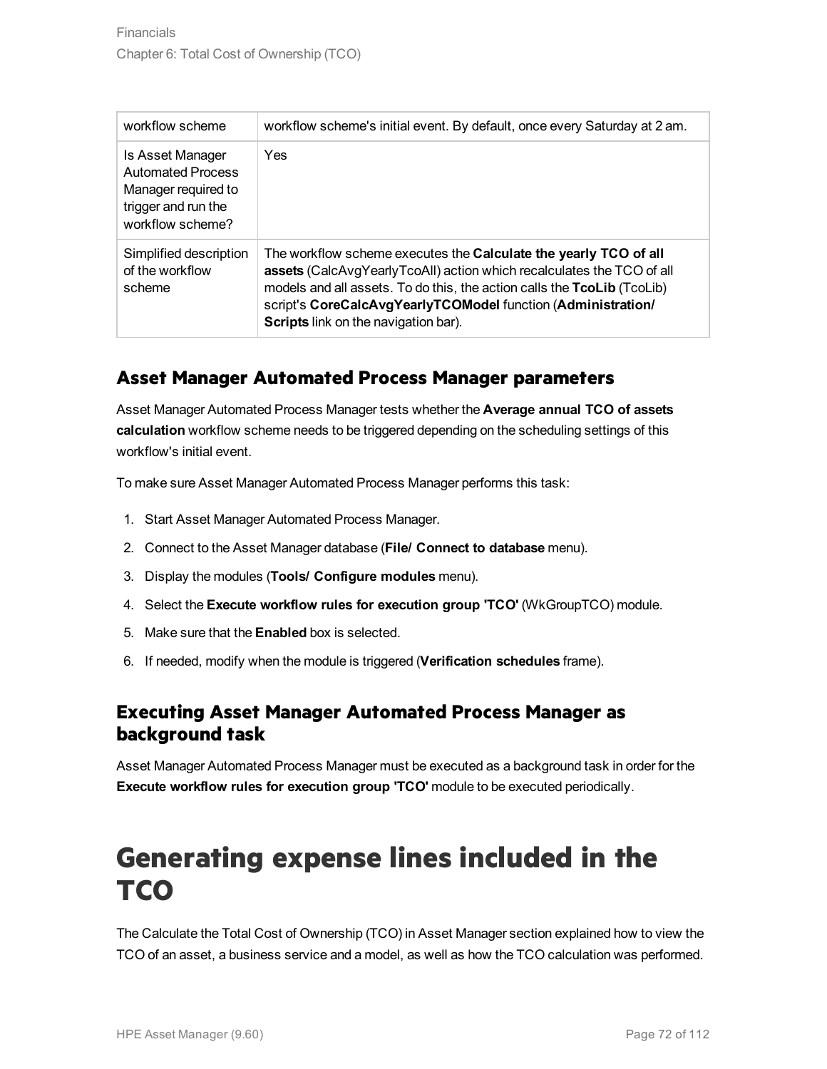| workflow scheme | workflow scheme's initial event. By default, once every Saturday at 2 am. |
|---|---|
| Is Asset Manager Automated Process Manager required to trigger and run the workflow scheme? | Yes |
| Simplified description of the workflow scheme | The workflow scheme executes the **Calculate the yearly TCO of all assets** (CalcAvgYearlyTcoAll) action which recalculates the TCO of all models and all assets. To do this, the action calls the **TcoLib** (TcoLib) script's **CoreCalcAvgYearlyTCOModel** function (**Administration/ Scripts** link on the navigation bar). |

### Asset Manager Automated Process Manager parameters

Asset Manager Automated Process Manager tests whether the **Average annual TCO of assets calculation** workflow scheme needs to be triggered depending on the scheduling settings of this workflow's initial event.

To make sure Asset Manager Automated Process Manager performs this task:

1. Start Asset Manager Automated Process Manager.
2. Connect to the Asset Manager database (**File/ Connect to database** menu).
3. Display the modules (**Tools/ Configure modules** menu).
4. Select the **Execute workflow rules for execution group 'TCO'** (WkGroupTCO) module.
5. Make sure that the **Enabled** box is selected.
6. If needed, modify when the module is triggered (**Verification schedules** frame).

### Executing Asset Manager Automated Process Manager as background task

Asset Manager Automated Process Manager must be executed as a background task in order for the **Execute workflow rules for execution group 'TCO'** module to be executed periodically.

# Generating expense lines included in the TCO

The Calculate the Total Cost of Ownership (TCO) in Asset Manager section explained how to view the TCO of an asset, a business service and a model, as well as how the TCO calculation was performed.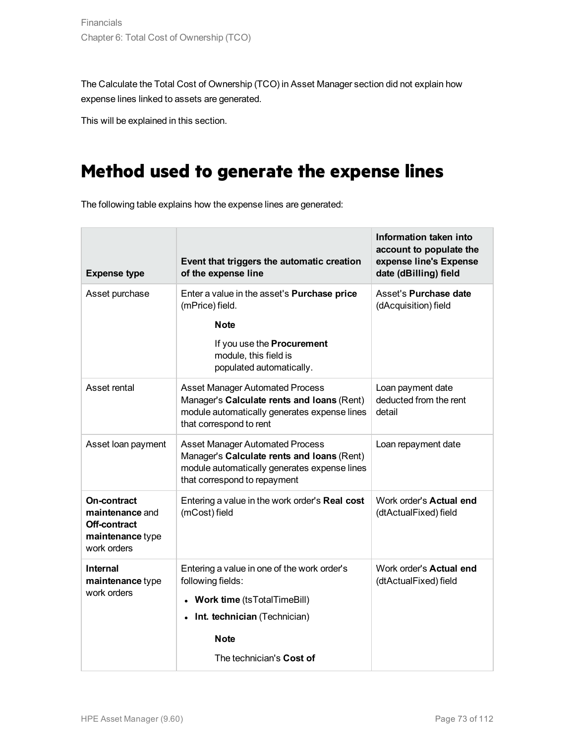The Calculate the Total Cost of Ownership (TCO) in Asset Manager section did not explain how expense lines linked to assets are generated.

This will be explained in this section.

# Method used to generate the expense lines

The following table explains how the expense lines are generated:

| Expense type | Event that triggers the automatic creation of the expense line | Information taken into account to populate the expense line's Expense date (dBilling) field |
|---|---|---|
| Asset purchase | Enter a value in the asset's **Purchase price** (mPrice) field.<br><br>**Note**<br><br>If you use the **Procurement** module, this field is populated automatically. | Asset's **Purchase date** (dAcquisition) field |
| Asset rental | Asset Manager Automated Process Manager's **Calculate rents and loans** (Rent) module automatically generates expense lines that correspond to rent | Loan payment date deducted from the rent detail |
| Asset loan payment | Asset Manager Automated Process Manager's **Calculate rents and loans** (Rent) module automatically generates expense lines that correspond to repayment | Loan repayment date |
| **On-contract maintenance** and **Off-contract maintenance** type work orders | Entering a value in the work order's **Real cost** (mCost) field | Work order's **Actual end** (dtActualFixed) field |
| **Internal maintenance** type work orders | Entering a value in one of the work order's following fields:<br><br>- **Work time** (tsTotalTimeBill)<br>- **Int. technician** (Technician)<br><br>**Note**<br><br>The technician's **Cost of** | Work order's **Actual end** (dtActualFixed) field |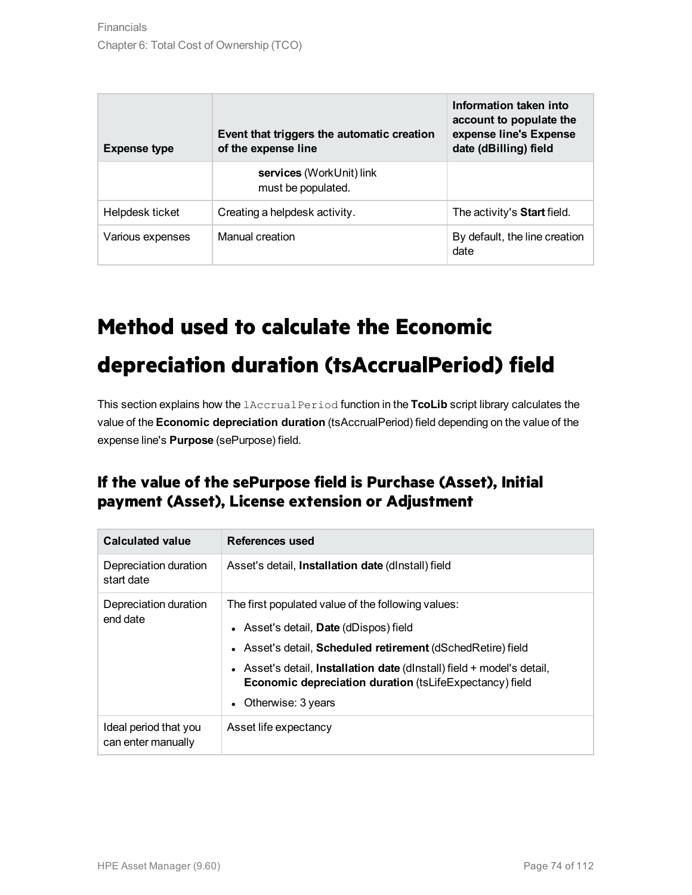| Expense type | Event that triggers the automatic creation of the expense line | Information taken into account to populate the expense line's Expense date (dBilling) field |
|---|---|---|
| | **services** (WorkUnit) link must be populated. | |
| Helpdesk ticket | Creating a helpdesk activity. | The activity's **Start** field. |
| Various expenses | Manual creation | By default, the line creation date |

# Method used to calculate the Economic depreciation duration (tsAccrualPeriod) field

This section explains how the `lAccrualPeriod` function in the **TcoLib** script library calculates the value of the **Economic depreciation duration** (tsAccrualPeriod) field depending on the value of the expense line's **Purpose** (sePurpose) field.

## If the value of the sePurpose field is Purchase (Asset), Initial payment (Asset), License extension or Adjustment

| Calculated value | References used |
|---|---|
| Depreciation duration start date | Asset's detail, **Installation date** (dInstall) field |
| Depreciation duration end date | The first populated value of the following values:<br>• Asset's detail, **Date** (dDispos) field<br>• Asset's detail, **Scheduled retirement** (dSchedRetire) field<br>• Asset's detail, **Installation date** (dInstall) field + model's detail, **Economic depreciation duration** (tsLifeExpectancy) field<br>• Otherwise: 3 years |
| Ideal period that you can enter manually | Asset life expectancy |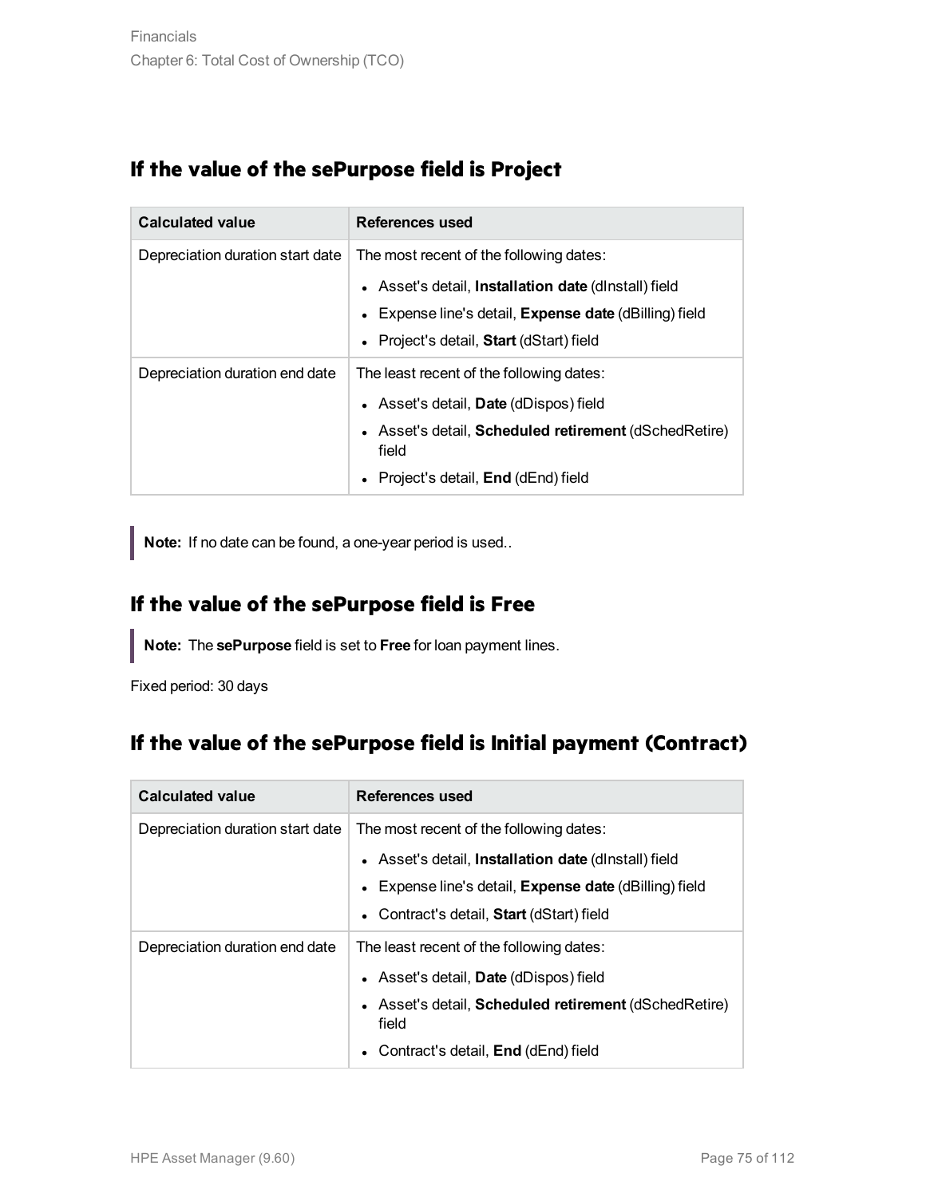## If the value of the sePurpose field is Project

| Calculated value | References used |
| --- | --- |
| Depreciation duration start date | The most recent of the following dates:<br>• Asset's detail, **Installation date** (dInstall) field<br>• Expense line's detail, **Expense date** (dBilling) field<br>• Project's detail, **Start** (dStart) field |
| Depreciation duration end date | The least recent of the following dates:<br>• Asset's detail, **Date** (dDispos) field<br>• Asset's detail, **Scheduled retirement** (dSchedRetire) field<br>• Project's detail, **End** (dEnd) field |

> **Note:** If no date can be found, a one-year period is used..

## If the value of the sePurpose field is Free

> **Note:** The **sePurpose** field is set to **Free** for loan payment lines.

Fixed period: 30 days

## If the value of the sePurpose field is Initial payment (Contract)

| Calculated value | References used |
| --- | --- |
| Depreciation duration start date | The most recent of the following dates:<br>• Asset's detail, **Installation date** (dInstall) field<br>• Expense line's detail, **Expense date** (dBilling) field<br>• Contract's detail, **Start** (dStart) field |
| Depreciation duration end date | The least recent of the following dates:<br>• Asset's detail, **Date** (dDispos) field<br>• Asset's detail, **Scheduled retirement** (dSchedRetire) field<br>• Contract's detail, **End** (dEnd) field |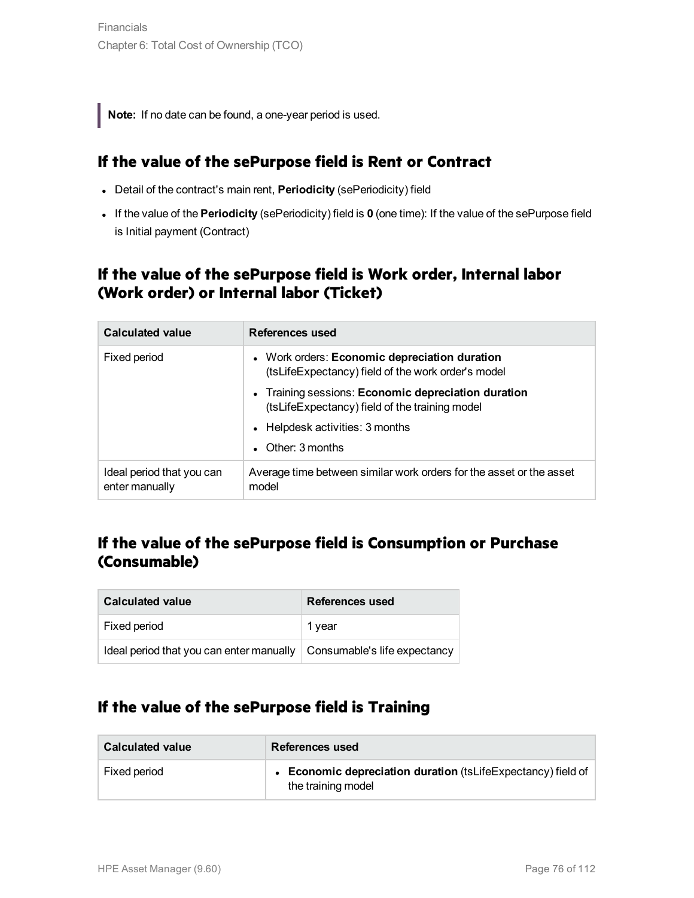> **Note:** If no date can be found, a one-year period is used.

### If the value of the sePurpose field is Rent or Contract

- Detail of the contract's main rent, **Periodicity** (sePeriodicity) field
- If the value of the **Periodicity** (sePeriodicity) field is **0** (one time): If the value of the sePurpose field is Initial payment (Contract)

### If the value of the sePurpose field is Work order, Internal labor (Work order) or Internal labor (Ticket)

| Calculated value | References used |
| --- | --- |
| Fixed period | • Work orders: **Economic depreciation duration** (tsLifeExpectancy) field of the work order's model<br>• Training sessions: **Economic depreciation duration** (tsLifeExpectancy) field of the training model<br>• Helpdesk activities: 3 months<br>• Other: 3 months |
| Ideal period that you can enter manually | Average time between similar work orders for the asset or the asset model |

### If the value of the sePurpose field is Consumption or Purchase (Consumable)

| Calculated value | References used |
| --- | --- |
| Fixed period | 1 year |
| Ideal period that you can enter manually | Consumable's life expectancy |

### If the value of the sePurpose field is Training

| Calculated value | References used |
| --- | --- |
| Fixed period | • **Economic depreciation duration** (tsLifeExpectancy) field of the training model |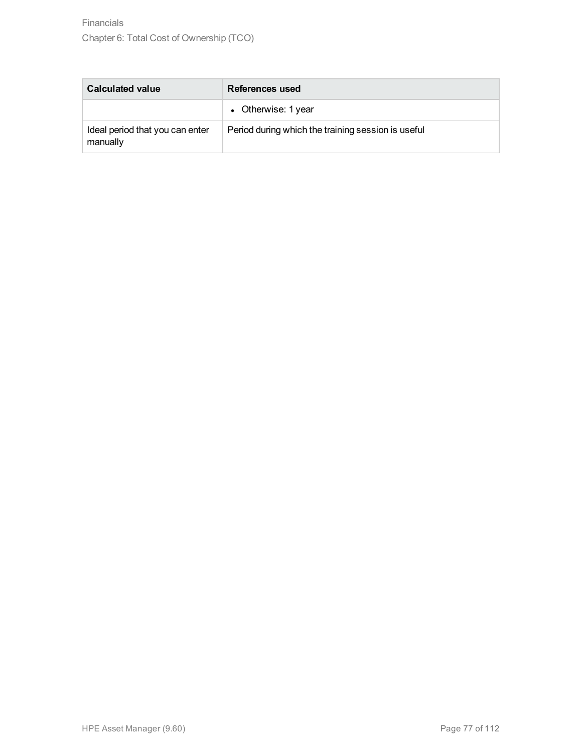| Calculated value | References used |
| --- | --- |
| | • Otherwise: 1 year |
| Ideal period that you can enter manually | Period during which the training session is useful |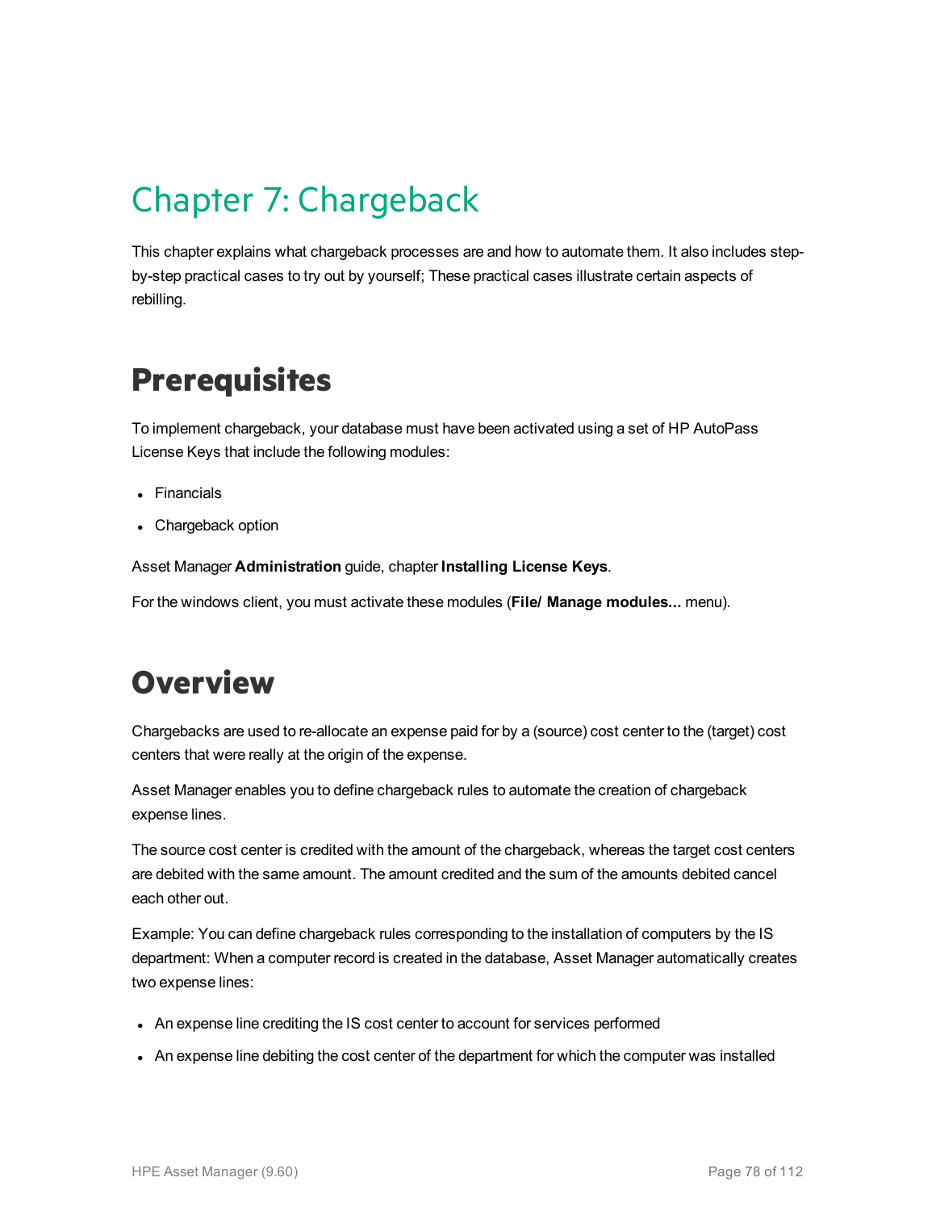# Chapter 7: Chargeback

This chapter explains what chargeback processes are and how to automate them. It also includes step-by-step practical cases to try out by yourself; These practical cases illustrate certain aspects of rebilling.

## Prerequisites

To implement chargeback, your database must have been activated using a set of HP AutoPass License Keys that include the following modules:

- Financials
- Chargeback option

Asset Manager **Administration** guide, chapter **Installing License Keys**.

For the windows client, you must activate these modules (**File/ Manage modules...** menu).

## Overview

Chargebacks are used to re-allocate an expense paid for by a (source) cost center to the (target) cost centers that were really at the origin of the expense.

Asset Manager enables you to define chargeback rules to automate the creation of chargeback expense lines.

The source cost center is credited with the amount of the chargeback, whereas the target cost centers are debited with the same amount. The amount credited and the sum of the amounts debited cancel each other out.

Example: You can define chargeback rules corresponding to the installation of computers by the IS department: When a computer record is created in the database, Asset Manager automatically creates two expense lines:

- An expense line crediting the IS cost center to account for services performed
- An expense line debiting the cost center of the department for which the computer was installed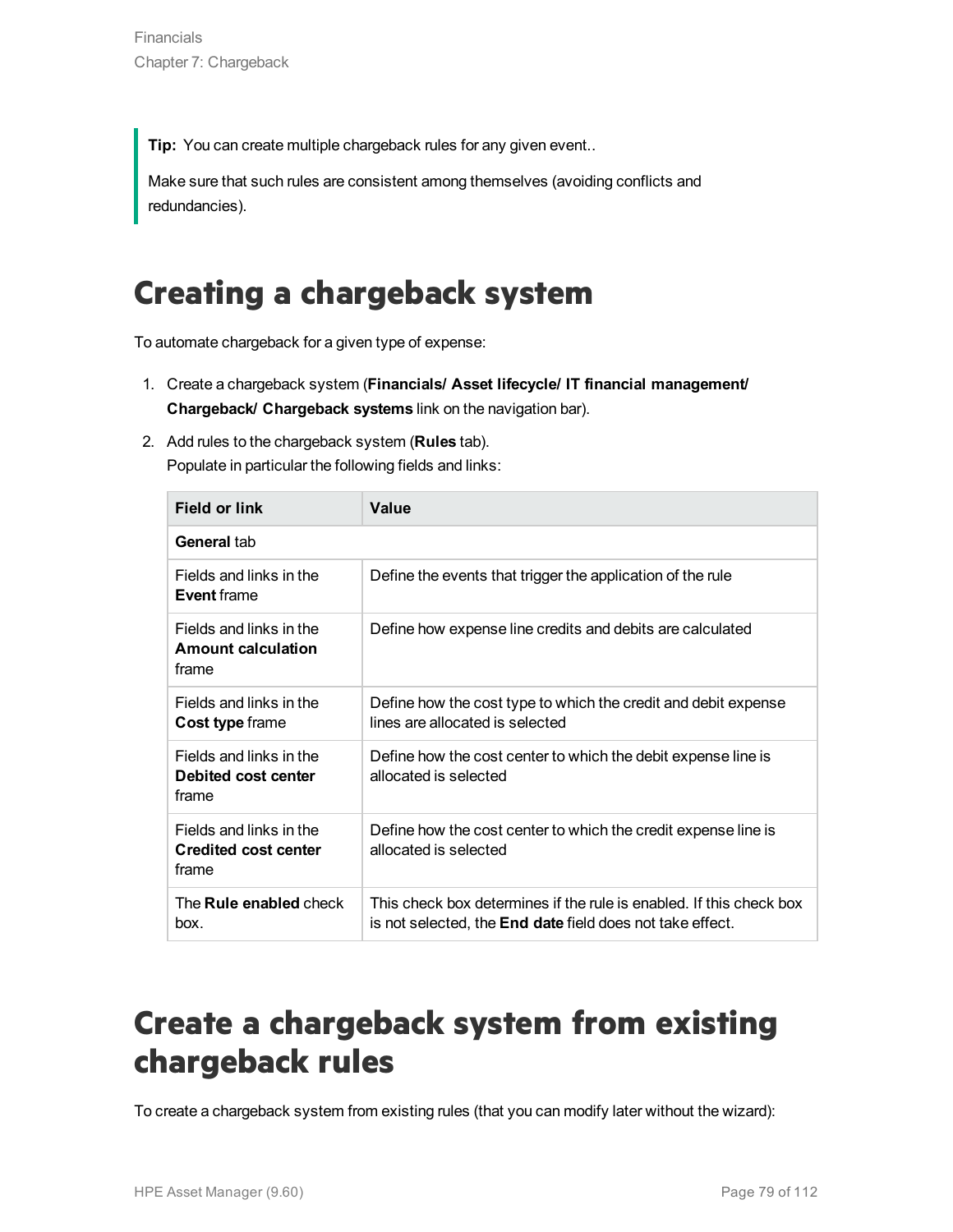**Tip:** You can create multiple chargeback rules for any given event..

Make sure that such rules are consistent among themselves (avoiding conflicts and redundancies).

# Creating a chargeback system

To automate chargeback for a given type of expense:

1. Create a chargeback system (**Financials/ Asset lifecycle/ IT financial management/ Chargeback/ Chargeback systems** link on the navigation bar).
2. Add rules to the chargeback system (**Rules** tab).
   Populate in particular the following fields and links:

| Field or link | Value |
| --- | --- |
| **General** tab | |
| Fields and links in the **Event** frame | Define the events that trigger the application of the rule |
| Fields and links in the **Amount calculation** frame | Define how expense line credits and debits are calculated |
| Fields and links in the **Cost type** frame | Define how the cost type to which the credit and debit expense lines are allocated is selected |
| Fields and links in the **Debited cost center** frame | Define how the cost center to which the debit expense line is allocated is selected |
| Fields and links in the **Credited cost center** frame | Define how the cost center to which the credit expense line is allocated is selected |
| The **Rule enabled** check box. | This check box determines if the rule is enabled. If this check box is not selected, the **End date** field does not take effect. |

# Create a chargeback system from existing chargeback rules

To create a chargeback system from existing rules (that you can modify later without the wizard):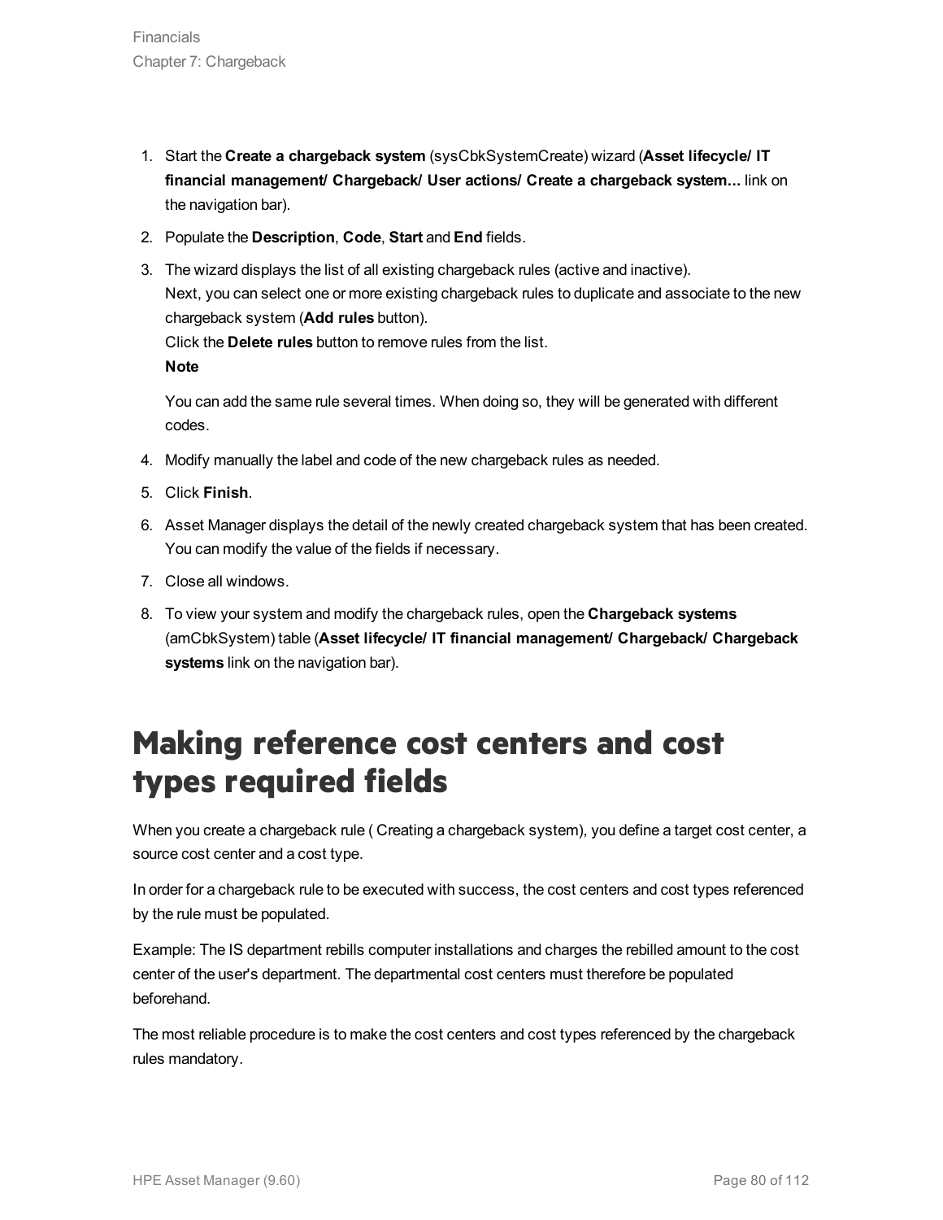1. Start the **Create a chargeback system** (sysCbkSystemCreate) wizard (**Asset lifecycle/ IT financial management/ Chargeback/ User actions/ Create a chargeback system...** link on the navigation bar).
2. Populate the **Description**, **Code**, **Start** and **End** fields.
3. The wizard displays the list of all existing chargeback rules (active and inactive).
   Next, you can select one or more existing chargeback rules to duplicate and associate to the new chargeback system (**Add rules** button).
   Click the **Delete rules** button to remove rules from the list.
   **Note**

   You can add the same rule several times. When doing so, they will be generated with different codes.
4. Modify manually the label and code of the new chargeback rules as needed.
5. Click **Finish**.
6. Asset Manager displays the detail of the newly created chargeback system that has been created. You can modify the value of the fields if necessary.
7. Close all windows.
8. To view your system and modify the chargeback rules, open the **Chargeback systems** (amCbkSystem) table (**Asset lifecycle/ IT financial management/ Chargeback/ Chargeback systems** link on the navigation bar).

# Making reference cost centers and cost types required fields

When you create a chargeback rule ( Creating a chargeback system), you define a target cost center, a source cost center and a cost type.

In order for a chargeback rule to be executed with success, the cost centers and cost types referenced by the rule must be populated.

Example: The IS department rebills computer installations and charges the rebilled amount to the cost center of the user's department. The departmental cost centers must therefore be populated beforehand.

The most reliable procedure is to make the cost centers and cost types referenced by the chargeback rules mandatory.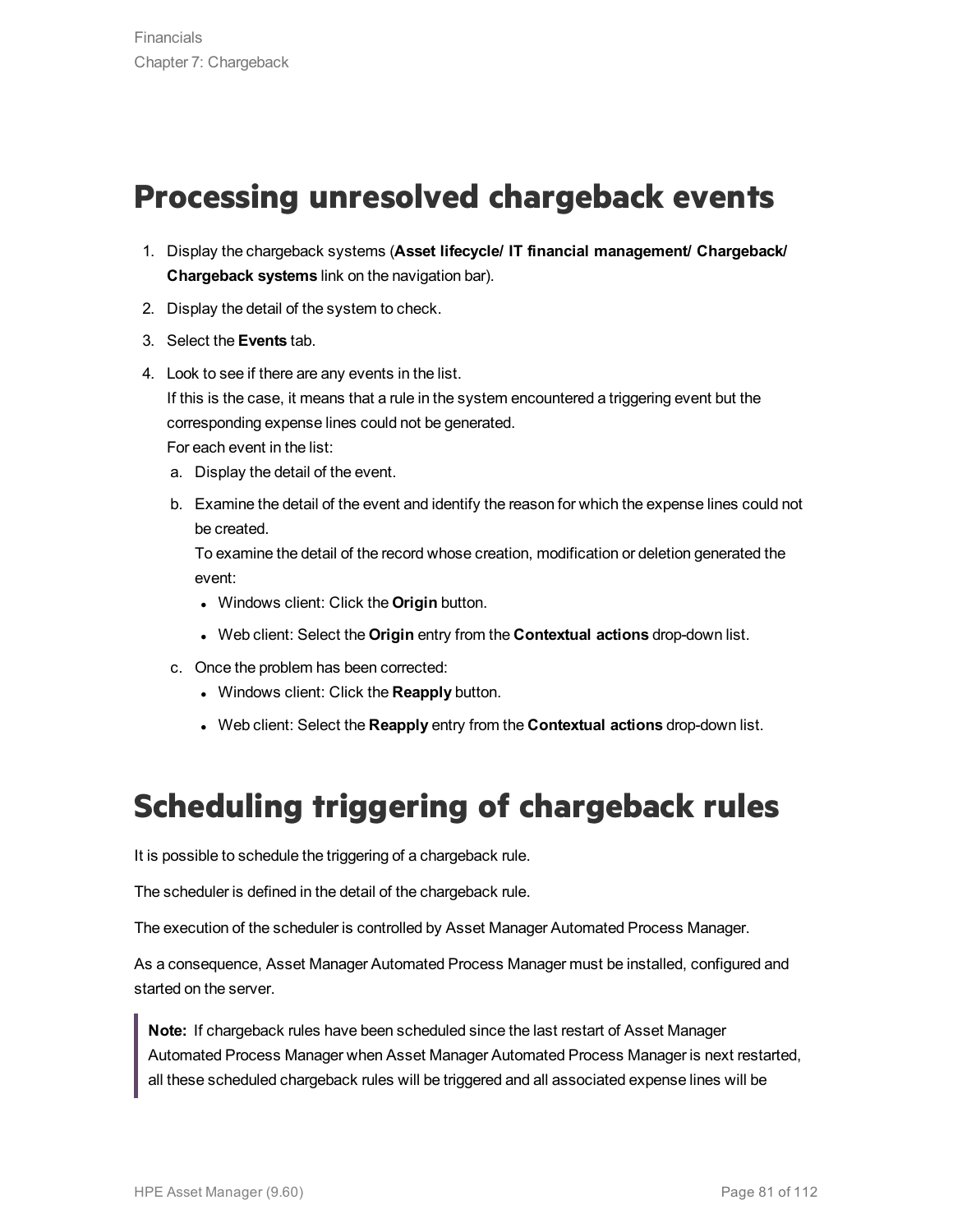# Processing unresolved chargeback events

1. Display the chargeback systems (**Asset lifecycle/ IT financial management/ Chargeback/ Chargeback systems** link on the navigation bar).
2. Display the detail of the system to check.
3. Select the **Events** tab.
4. Look to see if there are any events in the list.
   If this is the case, it means that a rule in the system encountered a triggering event but the corresponding expense lines could not be generated.
   For each event in the list:
   a. Display the detail of the event.
   b. Examine the detail of the event and identify the reason for which the expense lines could not be created.
      To examine the detail of the record whose creation, modification or deletion generated the event:
      - Windows client: Click the **Origin** button.
      - Web client: Select the **Origin** entry from the **Contextual actions** drop-down list.
   c. Once the problem has been corrected:
      - Windows client: Click the **Reapply** button.
      - Web client: Select the **Reapply** entry from the **Contextual actions** drop-down list.

# Scheduling triggering of chargeback rules

It is possible to schedule the triggering of a chargeback rule.

The scheduler is defined in the detail of the chargeback rule.

The execution of the scheduler is controlled by Asset Manager Automated Process Manager.

As a consequence, Asset Manager Automated Process Manager must be installed, configured and started on the server.

> **Note:** If chargeback rules have been scheduled since the last restart of Asset Manager Automated Process Manager when Asset Manager Automated Process Manager is next restarted, all these scheduled chargeback rules will be triggered and all associated expense lines will be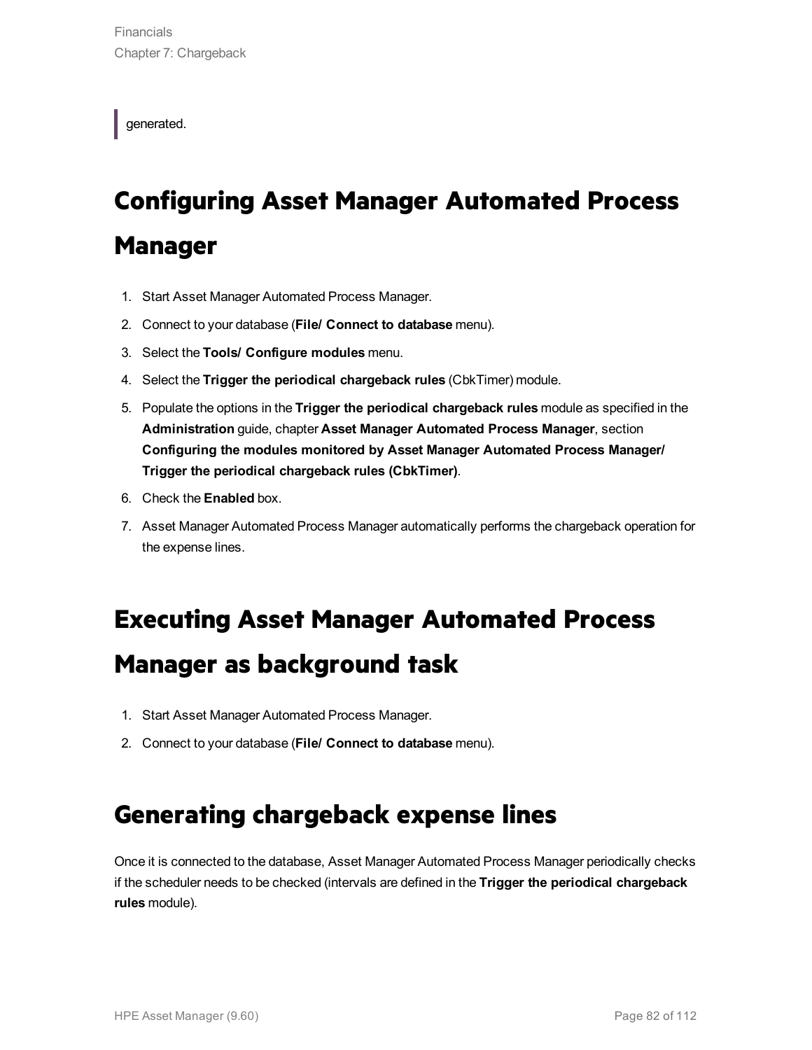generated.

# Configuring Asset Manager Automated Process Manager

1. Start Asset Manager Automated Process Manager.
2. Connect to your database (**File/ Connect to database** menu).
3. Select the **Tools/ Configure modules** menu.
4. Select the **Trigger the periodical chargeback rules** (CbkTimer) module.
5. Populate the options in the **Trigger the periodical chargeback rules** module as specified in the **Administration** guide, chapter **Asset Manager Automated Process Manager**, section **Configuring the modules monitored by Asset Manager Automated Process Manager/ Trigger the periodical chargeback rules (CbkTimer)**.
6. Check the **Enabled** box.
7. Asset Manager Automated Process Manager automatically performs the chargeback operation for the expense lines.

# Executing Asset Manager Automated Process Manager as background task

1. Start Asset Manager Automated Process Manager.
2. Connect to your database (**File/ Connect to database** menu).

## Generating chargeback expense lines

Once it is connected to the database, Asset Manager Automated Process Manager periodically checks if the scheduler needs to be checked (intervals are defined in the **Trigger the periodical chargeback rules** module).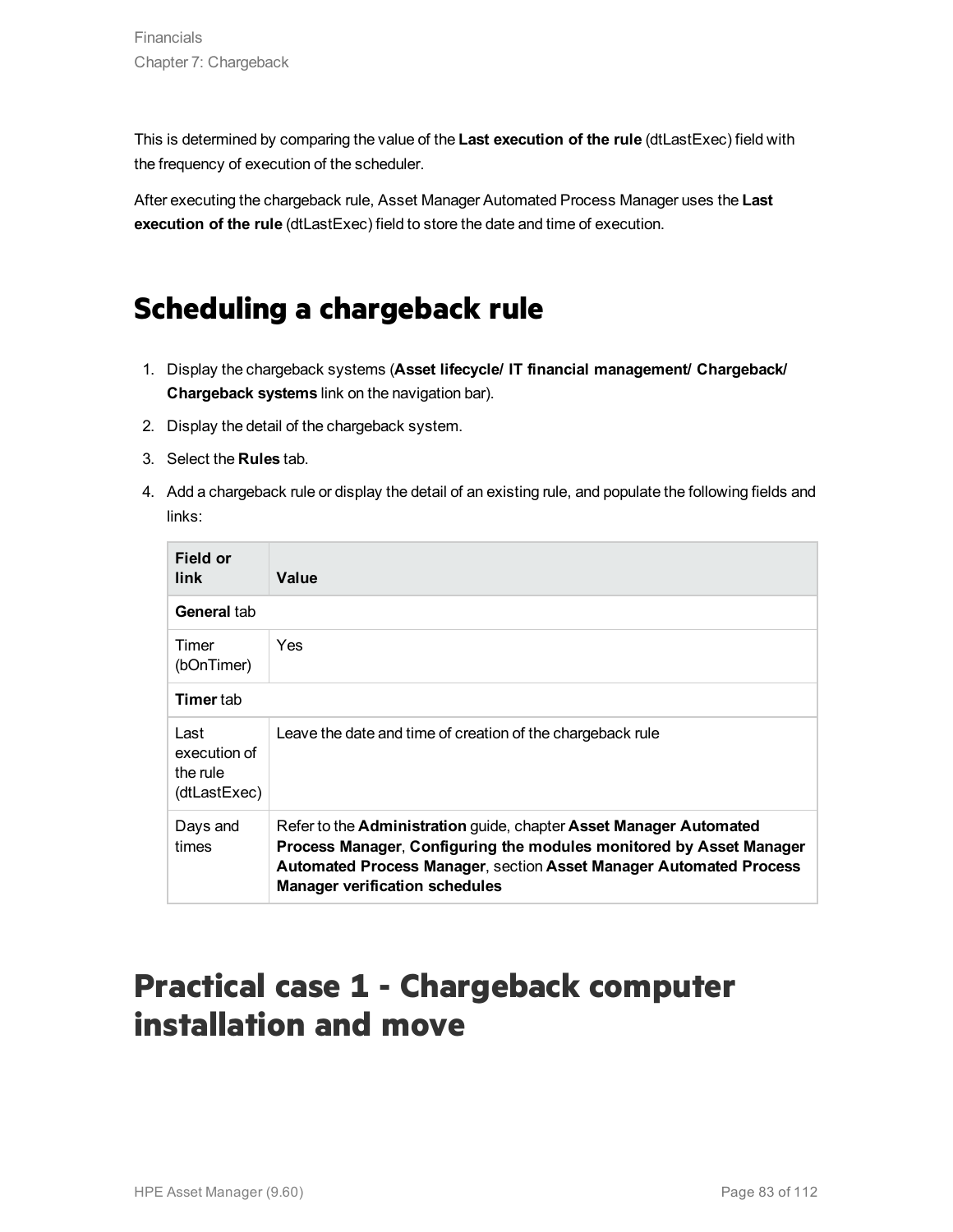This is determined by comparing the value of the **Last execution of the rule** (dtLastExec) field with the frequency of execution of the scheduler.

After executing the chargeback rule, Asset Manager Automated Process Manager uses the **Last execution of the rule** (dtLastExec) field to store the date and time of execution.

## Scheduling a chargeback rule

1. Display the chargeback systems (**Asset lifecycle/ IT financial management/ Chargeback/ Chargeback systems** link on the navigation bar).
2. Display the detail of the chargeback system.
3. Select the **Rules** tab.
4. Add a chargeback rule or display the detail of an existing rule, and populate the following fields and links:

| Field or link | Value |
| --- | --- |
| **General** tab | |
| Timer (bOnTimer) | Yes |
| **Timer** tab | |
| Last execution of the rule (dtLastExec) | Leave the date and time of creation of the chargeback rule |
| Days and times | Refer to the **Administration** guide, chapter **Asset Manager Automated Process Manager**, **Configuring the modules monitored by Asset Manager Automated Process Manager**, section **Asset Manager Automated Process Manager verification schedules** |

## Practical case 1 - Chargeback computer installation and move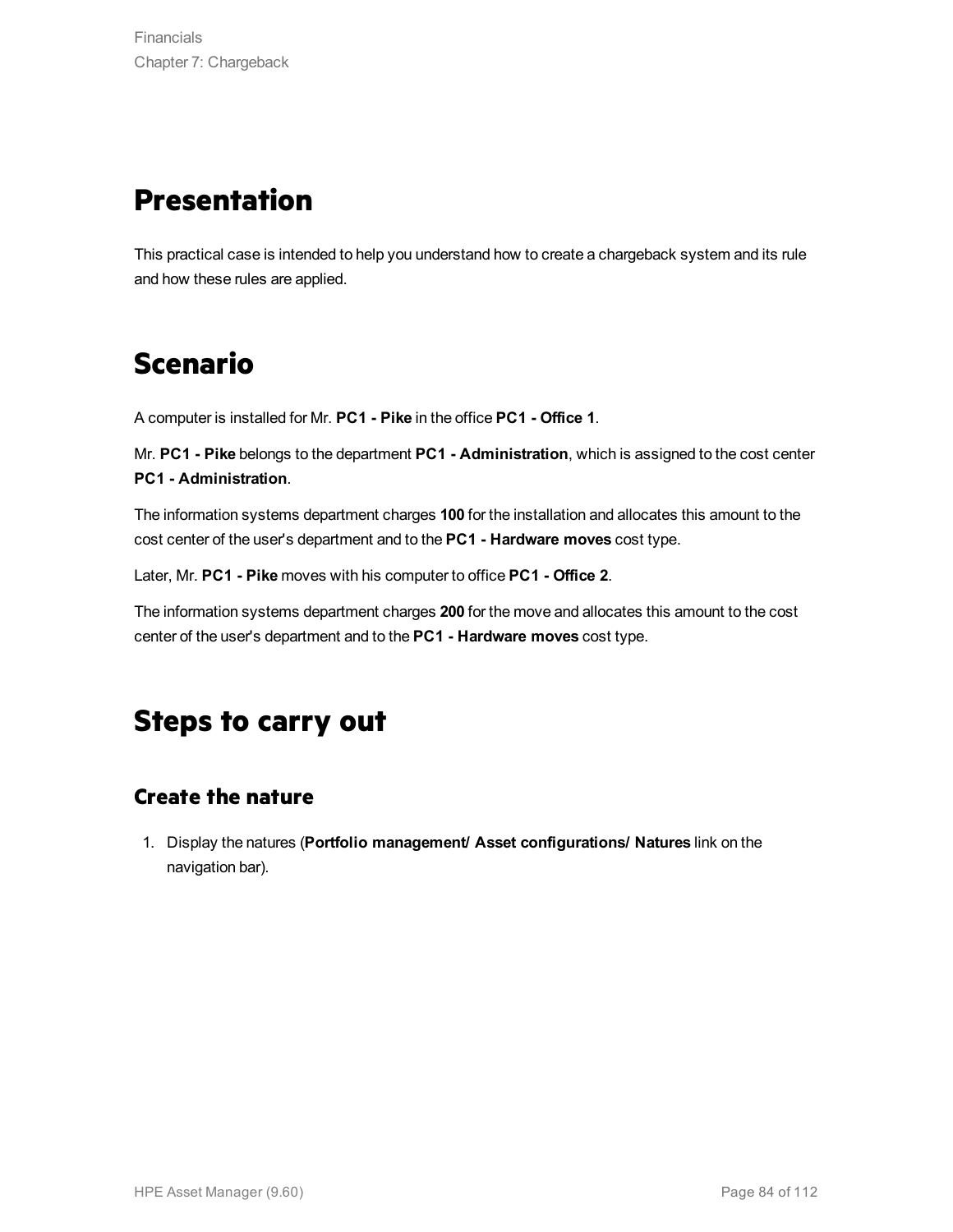## Presentation

This practical case is intended to help you understand how to create a chargeback system and its rule and how these rules are applied.

## Scenario

A computer is installed for Mr. **PC1 - Pike** in the office **PC1 - Office 1**.

Mr. **PC1 - Pike** belongs to the department **PC1 - Administration**, which is assigned to the cost center **PC1 - Administration**.

The information systems department charges **100** for the installation and allocates this amount to the cost center of the user's department and to the **PC1 - Hardware moves** cost type.

Later, Mr. **PC1 - Pike** moves with his computer to office **PC1 - Office 2**.

The information systems department charges **200** for the move and allocates this amount to the cost center of the user's department and to the **PC1 - Hardware moves** cost type.

## Steps to carry out

### Create the nature

1. Display the natures (**Portfolio management/ Asset configurations/ Natures** link on the navigation bar).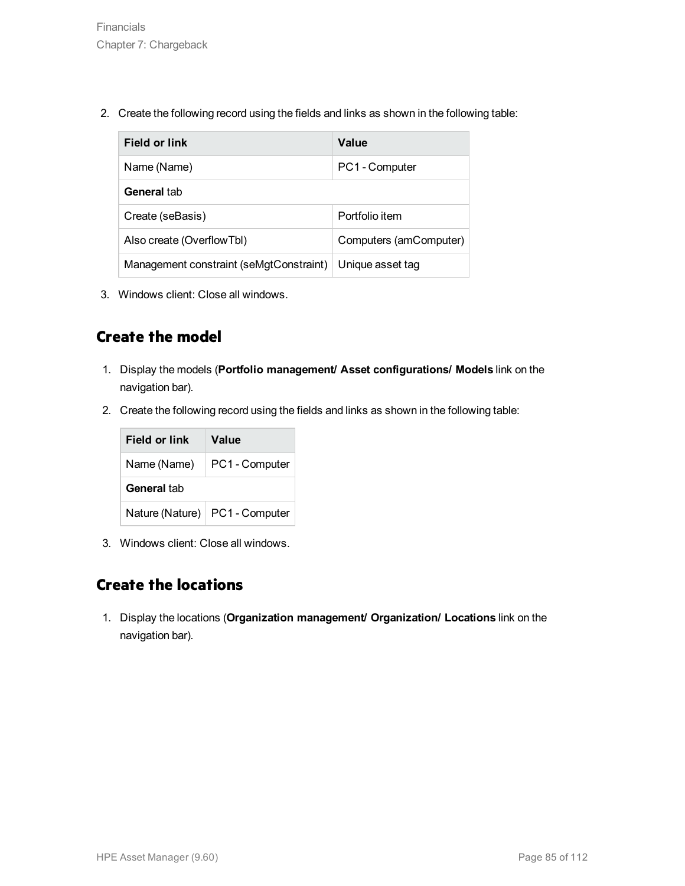2. Create the following record using the fields and links as shown in the following table:

| Field or link | Value |
| --- | --- |
| Name (Name) | PC1 - Computer |
| **General** tab | |
| Create (seBasis) | Portfolio item |
| Also create (OverflowTbl) | Computers (amComputer) |
| Management constraint (seMgtConstraint) | Unique asset tag |

3. Windows client: Close all windows.

## Create the model

1. Display the models (**Portfolio management/ Asset configurations/ Models** link on the navigation bar).
2. Create the following record using the fields and links as shown in the following table:

| Field or link | Value |
| --- | --- |
| Name (Name) | PC1 - Computer |
| **General** tab | |
| Nature (Nature) | PC1 - Computer |

3. Windows client: Close all windows.

## Create the locations

1. Display the locations (**Organization management/ Organization/ Locations** link on the navigation bar).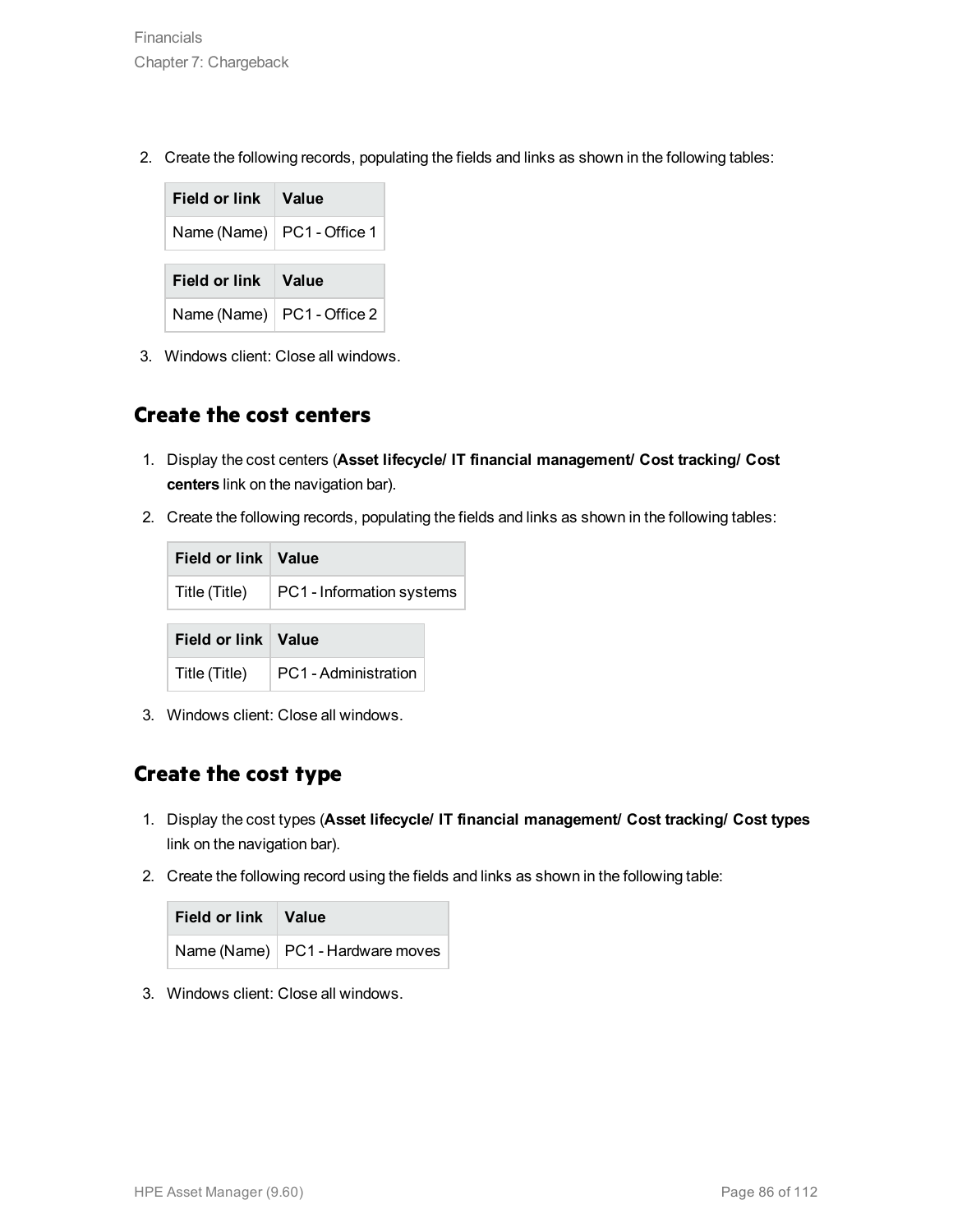2. Create the following records, populating the fields and links as shown in the following tables:

| Field or link | Value |
| --- | --- |
| Name (Name) | PC1 - Office 1 |

| Field or link | Value |
| --- | --- |
| Name (Name) | PC1 - Office 2 |

3. Windows client: Close all windows.

## Create the cost centers

1. Display the cost centers (**Asset lifecycle/ IT financial management/ Cost tracking/ Cost centers** link on the navigation bar).
2. Create the following records, populating the fields and links as shown in the following tables:

| Field or link | Value |
| --- | --- |
| Title (Title) | PC1 - Information systems |

| Field or link | Value |
| --- | --- |
| Title (Title) | PC1 - Administration |

3. Windows client: Close all windows.

## Create the cost type

1. Display the cost types (**Asset lifecycle/ IT financial management/ Cost tracking/ Cost types** link on the navigation bar).
2. Create the following record using the fields and links as shown in the following table:

| Field or link | Value |
| --- | --- |
| Name (Name) | PC1 - Hardware moves |

3. Windows client: Close all windows.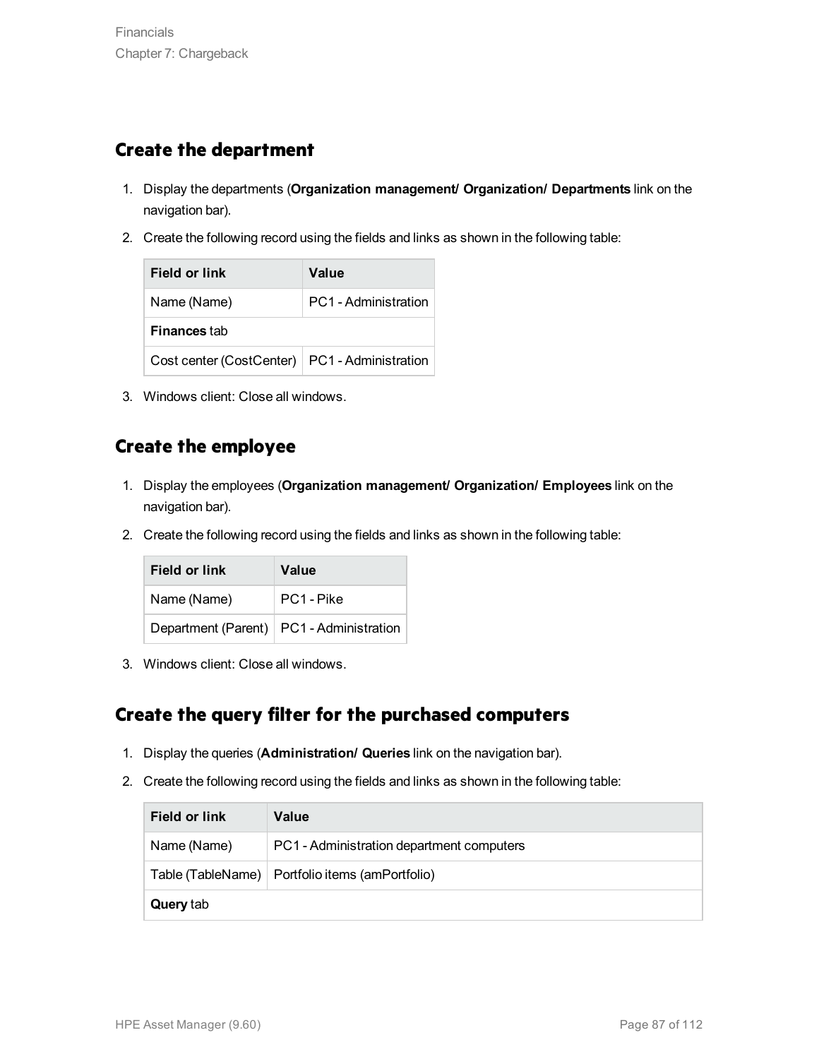## Create the department

1. Display the departments (**Organization management/ Organization/ Departments** link on the navigation bar).
2. Create the following record using the fields and links as shown in the following table:

| Field or link | Value |
| --- | --- |
| Name (Name) | PC1 - Administration |
| **Finances** tab | |
| Cost center (CostCenter) | PC1 - Administration |

3. Windows client: Close all windows.

## Create the employee

1. Display the employees (**Organization management/ Organization/ Employees** link on the navigation bar).
2. Create the following record using the fields and links as shown in the following table:

| Field or link | Value |
| --- | --- |
| Name (Name) | PC1 - Pike |
| Department (Parent) | PC1 - Administration |

3. Windows client: Close all windows.

## Create the query filter for the purchased computers

1. Display the queries (**Administration/ Queries** link on the navigation bar).
2. Create the following record using the fields and links as shown in the following table:

| Field or link | Value |
| --- | --- |
| Name (Name) | PC1 - Administration department computers |
| Table (TableName) | Portfolio items (amPortfolio) |
| **Query** tab | |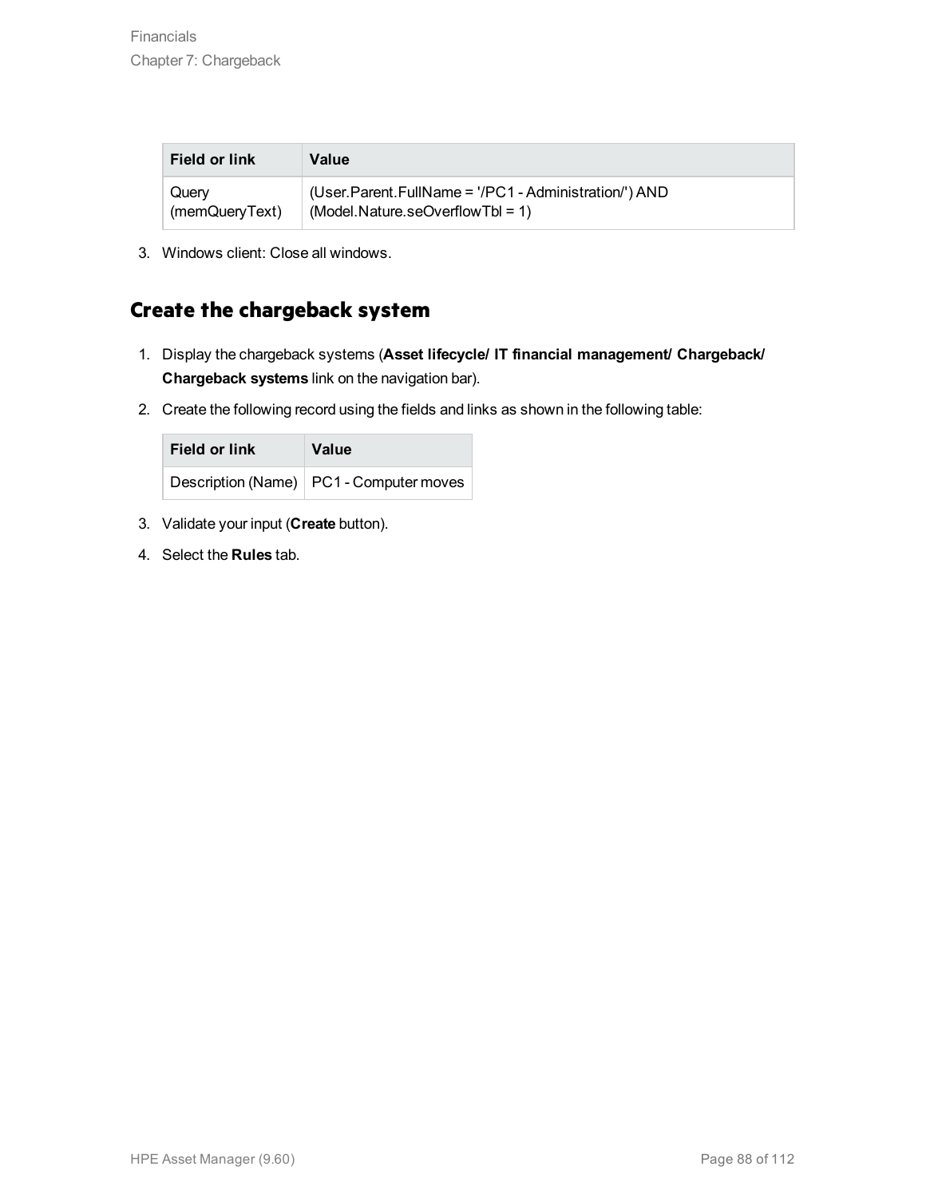| Field or link | Value |
| --- | --- |
| Query (memQueryText) | (User.Parent.FullName = '/PC1 - Administration/') AND (Model.Nature.seOverflowTbl = 1) |

3. Windows client: Close all windows.

## Create the chargeback system

1. Display the chargeback systems (**Asset lifecycle/ IT financial management/ Chargeback/ Chargeback systems** link on the navigation bar).
2. Create the following record using the fields and links as shown in the following table:

| Field or link | Value |
| --- | --- |
| Description (Name) | PC1 - Computer moves |

3. Validate your input (**Create** button).
4. Select the **Rules** tab.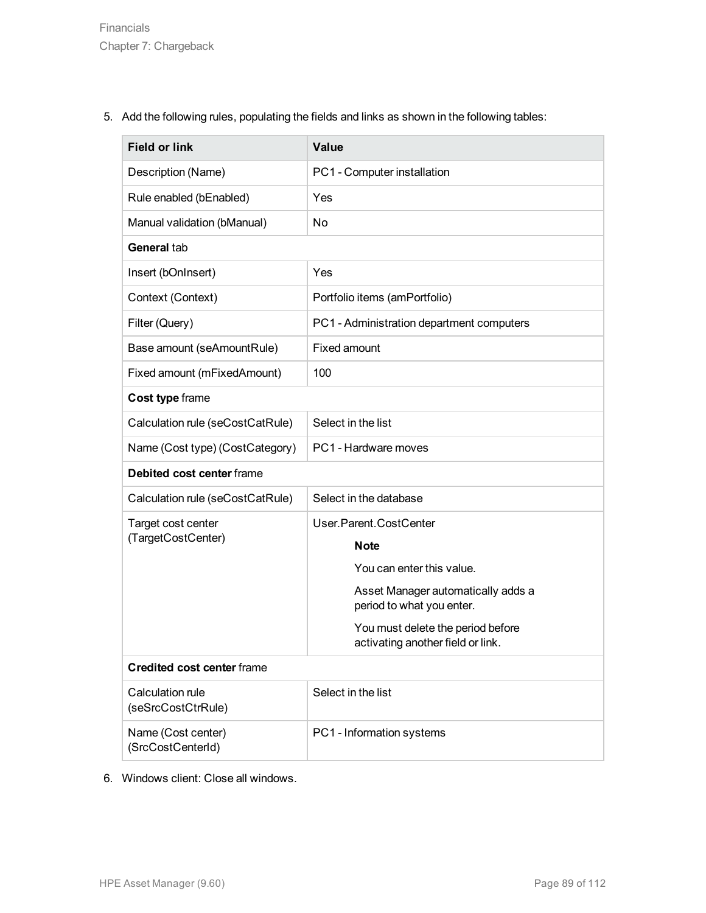5. Add the following rules, populating the fields and links as shown in the following tables:

| Field or link | Value |
| --- | --- |
| Description (Name) | PC1 - Computer installation |
| Rule enabled (bEnabled) | Yes |
| Manual validation (bManual) | No |
| **General** tab | |
| Insert (bOnInsert) | Yes |
| Context (Context) | Portfolio items (amPortfolio) |
| Filter (Query) | PC1 - Administration department computers |
| Base amount (seAmountRule) | Fixed amount |
| Fixed amount (mFixedAmount) | 100 |
| **Cost type** frame | |
| Calculation rule (seCostCatRule) | Select in the list |
| Name (Cost type) (CostCategory) | PC1 - Hardware moves |
| **Debited cost center** frame | |
| Calculation rule (seCostCatRule) | Select in the database |
| Target cost center (TargetCostCenter) | User.Parent.CostCenter<br>**Note**<br>You can enter this value.<br>Asset Manager automatically adds a period to what you enter.<br>You must delete the period before activating another field or link. |
| **Credited cost center** frame | |
| Calculation rule (seSrcCostCtrRule) | Select in the list |
| Name (Cost center) (SrcCostCenterId) | PC1 - Information systems |

6. Windows client: Close all windows.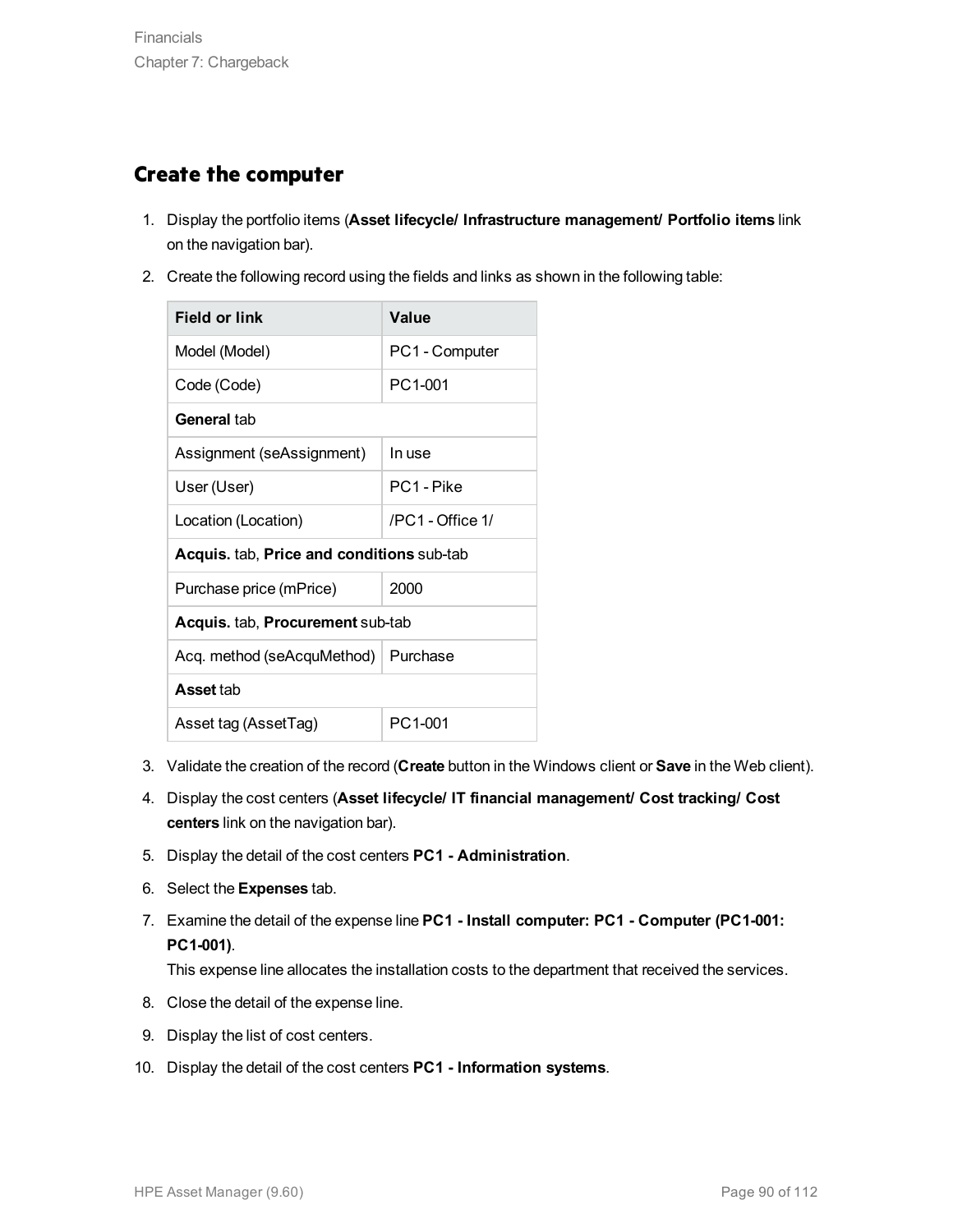## Create the computer

1. Display the portfolio items (**Asset lifecycle/ Infrastructure management/ Portfolio items** link on the navigation bar).
2. Create the following record using the fields and links as shown in the following table:

| Field or link | Value |
|---|---|
| Model (Model) | PC1 - Computer |
| Code (Code) | PC1-001 |
| **General** tab | |
| Assignment (seAssignment) | In use |
| User (User) | PC1 - Pike |
| Location (Location) | /PC1 - Office 1/ |
| **Acquis.** tab, **Price and conditions** sub-tab | |
| Purchase price (mPrice) | 2000 |
| **Acquis.** tab, **Procurement** sub-tab | |
| Acq. method (seAcquMethod) | Purchase |
| **Asset** tab | |
| Asset tag (AssetTag) | PC1-001 |

3. Validate the creation of the record (**Create** button in the Windows client or **Save** in the Web client).
4. Display the cost centers (**Asset lifecycle/ IT financial management/ Cost tracking/ Cost centers** link on the navigation bar).
5. Display the detail of the cost centers **PC1 - Administration**.
6. Select the **Expenses** tab.
7. Examine the detail of the expense line **PC1 - Install computer: PC1 - Computer (PC1-001: PC1-001)**.
   This expense line allocates the installation costs to the department that received the services.
8. Close the detail of the expense line.
9. Display the list of cost centers.
10. Display the detail of the cost centers **PC1 - Information systems**.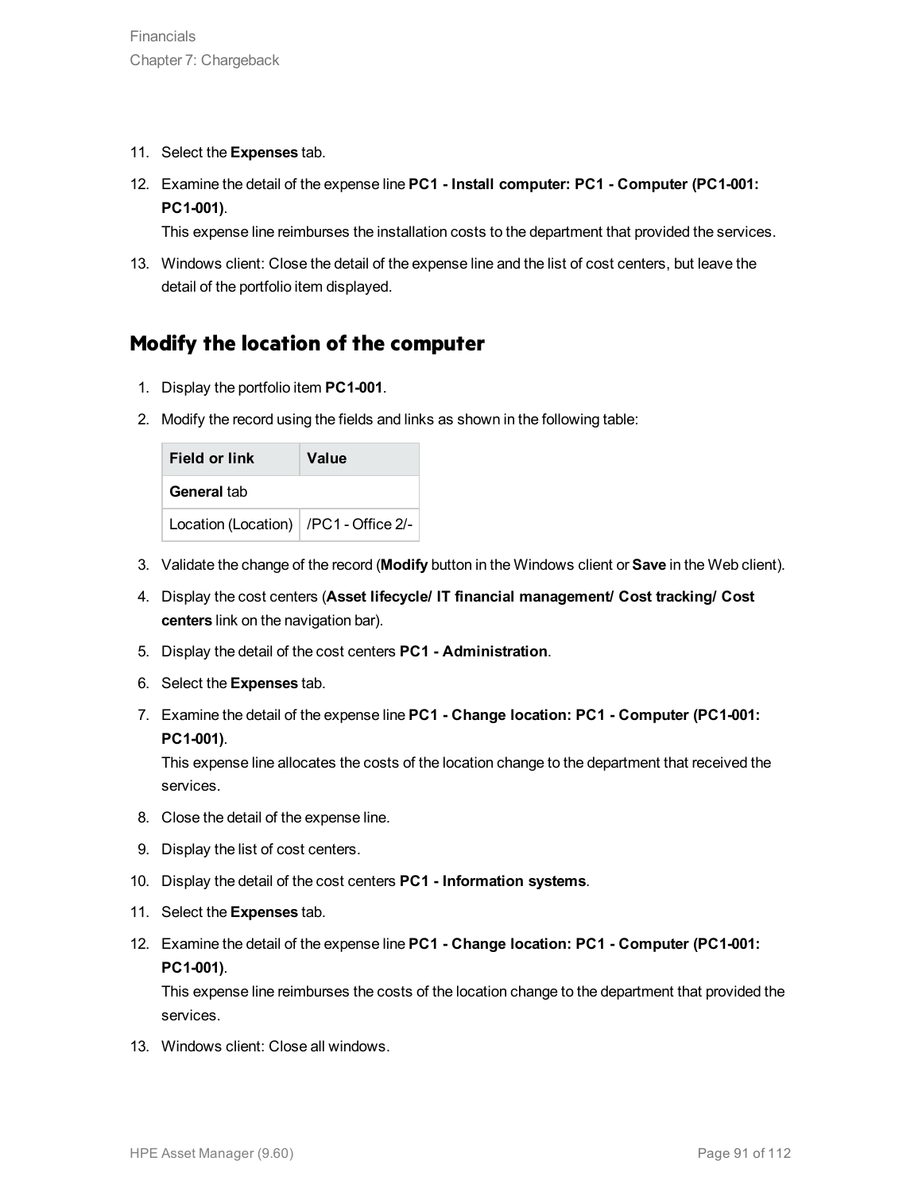11. Select the **Expenses** tab.
12. Examine the detail of the expense line **PC1 - Install computer: PC1 - Computer (PC1-001: PC1-001)**.

    This expense line reimburses the installation costs to the department that provided the services.
13. Windows client: Close the detail of the expense line and the list of cost centers, but leave the detail of the portfolio item displayed.

## Modify the location of the computer

1. Display the portfolio item **PC1-001**.
2. Modify the record using the fields and links as shown in the following table:

| Field or link | Value |
| --- | --- |
| **General** tab | |
| Location (Location) | /PC1 - Office 2/- |

3. Validate the change of the record (**Modify** button in the Windows client or **Save** in the Web client).
4. Display the cost centers (**Asset lifecycle/ IT financial management/ Cost tracking/ Cost centers** link on the navigation bar).
5. Display the detail of the cost centers **PC1 - Administration**.
6. Select the **Expenses** tab.
7. Examine the detail of the expense line **PC1 - Change location: PC1 - Computer (PC1-001: PC1-001)**.

    This expense line allocates the costs of the location change to the department that received the services.
8. Close the detail of the expense line.
9. Display the list of cost centers.
10. Display the detail of the cost centers **PC1 - Information systems**.
11. Select the **Expenses** tab.
12. Examine the detail of the expense line **PC1 - Change location: PC1 - Computer (PC1-001: PC1-001)**.

    This expense line reimburses the costs of the location change to the department that provided the services.
13. Windows client: Close all windows.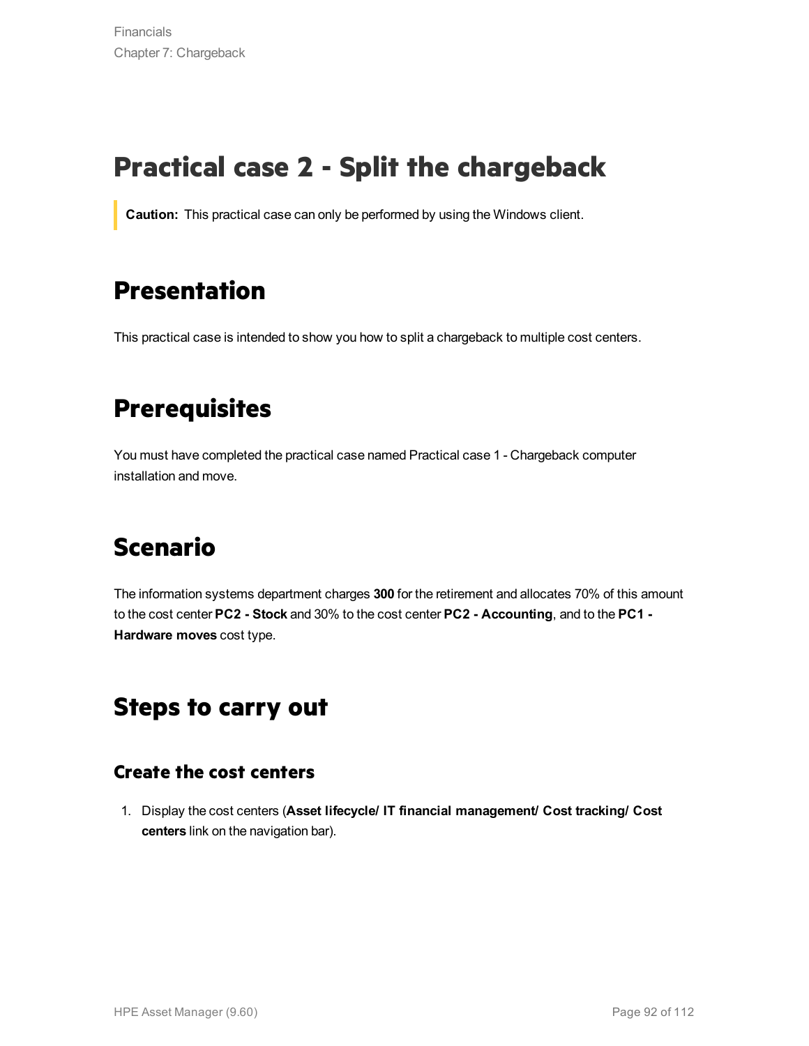# Practical case 2 - Split the chargeback

> **Caution:** This practical case can only be performed by using the Windows client.

## Presentation

This practical case is intended to show you how to split a chargeback to multiple cost centers.

## Prerequisites

You must have completed the practical case named Practical case 1 - Chargeback computer installation and move.

## Scenario

The information systems department charges **300** for the retirement and allocates 70% of this amount to the cost center **PC2 - Stock** and 30% to the cost center **PC2 - Accounting**, and to the **PC1 - Hardware moves** cost type.

## Steps to carry out

### Create the cost centers

1. Display the cost centers (**Asset lifecycle/ IT financial management/ Cost tracking/ Cost centers** link on the navigation bar).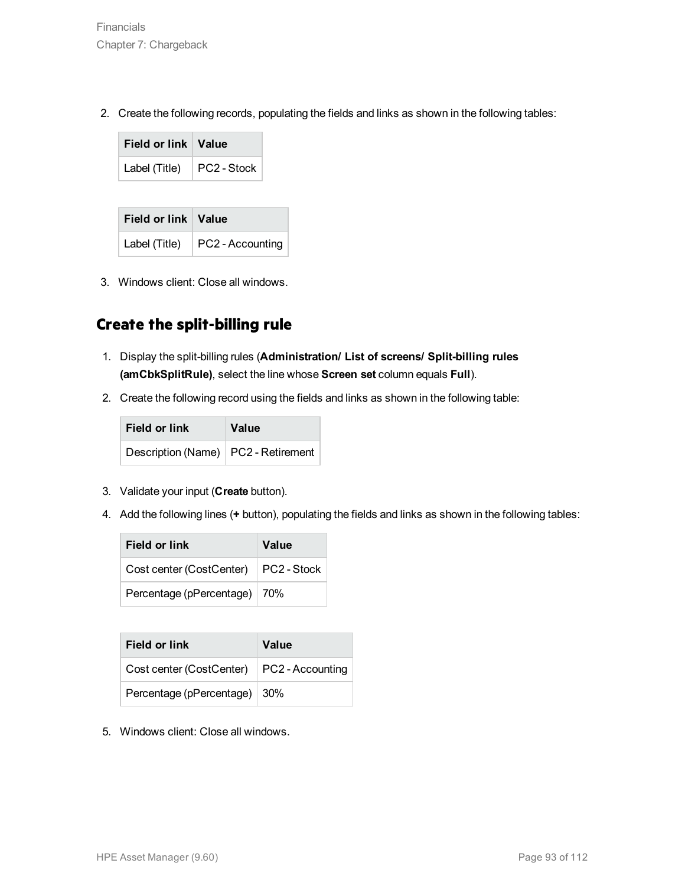2. Create the following records, populating the fields and links as shown in the following tables:

| Field or link | Value |
| --- | --- |
| Label (Title) | PC2 - Stock |

| Field or link | Value |
| --- | --- |
| Label (Title) | PC2 - Accounting |

3. Windows client: Close all windows.

## Create the split-billing rule

1. Display the split-billing rules (**Administration/ List of screens/ Split-billing rules (amCbkSplitRule)**, select the line whose **Screen set** column equals **Full**).
2. Create the following record using the fields and links as shown in the following table:

| Field or link | Value |
| --- | --- |
| Description (Name) | PC2 - Retirement |

3. Validate your input (**Create** button).
4. Add the following lines (**+** button), populating the fields and links as shown in the following tables:

| Field or link | Value |
| --- | --- |
| Cost center (CostCenter) | PC2 - Stock |
| Percentage (pPercentage) | 70% |

| Field or link | Value |
| --- | --- |
| Cost center (CostCenter) | PC2 - Accounting |
| Percentage (pPercentage) | 30% |

5. Windows client: Close all windows.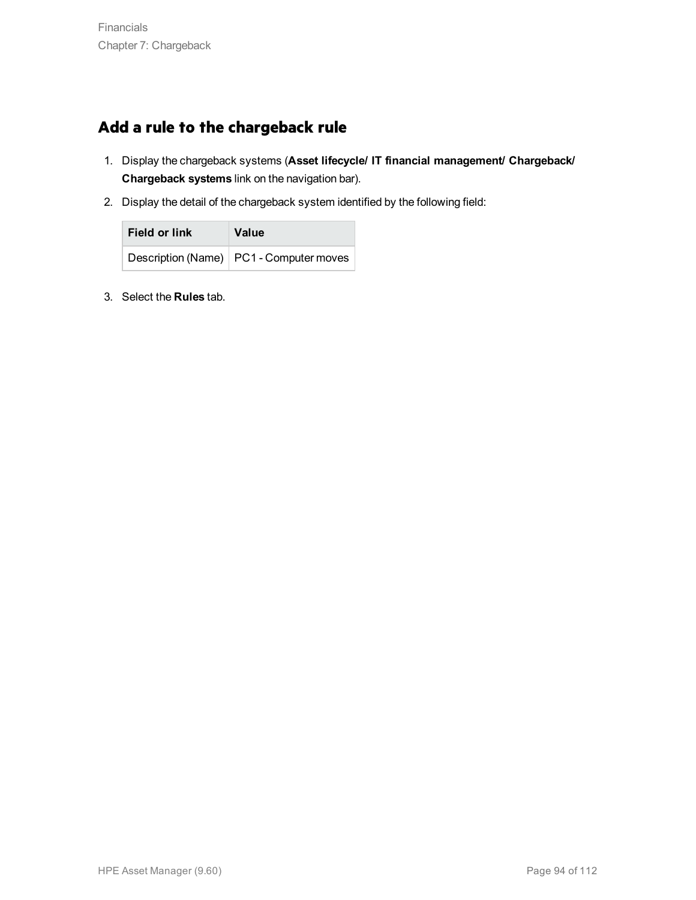## Add a rule to the chargeback rule

1. Display the chargeback systems (**Asset lifecycle/ IT financial management/ Chargeback/ Chargeback systems** link on the navigation bar).
2. Display the detail of the chargeback system identified by the following field:

   | Field or link | Value |
   | --- | --- |
   | Description (Name) | PC1 - Computer moves |

3. Select the **Rules** tab.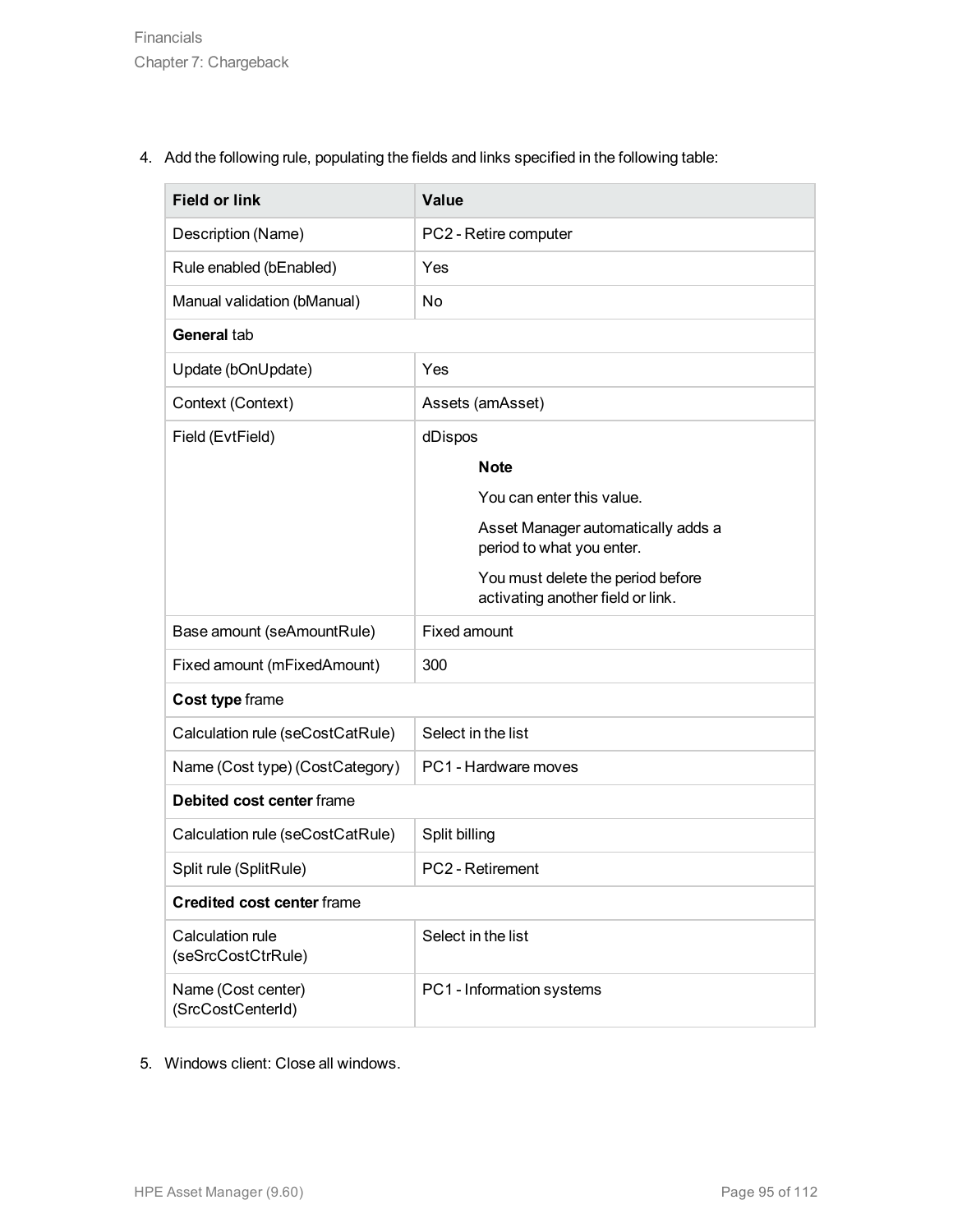4. Add the following rule, populating the fields and links specified in the following table:

| Field or link | Value |
| --- | --- |
| Description (Name) | PC2 - Retire computer |
| Rule enabled (bEnabled) | Yes |
| Manual validation (bManual) | No |
| **General** tab | |
| Update (bOnUpdate) | Yes |
| Context (Context) | Assets (amAsset) |
| Field (EvtField) | dDispos<br>**Note**<br>You can enter this value.<br>Asset Manager automatically adds a period to what you enter.<br>You must delete the period before activating another field or link. |
| Base amount (seAmountRule) | Fixed amount |
| Fixed amount (mFixedAmount) | 300 |
| **Cost type** frame | |
| Calculation rule (seCostCatRule) | Select in the list |
| Name (Cost type) (CostCategory) | PC1 - Hardware moves |
| **Debited cost center** frame | |
| Calculation rule (seCostCatRule) | Split billing |
| Split rule (SplitRule) | PC2 - Retirement |
| **Credited cost center** frame | |
| Calculation rule (seSrcCostCtrRule) | Select in the list |
| Name (Cost center) (SrcCostCenterId) | PC1 - Information systems |

5. Windows client: Close all windows.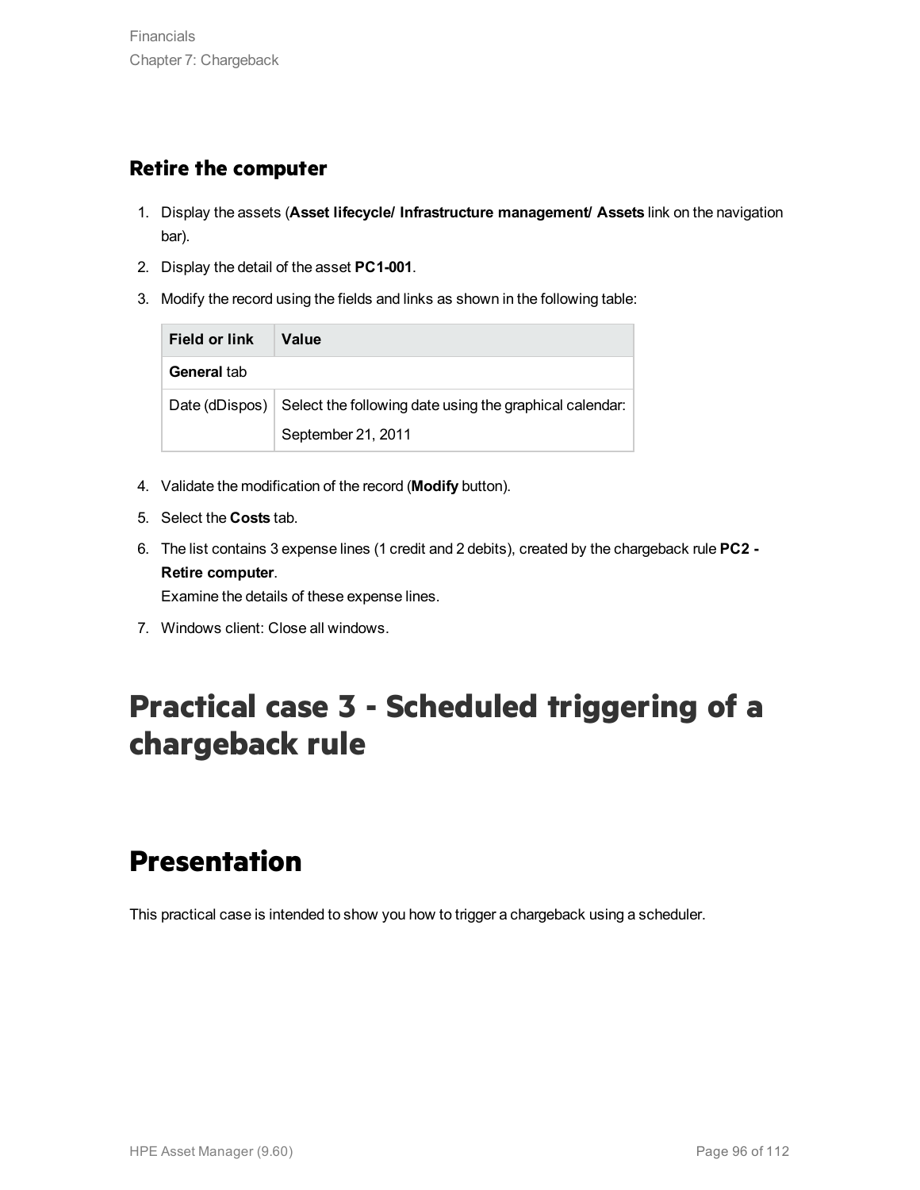### Retire the computer

1. Display the assets (**Asset lifecycle/ Infrastructure management/ Assets** link on the navigation bar).
2. Display the detail of the asset **PC1-001**.
3. Modify the record using the fields and links as shown in the following table:

| Field or link | Value |
|---|---|
| **General** tab | |
| Date (dDispos) | Select the following date using the graphical calendar: September 21, 2011 |

4. Validate the modification of the record (**Modify** button).
5. Select the **Costs** tab.
6. The list contains 3 expense lines (1 credit and 2 debits), created by the chargeback rule **PC2 - Retire computer**.
   Examine the details of these expense lines.
7. Windows client: Close all windows.

# Practical case 3 - Scheduled triggering of a chargeback rule

## Presentation

This practical case is intended to show you how to trigger a chargeback using a scheduler.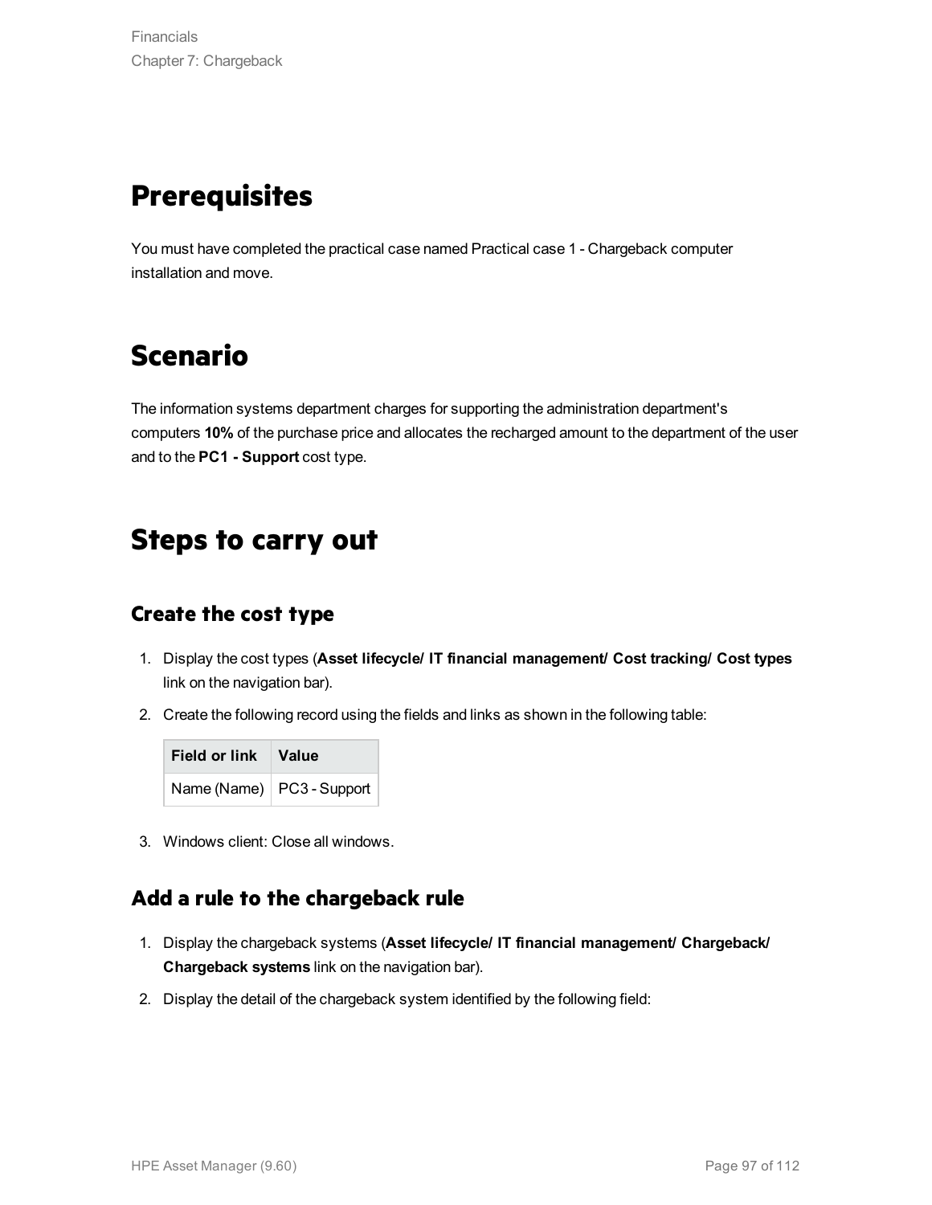# Prerequisites

You must have completed the practical case named Practical case 1 - Chargeback computer installation and move.

# Scenario

The information systems department charges for supporting the administration department's computers **10%** of the purchase price and allocates the recharged amount to the department of the user and to the **PC1 - Support** cost type.

# Steps to carry out

## Create the cost type

1. Display the cost types (**Asset lifecycle/ IT financial management/ Cost tracking/ Cost types** link on the navigation bar).
2. Create the following record using the fields and links as shown in the following table:

   | Field or link | Value |
   | --- | --- |
   | Name (Name) | PC3 - Support |

3. Windows client: Close all windows.

## Add a rule to the chargeback rule

1. Display the chargeback systems (**Asset lifecycle/ IT financial management/ Chargeback/ Chargeback systems** link on the navigation bar).
2. Display the detail of the chargeback system identified by the following field: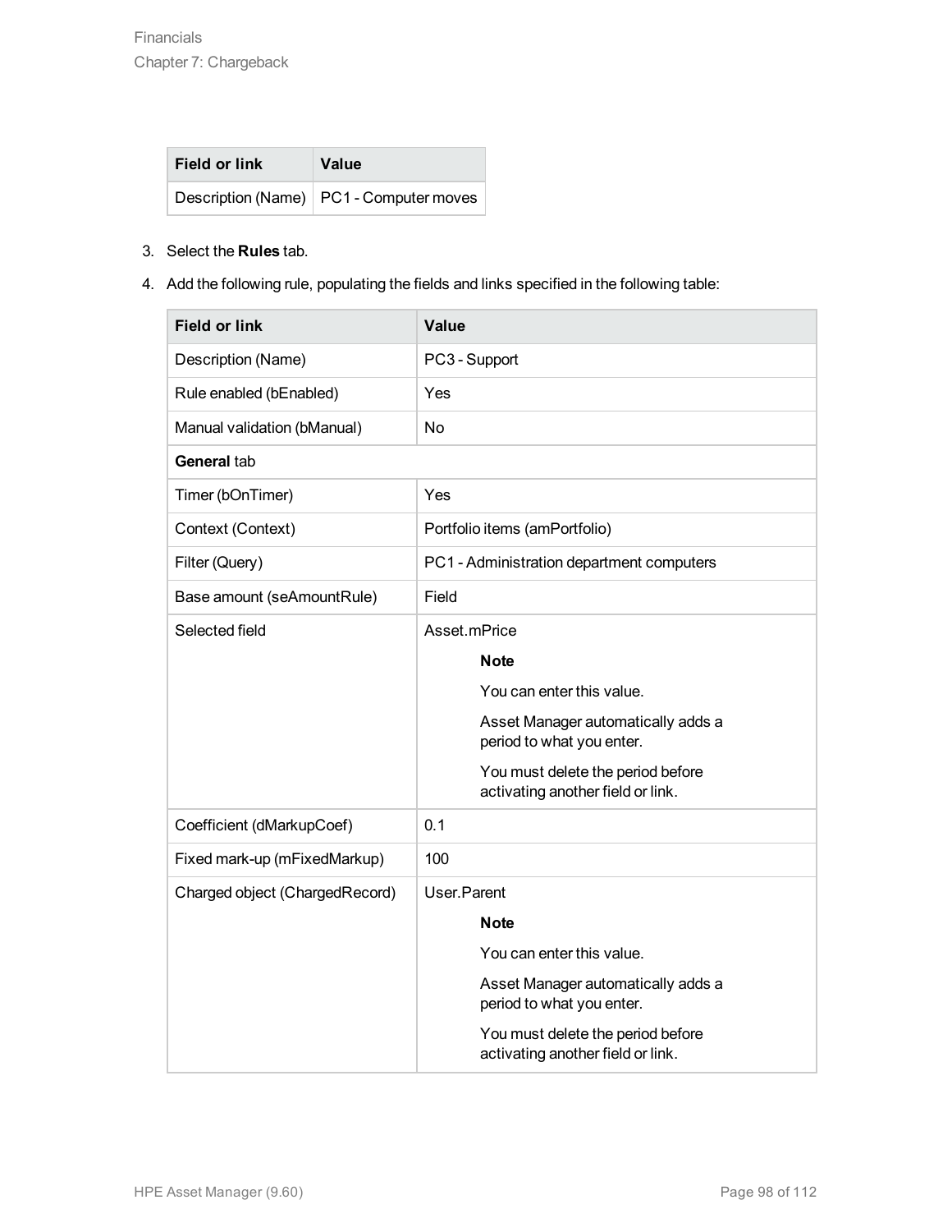| Field or link | Value |
| --- | --- |
| Description (Name) | PC1 - Computer moves |

3. Select the **Rules** tab.
4. Add the following rule, populating the fields and links specified in the following table:

| Field or link | Value |
| --- | --- |
| Description (Name) | PC3 - Support |
| Rule enabled (bEnabled) | Yes |
| Manual validation (bManual) | No |
| **General** tab | |
| Timer (bOnTimer) | Yes |
| Context (Context) | Portfolio items (amPortfolio) |
| Filter (Query) | PC1 - Administration department computers |
| Base amount (seAmountRule) | Field |
| Selected field | Asset.mPrice<br><br>**Note**<br><br>You can enter this value.<br><br>Asset Manager automatically adds a period to what you enter.<br><br>You must delete the period before activating another field or link. |
| Coefficient (dMarkupCoef) | 0.1 |
| Fixed mark-up (mFixedMarkup) | 100 |
| Charged object (ChargedRecord) | User.Parent<br><br>**Note**<br><br>You can enter this value.<br><br>Asset Manager automatically adds a period to what you enter.<br><br>You must delete the period before activating another field or link. |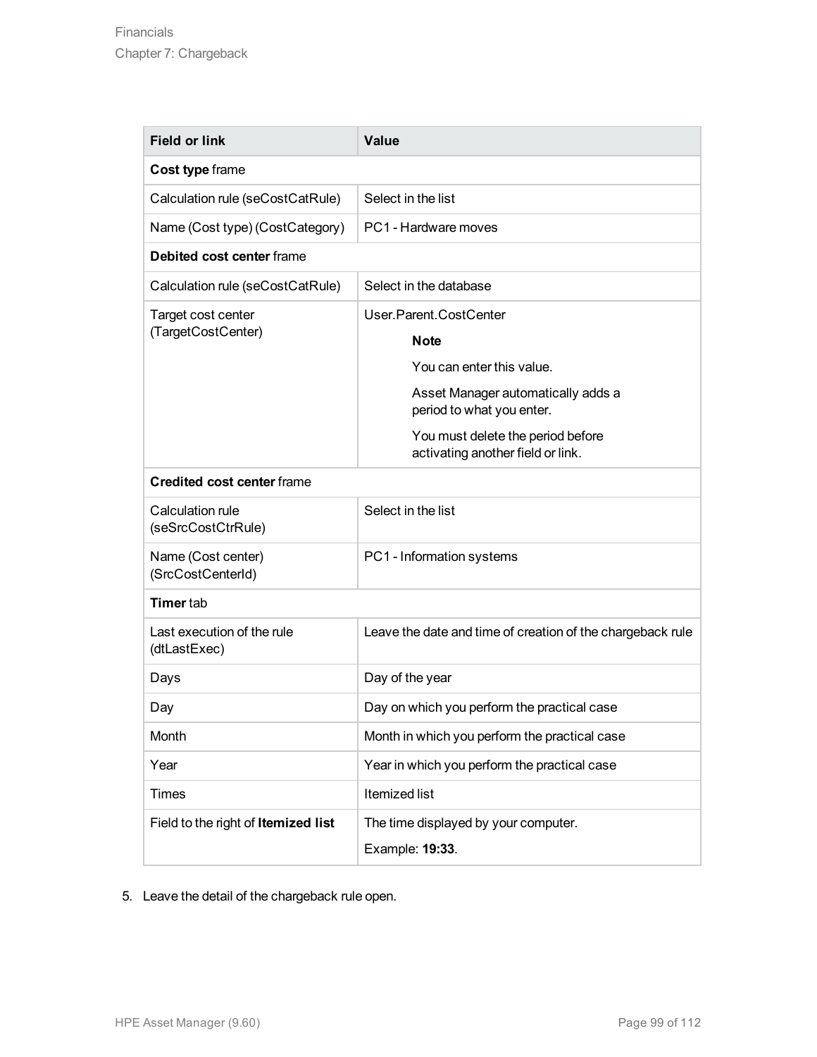| Field or link | Value |
| --- | --- |
| **Cost type** frame | |
| Calculation rule (seCostCatRule) | Select in the list |
| Name (Cost type) (CostCategory) | PC1 - Hardware moves |
| **Debited cost center** frame | |
| Calculation rule (seCostCatRule) | Select in the database |
| Target cost center (TargetCostCenter) | User.Parent.CostCenter<br>**Note**<br>You can enter this value.<br>Asset Manager automatically adds a period to what you enter.<br>You must delete the period before activating another field or link. |
| **Credited cost center** frame | |
| Calculation rule (seSrcCostCtrRule) | Select in the list |
| Name (Cost center) (SrcCostCenterId) | PC1 - Information systems |
| **Timer** tab | |
| Last execution of the rule (dtLastExec) | Leave the date and time of creation of the chargeback rule |
| Days | Day of the year |
| Day | Day on which you perform the practical case |
| Month | Month in which you perform the practical case |
| Year | Year in which you perform the practical case |
| Times | Itemized list |
| Field to the right of **Itemized list** | The time displayed by your computer.<br>Example: **19:33**. |

5. Leave the detail of the chargeback rule open.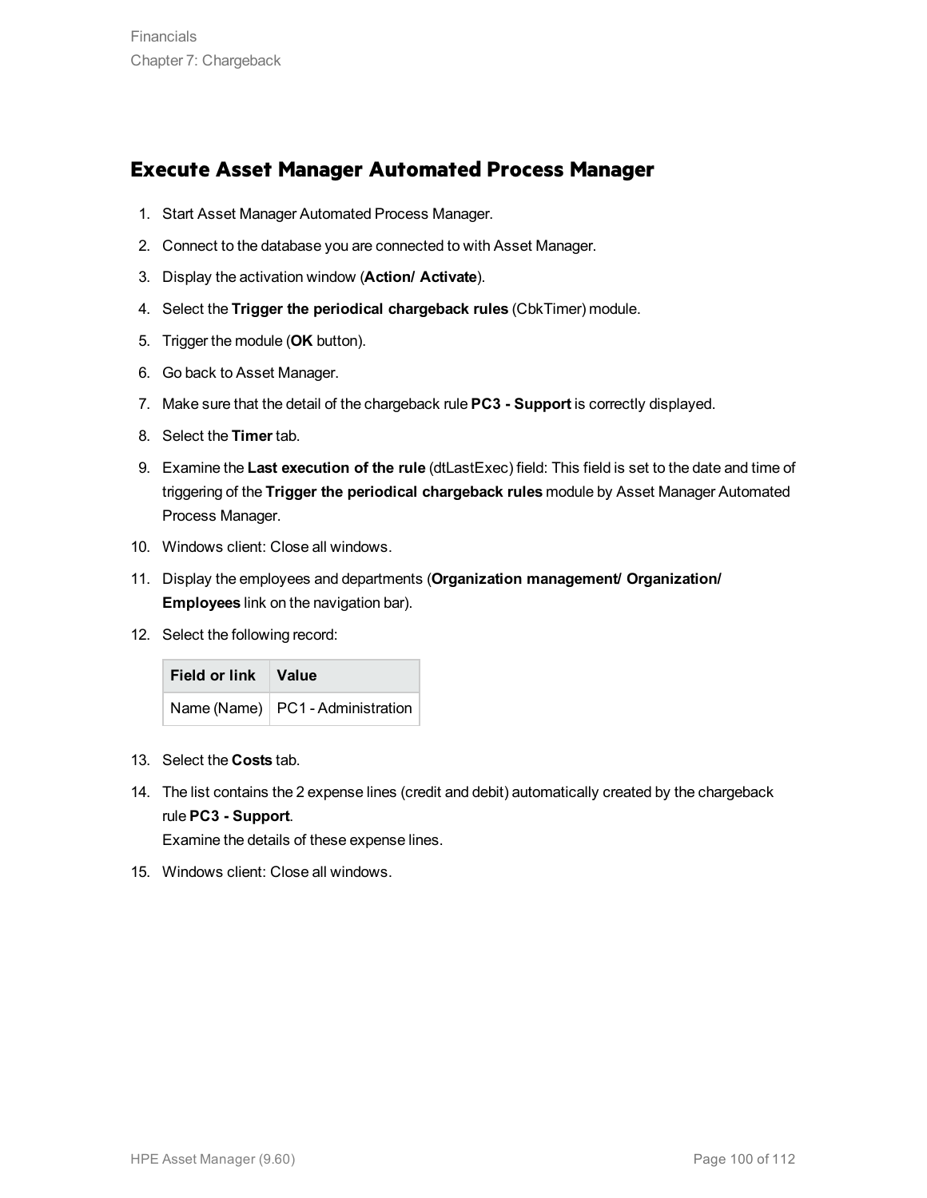## Execute Asset Manager Automated Process Manager

1. Start Asset Manager Automated Process Manager.
2. Connect to the database you are connected to with Asset Manager.
3. Display the activation window (**Action/ Activate**).
4. Select the **Trigger the periodical chargeback rules** (CbkTimer) module.
5. Trigger the module (**OK** button).
6. Go back to Asset Manager.
7. Make sure that the detail of the chargeback rule **PC3 - Support** is correctly displayed.
8. Select the **Timer** tab.
9. Examine the **Last execution of the rule** (dtLastExec) field: This field is set to the date and time of triggering of the **Trigger the periodical chargeback rules** module by Asset Manager Automated Process Manager.
10. Windows client: Close all windows.
11. Display the employees and departments (**Organization management/ Organization/ Employees** link on the navigation bar).
12. Select the following record:

    | Field or link | Value |
    |---|---|
    | Name (Name) | PC1 - Administration |

13. Select the **Costs** tab.
14. The list contains the 2 expense lines (credit and debit) automatically created by the chargeback rule **PC3 - Support**.
    Examine the details of these expense lines.
15. Windows client: Close all windows.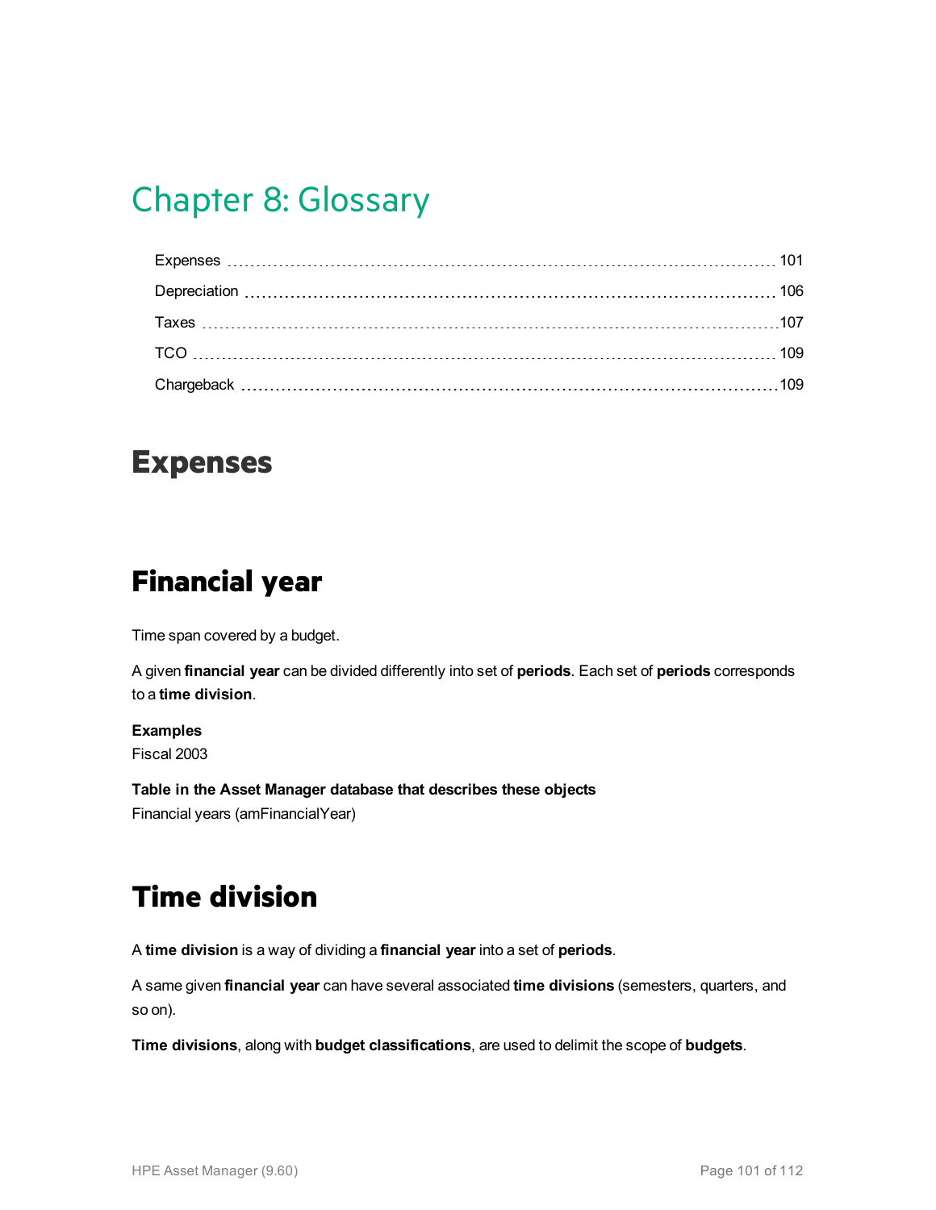# Chapter 8: Glossary

| | |
|---|---|
| Expenses | 101 |
| Depreciation | 106 |
| Taxes | 107 |
| TCO | 109 |
| Chargeback | 109 |

## Expenses

### Financial year

Time span covered by a budget.

A given **financial year** can be divided differently into set of **periods**. Each set of **periods** corresponds to a **time division**.

**Examples**
Fiscal 2003

**Table in the Asset Manager database that describes these objects**
Financial years (amFinancialYear)

### Time division

A **time division** is a way of dividing a **financial year** into a set of **periods**.

A same given **financial year** can have several associated **time divisions** (semesters, quarters, and so on).

**Time divisions**, along with **budget classifications**, are used to delimit the scope of **budgets**.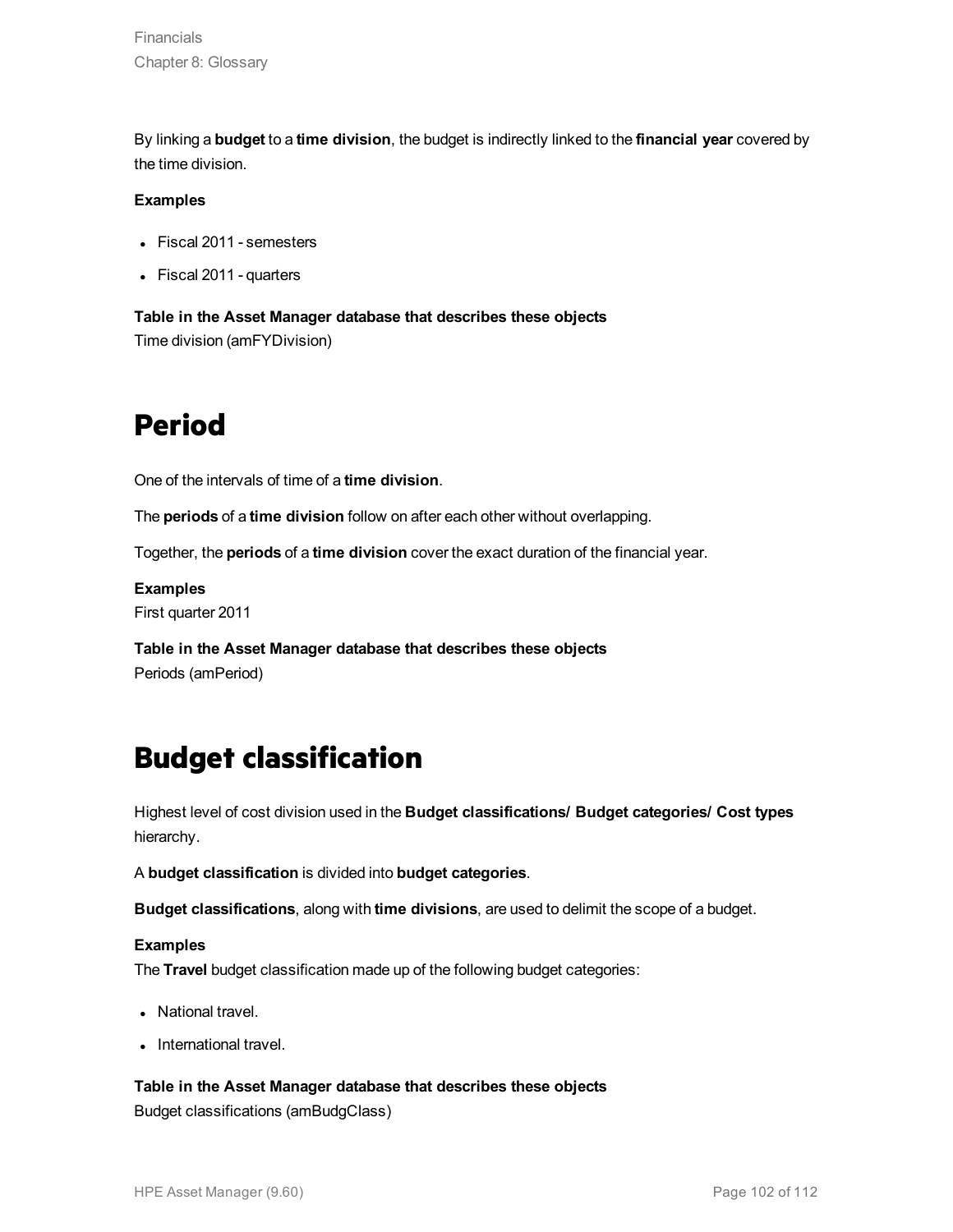By linking a **budget** to a **time division**, the budget is indirectly linked to the **financial year** covered by the time division.

**Examples**

- Fiscal 2011 - semesters
- Fiscal 2011 - quarters

**Table in the Asset Manager database that describes these objects**
Time division (amFYDivision)

# Period

One of the intervals of time of a **time division**.

The **periods** of a **time division** follow on after each other without overlapping.

Together, the **periods** of a **time division** cover the exact duration of the financial year.

**Examples**
First quarter 2011

**Table in the Asset Manager database that describes these objects**
Periods (amPeriod)

# Budget classification

Highest level of cost division used in the **Budget classifications/ Budget categories/ Cost types** hierarchy.

A **budget classification** is divided into **budget categories**.

**Budget classifications**, along with **time divisions**, are used to delimit the scope of a budget.

**Examples**
The **Travel** budget classification made up of the following budget categories:

- National travel.
- International travel.

**Table in the Asset Manager database that describes these objects**
Budget classifications (amBudgClass)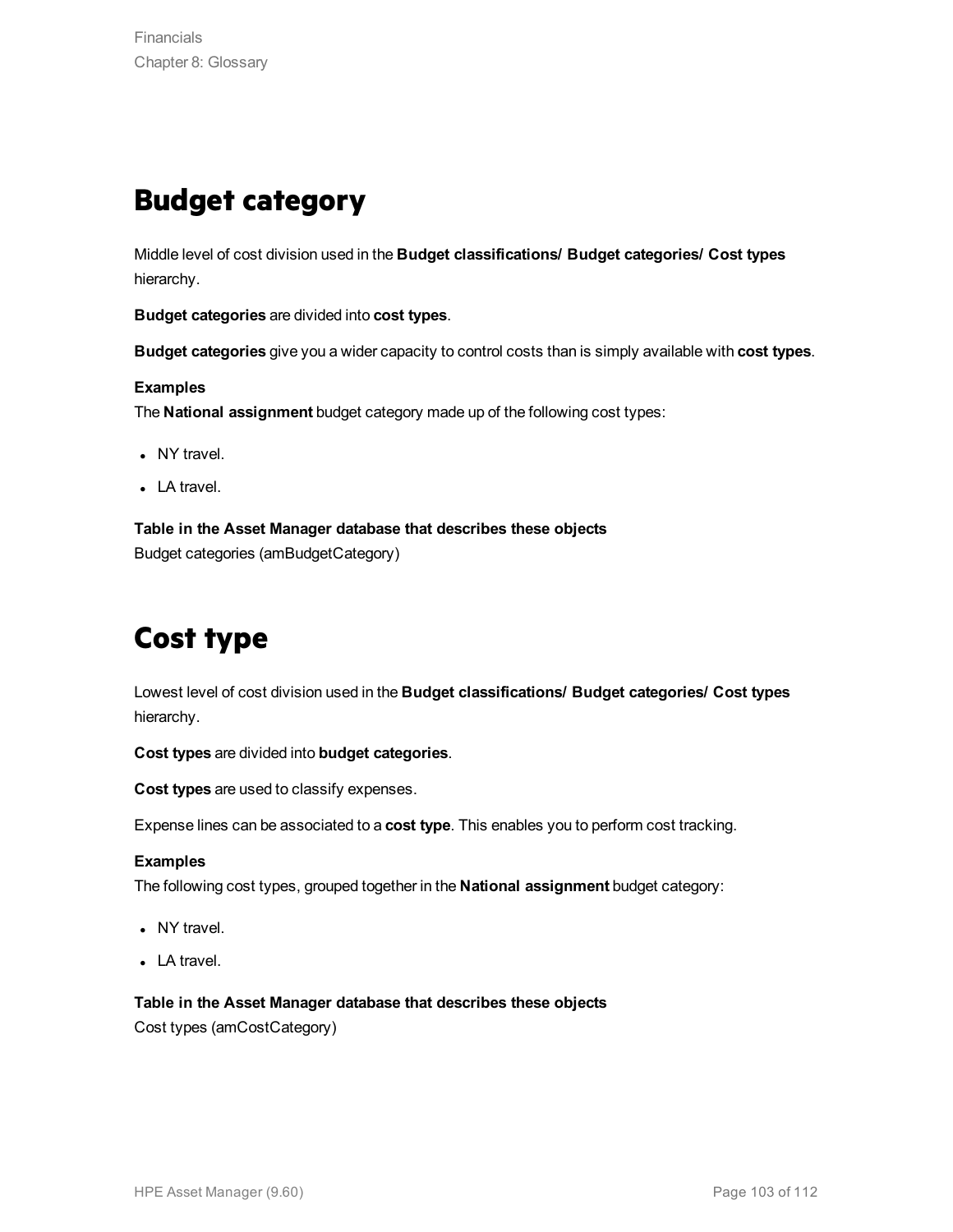# Budget category

Middle level of cost division used in the **Budget classifications/ Budget categories/ Cost types** hierarchy.

**Budget categories** are divided into **cost types**.

**Budget categories** give you a wider capacity to control costs than is simply available with **cost types**.

**Examples**

The **National assignment** budget category made up of the following cost types:

- NY travel.
- LA travel.

**Table in the Asset Manager database that describes these objects**

Budget categories (amBudgetCategory)

# Cost type

Lowest level of cost division used in the **Budget classifications/ Budget categories/ Cost types** hierarchy.

**Cost types** are divided into **budget categories**.

**Cost types** are used to classify expenses.

Expense lines can be associated to a **cost type**. This enables you to perform cost tracking.

**Examples**

The following cost types, grouped together in the **National assignment** budget category:

- NY travel.
- LA travel.

**Table in the Asset Manager database that describes these objects**

Cost types (amCostCategory)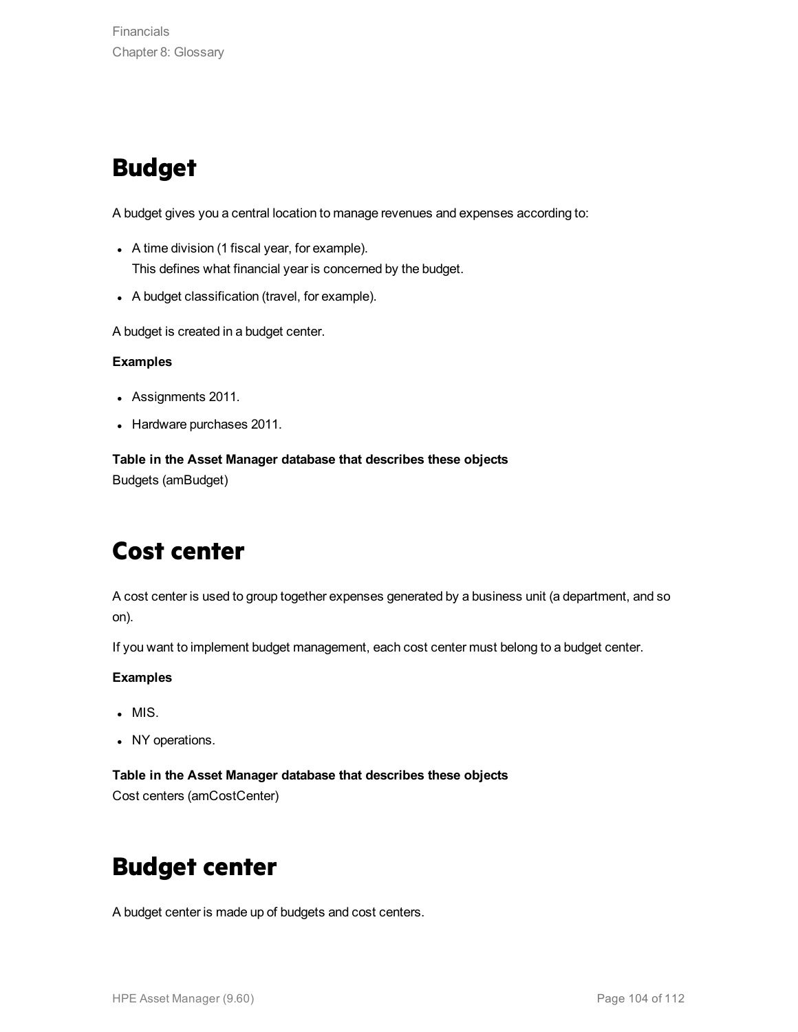# Budget

A budget gives you a central location to manage revenues and expenses according to:

- A time division (1 fiscal year, for example).
  This defines what financial year is concerned by the budget.
- A budget classification (travel, for example).

A budget is created in a budget center.

**Examples**

- Assignments 2011.
- Hardware purchases 2011.

**Table in the Asset Manager database that describes these objects**
Budgets (amBudget)

# Cost center

A cost center is used to group together expenses generated by a business unit (a department, and so on).

If you want to implement budget management, each cost center must belong to a budget center.

**Examples**

- MIS.
- NY operations.

**Table in the Asset Manager database that describes these objects**
Cost centers (amCostCenter)

# Budget center

A budget center is made up of budgets and cost centers.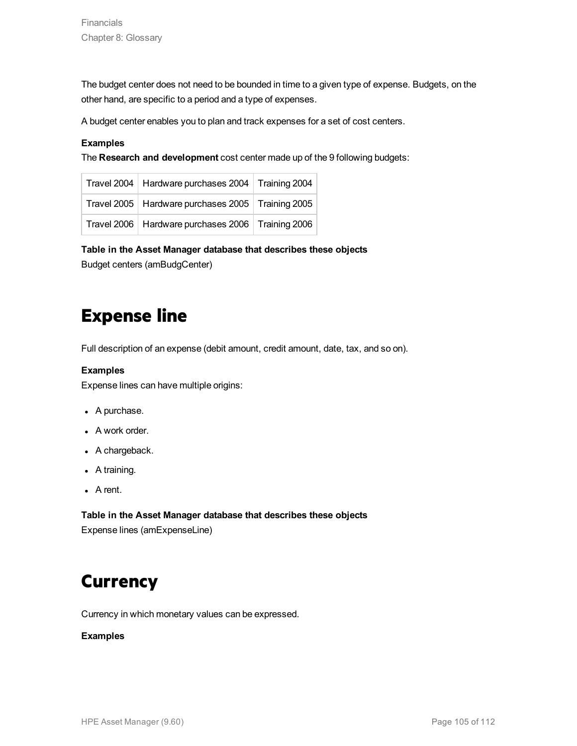The budget center does not need to be bounded in time to a given type of expense. Budgets, on the other hand, are specific to a period and a type of expenses.

A budget center enables you to plan and track expenses for a set of cost centers.

**Examples**

The **Research and development** cost center made up of the 9 following budgets:

| Travel 2004 | Hardware purchases 2004 | Training 2004 |
|---|---|---|
| Travel 2005 | Hardware purchases 2005 | Training 2005 |
| Travel 2006 | Hardware purchases 2006 | Training 2006 |

**Table in the Asset Manager database that describes these objects**

Budget centers (amBudgCenter)

# Expense line

Full description of an expense (debit amount, credit amount, date, tax, and so on).

**Examples**

Expense lines can have multiple origins:

- A purchase.
- A work order.
- A chargeback.
- A training.
- A rent.

**Table in the Asset Manager database that describes these objects**

Expense lines (amExpenseLine)

# Currency

Currency in which monetary values can be expressed.

**Examples**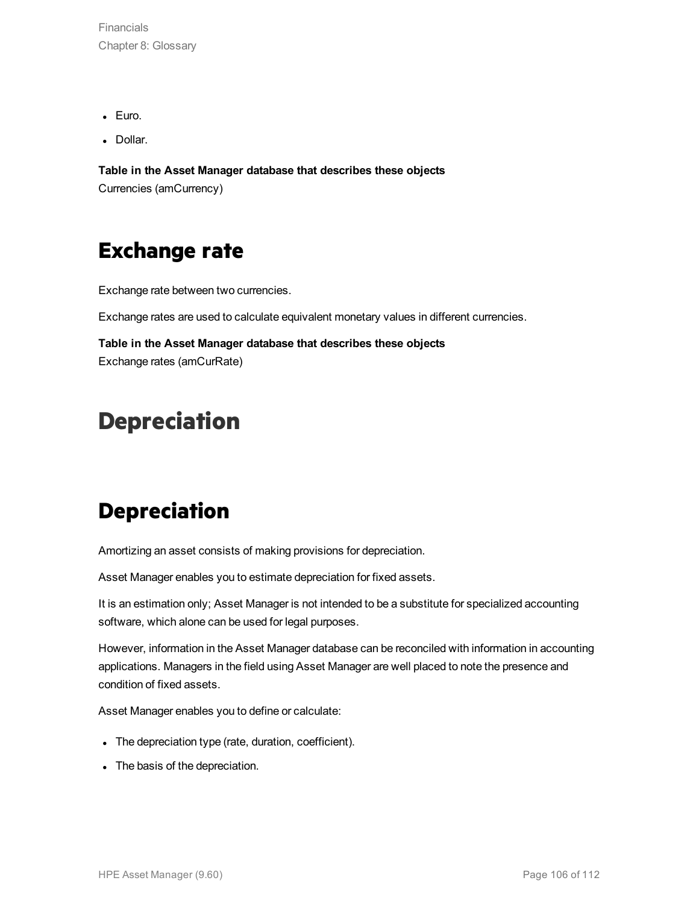- Euro.
- Dollar.

**Table in the Asset Manager database that describes these objects**
Currencies (amCurrency)

## Exchange rate

Exchange rate between two currencies.

Exchange rates are used to calculate equivalent monetary values in different currencies.

**Table in the Asset Manager database that describes these objects**
Exchange rates (amCurRate)

# Depreciation

## Depreciation

Amortizing an asset consists of making provisions for depreciation.

Asset Manager enables you to estimate depreciation for fixed assets.

It is an estimation only; Asset Manager is not intended to be a substitute for specialized accounting software, which alone can be used for legal purposes.

However, information in the Asset Manager database can be reconciled with information in accounting applications. Managers in the field using Asset Manager are well placed to note the presence and condition of fixed assets.

Asset Manager enables you to define or calculate:

- The depreciation type (rate, duration, coefficient).
- The basis of the depreciation.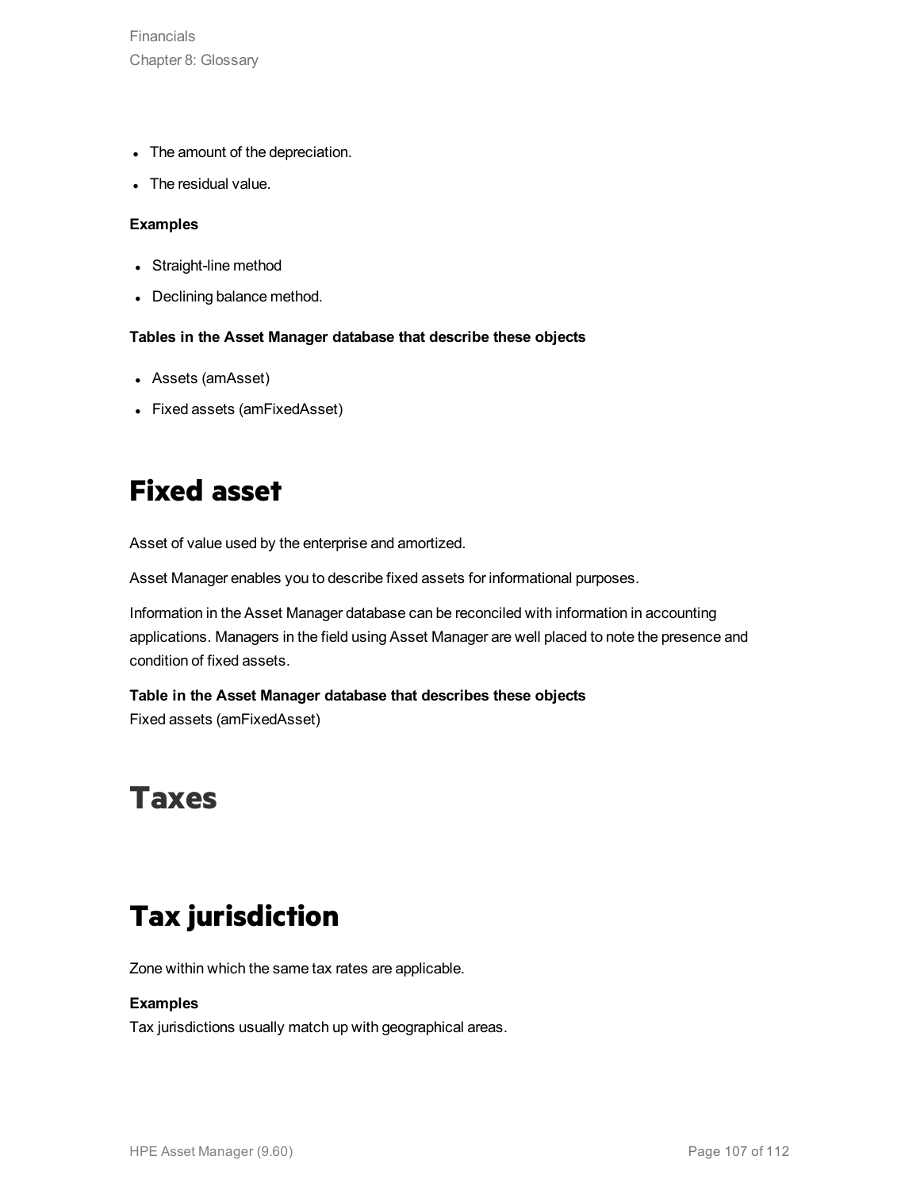- The amount of the depreciation.
- The residual value.

**Examples**

- Straight-line method
- Declining balance method.

**Tables in the Asset Manager database that describe these objects**

- Assets (amAsset)
- Fixed assets (amFixedAsset)

# Fixed asset

Asset of value used by the enterprise and amortized.

Asset Manager enables you to describe fixed assets for informational purposes.

Information in the Asset Manager database can be reconciled with information in accounting applications. Managers in the field using Asset Manager are well placed to note the presence and condition of fixed assets.

**Table in the Asset Manager database that describes these objects**
Fixed assets (amFixedAsset)

# Taxes

# Tax jurisdiction

Zone within which the same tax rates are applicable.

**Examples**
Tax jurisdictions usually match up with geographical areas.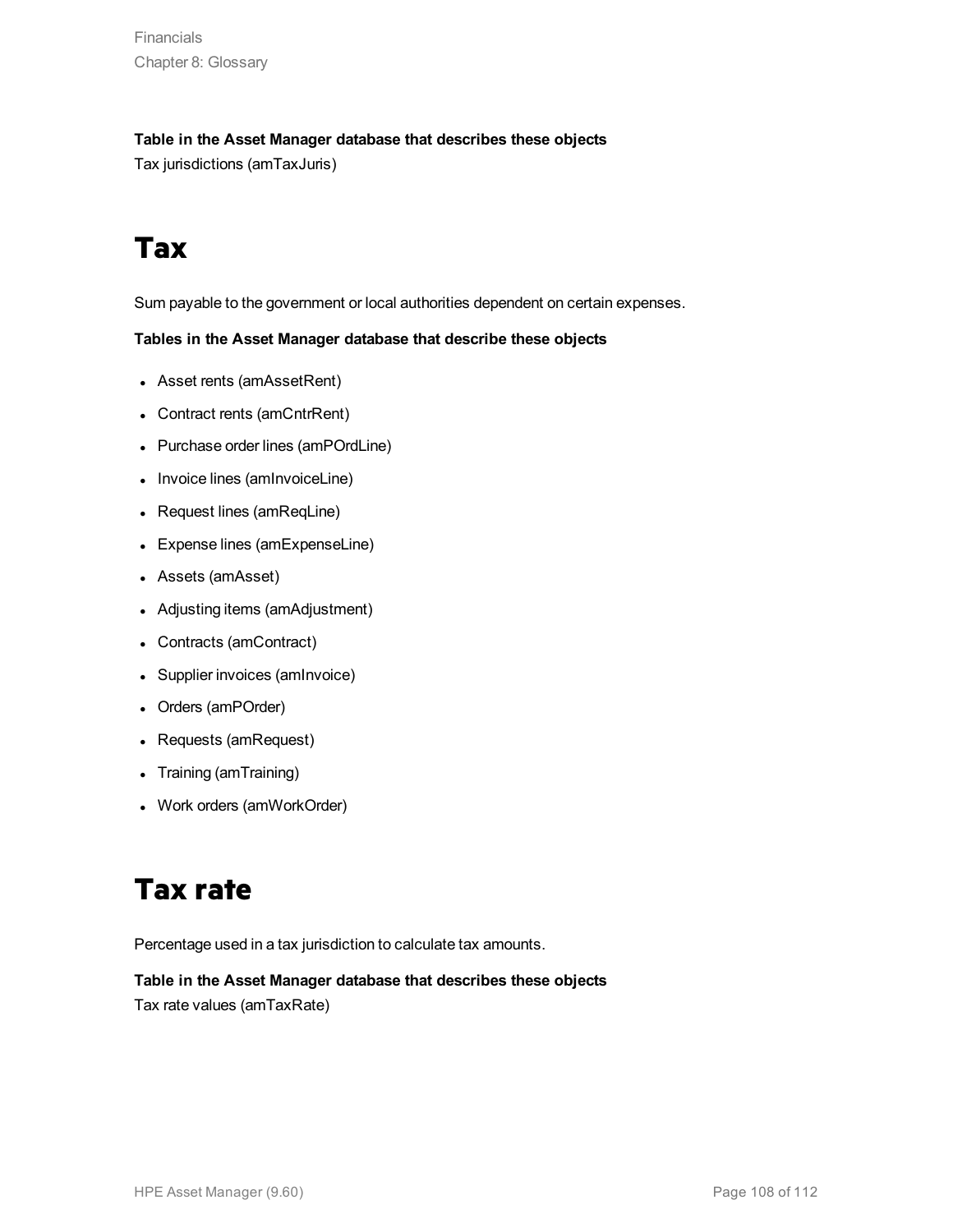**Table in the Asset Manager database that describes these objects**

Tax jurisdictions (amTaxJuris)

# Tax

Sum payable to the government or local authorities dependent on certain expenses.

**Tables in the Asset Manager database that describe these objects**

- Asset rents (amAssetRent)
- Contract rents (amCntrRent)
- Purchase order lines (amPOrdLine)
- Invoice lines (amInvoiceLine)
- Request lines (amReqLine)
- Expense lines (amExpenseLine)
- Assets (amAsset)
- Adjusting items (amAdjustment)
- Contracts (amContract)
- Supplier invoices (amInvoice)
- Orders (amPOrder)
- Requests (amRequest)
- Training (amTraining)
- Work orders (amWorkOrder)

# Tax rate

Percentage used in a tax jurisdiction to calculate tax amounts.

**Table in the Asset Manager database that describes these objects**

Tax rate values (amTaxRate)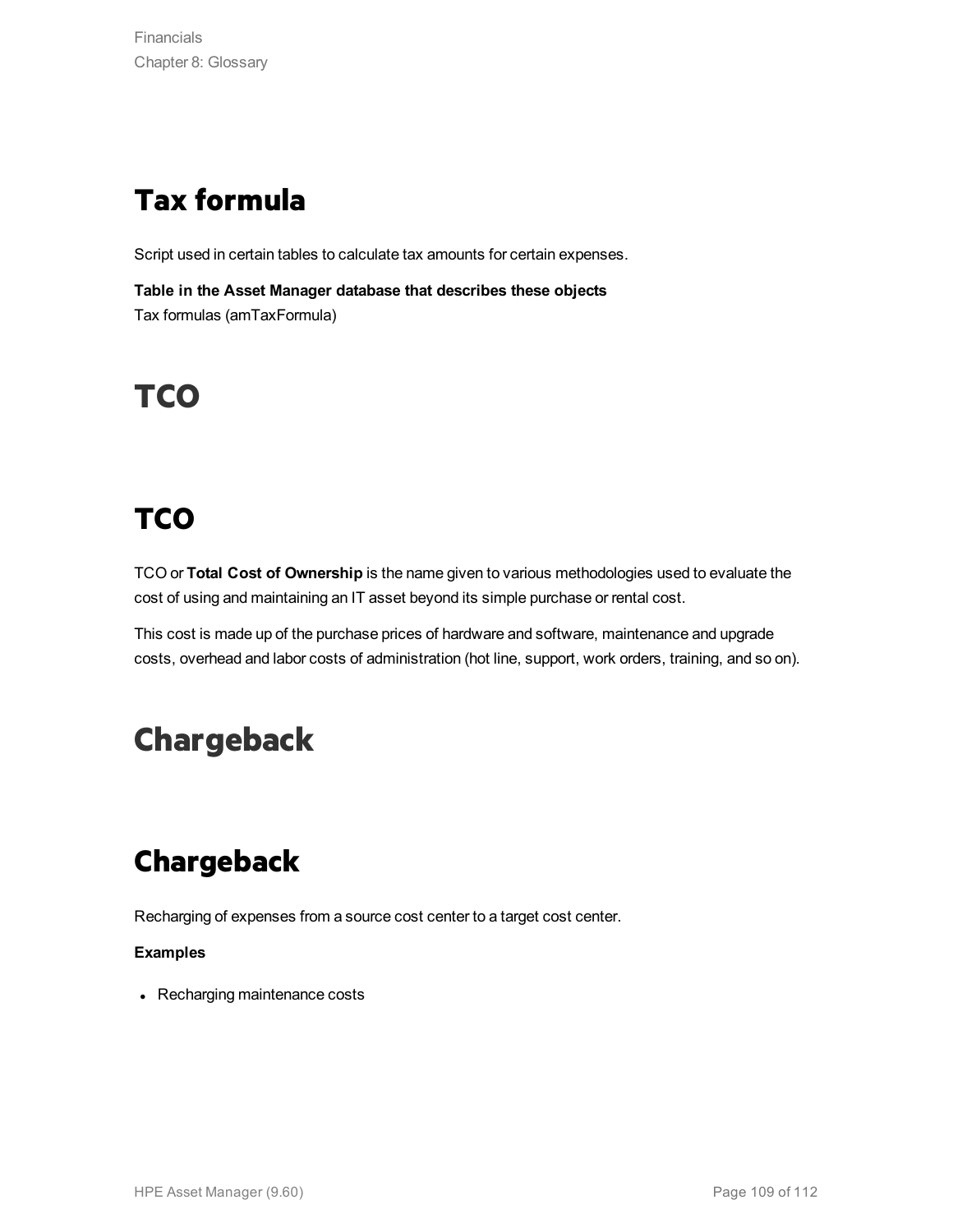## Tax formula

Script used in certain tables to calculate tax amounts for certain expenses.

**Table in the Asset Manager database that describes these objects**
Tax formulas (amTaxFormula)

# TCO

## TCO

TCO or **Total Cost of Ownership** is the name given to various methodologies used to evaluate the cost of using and maintaining an IT asset beyond its simple purchase or rental cost.

This cost is made up of the purchase prices of hardware and software, maintenance and upgrade costs, overhead and labor costs of administration (hot line, support, work orders, training, and so on).

# Chargeback

## Chargeback

Recharging of expenses from a source cost center to a target cost center.

**Examples**

- Recharging maintenance costs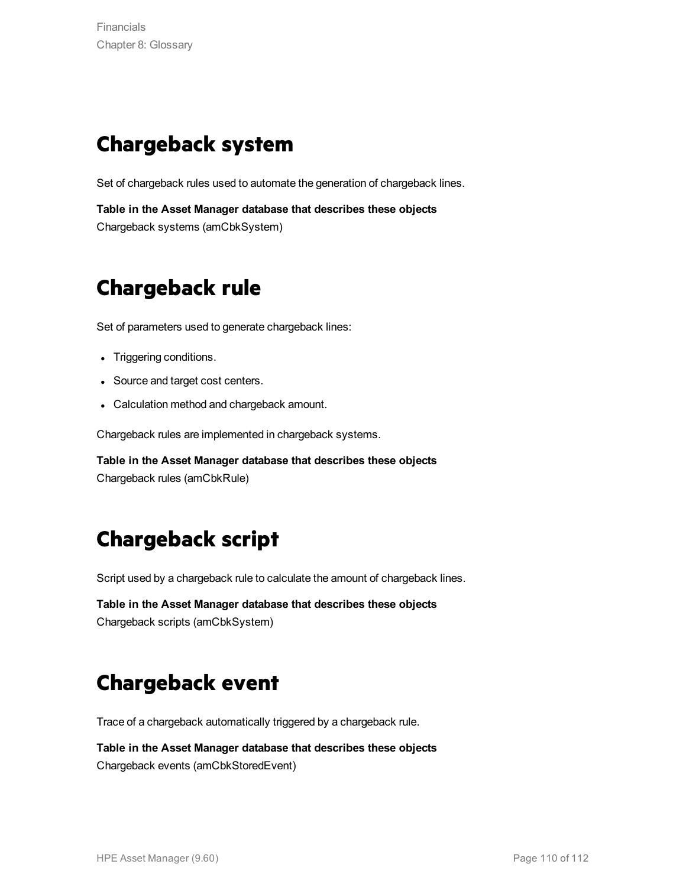# Chargeback system

Set of chargeback rules used to automate the generation of chargeback lines.

**Table in the Asset Manager database that describes these objects**
Chargeback systems (amCbkSystem)

# Chargeback rule

Set of parameters used to generate chargeback lines:

- Triggering conditions.
- Source and target cost centers.
- Calculation method and chargeback amount.

Chargeback rules are implemented in chargeback systems.

**Table in the Asset Manager database that describes these objects**
Chargeback rules (amCbkRule)

# Chargeback script

Script used by a chargeback rule to calculate the amount of chargeback lines.

**Table in the Asset Manager database that describes these objects**
Chargeback scripts (amCbkSystem)

# Chargeback event

Trace of a chargeback automatically triggered by a chargeback rule.

**Table in the Asset Manager database that describes these objects**
Chargeback events (amCbkStoredEvent)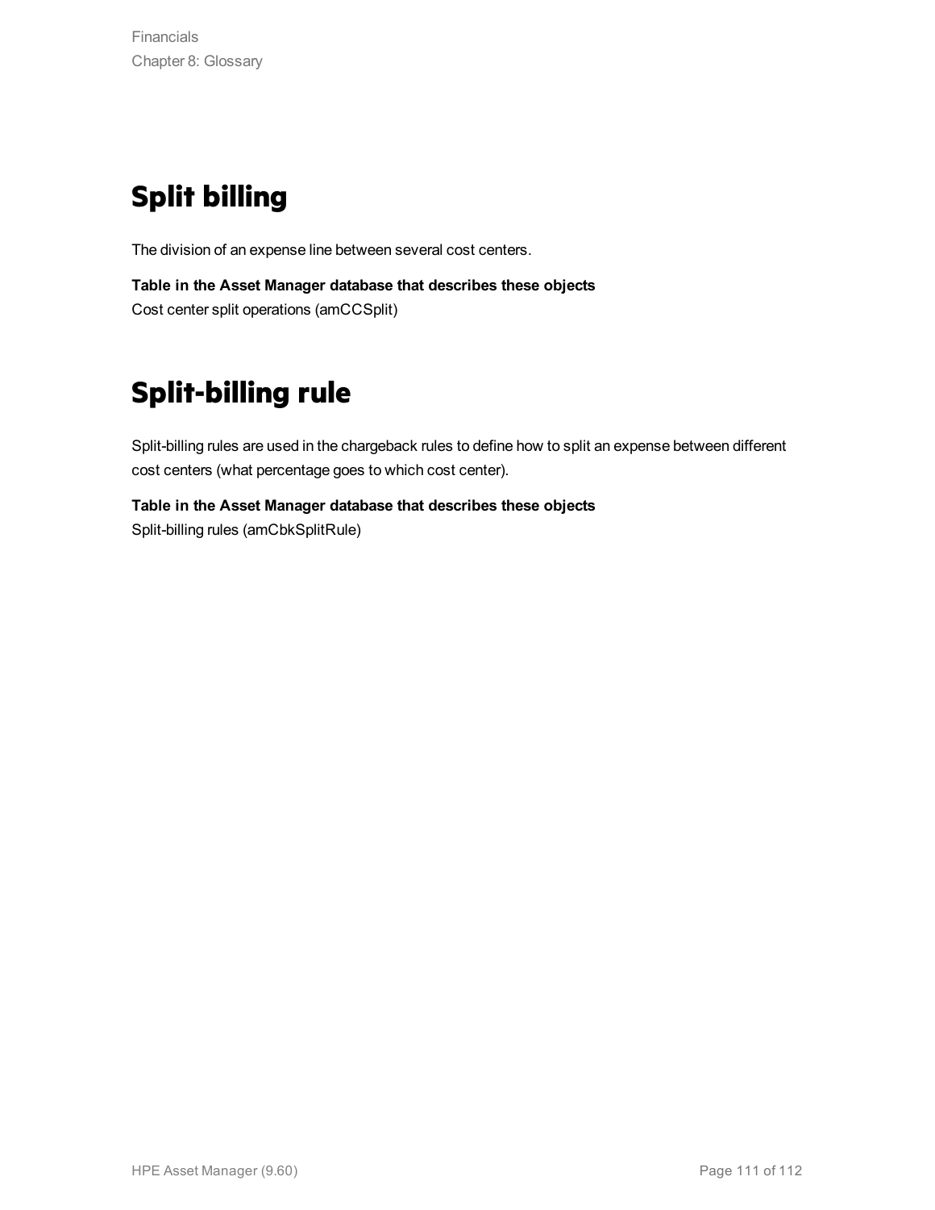# Split billing

The division of an expense line between several cost centers.

**Table in the Asset Manager database that describes these objects**
Cost center split operations (amCCSplit)

# Split-billing rule

Split-billing rules are used in the chargeback rules to define how to split an expense between different cost centers (what percentage goes to which cost center).

**Table in the Asset Manager database that describes these objects**
Split-billing rules (amCbkSplitRule)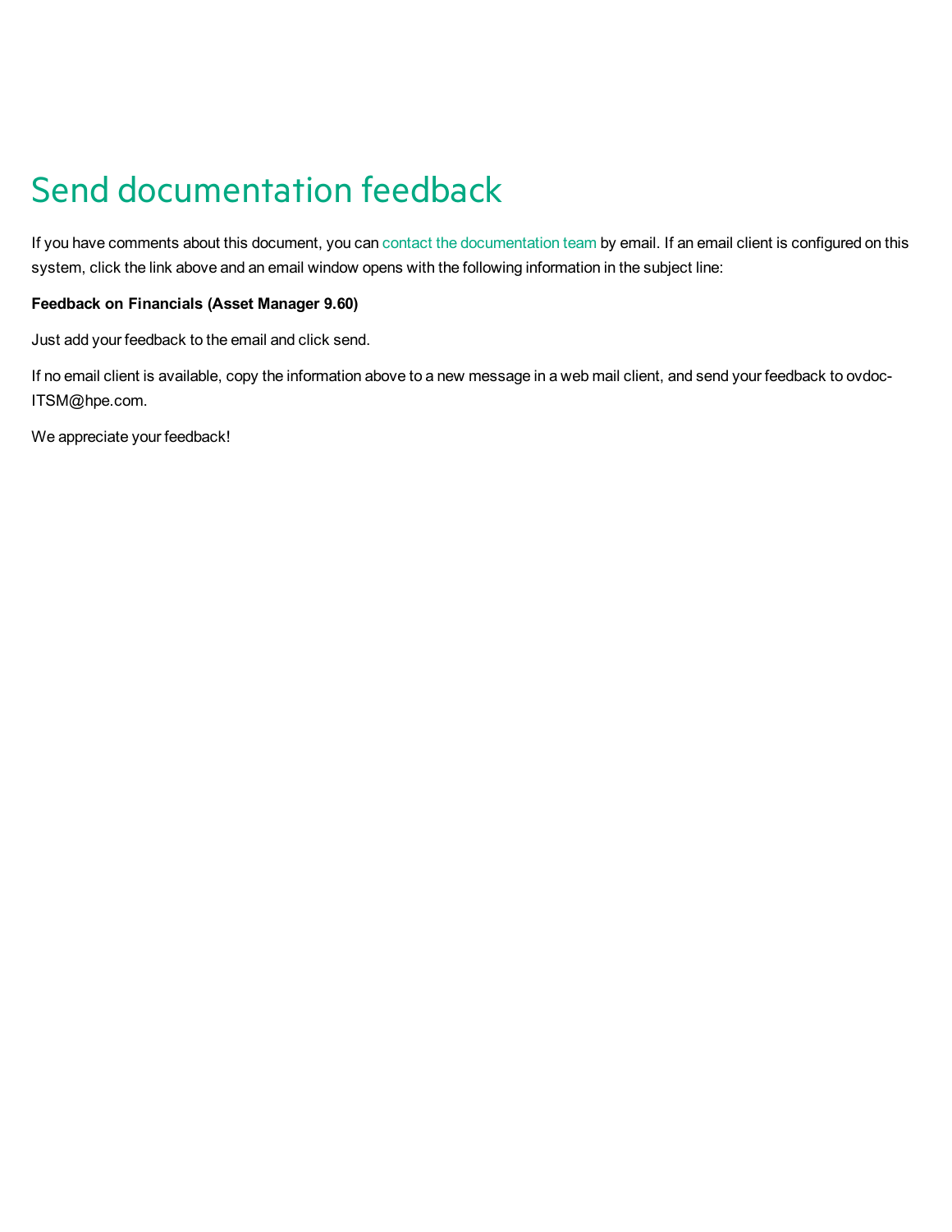# Send documentation feedback

If you have comments about this document, you can contact the documentation team by email. If an email client is configured on this system, click the link above and an email window opens with the following information in the subject line:

**Feedback on Financials (Asset Manager 9.60)**

Just add your feedback to the email and click send.

If no email client is available, copy the information above to a new message in a web mail client, and send your feedback to ovdoc-ITSM@hpe.com.

We appreciate your feedback!